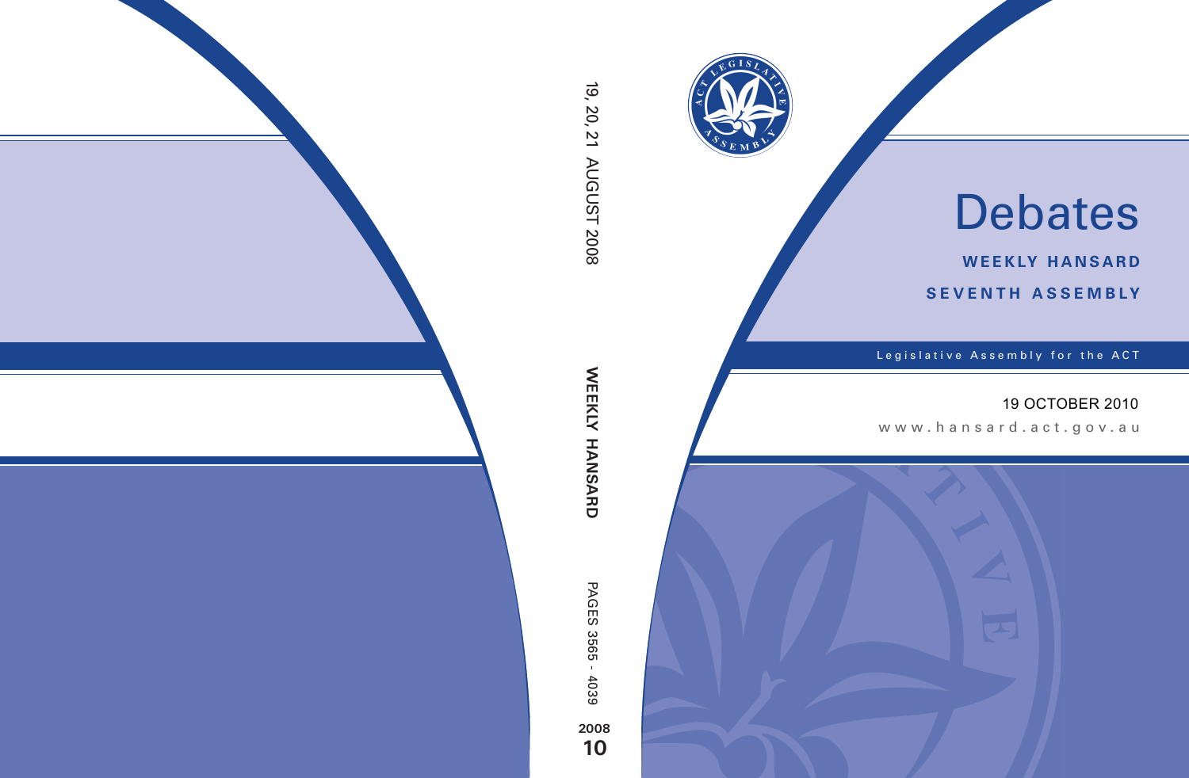# Debates

**WEEKLY HANSARD**

**SEVENTH ASSEMBLY**

Legislative Assembly for the ACT

19 OCTOBER 2010

www.hansard.act.gov.au

19, 20, 21 AUGUST 2008

**WEEKLY HANSARD**

PAGES 3565 - 4039

**2008**
**10**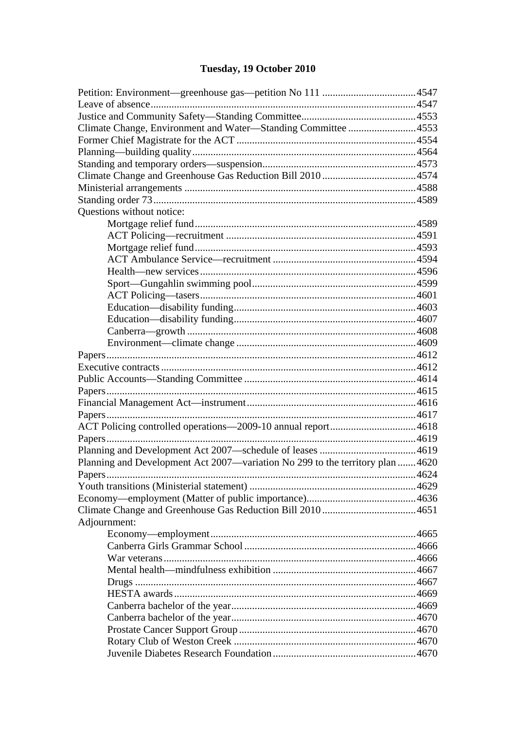# Tuesday, 19 October 2010

Petition: Environment—greenhouse gas—petition No 111 .....4547
Leave of absence .....4547
Justice and Community Safety—Standing Committee .....4553
Climate Change, Environment and Water—Standing Committee .....4553
Former Chief Magistrate for the ACT .....4554
Planning—building quality .....4564
Standing and temporary orders—suspension .....4573
Climate Change and Greenhouse Gas Reduction Bill 2010 .....4574
Ministerial arrangements .....4588
Standing order 73 .....4589
Questions without notice:
- Mortgage relief fund .....4589
- ACT Policing—recruitment .....4591
- Mortgage relief fund .....4593
- ACT Ambulance Service—recruitment .....4594
- Health—new services .....4596
- Sport—Gungahlin swimming pool .....4599
- ACT Policing—tasers .....4601
- Education—disability funding .....4603
- Education—disability funding .....4607
- Canberra—growth .....4608
- Environment—climate change .....4609

Papers .....4612
Executive contracts .....4612
Public Accounts—Standing Committee .....4614
Papers .....4615
Financial Management Act—instrument .....4616
Papers .....4617
ACT Policing controlled operations—2009-10 annual report .....4618
Papers .....4619
Planning and Development Act 2007—schedule of leases .....4619
Planning and Development Act 2007—variation No 299 to the territory plan .....4620
Papers .....4624
Youth transitions (Ministerial statement) .....4629
Economy—employment (Matter of public importance) .....4636
Climate Change and Greenhouse Gas Reduction Bill 2010 .....4651
Adjournment:
- Economy—employment .....4665
- Canberra Girls Grammar School .....4666
- War veterans .....4666
- Mental health—mindfulness exhibition .....4667
- Drugs .....4667
- HESTA awards .....4669
- Canberra bachelor of the year .....4669
- Canberra bachelor of the year .....4670
- Prostate Cancer Support Group .....4670
- Rotary Club of Weston Creek .....4670
- Juvenile Diabetes Research Foundation .....4670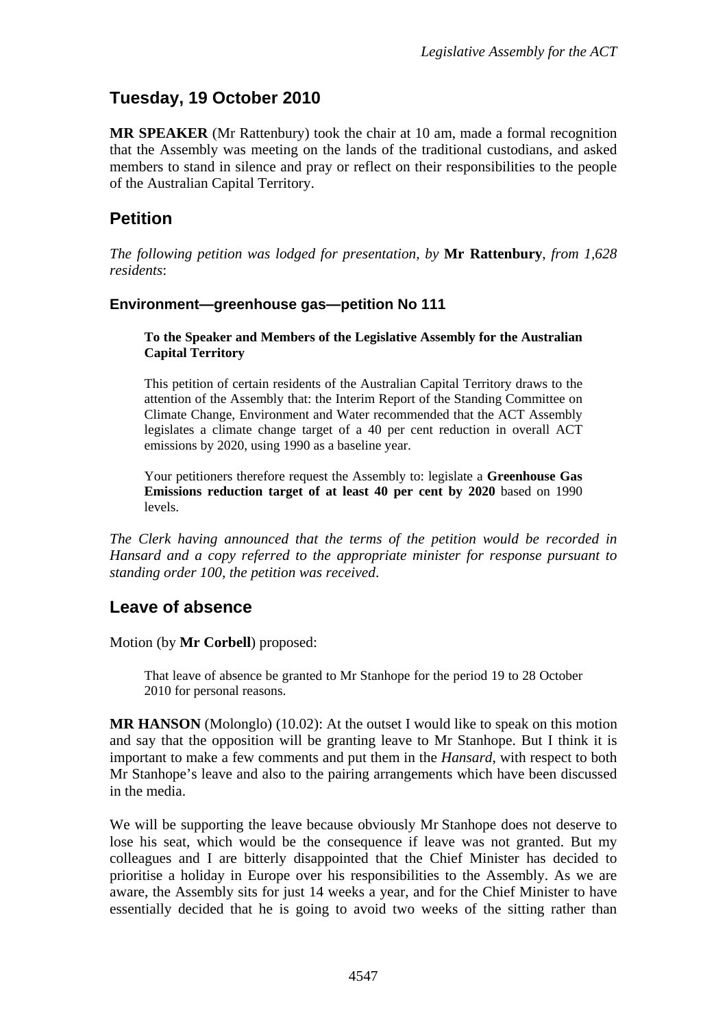## Tuesday, 19 October 2010

**MR SPEAKER** (Mr Rattenbury) took the chair at 10 am, made a formal recognition that the Assembly was meeting on the lands of the traditional custodians, and asked members to stand in silence and pray or reflect on their responsibilities to the people of the Australian Capital Territory.

## Petition

*The following petition was lodged for presentation, by* **Mr Rattenbury**, *from 1,628 residents*:

### Environment—greenhouse gas—petition No 111

> **To the Speaker and Members of the Legislative Assembly for the Australian Capital Territory**
>
> This petition of certain residents of the Australian Capital Territory draws to the attention of the Assembly that: the Interim Report of the Standing Committee on Climate Change, Environment and Water recommended that the ACT Assembly legislates a climate change target of a 40 per cent reduction in overall ACT emissions by 2020, using 1990 as a baseline year.
>
> Your petitioners therefore request the Assembly to: legislate a **Greenhouse Gas Emissions reduction target of at least 40 per cent by 2020** based on 1990 levels.

*The Clerk having announced that the terms of the petition would be recorded in Hansard and a copy referred to the appropriate minister for response pursuant to standing order 100, the petition was received*.

## Leave of absence

Motion (by **Mr Corbell**) proposed:

> That leave of absence be granted to Mr Stanhope for the period 19 to 28 October 2010 for personal reasons.

**MR HANSON** (Molonglo) (10.02): At the outset I would like to speak on this motion and say that the opposition will be granting leave to Mr Stanhope. But I think it is important to make a few comments and put them in the *Hansard*, with respect to both Mr Stanhope's leave and also to the pairing arrangements which have been discussed in the media.

We will be supporting the leave because obviously Mr Stanhope does not deserve to lose his seat, which would be the consequence if leave was not granted. But my colleagues and I are bitterly disappointed that the Chief Minister has decided to prioritise a holiday in Europe over his responsibilities to the Assembly. As we are aware, the Assembly sits for just 14 weeks a year, and for the Chief Minister to have essentially decided that he is going to avoid two weeks of the sitting rather than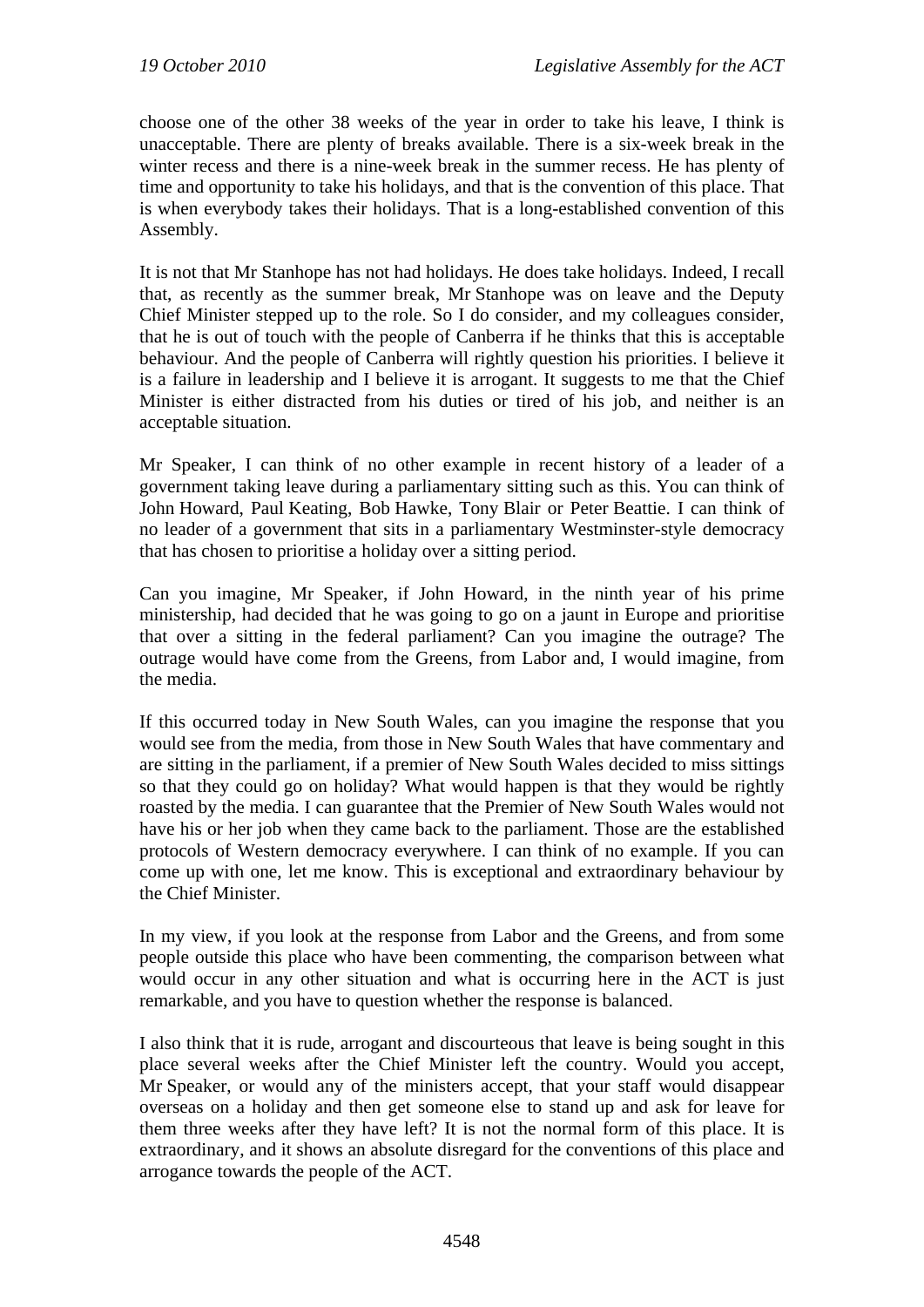choose one of the other 38 weeks of the year in order to take his leave, I think is unacceptable. There are plenty of breaks available. There is a six-week break in the winter recess and there is a nine-week break in the summer recess. He has plenty of time and opportunity to take his holidays, and that is the convention of this place. That is when everybody takes their holidays. That is a long-established convention of this Assembly.

It is not that Mr Stanhope has not had holidays. He does take holidays. Indeed, I recall that, as recently as the summer break, Mr Stanhope was on leave and the Deputy Chief Minister stepped up to the role. So I do consider, and my colleagues consider, that he is out of touch with the people of Canberra if he thinks that this is acceptable behaviour. And the people of Canberra will rightly question his priorities. I believe it is a failure in leadership and I believe it is arrogant. It suggests to me that the Chief Minister is either distracted from his duties or tired of his job, and neither is an acceptable situation.

Mr Speaker, I can think of no other example in recent history of a leader of a government taking leave during a parliamentary sitting such as this. You can think of John Howard, Paul Keating, Bob Hawke, Tony Blair or Peter Beattie. I can think of no leader of a government that sits in a parliamentary Westminster-style democracy that has chosen to prioritise a holiday over a sitting period.

Can you imagine, Mr Speaker, if John Howard, in the ninth year of his prime ministership, had decided that he was going to go on a jaunt in Europe and prioritise that over a sitting in the federal parliament? Can you imagine the outrage? The outrage would have come from the Greens, from Labor and, I would imagine, from the media.

If this occurred today in New South Wales, can you imagine the response that you would see from the media, from those in New South Wales that have commentary and are sitting in the parliament, if a premier of New South Wales decided to miss sittings so that they could go on holiday? What would happen is that they would be rightly roasted by the media. I can guarantee that the Premier of New South Wales would not have his or her job when they came back to the parliament. Those are the established protocols of Western democracy everywhere. I can think of no example. If you can come up with one, let me know. This is exceptional and extraordinary behaviour by the Chief Minister.

In my view, if you look at the response from Labor and the Greens, and from some people outside this place who have been commenting, the comparison between what would occur in any other situation and what is occurring here in the ACT is just remarkable, and you have to question whether the response is balanced.

I also think that it is rude, arrogant and discourteous that leave is being sought in this place several weeks after the Chief Minister left the country. Would you accept, Mr Speaker, or would any of the ministers accept, that your staff would disappear overseas on a holiday and then get someone else to stand up and ask for leave for them three weeks after they have left? It is not the normal form of this place. It is extraordinary, and it shows an absolute disregard for the conventions of this place and arrogance towards the people of the ACT.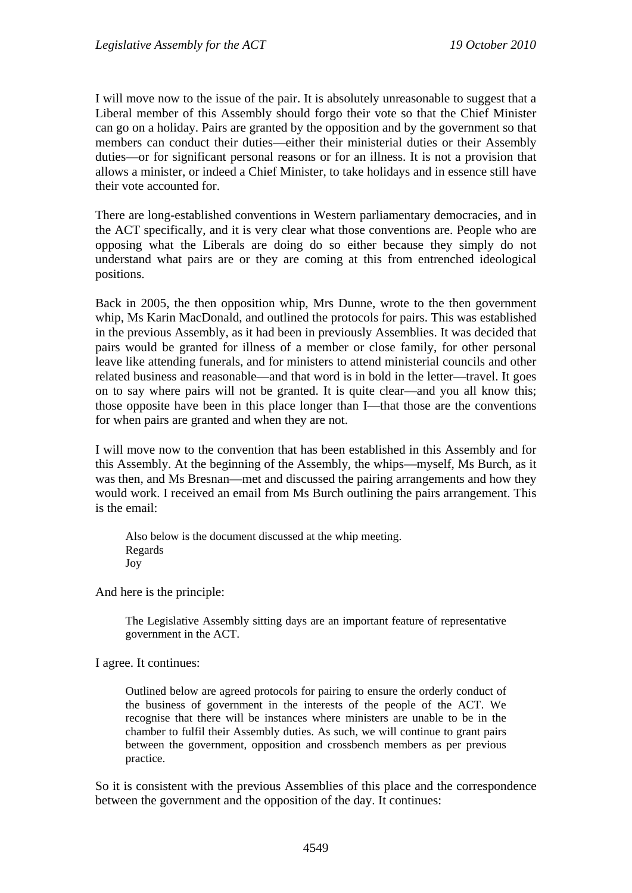I will move now to the issue of the pair. It is absolutely unreasonable to suggest that a Liberal member of this Assembly should forgo their vote so that the Chief Minister can go on a holiday. Pairs are granted by the opposition and by the government so that members can conduct their duties—either their ministerial duties or their Assembly duties—or for significant personal reasons or for an illness. It is not a provision that allows a minister, or indeed a Chief Minister, to take holidays and in essence still have their vote accounted for.

There are long-established conventions in Western parliamentary democracies, and in the ACT specifically, and it is very clear what those conventions are. People who are opposing what the Liberals are doing do so either because they simply do not understand what pairs are or they are coming at this from entrenched ideological positions.

Back in 2005, the then opposition whip, Mrs Dunne, wrote to the then government whip, Ms Karin MacDonald, and outlined the protocols for pairs. This was established in the previous Assembly, as it had been in previously Assemblies. It was decided that pairs would be granted for illness of a member or close family, for other personal leave like attending funerals, and for ministers to attend ministerial councils and other related business and reasonable—and that word is in bold in the letter—travel. It goes on to say where pairs will not be granted. It is quite clear—and you all know this; those opposite have been in this place longer than I—that those are the conventions for when pairs are granted and when they are not.

I will move now to the convention that has been established in this Assembly and for this Assembly. At the beginning of the Assembly, the whips—myself, Ms Burch, as it was then, and Ms Bresnan—met and discussed the pairing arrangements and how they would work. I received an email from Ms Burch outlining the pairs arrangement. This is the email:

> Also below is the document discussed at the whip meeting.
> Regards
> Joy

And here is the principle:

> The Legislative Assembly sitting days are an important feature of representative government in the ACT.

I agree. It continues:

> Outlined below are agreed protocols for pairing to ensure the orderly conduct of the business of government in the interests of the people of the ACT. We recognise that there will be instances where ministers are unable to be in the chamber to fulfil their Assembly duties. As such, we will continue to grant pairs between the government, opposition and crossbench members as per previous practice.

So it is consistent with the previous Assemblies of this place and the correspondence between the government and the opposition of the day. It continues: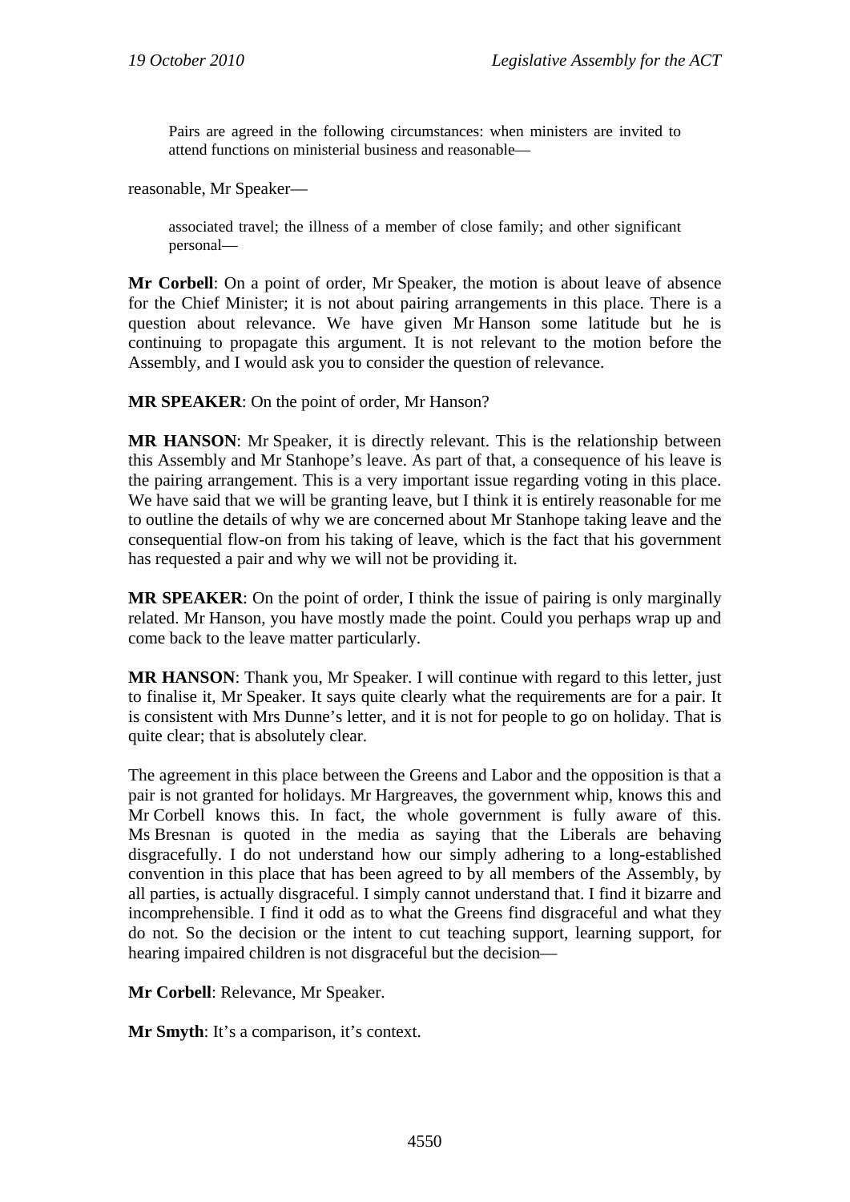> Pairs are agreed in the following circumstances: when ministers are invited to attend functions on ministerial business and reasonable—

reasonable, Mr Speaker—

> associated travel; the illness of a member of close family; and other significant personal—

**Mr Corbell**: On a point of order, Mr Speaker, the motion is about leave of absence for the Chief Minister; it is not about pairing arrangements in this place. There is a question about relevance. We have given Mr Hanson some latitude but he is continuing to propagate this argument. It is not relevant to the motion before the Assembly, and I would ask you to consider the question of relevance.

**MR SPEAKER**: On the point of order, Mr Hanson?

**MR HANSON**: Mr Speaker, it is directly relevant. This is the relationship between this Assembly and Mr Stanhope's leave. As part of that, a consequence of his leave is the pairing arrangement. This is a very important issue regarding voting in this place. We have said that we will be granting leave, but I think it is entirely reasonable for me to outline the details of why we are concerned about Mr Stanhope taking leave and the consequential flow-on from his taking of leave, which is the fact that his government has requested a pair and why we will not be providing it.

**MR SPEAKER**: On the point of order, I think the issue of pairing is only marginally related. Mr Hanson, you have mostly made the point. Could you perhaps wrap up and come back to the leave matter particularly.

**MR HANSON**: Thank you, Mr Speaker. I will continue with regard to this letter, just to finalise it, Mr Speaker. It says quite clearly what the requirements are for a pair. It is consistent with Mrs Dunne's letter, and it is not for people to go on holiday. That is quite clear; that is absolutely clear.

The agreement in this place between the Greens and Labor and the opposition is that a pair is not granted for holidays. Mr Hargreaves, the government whip, knows this and Mr Corbell knows this. In fact, the whole government is fully aware of this. Ms Bresnan is quoted in the media as saying that the Liberals are behaving disgracefully. I do not understand how our simply adhering to a long-established convention in this place that has been agreed to by all members of the Assembly, by all parties, is actually disgraceful. I simply cannot understand that. I find it bizarre and incomprehensible. I find it odd as to what the Greens find disgraceful and what they do not. So the decision or the intent to cut teaching support, learning support, for hearing impaired children is not disgraceful but the decision—

**Mr Corbell**: Relevance, Mr Speaker.

**Mr Smyth**: It's a comparison, it's context.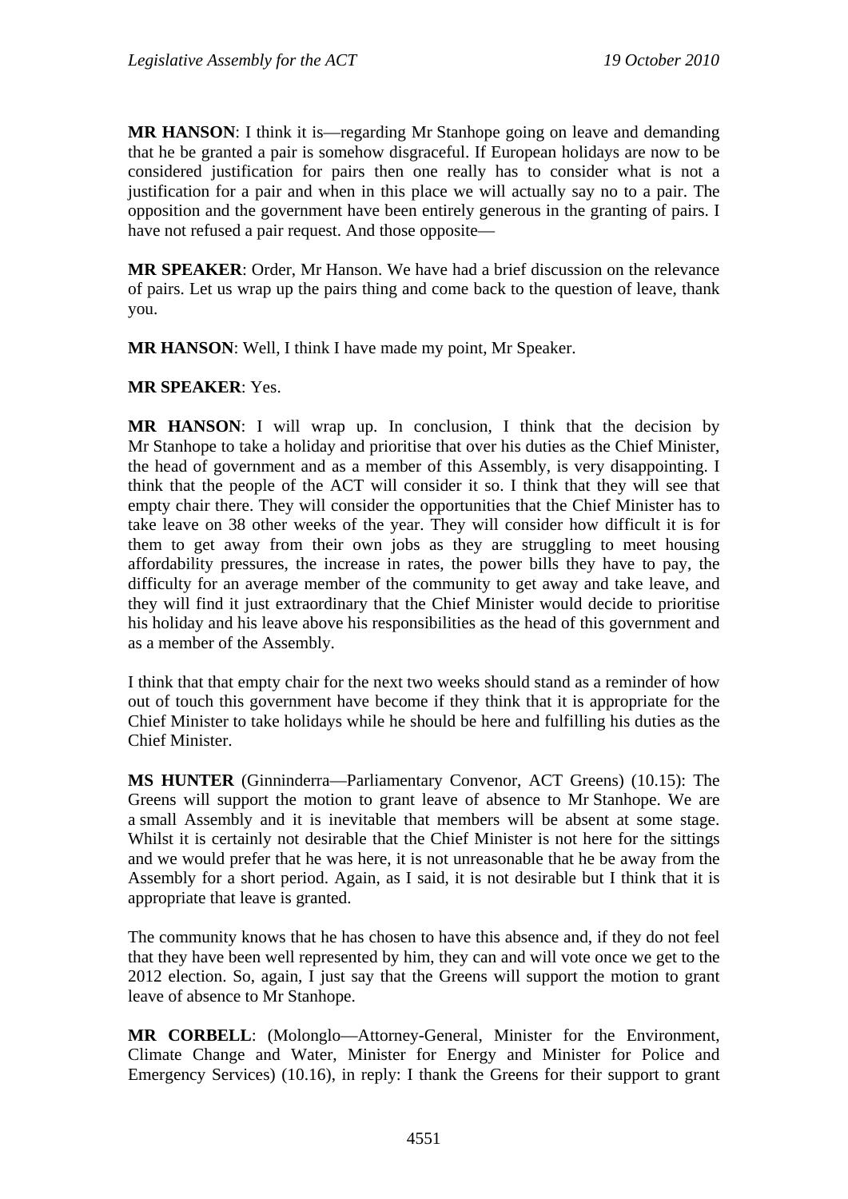**MR HANSON**: I think it is—regarding Mr Stanhope going on leave and demanding that he be granted a pair is somehow disgraceful. If European holidays are now to be considered justification for pairs then one really has to consider what is not a justification for a pair and when in this place we will actually say no to a pair. The opposition and the government have been entirely generous in the granting of pairs. I have not refused a pair request. And those opposite—

**MR SPEAKER**: Order, Mr Hanson. We have had a brief discussion on the relevance of pairs. Let us wrap up the pairs thing and come back to the question of leave, thank you.

**MR HANSON**: Well, I think I have made my point, Mr Speaker.

**MR SPEAKER**: Yes.

**MR HANSON**: I will wrap up. In conclusion, I think that the decision by Mr Stanhope to take a holiday and prioritise that over his duties as the Chief Minister, the head of government and as a member of this Assembly, is very disappointing. I think that the people of the ACT will consider it so. I think that they will see that empty chair there. They will consider the opportunities that the Chief Minister has to take leave on 38 other weeks of the year. They will consider how difficult it is for them to get away from their own jobs as they are struggling to meet housing affordability pressures, the increase in rates, the power bills they have to pay, the difficulty for an average member of the community to get away and take leave, and they will find it just extraordinary that the Chief Minister would decide to prioritise his holiday and his leave above his responsibilities as the head of this government and as a member of the Assembly.

I think that that empty chair for the next two weeks should stand as a reminder of how out of touch this government have become if they think that it is appropriate for the Chief Minister to take holidays while he should be here and fulfilling his duties as the Chief Minister.

**MS HUNTER** (Ginninderra—Parliamentary Convenor, ACT Greens) (10.15): The Greens will support the motion to grant leave of absence to Mr Stanhope. We are a small Assembly and it is inevitable that members will be absent at some stage. Whilst it is certainly not desirable that the Chief Minister is not here for the sittings and we would prefer that he was here, it is not unreasonable that he be away from the Assembly for a short period. Again, as I said, it is not desirable but I think that it is appropriate that leave is granted.

The community knows that he has chosen to have this absence and, if they do not feel that they have been well represented by him, they can and will vote once we get to the 2012 election. So, again, I just say that the Greens will support the motion to grant leave of absence to Mr Stanhope.

**MR CORBELL**: (Molonglo—Attorney-General, Minister for the Environment, Climate Change and Water, Minister for Energy and Minister for Police and Emergency Services) (10.16), in reply: I thank the Greens for their support to grant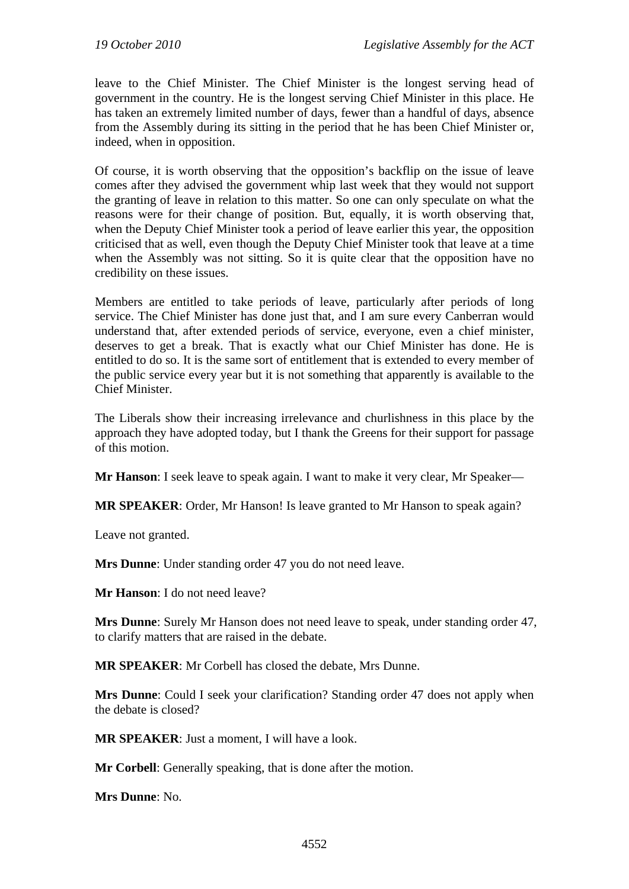leave to the Chief Minister. The Chief Minister is the longest serving head of government in the country. He is the longest serving Chief Minister in this place. He has taken an extremely limited number of days, fewer than a handful of days, absence from the Assembly during its sitting in the period that he has been Chief Minister or, indeed, when in opposition.

Of course, it is worth observing that the opposition's backflip on the issue of leave comes after they advised the government whip last week that they would not support the granting of leave in relation to this matter. So one can only speculate on what the reasons were for their change of position. But, equally, it is worth observing that, when the Deputy Chief Minister took a period of leave earlier this year, the opposition criticised that as well, even though the Deputy Chief Minister took that leave at a time when the Assembly was not sitting. So it is quite clear that the opposition have no credibility on these issues.

Members are entitled to take periods of leave, particularly after periods of long service. The Chief Minister has done just that, and I am sure every Canberran would understand that, after extended periods of service, everyone, even a chief minister, deserves to get a break. That is exactly what our Chief Minister has done. He is entitled to do so. It is the same sort of entitlement that is extended to every member of the public service every year but it is not something that apparently is available to the Chief Minister.

The Liberals show their increasing irrelevance and churlishness in this place by the approach they have adopted today, but I thank the Greens for their support for passage of this motion.

**Mr Hanson**: I seek leave to speak again. I want to make it very clear, Mr Speaker—

**MR SPEAKER**: Order, Mr Hanson! Is leave granted to Mr Hanson to speak again?

Leave not granted.

**Mrs Dunne**: Under standing order 47 you do not need leave.

**Mr Hanson**: I do not need leave?

**Mrs Dunne**: Surely Mr Hanson does not need leave to speak, under standing order 47, to clarify matters that are raised in the debate.

**MR SPEAKER**: Mr Corbell has closed the debate, Mrs Dunne.

**Mrs Dunne**: Could I seek your clarification? Standing order 47 does not apply when the debate is closed?

**MR SPEAKER**: Just a moment, I will have a look.

**Mr Corbell**: Generally speaking, that is done after the motion.

**Mrs Dunne**: No.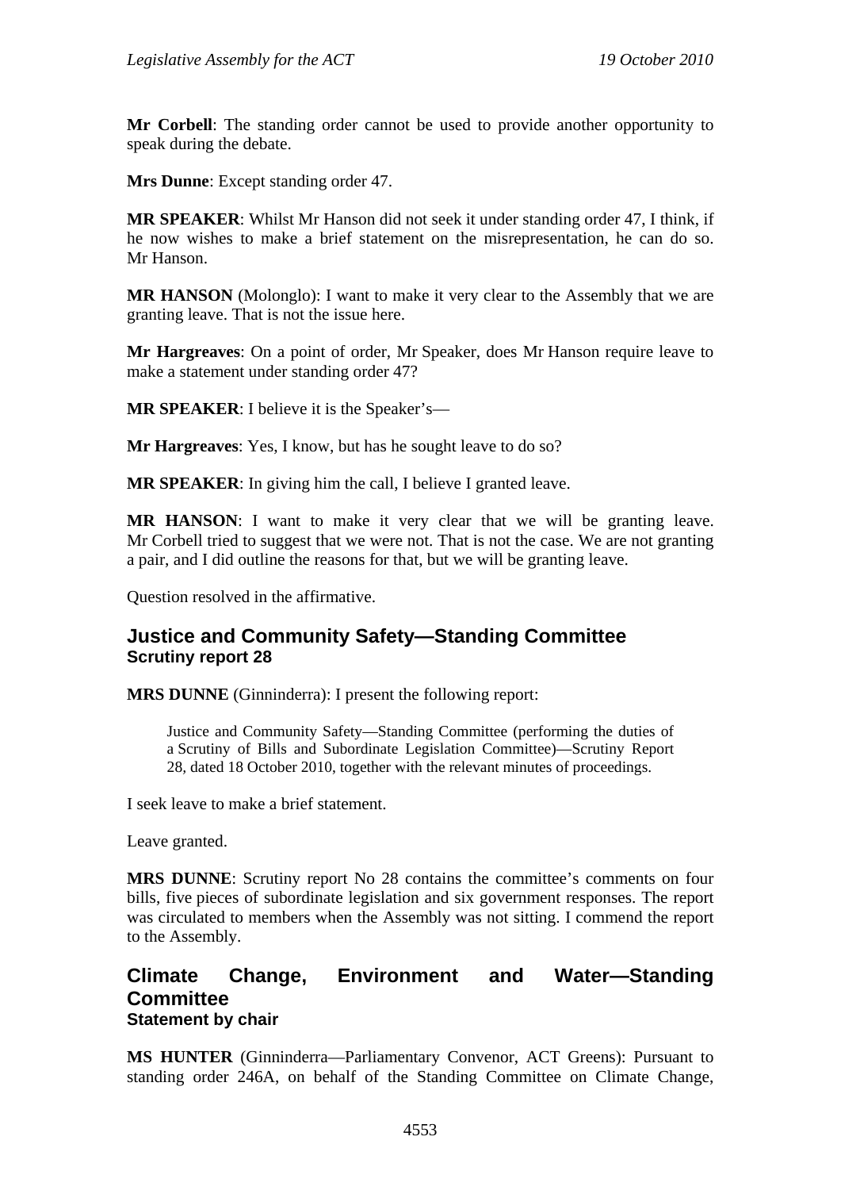**Mr Corbell**: The standing order cannot be used to provide another opportunity to speak during the debate.

**Mrs Dunne**: Except standing order 47.

**MR SPEAKER**: Whilst Mr Hanson did not seek it under standing order 47, I think, if he now wishes to make a brief statement on the misrepresentation, he can do so. Mr Hanson.

**MR HANSON** (Molonglo): I want to make it very clear to the Assembly that we are granting leave. That is not the issue here.

**Mr Hargreaves**: On a point of order, Mr Speaker, does Mr Hanson require leave to make a statement under standing order 47?

**MR SPEAKER**: I believe it is the Speaker's—

**Mr Hargreaves**: Yes, I know, but has he sought leave to do so?

**MR SPEAKER**: In giving him the call, I believe I granted leave.

**MR HANSON**: I want to make it very clear that we will be granting leave. Mr Corbell tried to suggest that we were not. That is not the case. We are not granting a pair, and I did outline the reasons for that, but we will be granting leave.

Question resolved in the affirmative.

## Justice and Community Safety—Standing Committee
### Scrutiny report 28

**MRS DUNNE** (Ginninderra): I present the following report:

> Justice and Community Safety—Standing Committee (performing the duties of a Scrutiny of Bills and Subordinate Legislation Committee)—Scrutiny Report 28, dated 18 October 2010, together with the relevant minutes of proceedings.

I seek leave to make a brief statement.

Leave granted.

**MRS DUNNE**: Scrutiny report No 28 contains the committee's comments on four bills, five pieces of subordinate legislation and six government responses. The report was circulated to members when the Assembly was not sitting. I commend the report to the Assembly.

## Climate Change, Environment and Water—Standing Committee
### Statement by chair

**MS HUNTER** (Ginninderra—Parliamentary Convenor, ACT Greens): Pursuant to standing order 246A, on behalf of the Standing Committee on Climate Change,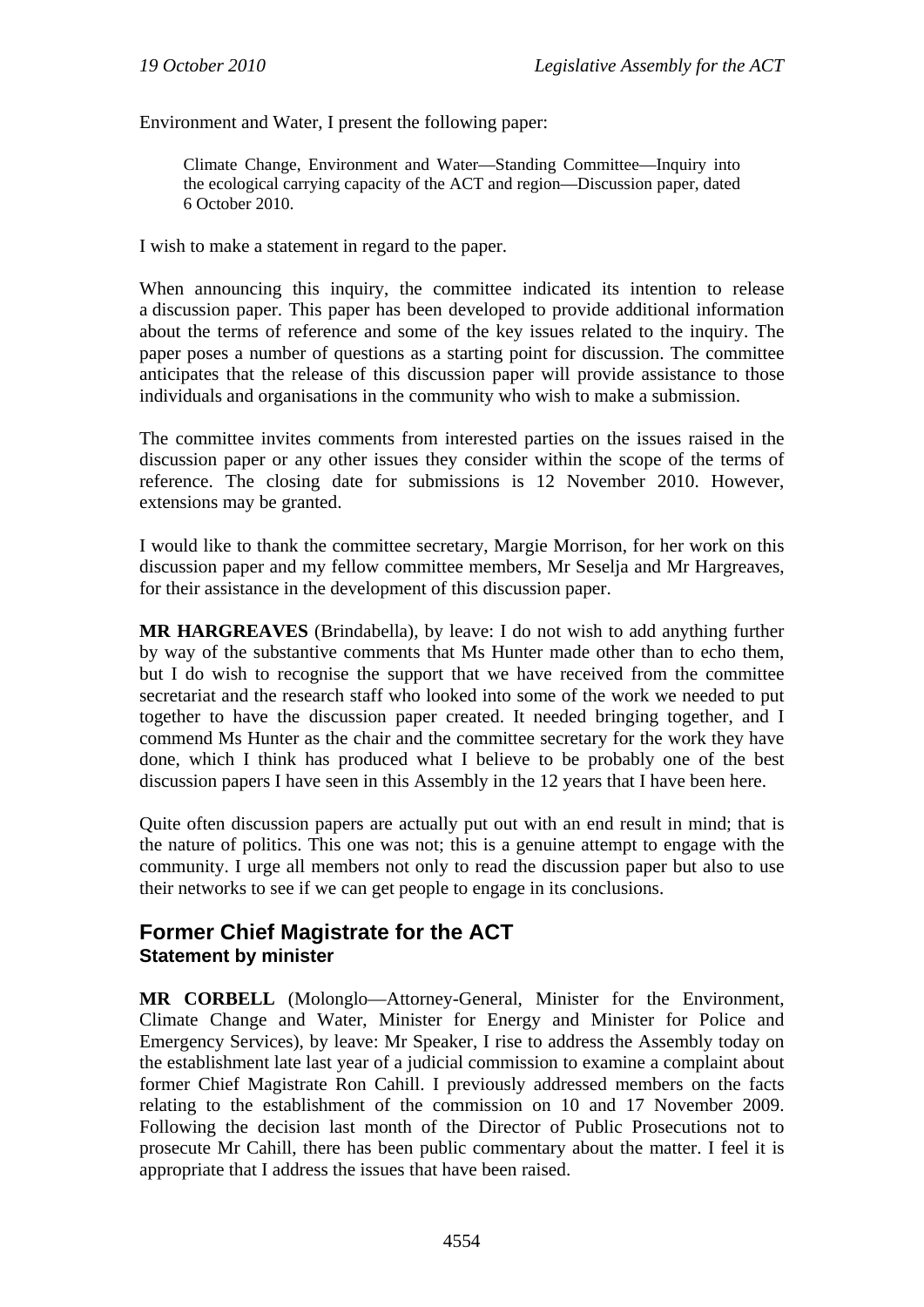Environment and Water, I present the following paper:

> Climate Change, Environment and Water—Standing Committee—Inquiry into the ecological carrying capacity of the ACT and region—Discussion paper, dated 6 October 2010.

I wish to make a statement in regard to the paper.

When announcing this inquiry, the committee indicated its intention to release a discussion paper. This paper has been developed to provide additional information about the terms of reference and some of the key issues related to the inquiry. The paper poses a number of questions as a starting point for discussion. The committee anticipates that the release of this discussion paper will provide assistance to those individuals and organisations in the community who wish to make a submission.

The committee invites comments from interested parties on the issues raised in the discussion paper or any other issues they consider within the scope of the terms of reference. The closing date for submissions is 12 November 2010. However, extensions may be granted.

I would like to thank the committee secretary, Margie Morrison, for her work on this discussion paper and my fellow committee members, Mr Seselja and Mr Hargreaves, for their assistance in the development of this discussion paper.

**MR HARGREAVES** (Brindabella), by leave: I do not wish to add anything further by way of the substantive comments that Ms Hunter made other than to echo them, but I do wish to recognise the support that we have received from the committee secretariat and the research staff who looked into some of the work we needed to put together to have the discussion paper created. It needed bringing together, and I commend Ms Hunter as the chair and the committee secretary for the work they have done, which I think has produced what I believe to be probably one of the best discussion papers I have seen in this Assembly in the 12 years that I have been here.

Quite often discussion papers are actually put out with an end result in mind; that is the nature of politics. This one was not; this is a genuine attempt to engage with the community. I urge all members not only to read the discussion paper but also to use their networks to see if we can get people to engage in its conclusions.

## Former Chief Magistrate for the ACT
### Statement by minister

**MR CORBELL** (Molonglo—Attorney-General, Minister for the Environment, Climate Change and Water, Minister for Energy and Minister for Police and Emergency Services), by leave: Mr Speaker, I rise to address the Assembly today on the establishment late last year of a judicial commission to examine a complaint about former Chief Magistrate Ron Cahill. I previously addressed members on the facts relating to the establishment of the commission on 10 and 17 November 2009. Following the decision last month of the Director of Public Prosecutions not to prosecute Mr Cahill, there has been public commentary about the matter. I feel it is appropriate that I address the issues that have been raised.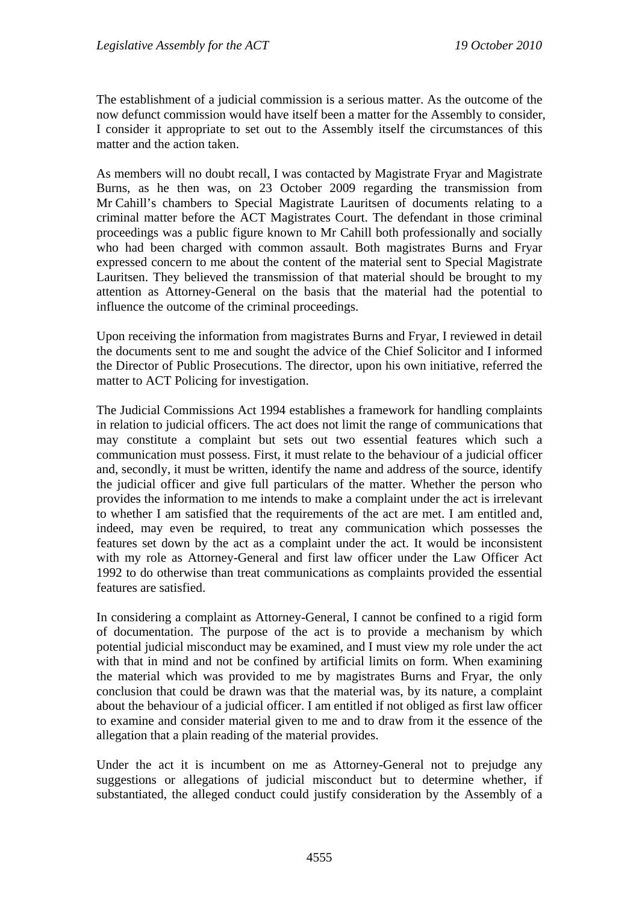The establishment of a judicial commission is a serious matter. As the outcome of the now defunct commission would have itself been a matter for the Assembly to consider, I consider it appropriate to set out to the Assembly itself the circumstances of this matter and the action taken.

As members will no doubt recall, I was contacted by Magistrate Fryar and Magistrate Burns, as he then was, on 23 October 2009 regarding the transmission from Mr Cahill's chambers to Special Magistrate Lauritsen of documents relating to a criminal matter before the ACT Magistrates Court. The defendant in those criminal proceedings was a public figure known to Mr Cahill both professionally and socially who had been charged with common assault. Both magistrates Burns and Fryar expressed concern to me about the content of the material sent to Special Magistrate Lauritsen. They believed the transmission of that material should be brought to my attention as Attorney-General on the basis that the material had the potential to influence the outcome of the criminal proceedings.

Upon receiving the information from magistrates Burns and Fryar, I reviewed in detail the documents sent to me and sought the advice of the Chief Solicitor and I informed the Director of Public Prosecutions. The director, upon his own initiative, referred the matter to ACT Policing for investigation.

The Judicial Commissions Act 1994 establishes a framework for handling complaints in relation to judicial officers. The act does not limit the range of communications that may constitute a complaint but sets out two essential features which such a communication must possess. First, it must relate to the behaviour of a judicial officer and, secondly, it must be written, identify the name and address of the source, identify the judicial officer and give full particulars of the matter. Whether the person who provides the information to me intends to make a complaint under the act is irrelevant to whether I am satisfied that the requirements of the act are met. I am entitled and, indeed, may even be required, to treat any communication which possesses the features set down by the act as a complaint under the act. It would be inconsistent with my role as Attorney-General and first law officer under the Law Officer Act 1992 to do otherwise than treat communications as complaints provided the essential features are satisfied.

In considering a complaint as Attorney-General, I cannot be confined to a rigid form of documentation. The purpose of the act is to provide a mechanism by which potential judicial misconduct may be examined, and I must view my role under the act with that in mind and not be confined by artificial limits on form. When examining the material which was provided to me by magistrates Burns and Fryar, the only conclusion that could be drawn was that the material was, by its nature, a complaint about the behaviour of a judicial officer. I am entitled if not obliged as first law officer to examine and consider material given to me and to draw from it the essence of the allegation that a plain reading of the material provides.

Under the act it is incumbent on me as Attorney-General not to prejudge any suggestions or allegations of judicial misconduct but to determine whether, if substantiated, the alleged conduct could justify consideration by the Assembly of a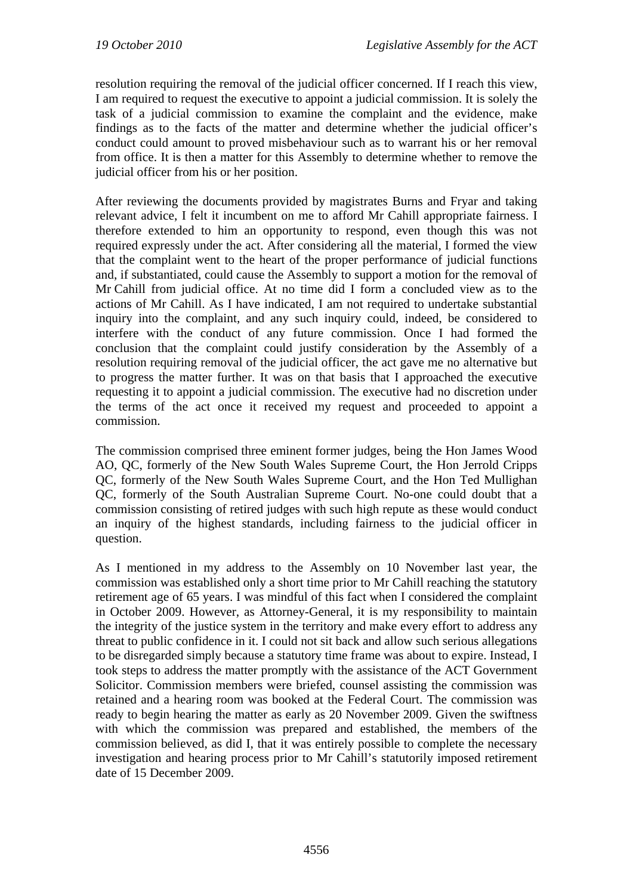resolution requiring the removal of the judicial officer concerned. If I reach this view, I am required to request the executive to appoint a judicial commission. It is solely the task of a judicial commission to examine the complaint and the evidence, make findings as to the facts of the matter and determine whether the judicial officer's conduct could amount to proved misbehaviour such as to warrant his or her removal from office. It is then a matter for this Assembly to determine whether to remove the judicial officer from his or her position.

After reviewing the documents provided by magistrates Burns and Fryar and taking relevant advice, I felt it incumbent on me to afford Mr Cahill appropriate fairness. I therefore extended to him an opportunity to respond, even though this was not required expressly under the act. After considering all the material, I formed the view that the complaint went to the heart of the proper performance of judicial functions and, if substantiated, could cause the Assembly to support a motion for the removal of Mr Cahill from judicial office. At no time did I form a concluded view as to the actions of Mr Cahill. As I have indicated, I am not required to undertake substantial inquiry into the complaint, and any such inquiry could, indeed, be considered to interfere with the conduct of any future commission. Once I had formed the conclusion that the complaint could justify consideration by the Assembly of a resolution requiring removal of the judicial officer, the act gave me no alternative but to progress the matter further. It was on that basis that I approached the executive requesting it to appoint a judicial commission. The executive had no discretion under the terms of the act once it received my request and proceeded to appoint a commission.

The commission comprised three eminent former judges, being the Hon James Wood AO, QC, formerly of the New South Wales Supreme Court, the Hon Jerrold Cripps QC, formerly of the New South Wales Supreme Court, and the Hon Ted Mullighan QC, formerly of the South Australian Supreme Court. No-one could doubt that a commission consisting of retired judges with such high repute as these would conduct an inquiry of the highest standards, including fairness to the judicial officer in question.

As I mentioned in my address to the Assembly on 10 November last year, the commission was established only a short time prior to Mr Cahill reaching the statutory retirement age of 65 years. I was mindful of this fact when I considered the complaint in October 2009. However, as Attorney-General, it is my responsibility to maintain the integrity of the justice system in the territory and make every effort to address any threat to public confidence in it. I could not sit back and allow such serious allegations to be disregarded simply because a statutory time frame was about to expire. Instead, I took steps to address the matter promptly with the assistance of the ACT Government Solicitor. Commission members were briefed, counsel assisting the commission was retained and a hearing room was booked at the Federal Court. The commission was ready to begin hearing the matter as early as 20 November 2009. Given the swiftness with which the commission was prepared and established, the members of the commission believed, as did I, that it was entirely possible to complete the necessary investigation and hearing process prior to Mr Cahill's statutorily imposed retirement date of 15 December 2009.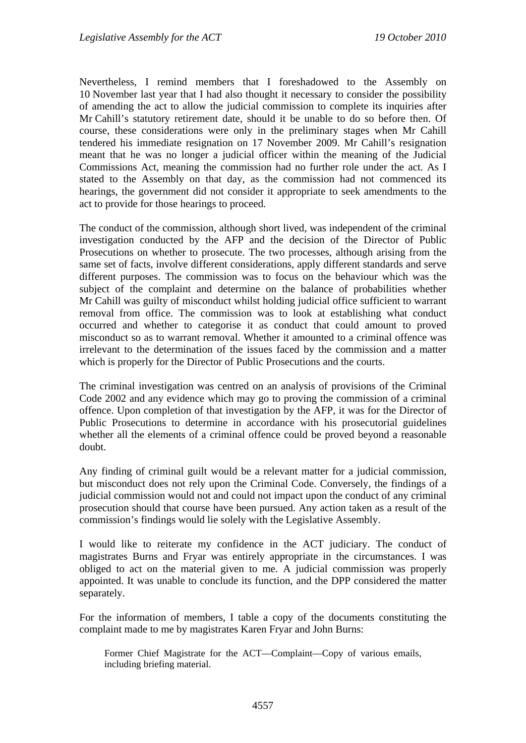Nevertheless, I remind members that I foreshadowed to the Assembly on 10 November last year that I had also thought it necessary to consider the possibility of amending the act to allow the judicial commission to complete its inquiries after Mr Cahill's statutory retirement date, should it be unable to do so before then. Of course, these considerations were only in the preliminary stages when Mr Cahill tendered his immediate resignation on 17 November 2009. Mr Cahill's resignation meant that he was no longer a judicial officer within the meaning of the Judicial Commissions Act, meaning the commission had no further role under the act. As I stated to the Assembly on that day, as the commission had not commenced its hearings, the government did not consider it appropriate to seek amendments to the act to provide for those hearings to proceed.

The conduct of the commission, although short lived, was independent of the criminal investigation conducted by the AFP and the decision of the Director of Public Prosecutions on whether to prosecute. The two processes, although arising from the same set of facts, involve different considerations, apply different standards and serve different purposes. The commission was to focus on the behaviour which was the subject of the complaint and determine on the balance of probabilities whether Mr Cahill was guilty of misconduct whilst holding judicial office sufficient to warrant removal from office. The commission was to look at establishing what conduct occurred and whether to categorise it as conduct that could amount to proved misconduct so as to warrant removal. Whether it amounted to a criminal offence was irrelevant to the determination of the issues faced by the commission and a matter which is properly for the Director of Public Prosecutions and the courts.

The criminal investigation was centred on an analysis of provisions of the Criminal Code 2002 and any evidence which may go to proving the commission of a criminal offence. Upon completion of that investigation by the AFP, it was for the Director of Public Prosecutions to determine in accordance with his prosecutorial guidelines whether all the elements of a criminal offence could be proved beyond a reasonable doubt.

Any finding of criminal guilt would be a relevant matter for a judicial commission, but misconduct does not rely upon the Criminal Code. Conversely, the findings of a judicial commission would not and could not impact upon the conduct of any criminal prosecution should that course have been pursued. Any action taken as a result of the commission's findings would lie solely with the Legislative Assembly.

I would like to reiterate my confidence in the ACT judiciary. The conduct of magistrates Burns and Fryar was entirely appropriate in the circumstances. I was obliged to act on the material given to me. A judicial commission was properly appointed. It was unable to conclude its function, and the DPP considered the matter separately.

For the information of members, I table a copy of the documents constituting the complaint made to me by magistrates Karen Fryar and John Burns:

> Former Chief Magistrate for the ACT—Complaint—Copy of various emails, including briefing material.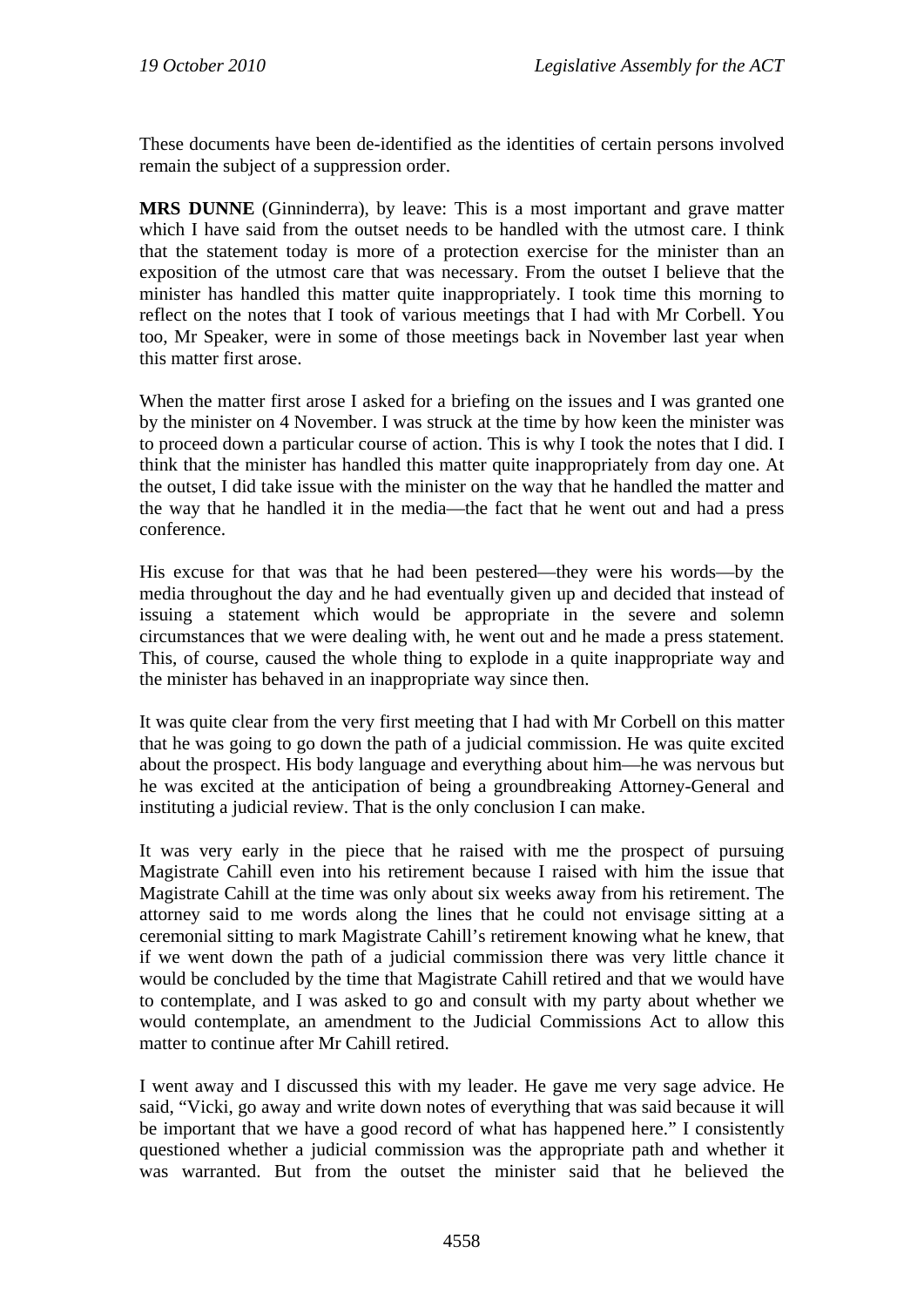These documents have been de-identified as the identities of certain persons involved remain the subject of a suppression order.

**MRS DUNNE** (Ginninderra), by leave: This is a most important and grave matter which I have said from the outset needs to be handled with the utmost care. I think that the statement today is more of a protection exercise for the minister than an exposition of the utmost care that was necessary. From the outset I believe that the minister has handled this matter quite inappropriately. I took time this morning to reflect on the notes that I took of various meetings that I had with Mr Corbell. You too, Mr Speaker, were in some of those meetings back in November last year when this matter first arose.

When the matter first arose I asked for a briefing on the issues and I was granted one by the minister on 4 November. I was struck at the time by how keen the minister was to proceed down a particular course of action. This is why I took the notes that I did. I think that the minister has handled this matter quite inappropriately from day one. At the outset, I did take issue with the minister on the way that he handled the matter and the way that he handled it in the media—the fact that he went out and had a press conference.

His excuse for that was that he had been pestered—they were his words—by the media throughout the day and he had eventually given up and decided that instead of issuing a statement which would be appropriate in the severe and solemn circumstances that we were dealing with, he went out and he made a press statement. This, of course, caused the whole thing to explode in a quite inappropriate way and the minister has behaved in an inappropriate way since then.

It was quite clear from the very first meeting that I had with Mr Corbell on this matter that he was going to go down the path of a judicial commission. He was quite excited about the prospect. His body language and everything about him—he was nervous but he was excited at the anticipation of being a groundbreaking Attorney-General and instituting a judicial review. That is the only conclusion I can make.

It was very early in the piece that he raised with me the prospect of pursuing Magistrate Cahill even into his retirement because I raised with him the issue that Magistrate Cahill at the time was only about six weeks away from his retirement. The attorney said to me words along the lines that he could not envisage sitting at a ceremonial sitting to mark Magistrate Cahill's retirement knowing what he knew, that if we went down the path of a judicial commission there was very little chance it would be concluded by the time that Magistrate Cahill retired and that we would have to contemplate, and I was asked to go and consult with my party about whether we would contemplate, an amendment to the Judicial Commissions Act to allow this matter to continue after Mr Cahill retired.

I went away and I discussed this with my leader. He gave me very sage advice. He said, "Vicki, go away and write down notes of everything that was said because it will be important that we have a good record of what has happened here." I consistently questioned whether a judicial commission was the appropriate path and whether it was warranted. But from the outset the minister said that he believed the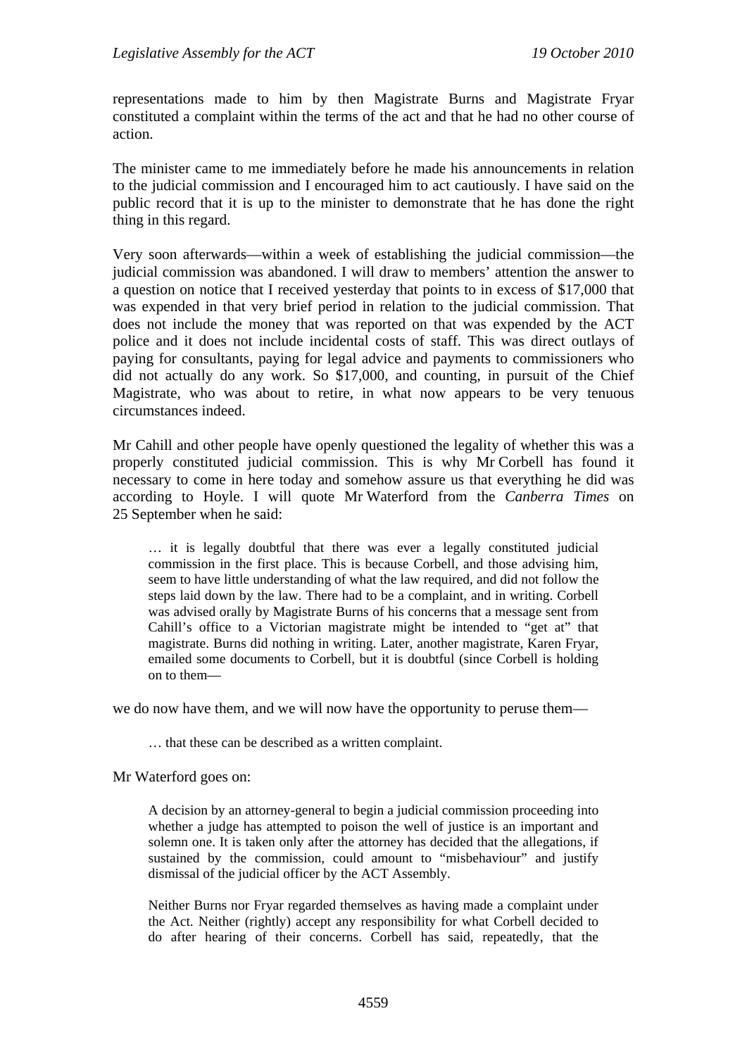representations made to him by then Magistrate Burns and Magistrate Fryar constituted a complaint within the terms of the act and that he had no other course of action.

The minister came to me immediately before he made his announcements in relation to the judicial commission and I encouraged him to act cautiously. I have said on the public record that it is up to the minister to demonstrate that he has done the right thing in this regard.

Very soon afterwards—within a week of establishing the judicial commission—the judicial commission was abandoned. I will draw to members' attention the answer to a question on notice that I received yesterday that points to in excess of $17,000 that was expended in that very brief period in relation to the judicial commission. That does not include the money that was reported on that was expended by the ACT police and it does not include incidental costs of staff. This was direct outlays of paying for consultants, paying for legal advice and payments to commissioners who did not actually do any work. So $17,000, and counting, in pursuit of the Chief Magistrate, who was about to retire, in what now appears to be very tenuous circumstances indeed.

Mr Cahill and other people have openly questioned the legality of whether this was a properly constituted judicial commission. This is why Mr Corbell has found it necessary to come in here today and somehow assure us that everything he did was according to Hoyle. I will quote Mr Waterford from the *Canberra Times* on 25 September when he said:

> … it is legally doubtful that there was ever a legally constituted judicial commission in the first place. This is because Corbell, and those advising him, seem to have little understanding of what the law required, and did not follow the steps laid down by the law. There had to be a complaint, and in writing. Corbell was advised orally by Magistrate Burns of his concerns that a message sent from Cahill's office to a Victorian magistrate might be intended to "get at" that magistrate. Burns did nothing in writing. Later, another magistrate, Karen Fryar, emailed some documents to Corbell, but it is doubtful (since Corbell is holding on to them—

we do now have them, and we will now have the opportunity to peruse them—

> … that these can be described as a written complaint.

Mr Waterford goes on:

> A decision by an attorney-general to begin a judicial commission proceeding into whether a judge has attempted to poison the well of justice is an important and solemn one. It is taken only after the attorney has decided that the allegations, if sustained by the commission, could amount to "misbehaviour" and justify dismissal of the judicial officer by the ACT Assembly.
>
> Neither Burns nor Fryar regarded themselves as having made a complaint under the Act. Neither (rightly) accept any responsibility for what Corbell decided to do after hearing of their concerns. Corbell has said, repeatedly, that the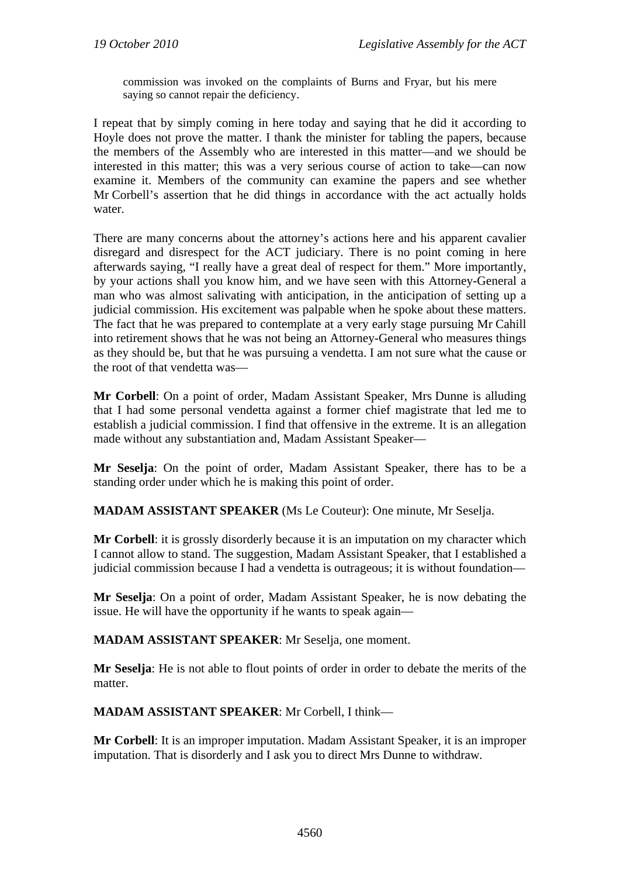> commission was invoked on the complaints of Burns and Fryar, but his mere saying so cannot repair the deficiency.

I repeat that by simply coming in here today and saying that he did it according to Hoyle does not prove the matter. I thank the minister for tabling the papers, because the members of the Assembly who are interested in this matter—and we should be interested in this matter; this was a very serious course of action to take—can now examine it. Members of the community can examine the papers and see whether Mr Corbell's assertion that he did things in accordance with the act actually holds water.

There are many concerns about the attorney's actions here and his apparent cavalier disregard and disrespect for the ACT judiciary. There is no point coming in here afterwards saying, "I really have a great deal of respect for them." More importantly, by your actions shall you know him, and we have seen with this Attorney-General a man who was almost salivating with anticipation, in the anticipation of setting up a judicial commission. His excitement was palpable when he spoke about these matters. The fact that he was prepared to contemplate at a very early stage pursuing Mr Cahill into retirement shows that he was not being an Attorney-General who measures things as they should be, but that he was pursuing a vendetta. I am not sure what the cause or the root of that vendetta was—

**Mr Corbell**: On a point of order, Madam Assistant Speaker, Mrs Dunne is alluding that I had some personal vendetta against a former chief magistrate that led me to establish a judicial commission. I find that offensive in the extreme. It is an allegation made without any substantiation and, Madam Assistant Speaker—

**Mr Seselja**: On the point of order, Madam Assistant Speaker, there has to be a standing order under which he is making this point of order.

**MADAM ASSISTANT SPEAKER** (Ms Le Couteur): One minute, Mr Seselja.

**Mr Corbell**: it is grossly disorderly because it is an imputation on my character which I cannot allow to stand. The suggestion, Madam Assistant Speaker, that I established a judicial commission because I had a vendetta is outrageous; it is without foundation—

**Mr Seselja**: On a point of order, Madam Assistant Speaker, he is now debating the issue. He will have the opportunity if he wants to speak again—

**MADAM ASSISTANT SPEAKER**: Mr Seselja, one moment.

**Mr Seselja**: He is not able to flout points of order in order to debate the merits of the matter.

**MADAM ASSISTANT SPEAKER**: Mr Corbell, I think—

**Mr Corbell**: It is an improper imputation. Madam Assistant Speaker, it is an improper imputation. That is disorderly and I ask you to direct Mrs Dunne to withdraw.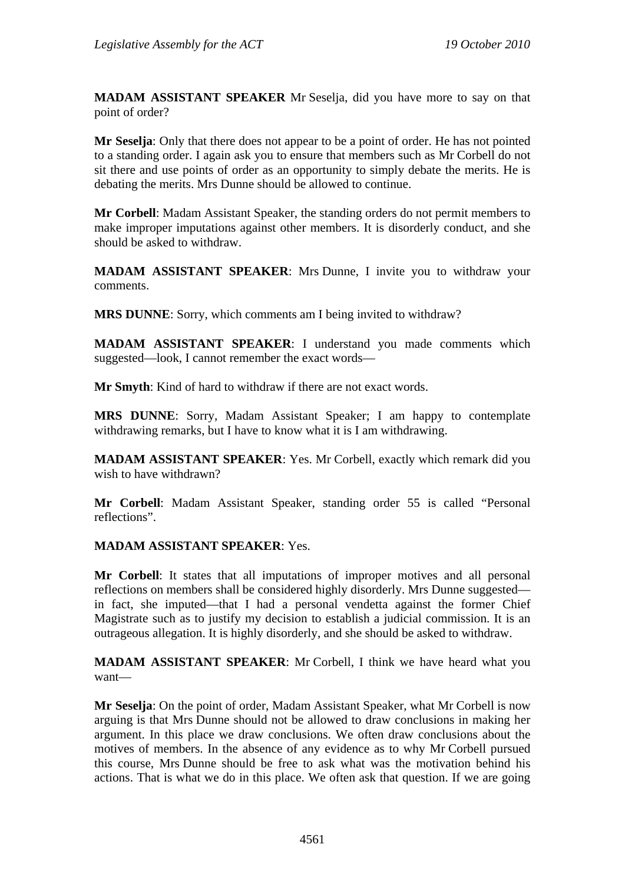**MADAM ASSISTANT SPEAKER** Mr Seselja, did you have more to say on that point of order?

**Mr Seselja**: Only that there does not appear to be a point of order. He has not pointed to a standing order. I again ask you to ensure that members such as Mr Corbell do not sit there and use points of order as an opportunity to simply debate the merits. He is debating the merits. Mrs Dunne should be allowed to continue.

**Mr Corbell**: Madam Assistant Speaker, the standing orders do not permit members to make improper imputations against other members. It is disorderly conduct, and she should be asked to withdraw.

**MADAM ASSISTANT SPEAKER**: Mrs Dunne, I invite you to withdraw your comments.

**MRS DUNNE**: Sorry, which comments am I being invited to withdraw?

**MADAM ASSISTANT SPEAKER**: I understand you made comments which suggested—look, I cannot remember the exact words—

**Mr Smyth**: Kind of hard to withdraw if there are not exact words.

**MRS DUNNE**: Sorry, Madam Assistant Speaker; I am happy to contemplate withdrawing remarks, but I have to know what it is I am withdrawing.

**MADAM ASSISTANT SPEAKER**: Yes. Mr Corbell, exactly which remark did you wish to have withdrawn?

**Mr Corbell**: Madam Assistant Speaker, standing order 55 is called "Personal reflections".

**MADAM ASSISTANT SPEAKER**: Yes.

**Mr Corbell**: It states that all imputations of improper motives and all personal reflections on members shall be considered highly disorderly. Mrs Dunne suggested—in fact, she imputed—that I had a personal vendetta against the former Chief Magistrate such as to justify my decision to establish a judicial commission. It is an outrageous allegation. It is highly disorderly, and she should be asked to withdraw.

**MADAM ASSISTANT SPEAKER**: Mr Corbell, I think we have heard what you want—

**Mr Seselja**: On the point of order, Madam Assistant Speaker, what Mr Corbell is now arguing is that Mrs Dunne should not be allowed to draw conclusions in making her argument. In this place we draw conclusions. We often draw conclusions about the motives of members. In the absence of any evidence as to why Mr Corbell pursued this course, Mrs Dunne should be free to ask what was the motivation behind his actions. That is what we do in this place. We often ask that question. If we are going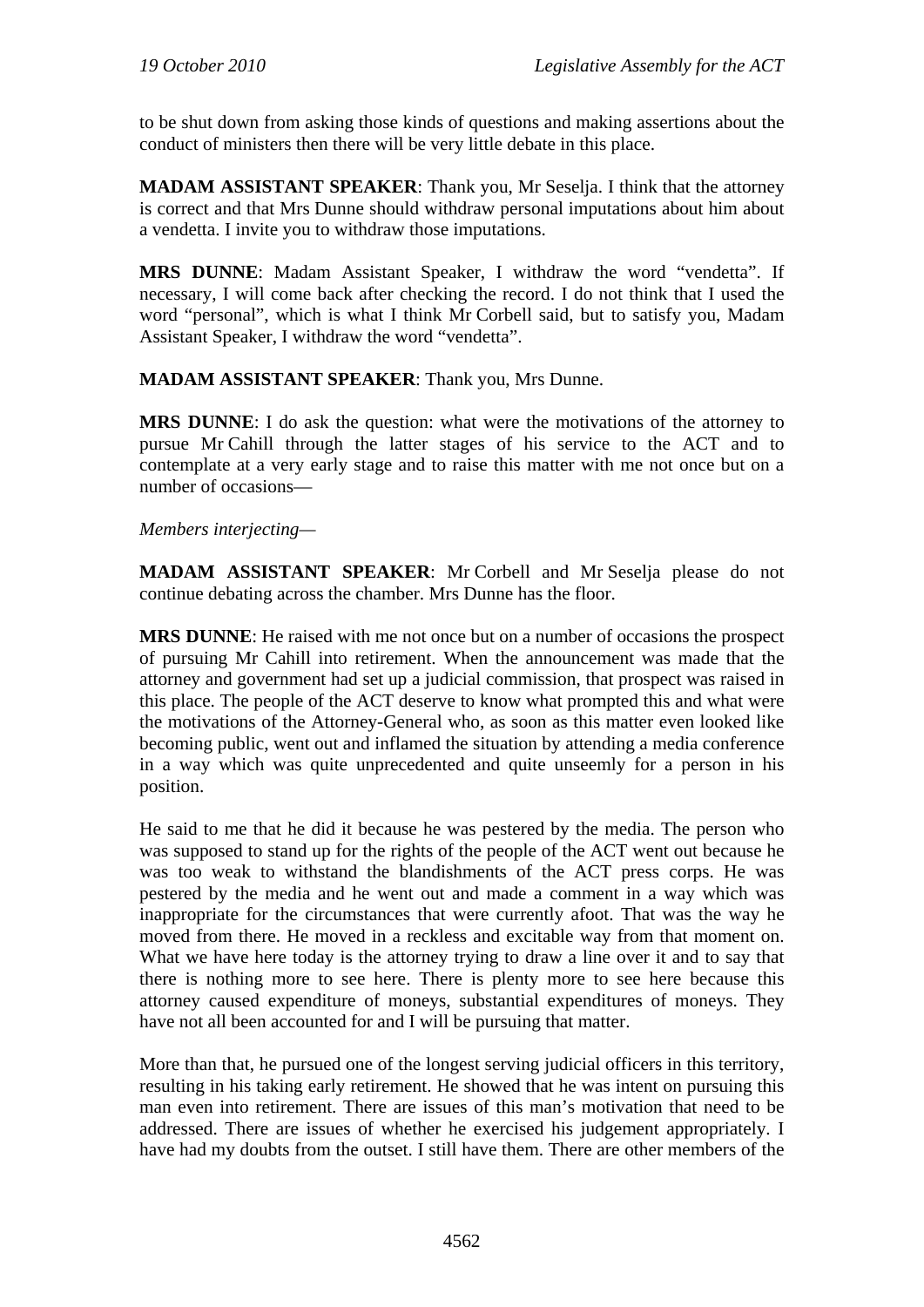to be shut down from asking those kinds of questions and making assertions about the conduct of ministers then there will be very little debate in this place.

**MADAM ASSISTANT SPEAKER**: Thank you, Mr Seselja. I think that the attorney is correct and that Mrs Dunne should withdraw personal imputations about him about a vendetta. I invite you to withdraw those imputations.

**MRS DUNNE**: Madam Assistant Speaker, I withdraw the word "vendetta". If necessary, I will come back after checking the record. I do not think that I used the word "personal", which is what I think Mr Corbell said, but to satisfy you, Madam Assistant Speaker, I withdraw the word "vendetta".

**MADAM ASSISTANT SPEAKER**: Thank you, Mrs Dunne.

**MRS DUNNE**: I do ask the question: what were the motivations of the attorney to pursue Mr Cahill through the latter stages of his service to the ACT and to contemplate at a very early stage and to raise this matter with me not once but on a number of occasions—

*Members interjecting—*

**MADAM ASSISTANT SPEAKER**: Mr Corbell and Mr Seselja please do not continue debating across the chamber. Mrs Dunne has the floor.

**MRS DUNNE**: He raised with me not once but on a number of occasions the prospect of pursuing Mr Cahill into retirement. When the announcement was made that the attorney and government had set up a judicial commission, that prospect was raised in this place. The people of the ACT deserve to know what prompted this and what were the motivations of the Attorney-General who, as soon as this matter even looked like becoming public, went out and inflamed the situation by attending a media conference in a way which was quite unprecedented and quite unseemly for a person in his position.

He said to me that he did it because he was pestered by the media. The person who was supposed to stand up for the rights of the people of the ACT went out because he was too weak to withstand the blandishments of the ACT press corps. He was pestered by the media and he went out and made a comment in a way which was inappropriate for the circumstances that were currently afoot. That was the way he moved from there. He moved in a reckless and excitable way from that moment on. What we have here today is the attorney trying to draw a line over it and to say that there is nothing more to see here. There is plenty more to see here because this attorney caused expenditure of moneys, substantial expenditures of moneys. They have not all been accounted for and I will be pursuing that matter.

More than that, he pursued one of the longest serving judicial officers in this territory, resulting in his taking early retirement. He showed that he was intent on pursuing this man even into retirement. There are issues of this man's motivation that need to be addressed. There are issues of whether he exercised his judgement appropriately. I have had my doubts from the outset. I still have them. There are other members of the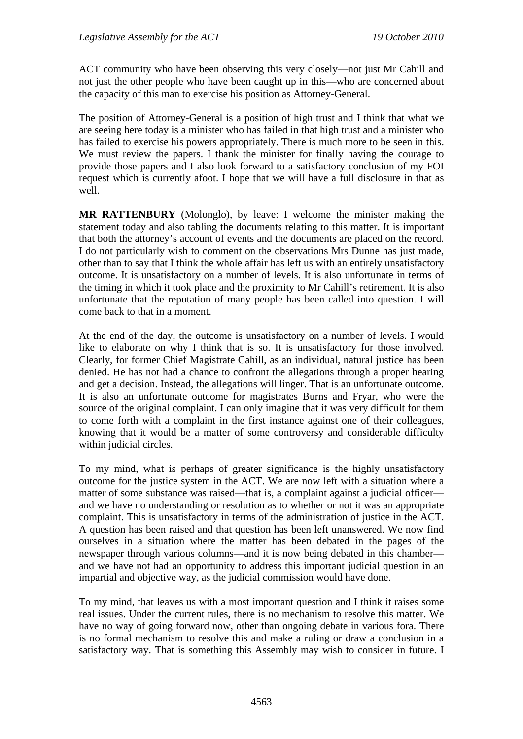ACT community who have been observing this very closely—not just Mr Cahill and not just the other people who have been caught up in this—who are concerned about the capacity of this man to exercise his position as Attorney-General.

The position of Attorney-General is a position of high trust and I think that what we are seeing here today is a minister who has failed in that high trust and a minister who has failed to exercise his powers appropriately. There is much more to be seen in this. We must review the papers. I thank the minister for finally having the courage to provide those papers and I also look forward to a satisfactory conclusion of my FOI request which is currently afoot. I hope that we will have a full disclosure in that as well.

**MR RATTENBURY** (Molonglo), by leave: I welcome the minister making the statement today and also tabling the documents relating to this matter. It is important that both the attorney's account of events and the documents are placed on the record. I do not particularly wish to comment on the observations Mrs Dunne has just made, other than to say that I think the whole affair has left us with an entirely unsatisfactory outcome. It is unsatisfactory on a number of levels. It is also unfortunate in terms of the timing in which it took place and the proximity to Mr Cahill's retirement. It is also unfortunate that the reputation of many people has been called into question. I will come back to that in a moment.

At the end of the day, the outcome is unsatisfactory on a number of levels. I would like to elaborate on why I think that is so. It is unsatisfactory for those involved. Clearly, for former Chief Magistrate Cahill, as an individual, natural justice has been denied. He has not had a chance to confront the allegations through a proper hearing and get a decision. Instead, the allegations will linger. That is an unfortunate outcome. It is also an unfortunate outcome for magistrates Burns and Fryar, who were the source of the original complaint. I can only imagine that it was very difficult for them to come forth with a complaint in the first instance against one of their colleagues, knowing that it would be a matter of some controversy and considerable difficulty within judicial circles.

To my mind, what is perhaps of greater significance is the highly unsatisfactory outcome for the justice system in the ACT. We are now left with a situation where a matter of some substance was raised—that is, a complaint against a judicial officer—and we have no understanding or resolution as to whether or not it was an appropriate complaint. This is unsatisfactory in terms of the administration of justice in the ACT. A question has been raised and that question has been left unanswered. We now find ourselves in a situation where the matter has been debated in the pages of the newspaper through various columns—and it is now being debated in this chamber—and we have not had an opportunity to address this important judicial question in an impartial and objective way, as the judicial commission would have done.

To my mind, that leaves us with a most important question and I think it raises some real issues. Under the current rules, there is no mechanism to resolve this matter. We have no way of going forward now, other than ongoing debate in various fora. There is no formal mechanism to resolve this and make a ruling or draw a conclusion in a satisfactory way. That is something this Assembly may wish to consider in future. I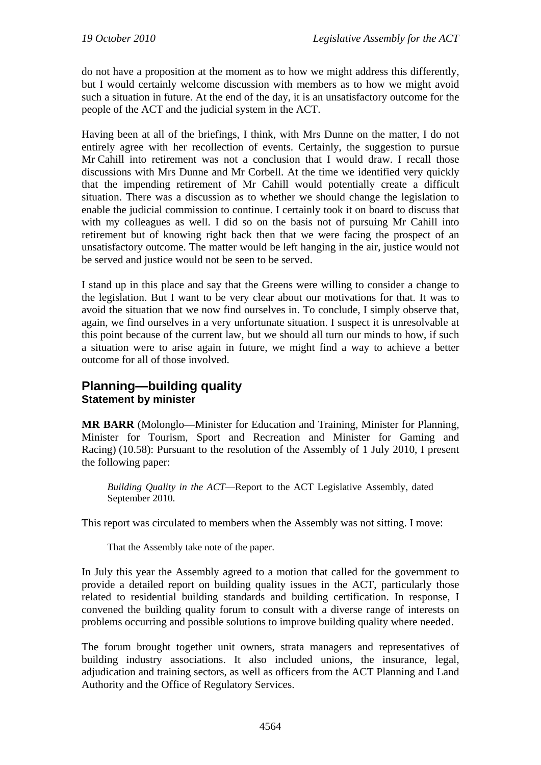do not have a proposition at the moment as to how we might address this differently, but I would certainly welcome discussion with members as to how we might avoid such a situation in future. At the end of the day, it is an unsatisfactory outcome for the people of the ACT and the judicial system in the ACT.

Having been at all of the briefings, I think, with Mrs Dunne on the matter, I do not entirely agree with her recollection of events. Certainly, the suggestion to pursue Mr Cahill into retirement was not a conclusion that I would draw. I recall those discussions with Mrs Dunne and Mr Corbell. At the time we identified very quickly that the impending retirement of Mr Cahill would potentially create a difficult situation. There was a discussion as to whether we should change the legislation to enable the judicial commission to continue. I certainly took it on board to discuss that with my colleagues as well. I did so on the basis not of pursuing Mr Cahill into retirement but of knowing right back then that we were facing the prospect of an unsatisfactory outcome. The matter would be left hanging in the air, justice would not be served and justice would not be seen to be served.

I stand up in this place and say that the Greens were willing to consider a change to the legislation. But I want to be very clear about our motivations for that. It was to avoid the situation that we now find ourselves in. To conclude, I simply observe that, again, we find ourselves in a very unfortunate situation. I suspect it is unresolvable at this point because of the current law, but we should all turn our minds to how, if such a situation were to arise again in future, we might find a way to achieve a better outcome for all of those involved.

## Planning—building quality
### Statement by minister

**MR BARR** (Molonglo—Minister for Education and Training, Minister for Planning, Minister for Tourism, Sport and Recreation and Minister for Gaming and Racing) (10.58): Pursuant to the resolution of the Assembly of 1 July 2010, I present the following paper:

> *Building Quality in the ACT*—Report to the ACT Legislative Assembly, dated September 2010.

This report was circulated to members when the Assembly was not sitting. I move:

> That the Assembly take note of the paper.

In July this year the Assembly agreed to a motion that called for the government to provide a detailed report on building quality issues in the ACT, particularly those related to residential building standards and building certification. In response, I convened the building quality forum to consult with a diverse range of interests on problems occurring and possible solutions to improve building quality where needed.

The forum brought together unit owners, strata managers and representatives of building industry associations. It also included unions, the insurance, legal, adjudication and training sectors, as well as officers from the ACT Planning and Land Authority and the Office of Regulatory Services.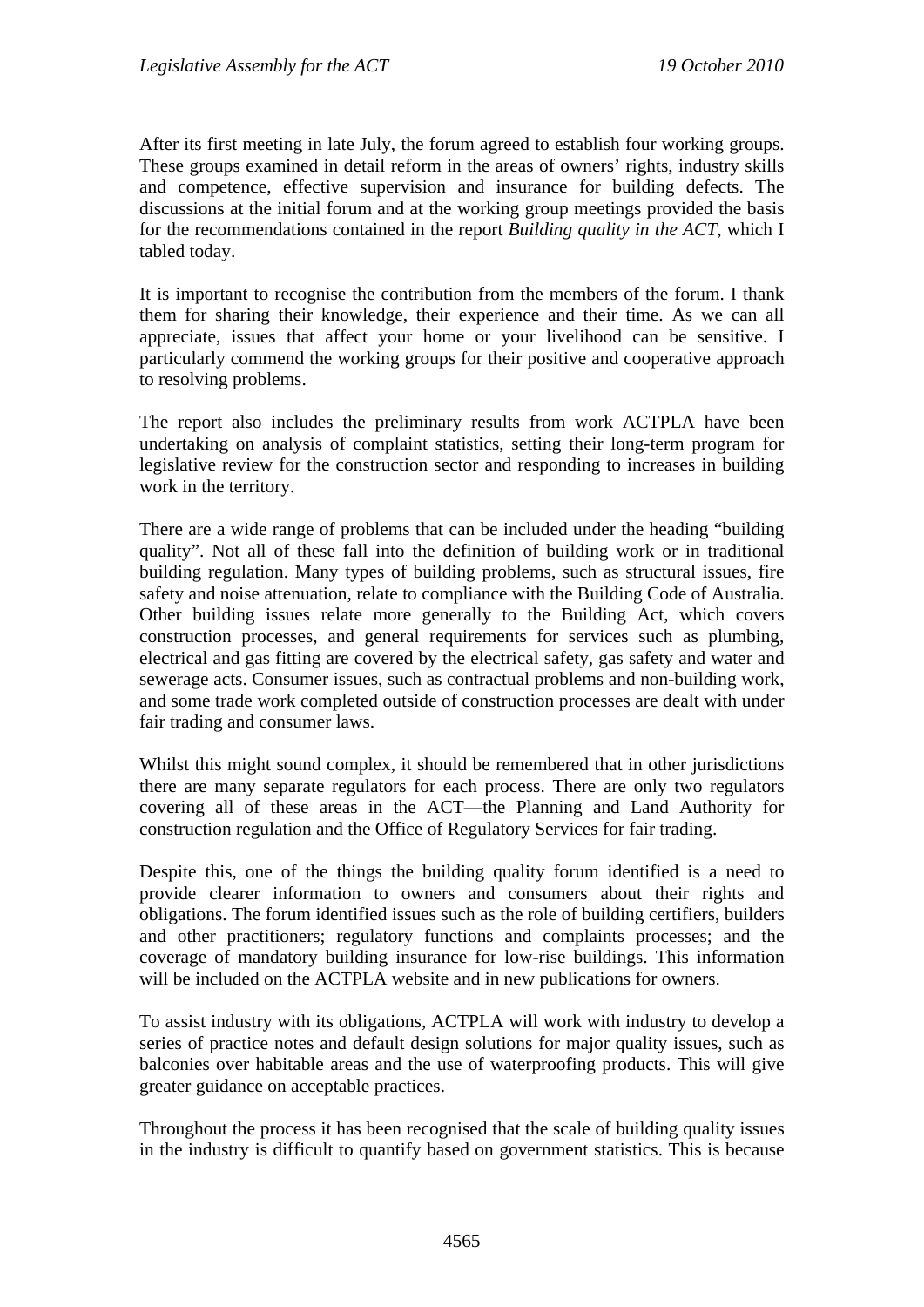After its first meeting in late July, the forum agreed to establish four working groups. These groups examined in detail reform in the areas of owners' rights, industry skills and competence, effective supervision and insurance for building defects. The discussions at the initial forum and at the working group meetings provided the basis for the recommendations contained in the report *Building quality in the ACT*, which I tabled today.

It is important to recognise the contribution from the members of the forum. I thank them for sharing their knowledge, their experience and their time. As we can all appreciate, issues that affect your home or your livelihood can be sensitive. I particularly commend the working groups for their positive and cooperative approach to resolving problems.

The report also includes the preliminary results from work ACTPLA have been undertaking on analysis of complaint statistics, setting their long-term program for legislative review for the construction sector and responding to increases in building work in the territory.

There are a wide range of problems that can be included under the heading "building quality". Not all of these fall into the definition of building work or in traditional building regulation. Many types of building problems, such as structural issues, fire safety and noise attenuation, relate to compliance with the Building Code of Australia. Other building issues relate more generally to the Building Act, which covers construction processes, and general requirements for services such as plumbing, electrical and gas fitting are covered by the electrical safety, gas safety and water and sewerage acts. Consumer issues, such as contractual problems and non-building work, and some trade work completed outside of construction processes are dealt with under fair trading and consumer laws.

Whilst this might sound complex, it should be remembered that in other jurisdictions there are many separate regulators for each process. There are only two regulators covering all of these areas in the ACT—the Planning and Land Authority for construction regulation and the Office of Regulatory Services for fair trading.

Despite this, one of the things the building quality forum identified is a need to provide clearer information to owners and consumers about their rights and obligations. The forum identified issues such as the role of building certifiers, builders and other practitioners; regulatory functions and complaints processes; and the coverage of mandatory building insurance for low-rise buildings. This information will be included on the ACTPLA website and in new publications for owners.

To assist industry with its obligations, ACTPLA will work with industry to develop a series of practice notes and default design solutions for major quality issues, such as balconies over habitable areas and the use of waterproofing products. This will give greater guidance on acceptable practices.

Throughout the process it has been recognised that the scale of building quality issues in the industry is difficult to quantify based on government statistics. This is because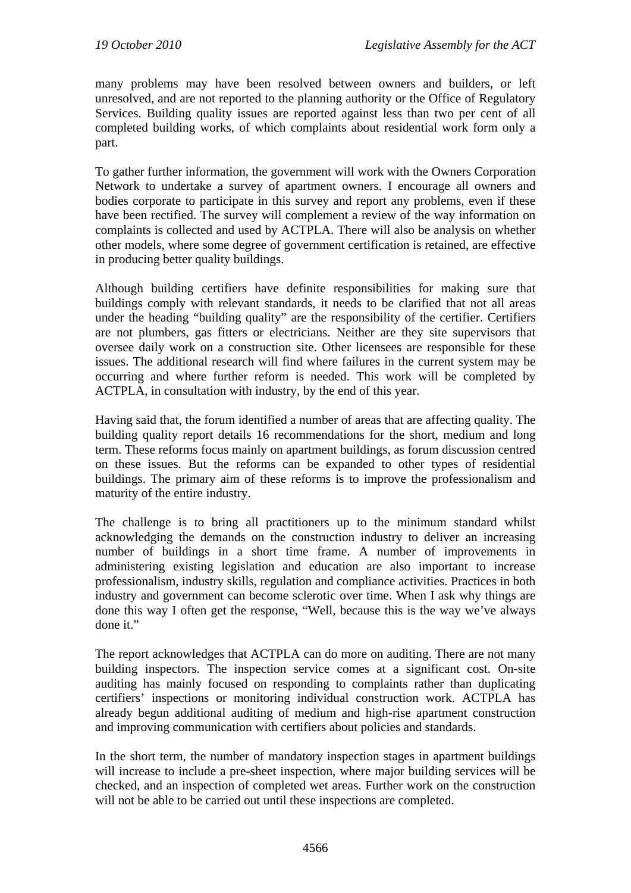many problems may have been resolved between owners and builders, or left unresolved, and are not reported to the planning authority or the Office of Regulatory Services. Building quality issues are reported against less than two per cent of all completed building works, of which complaints about residential work form only a part.

To gather further information, the government will work with the Owners Corporation Network to undertake a survey of apartment owners. I encourage all owners and bodies corporate to participate in this survey and report any problems, even if these have been rectified. The survey will complement a review of the way information on complaints is collected and used by ACTPLA. There will also be analysis on whether other models, where some degree of government certification is retained, are effective in producing better quality buildings.

Although building certifiers have definite responsibilities for making sure that buildings comply with relevant standards, it needs to be clarified that not all areas under the heading "building quality" are the responsibility of the certifier. Certifiers are not plumbers, gas fitters or electricians. Neither are they site supervisors that oversee daily work on a construction site. Other licensees are responsible for these issues. The additional research will find where failures in the current system may be occurring and where further reform is needed. This work will be completed by ACTPLA, in consultation with industry, by the end of this year.

Having said that, the forum identified a number of areas that are affecting quality. The building quality report details 16 recommendations for the short, medium and long term. These reforms focus mainly on apartment buildings, as forum discussion centred on these issues. But the reforms can be expanded to other types of residential buildings. The primary aim of these reforms is to improve the professionalism and maturity of the entire industry.

The challenge is to bring all practitioners up to the minimum standard whilst acknowledging the demands on the construction industry to deliver an increasing number of buildings in a short time frame. A number of improvements in administering existing legislation and education are also important to increase professionalism, industry skills, regulation and compliance activities. Practices in both industry and government can become sclerotic over time. When I ask why things are done this way I often get the response, "Well, because this is the way we've always done it."

The report acknowledges that ACTPLA can do more on auditing. There are not many building inspectors. The inspection service comes at a significant cost. On-site auditing has mainly focused on responding to complaints rather than duplicating certifiers' inspections or monitoring individual construction work. ACTPLA has already begun additional auditing of medium and high-rise apartment construction and improving communication with certifiers about policies and standards.

In the short term, the number of mandatory inspection stages in apartment buildings will increase to include a pre-sheet inspection, where major building services will be checked, and an inspection of completed wet areas. Further work on the construction will not be able to be carried out until these inspections are completed.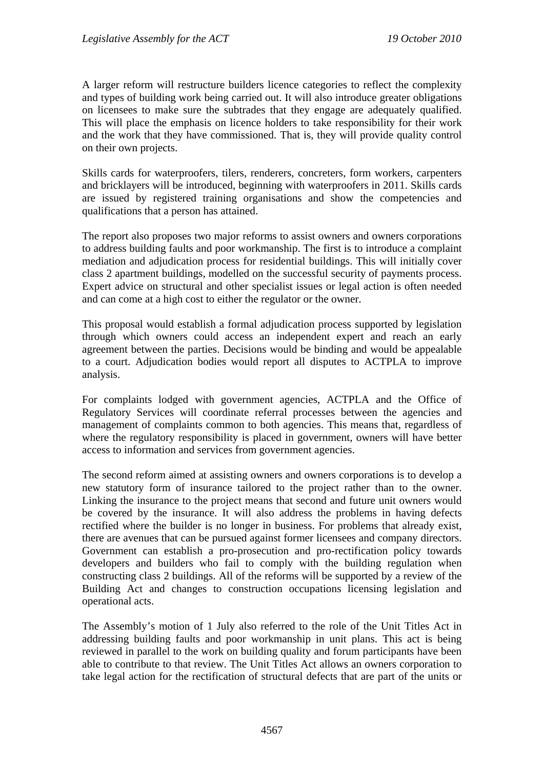A larger reform will restructure builders licence categories to reflect the complexity and types of building work being carried out. It will also introduce greater obligations on licensees to make sure the subtrades that they engage are adequately qualified. This will place the emphasis on licence holders to take responsibility for their work and the work that they have commissioned. That is, they will provide quality control on their own projects.

Skills cards for waterproofers, tilers, renderers, concreters, form workers, carpenters and bricklayers will be introduced, beginning with waterproofers in 2011. Skills cards are issued by registered training organisations and show the competencies and qualifications that a person has attained.

The report also proposes two major reforms to assist owners and owners corporations to address building faults and poor workmanship. The first is to introduce a complaint mediation and adjudication process for residential buildings. This will initially cover class 2 apartment buildings, modelled on the successful security of payments process. Expert advice on structural and other specialist issues or legal action is often needed and can come at a high cost to either the regulator or the owner.

This proposal would establish a formal adjudication process supported by legislation through which owners could access an independent expert and reach an early agreement between the parties. Decisions would be binding and would be appealable to a court. Adjudication bodies would report all disputes to ACTPLA to improve analysis.

For complaints lodged with government agencies, ACTPLA and the Office of Regulatory Services will coordinate referral processes between the agencies and management of complaints common to both agencies. This means that, regardless of where the regulatory responsibility is placed in government, owners will have better access to information and services from government agencies.

The second reform aimed at assisting owners and owners corporations is to develop a new statutory form of insurance tailored to the project rather than to the owner. Linking the insurance to the project means that second and future unit owners would be covered by the insurance. It will also address the problems in having defects rectified where the builder is no longer in business. For problems that already exist, there are avenues that can be pursued against former licensees and company directors. Government can establish a pro-prosecution and pro-rectification policy towards developers and builders who fail to comply with the building regulation when constructing class 2 buildings. All of the reforms will be supported by a review of the Building Act and changes to construction occupations licensing legislation and operational acts.

The Assembly's motion of 1 July also referred to the role of the Unit Titles Act in addressing building faults and poor workmanship in unit plans. This act is being reviewed in parallel to the work on building quality and forum participants have been able to contribute to that review. The Unit Titles Act allows an owners corporation to take legal action for the rectification of structural defects that are part of the units or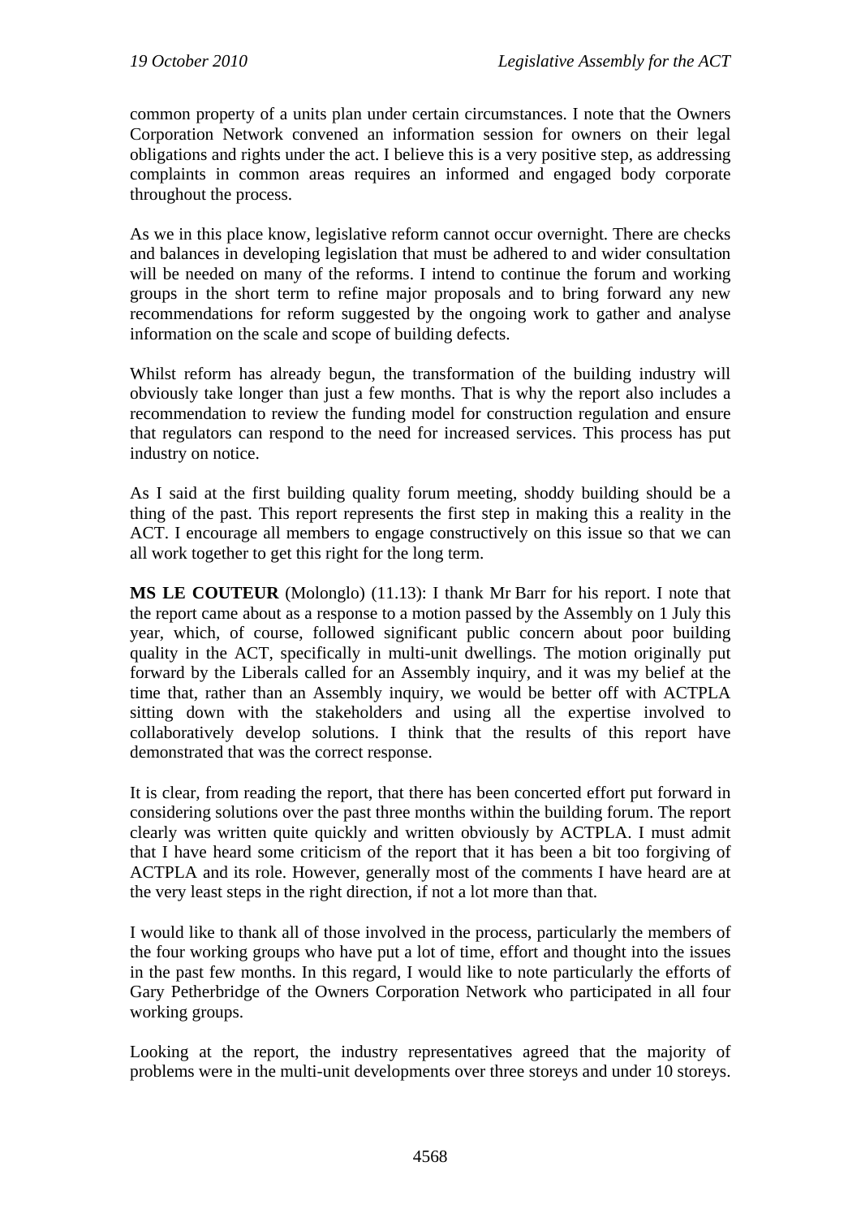common property of a units plan under certain circumstances. I note that the Owners Corporation Network convened an information session for owners on their legal obligations and rights under the act. I believe this is a very positive step, as addressing complaints in common areas requires an informed and engaged body corporate throughout the process.

As we in this place know, legislative reform cannot occur overnight. There are checks and balances in developing legislation that must be adhered to and wider consultation will be needed on many of the reforms. I intend to continue the forum and working groups in the short term to refine major proposals and to bring forward any new recommendations for reform suggested by the ongoing work to gather and analyse information on the scale and scope of building defects.

Whilst reform has already begun, the transformation of the building industry will obviously take longer than just a few months. That is why the report also includes a recommendation to review the funding model for construction regulation and ensure that regulators can respond to the need for increased services. This process has put industry on notice.

As I said at the first building quality forum meeting, shoddy building should be a thing of the past. This report represents the first step in making this a reality in the ACT. I encourage all members to engage constructively on this issue so that we can all work together to get this right for the long term.

**MS LE COUTEUR** (Molonglo) (11.13): I thank Mr Barr for his report. I note that the report came about as a response to a motion passed by the Assembly on 1 July this year, which, of course, followed significant public concern about poor building quality in the ACT, specifically in multi-unit dwellings. The motion originally put forward by the Liberals called for an Assembly inquiry, and it was my belief at the time that, rather than an Assembly inquiry, we would be better off with ACTPLA sitting down with the stakeholders and using all the expertise involved to collaboratively develop solutions. I think that the results of this report have demonstrated that was the correct response.

It is clear, from reading the report, that there has been concerted effort put forward in considering solutions over the past three months within the building forum. The report clearly was written quite quickly and written obviously by ACTPLA. I must admit that I have heard some criticism of the report that it has been a bit too forgiving of ACTPLA and its role. However, generally most of the comments I have heard are at the very least steps in the right direction, if not a lot more than that.

I would like to thank all of those involved in the process, particularly the members of the four working groups who have put a lot of time, effort and thought into the issues in the past few months. In this regard, I would like to note particularly the efforts of Gary Petherbridge of the Owners Corporation Network who participated in all four working groups.

Looking at the report, the industry representatives agreed that the majority of problems were in the multi-unit developments over three storeys and under 10 storeys.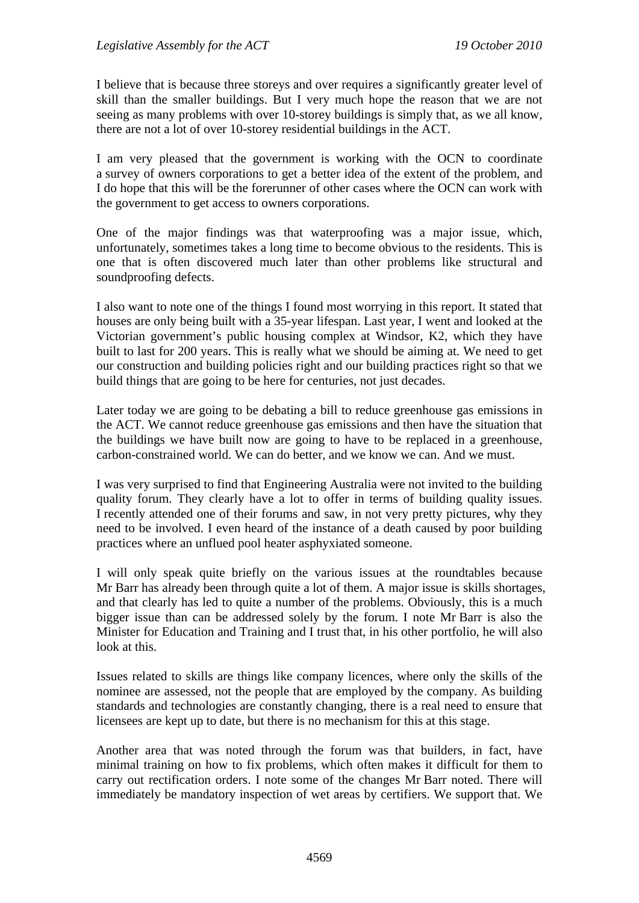I believe that is because three storeys and over requires a significantly greater level of skill than the smaller buildings. But I very much hope the reason that we are not seeing as many problems with over 10-storey buildings is simply that, as we all know, there are not a lot of over 10-storey residential buildings in the ACT.

I am very pleased that the government is working with the OCN to coordinate a survey of owners corporations to get a better idea of the extent of the problem, and I do hope that this will be the forerunner of other cases where the OCN can work with the government to get access to owners corporations.

One of the major findings was that waterproofing was a major issue, which, unfortunately, sometimes takes a long time to become obvious to the residents. This is one that is often discovered much later than other problems like structural and soundproofing defects.

I also want to note one of the things I found most worrying in this report. It stated that houses are only being built with a 35-year lifespan. Last year, I went and looked at the Victorian government's public housing complex at Windsor, K2, which they have built to last for 200 years. This is really what we should be aiming at. We need to get our construction and building policies right and our building practices right so that we build things that are going to be here for centuries, not just decades.

Later today we are going to be debating a bill to reduce greenhouse gas emissions in the ACT. We cannot reduce greenhouse gas emissions and then have the situation that the buildings we have built now are going to have to be replaced in a greenhouse, carbon-constrained world. We can do better, and we know we can. And we must.

I was very surprised to find that Engineering Australia were not invited to the building quality forum. They clearly have a lot to offer in terms of building quality issues. I recently attended one of their forums and saw, in not very pretty pictures, why they need to be involved. I even heard of the instance of a death caused by poor building practices where an unflued pool heater asphyxiated someone.

I will only speak quite briefly on the various issues at the roundtables because Mr Barr has already been through quite a lot of them. A major issue is skills shortages, and that clearly has led to quite a number of the problems. Obviously, this is a much bigger issue than can be addressed solely by the forum. I note Mr Barr is also the Minister for Education and Training and I trust that, in his other portfolio, he will also look at this.

Issues related to skills are things like company licences, where only the skills of the nominee are assessed, not the people that are employed by the company. As building standards and technologies are constantly changing, there is a real need to ensure that licensees are kept up to date, but there is no mechanism for this at this stage.

Another area that was noted through the forum was that builders, in fact, have minimal training on how to fix problems, which often makes it difficult for them to carry out rectification orders. I note some of the changes Mr Barr noted. There will immediately be mandatory inspection of wet areas by certifiers. We support that. We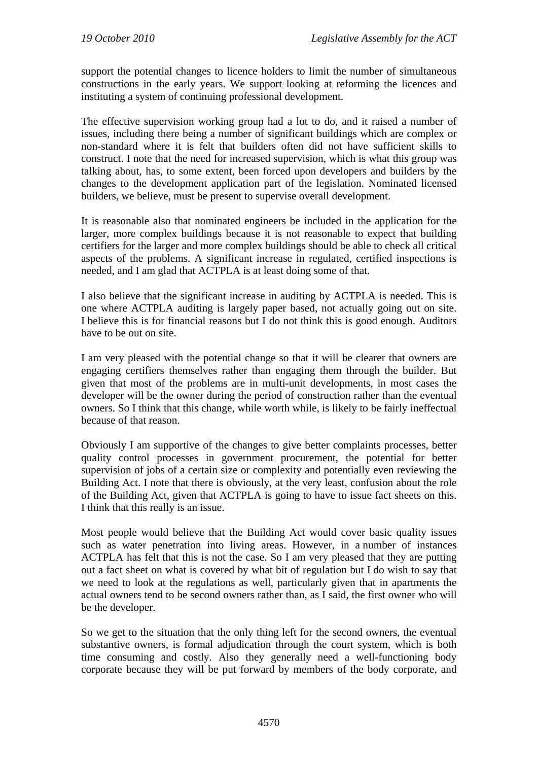support the potential changes to licence holders to limit the number of simultaneous constructions in the early years. We support looking at reforming the licences and instituting a system of continuing professional development.

The effective supervision working group had a lot to do, and it raised a number of issues, including there being a number of significant buildings which are complex or non-standard where it is felt that builders often did not have sufficient skills to construct. I note that the need for increased supervision, which is what this group was talking about, has, to some extent, been forced upon developers and builders by the changes to the development application part of the legislation. Nominated licensed builders, we believe, must be present to supervise overall development.

It is reasonable also that nominated engineers be included in the application for the larger, more complex buildings because it is not reasonable to expect that building certifiers for the larger and more complex buildings should be able to check all critical aspects of the problems. A significant increase in regulated, certified inspections is needed, and I am glad that ACTPLA is at least doing some of that.

I also believe that the significant increase in auditing by ACTPLA is needed. This is one where ACTPLA auditing is largely paper based, not actually going out on site. I believe this is for financial reasons but I do not think this is good enough. Auditors have to be out on site.

I am very pleased with the potential change so that it will be clearer that owners are engaging certifiers themselves rather than engaging them through the builder. But given that most of the problems are in multi-unit developments, in most cases the developer will be the owner during the period of construction rather than the eventual owners. So I think that this change, while worth while, is likely to be fairly ineffectual because of that reason.

Obviously I am supportive of the changes to give better complaints processes, better quality control processes in government procurement, the potential for better supervision of jobs of a certain size or complexity and potentially even reviewing the Building Act. I note that there is obviously, at the very least, confusion about the role of the Building Act, given that ACTPLA is going to have to issue fact sheets on this. I think that this really is an issue.

Most people would believe that the Building Act would cover basic quality issues such as water penetration into living areas. However, in a number of instances ACTPLA has felt that this is not the case. So I am very pleased that they are putting out a fact sheet on what is covered by what bit of regulation but I do wish to say that we need to look at the regulations as well, particularly given that in apartments the actual owners tend to be second owners rather than, as I said, the first owner who will be the developer.

So we get to the situation that the only thing left for the second owners, the eventual substantive owners, is formal adjudication through the court system, which is both time consuming and costly. Also they generally need a well-functioning body corporate because they will be put forward by members of the body corporate, and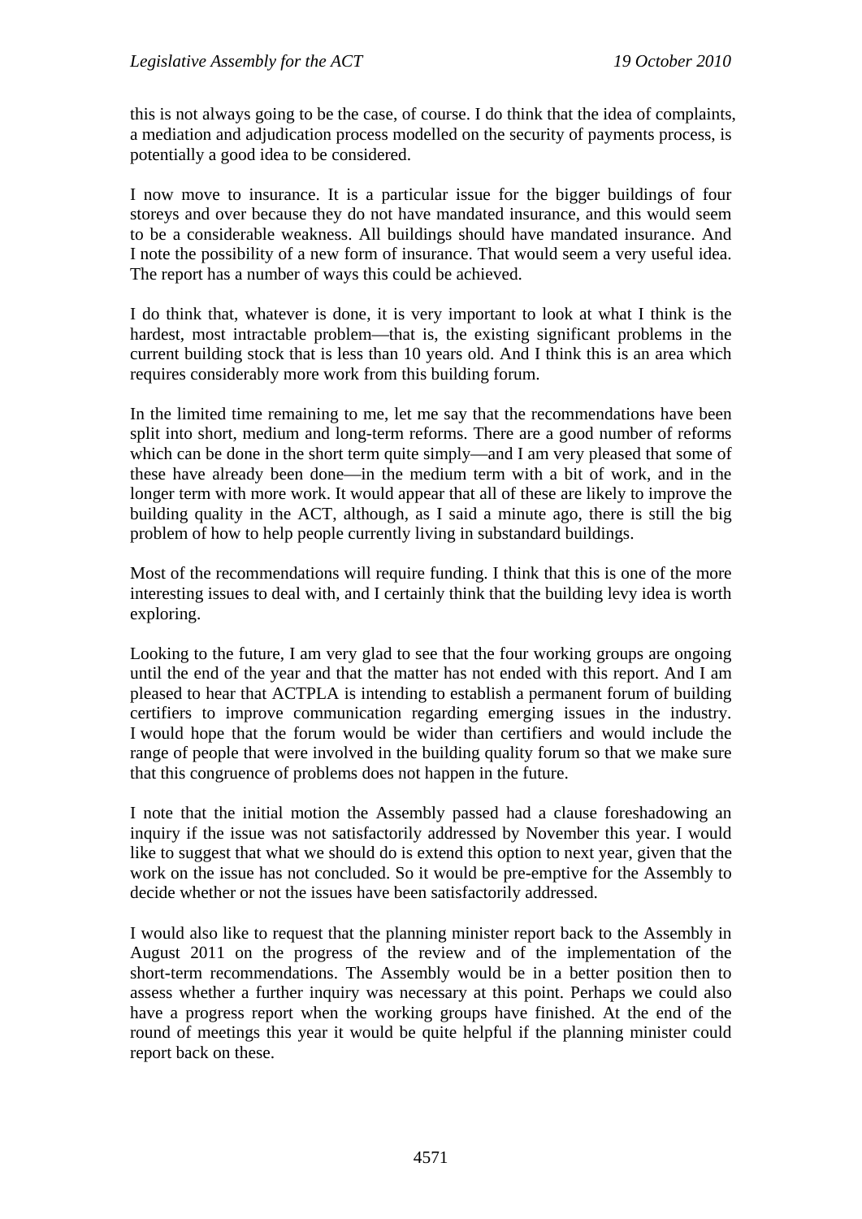this is not always going to be the case, of course. I do think that the idea of complaints, a mediation and adjudication process modelled on the security of payments process, is potentially a good idea to be considered.

I now move to insurance. It is a particular issue for the bigger buildings of four storeys and over because they do not have mandated insurance, and this would seem to be a considerable weakness. All buildings should have mandated insurance. And I note the possibility of a new form of insurance. That would seem a very useful idea. The report has a number of ways this could be achieved.

I do think that, whatever is done, it is very important to look at what I think is the hardest, most intractable problem—that is, the existing significant problems in the current building stock that is less than 10 years old. And I think this is an area which requires considerably more work from this building forum.

In the limited time remaining to me, let me say that the recommendations have been split into short, medium and long-term reforms. There are a good number of reforms which can be done in the short term quite simply—and I am very pleased that some of these have already been done—in the medium term with a bit of work, and in the longer term with more work. It would appear that all of these are likely to improve the building quality in the ACT, although, as I said a minute ago, there is still the big problem of how to help people currently living in substandard buildings.

Most of the recommendations will require funding. I think that this is one of the more interesting issues to deal with, and I certainly think that the building levy idea is worth exploring.

Looking to the future, I am very glad to see that the four working groups are ongoing until the end of the year and that the matter has not ended with this report. And I am pleased to hear that ACTPLA is intending to establish a permanent forum of building certifiers to improve communication regarding emerging issues in the industry. I would hope that the forum would be wider than certifiers and would include the range of people that were involved in the building quality forum so that we make sure that this congruence of problems does not happen in the future.

I note that the initial motion the Assembly passed had a clause foreshadowing an inquiry if the issue was not satisfactorily addressed by November this year. I would like to suggest that what we should do is extend this option to next year, given that the work on the issue has not concluded. So it would be pre-emptive for the Assembly to decide whether or not the issues have been satisfactorily addressed.

I would also like to request that the planning minister report back to the Assembly in August 2011 on the progress of the review and of the implementation of the short-term recommendations. The Assembly would be in a better position then to assess whether a further inquiry was necessary at this point. Perhaps we could also have a progress report when the working groups have finished. At the end of the round of meetings this year it would be quite helpful if the planning minister could report back on these.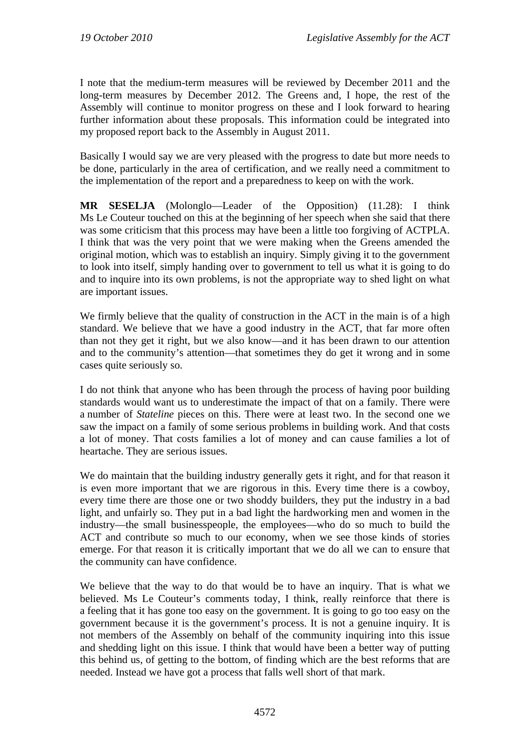I note that the medium-term measures will be reviewed by December 2011 and the long-term measures by December 2012. The Greens and, I hope, the rest of the Assembly will continue to monitor progress on these and I look forward to hearing further information about these proposals. This information could be integrated into my proposed report back to the Assembly in August 2011.

Basically I would say we are very pleased with the progress to date but more needs to be done, particularly in the area of certification, and we really need a commitment to the implementation of the report and a preparedness to keep on with the work.

**MR SESELJA** (Molonglo—Leader of the Opposition) (11.28): I think Ms Le Couteur touched on this at the beginning of her speech when she said that there was some criticism that this process may have been a little too forgiving of ACTPLA. I think that was the very point that we were making when the Greens amended the original motion, which was to establish an inquiry. Simply giving it to the government to look into itself, simply handing over to government to tell us what it is going to do and to inquire into its own problems, is not the appropriate way to shed light on what are important issues.

We firmly believe that the quality of construction in the ACT in the main is of a high standard. We believe that we have a good industry in the ACT, that far more often than not they get it right, but we also know—and it has been drawn to our attention and to the community's attention—that sometimes they do get it wrong and in some cases quite seriously so.

I do not think that anyone who has been through the process of having poor building standards would want us to underestimate the impact of that on a family. There were a number of *Stateline* pieces on this. There were at least two. In the second one we saw the impact on a family of some serious problems in building work. And that costs a lot of money. That costs families a lot of money and can cause families a lot of heartache. They are serious issues.

We do maintain that the building industry generally gets it right, and for that reason it is even more important that we are rigorous in this. Every time there is a cowboy, every time there are those one or two shoddy builders, they put the industry in a bad light, and unfairly so. They put in a bad light the hardworking men and women in the industry—the small businesspeople, the employees—who do so much to build the ACT and contribute so much to our economy, when we see those kinds of stories emerge. For that reason it is critically important that we do all we can to ensure that the community can have confidence.

We believe that the way to do that would be to have an inquiry. That is what we believed. Ms Le Couteur's comments today, I think, really reinforce that there is a feeling that it has gone too easy on the government. It is going to go too easy on the government because it is the government's process. It is not a genuine inquiry. It is not members of the Assembly on behalf of the community inquiring into this issue and shedding light on this issue. I think that would have been a better way of putting this behind us, of getting to the bottom, of finding which are the best reforms that are needed. Instead we have got a process that falls well short of that mark.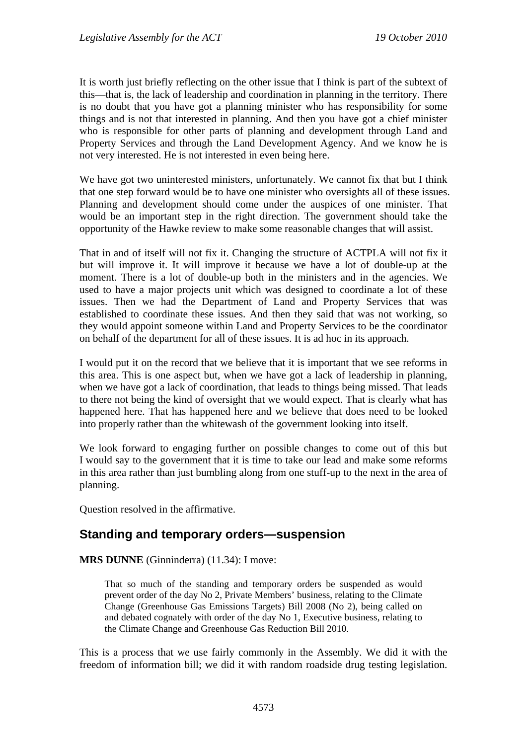It is worth just briefly reflecting on the other issue that I think is part of the subtext of this—that is, the lack of leadership and coordination in planning in the territory. There is no doubt that you have got a planning minister who has responsibility for some things and is not that interested in planning. And then you have got a chief minister who is responsible for other parts of planning and development through Land and Property Services and through the Land Development Agency. And we know he is not very interested. He is not interested in even being here.

We have got two uninterested ministers, unfortunately. We cannot fix that but I think that one step forward would be to have one minister who oversights all of these issues. Planning and development should come under the auspices of one minister. That would be an important step in the right direction. The government should take the opportunity of the Hawke review to make some reasonable changes that will assist.

That in and of itself will not fix it. Changing the structure of ACTPLA will not fix it but will improve it. It will improve it because we have a lot of double-up at the moment. There is a lot of double-up both in the ministers and in the agencies. We used to have a major projects unit which was designed to coordinate a lot of these issues. Then we had the Department of Land and Property Services that was established to coordinate these issues. And then they said that was not working, so they would appoint someone within Land and Property Services to be the coordinator on behalf of the department for all of these issues. It is ad hoc in its approach.

I would put it on the record that we believe that it is important that we see reforms in this area. This is one aspect but, when we have got a lack of leadership in planning, when we have got a lack of coordination, that leads to things being missed. That leads to there not being the kind of oversight that we would expect. That is clearly what has happened here. That has happened here and we believe that does need to be looked into properly rather than the whitewash of the government looking into itself.

We look forward to engaging further on possible changes to come out of this but I would say to the government that it is time to take our lead and make some reforms in this area rather than just bumbling along from one stuff-up to the next in the area of planning.

Question resolved in the affirmative.

## Standing and temporary orders—suspension

**MRS DUNNE** (Ginninderra) (11.34): I move:

> That so much of the standing and temporary orders be suspended as would prevent order of the day No 2, Private Members' business, relating to the Climate Change (Greenhouse Gas Emissions Targets) Bill 2008 (No 2), being called on and debated cognately with order of the day No 1, Executive business, relating to the Climate Change and Greenhouse Gas Reduction Bill 2010.

This is a process that we use fairly commonly in the Assembly. We did it with the freedom of information bill; we did it with random roadside drug testing legislation.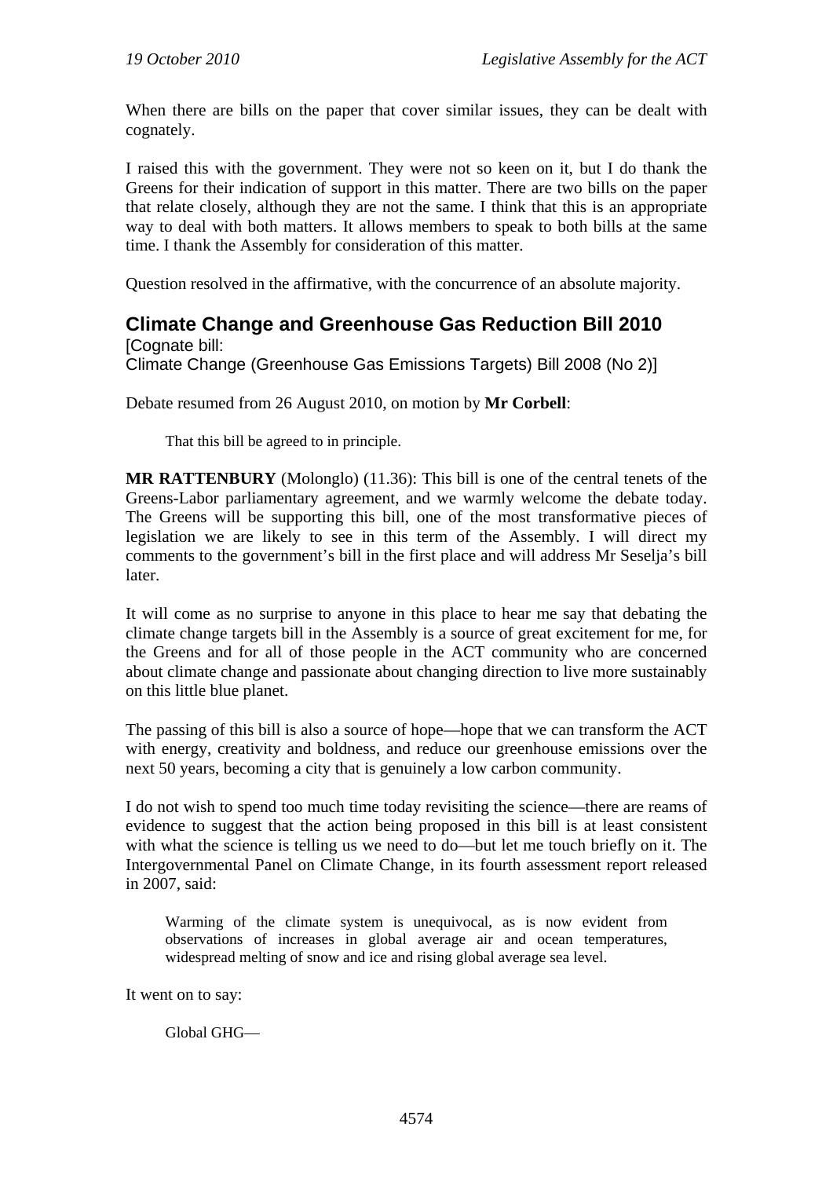When there are bills on the paper that cover similar issues, they can be dealt with cognately.

I raised this with the government. They were not so keen on it, but I do thank the Greens for their indication of support in this matter. There are two bills on the paper that relate closely, although they are not the same. I think that this is an appropriate way to deal with both matters. It allows members to speak to both bills at the same time. I thank the Assembly for consideration of this matter.

Question resolved in the affirmative, with the concurrence of an absolute majority.

## Climate Change and Greenhouse Gas Reduction Bill 2010

[Cognate bill:
Climate Change (Greenhouse Gas Emissions Targets) Bill 2008 (No 2)]

Debate resumed from 26 August 2010, on motion by **Mr Corbell**:

> That this bill be agreed to in principle.

**MR RATTENBURY** (Molonglo) (11.36): This bill is one of the central tenets of the Greens-Labor parliamentary agreement, and we warmly welcome the debate today. The Greens will be supporting this bill, one of the most transformative pieces of legislation we are likely to see in this term of the Assembly. I will direct my comments to the government's bill in the first place and will address Mr Seselja's bill later.

It will come as no surprise to anyone in this place to hear me say that debating the climate change targets bill in the Assembly is a source of great excitement for me, for the Greens and for all of those people in the ACT community who are concerned about climate change and passionate about changing direction to live more sustainably on this little blue planet.

The passing of this bill is also a source of hope—hope that we can transform the ACT with energy, creativity and boldness, and reduce our greenhouse emissions over the next 50 years, becoming a city that is genuinely a low carbon community.

I do not wish to spend too much time today revisiting the science—there are reams of evidence to suggest that the action being proposed in this bill is at least consistent with what the science is telling us we need to do—but let me touch briefly on it. The Intergovernmental Panel on Climate Change, in its fourth assessment report released in 2007, said:

> Warming of the climate system is unequivocal, as is now evident from observations of increases in global average air and ocean temperatures, widespread melting of snow and ice and rising global average sea level.

It went on to say:

> Global GHG—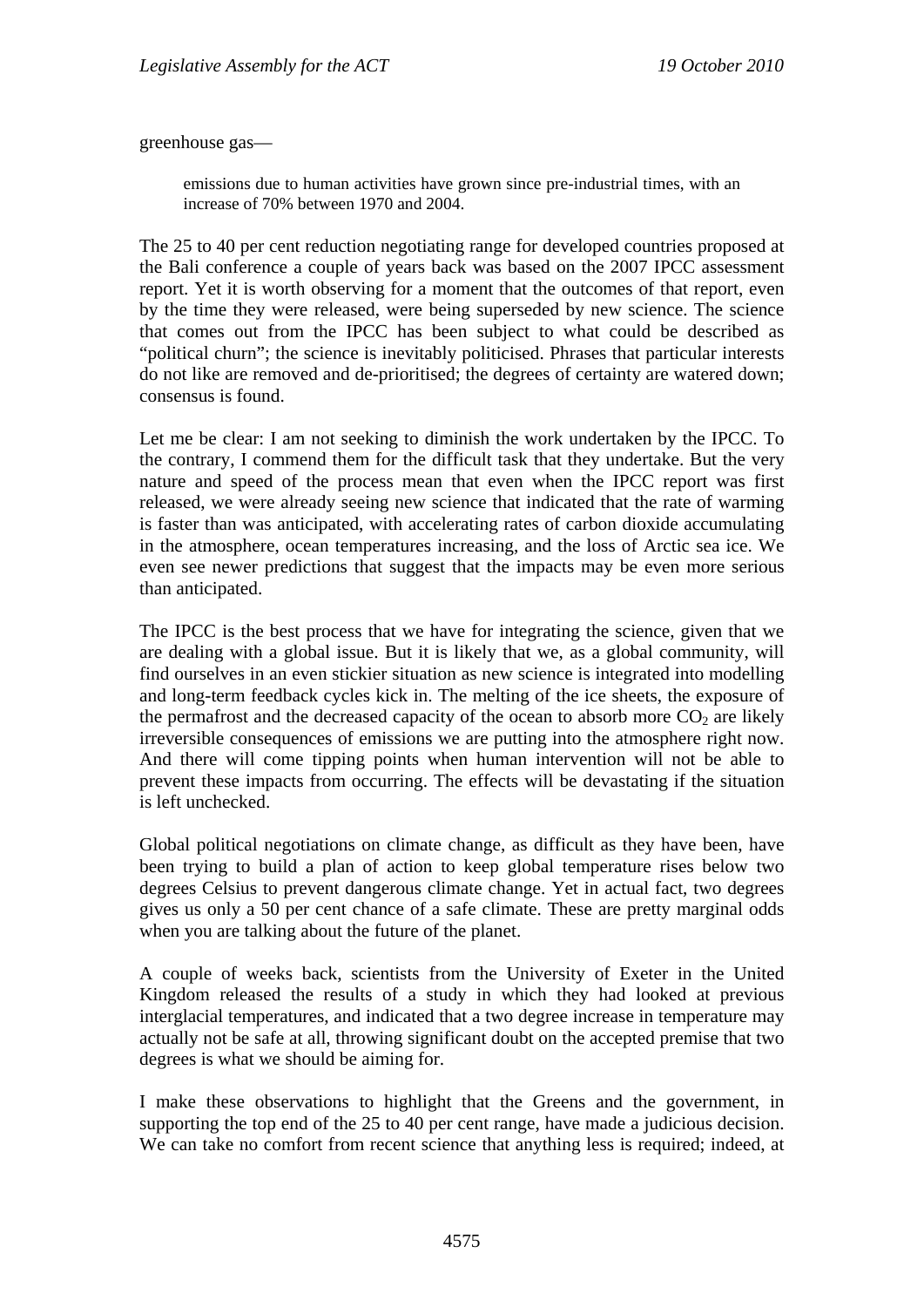greenhouse gas—

> emissions due to human activities have grown since pre-industrial times, with an increase of 70% between 1970 and 2004.

The 25 to 40 per cent reduction negotiating range for developed countries proposed at the Bali conference a couple of years back was based on the 2007 IPCC assessment report. Yet it is worth observing for a moment that the outcomes of that report, even by the time they were released, were being superseded by new science. The science that comes out from the IPCC has been subject to what could be described as "political churn"; the science is inevitably politicised. Phrases that particular interests do not like are removed and de-prioritised; the degrees of certainty are watered down; consensus is found.

Let me be clear: I am not seeking to diminish the work undertaken by the IPCC. To the contrary, I commend them for the difficult task that they undertake. But the very nature and speed of the process mean that even when the IPCC report was first released, we were already seeing new science that indicated that the rate of warming is faster than was anticipated, with accelerating rates of carbon dioxide accumulating in the atmosphere, ocean temperatures increasing, and the loss of Arctic sea ice. We even see newer predictions that suggest that the impacts may be even more serious than anticipated.

The IPCC is the best process that we have for integrating the science, given that we are dealing with a global issue. But it is likely that we, as a global community, will find ourselves in an even stickier situation as new science is integrated into modelling and long-term feedback cycles kick in. The melting of the ice sheets, the exposure of the permafrost and the decreased capacity of the ocean to absorb more $CO_2$ are likely irreversible consequences of emissions we are putting into the atmosphere right now. And there will come tipping points when human intervention will not be able to prevent these impacts from occurring. The effects will be devastating if the situation is left unchecked.

Global political negotiations on climate change, as difficult as they have been, have been trying to build a plan of action to keep global temperature rises below two degrees Celsius to prevent dangerous climate change. Yet in actual fact, two degrees gives us only a 50 per cent chance of a safe climate. These are pretty marginal odds when you are talking about the future of the planet.

A couple of weeks back, scientists from the University of Exeter in the United Kingdom released the results of a study in which they had looked at previous interglacial temperatures, and indicated that a two degree increase in temperature may actually not be safe at all, throwing significant doubt on the accepted premise that two degrees is what we should be aiming for.

I make these observations to highlight that the Greens and the government, in supporting the top end of the 25 to 40 per cent range, have made a judicious decision. We can take no comfort from recent science that anything less is required; indeed, at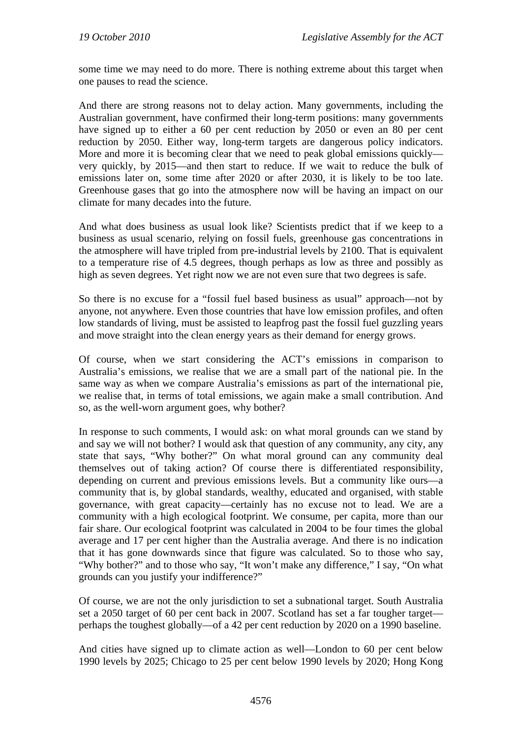some time we may need to do more. There is nothing extreme about this target when one pauses to read the science.

And there are strong reasons not to delay action. Many governments, including the Australian government, have confirmed their long-term positions: many governments have signed up to either a 60 per cent reduction by 2050 or even an 80 per cent reduction by 2050. Either way, long-term targets are dangerous policy indicators. More and more it is becoming clear that we need to peak global emissions quickly—very quickly, by 2015—and then start to reduce. If we wait to reduce the bulk of emissions later on, some time after 2020 or after 2030, it is likely to be too late. Greenhouse gases that go into the atmosphere now will be having an impact on our climate for many decades into the future.

And what does business as usual look like? Scientists predict that if we keep to a business as usual scenario, relying on fossil fuels, greenhouse gas concentrations in the atmosphere will have tripled from pre-industrial levels by 2100. That is equivalent to a temperature rise of 4.5 degrees, though perhaps as low as three and possibly as high as seven degrees. Yet right now we are not even sure that two degrees is safe.

So there is no excuse for a "fossil fuel based business as usual" approach—not by anyone, not anywhere. Even those countries that have low emission profiles, and often low standards of living, must be assisted to leapfrog past the fossil fuel guzzling years and move straight into the clean energy years as their demand for energy grows.

Of course, when we start considering the ACT's emissions in comparison to Australia's emissions, we realise that we are a small part of the national pie. In the same way as when we compare Australia's emissions as part of the international pie, we realise that, in terms of total emissions, we again make a small contribution. And so, as the well-worn argument goes, why bother?

In response to such comments, I would ask: on what moral grounds can we stand by and say we will not bother? I would ask that question of any community, any city, any state that says, "Why bother?" On what moral ground can any community deal themselves out of taking action? Of course there is differentiated responsibility, depending on current and previous emissions levels. But a community like ours—a community that is, by global standards, wealthy, educated and organised, with stable governance, with great capacity—certainly has no excuse not to lead. We are a community with a high ecological footprint. We consume, per capita, more than our fair share. Our ecological footprint was calculated in 2004 to be four times the global average and 17 per cent higher than the Australia average. And there is no indication that it has gone downwards since that figure was calculated. So to those who say, "Why bother?" and to those who say, "It won't make any difference," I say, "On what grounds can you justify your indifference?"

Of course, we are not the only jurisdiction to set a subnational target. South Australia set a 2050 target of 60 per cent back in 2007. Scotland has set a far tougher target—perhaps the toughest globally—of a 42 per cent reduction by 2020 on a 1990 baseline.

And cities have signed up to climate action as well—London to 60 per cent below 1990 levels by 2025; Chicago to 25 per cent below 1990 levels by 2020; Hong Kong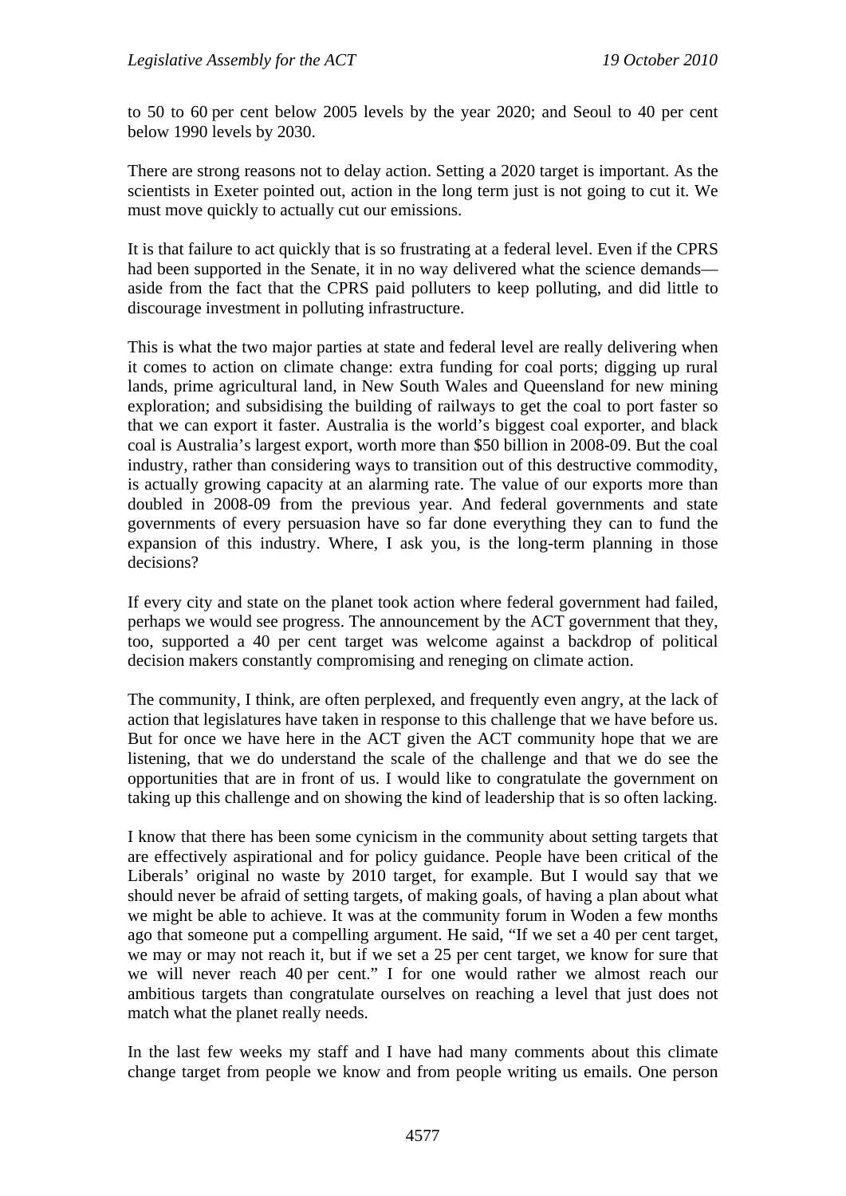to 50 to 60 per cent below 2005 levels by the year 2020; and Seoul to 40 per cent below 1990 levels by 2030.

There are strong reasons not to delay action. Setting a 2020 target is important. As the scientists in Exeter pointed out, action in the long term just is not going to cut it. We must move quickly to actually cut our emissions.

It is that failure to act quickly that is so frustrating at a federal level. Even if the CPRS had been supported in the Senate, it in no way delivered what the science demands—aside from the fact that the CPRS paid polluters to keep polluting, and did little to discourage investment in polluting infrastructure.

This is what the two major parties at state and federal level are really delivering when it comes to action on climate change: extra funding for coal ports; digging up rural lands, prime agricultural land, in New South Wales and Queensland for new mining exploration; and subsidising the building of railways to get the coal to port faster so that we can export it faster. Australia is the world's biggest coal exporter, and black coal is Australia's largest export, worth more than $50 billion in 2008-09. But the coal industry, rather than considering ways to transition out of this destructive commodity, is actually growing capacity at an alarming rate. The value of our exports more than doubled in 2008-09 from the previous year. And federal governments and state governments of every persuasion have so far done everything they can to fund the expansion of this industry. Where, I ask you, is the long-term planning in those decisions?

If every city and state on the planet took action where federal government had failed, perhaps we would see progress. The announcement by the ACT government that they, too, supported a 40 per cent target was welcome against a backdrop of political decision makers constantly compromising and reneging on climate action.

The community, I think, are often perplexed, and frequently even angry, at the lack of action that legislatures have taken in response to this challenge that we have before us. But for once we have here in the ACT given the ACT community hope that we are listening, that we do understand the scale of the challenge and that we do see the opportunities that are in front of us. I would like to congratulate the government on taking up this challenge and on showing the kind of leadership that is so often lacking.

I know that there has been some cynicism in the community about setting targets that are effectively aspirational and for policy guidance. People have been critical of the Liberals' original no waste by 2010 target, for example. But I would say that we should never be afraid of setting targets, of making goals, of having a plan about what we might be able to achieve. It was at the community forum in Woden a few months ago that someone put a compelling argument. He said, "If we set a 40 per cent target, we may or may not reach it, but if we set a 25 per cent target, we know for sure that we will never reach 40 per cent." I for one would rather we almost reach our ambitious targets than congratulate ourselves on reaching a level that just does not match what the planet really needs.

In the last few weeks my staff and I have had many comments about this climate change target from people we know and from people writing us emails. One person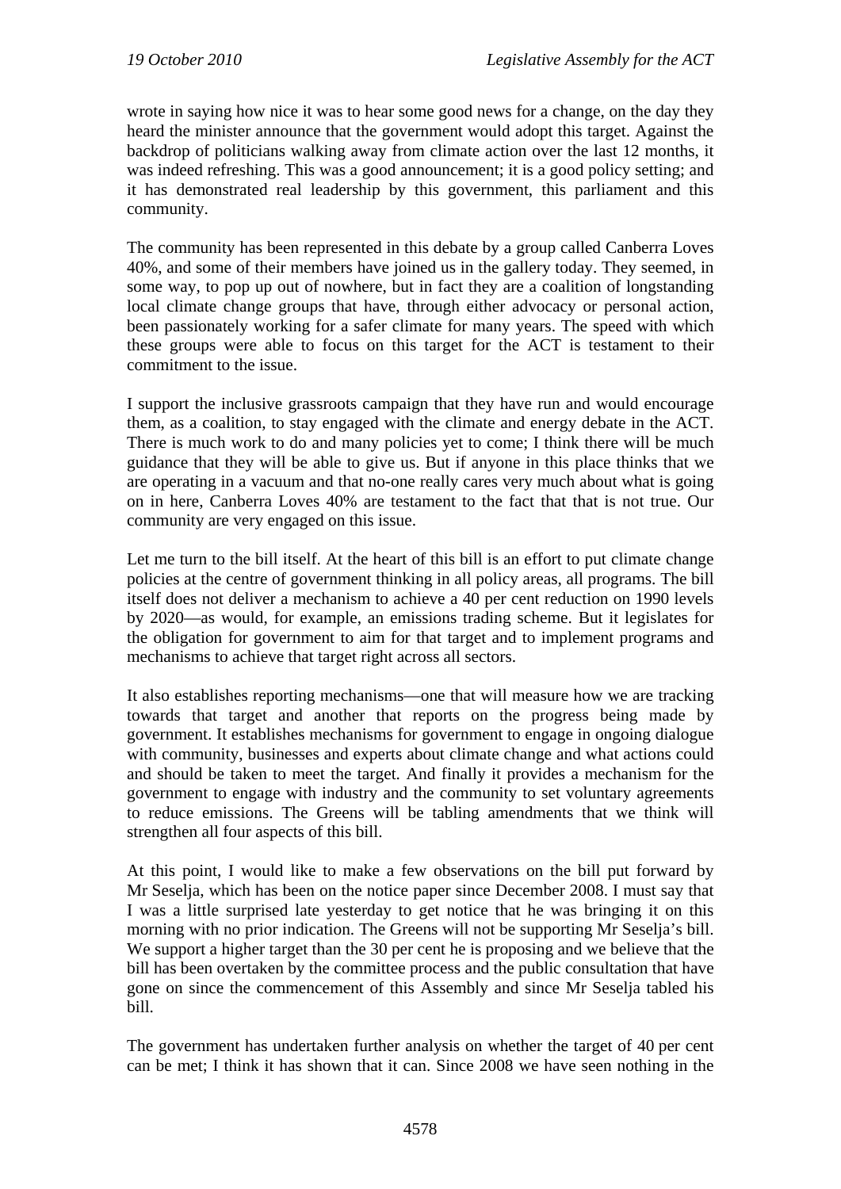wrote in saying how nice it was to hear some good news for a change, on the day they heard the minister announce that the government would adopt this target. Against the backdrop of politicians walking away from climate action over the last 12 months, it was indeed refreshing. This was a good announcement; it is a good policy setting; and it has demonstrated real leadership by this government, this parliament and this community.

The community has been represented in this debate by a group called Canberra Loves 40%, and some of their members have joined us in the gallery today. They seemed, in some way, to pop up out of nowhere, but in fact they are a coalition of longstanding local climate change groups that have, through either advocacy or personal action, been passionately working for a safer climate for many years. The speed with which these groups were able to focus on this target for the ACT is testament to their commitment to the issue.

I support the inclusive grassroots campaign that they have run and would encourage them, as a coalition, to stay engaged with the climate and energy debate in the ACT. There is much work to do and many policies yet to come; I think there will be much guidance that they will be able to give us. But if anyone in this place thinks that we are operating in a vacuum and that no-one really cares very much about what is going on in here, Canberra Loves 40% are testament to the fact that that is not true. Our community are very engaged on this issue.

Let me turn to the bill itself. At the heart of this bill is an effort to put climate change policies at the centre of government thinking in all policy areas, all programs. The bill itself does not deliver a mechanism to achieve a 40 per cent reduction on 1990 levels by 2020—as would, for example, an emissions trading scheme. But it legislates for the obligation for government to aim for that target and to implement programs and mechanisms to achieve that target right across all sectors.

It also establishes reporting mechanisms—one that will measure how we are tracking towards that target and another that reports on the progress being made by government. It establishes mechanisms for government to engage in ongoing dialogue with community, businesses and experts about climate change and what actions could and should be taken to meet the target. And finally it provides a mechanism for the government to engage with industry and the community to set voluntary agreements to reduce emissions. The Greens will be tabling amendments that we think will strengthen all four aspects of this bill.

At this point, I would like to make a few observations on the bill put forward by Mr Seselja, which has been on the notice paper since December 2008. I must say that I was a little surprised late yesterday to get notice that he was bringing it on this morning with no prior indication. The Greens will not be supporting Mr Seselja's bill. We support a higher target than the 30 per cent he is proposing and we believe that the bill has been overtaken by the committee process and the public consultation that have gone on since the commencement of this Assembly and since Mr Seselja tabled his bill.

The government has undertaken further analysis on whether the target of 40 per cent can be met; I think it has shown that it can. Since 2008 we have seen nothing in the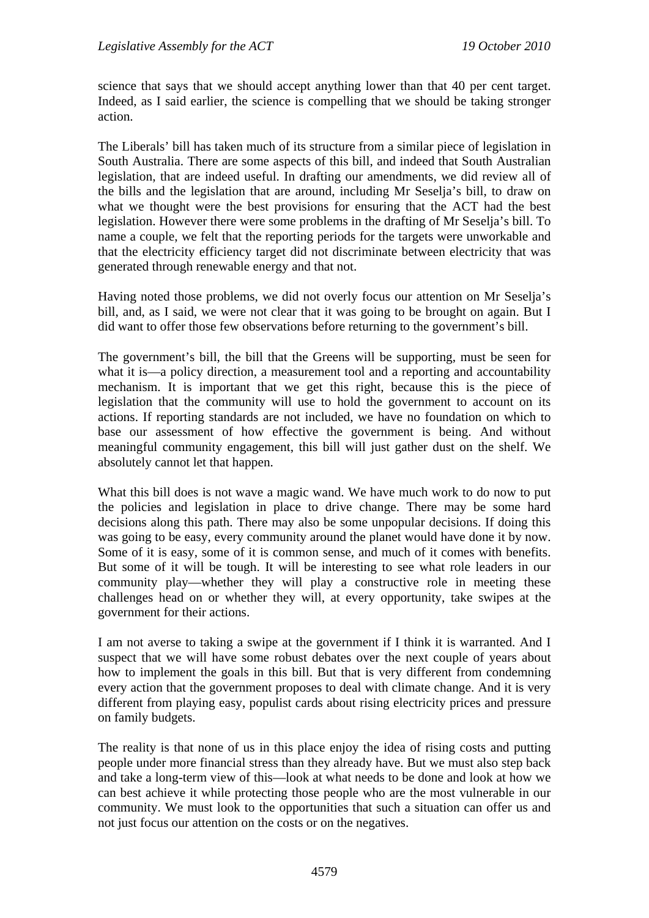science that says that we should accept anything lower than that 40 per cent target. Indeed, as I said earlier, the science is compelling that we should be taking stronger action.

The Liberals' bill has taken much of its structure from a similar piece of legislation in South Australia. There are some aspects of this bill, and indeed that South Australian legislation, that are indeed useful. In drafting our amendments, we did review all of the bills and the legislation that are around, including Mr Seselja's bill, to draw on what we thought were the best provisions for ensuring that the ACT had the best legislation. However there were some problems in the drafting of Mr Seselja's bill. To name a couple, we felt that the reporting periods for the targets were unworkable and that the electricity efficiency target did not discriminate between electricity that was generated through renewable energy and that not.

Having noted those problems, we did not overly focus our attention on Mr Seselja's bill, and, as I said, we were not clear that it was going to be brought on again. But I did want to offer those few observations before returning to the government's bill.

The government's bill, the bill that the Greens will be supporting, must be seen for what it is—a policy direction, a measurement tool and a reporting and accountability mechanism. It is important that we get this right, because this is the piece of legislation that the community will use to hold the government to account on its actions. If reporting standards are not included, we have no foundation on which to base our assessment of how effective the government is being. And without meaningful community engagement, this bill will just gather dust on the shelf. We absolutely cannot let that happen.

What this bill does is not wave a magic wand. We have much work to do now to put the policies and legislation in place to drive change. There may be some hard decisions along this path. There may also be some unpopular decisions. If doing this was going to be easy, every community around the planet would have done it by now. Some of it is easy, some of it is common sense, and much of it comes with benefits. But some of it will be tough. It will be interesting to see what role leaders in our community play—whether they will play a constructive role in meeting these challenges head on or whether they will, at every opportunity, take swipes at the government for their actions.

I am not averse to taking a swipe at the government if I think it is warranted. And I suspect that we will have some robust debates over the next couple of years about how to implement the goals in this bill. But that is very different from condemning every action that the government proposes to deal with climate change. And it is very different from playing easy, populist cards about rising electricity prices and pressure on family budgets.

The reality is that none of us in this place enjoy the idea of rising costs and putting people under more financial stress than they already have. But we must also step back and take a long-term view of this—look at what needs to be done and look at how we can best achieve it while protecting those people who are the most vulnerable in our community. We must look to the opportunities that such a situation can offer us and not just focus our attention on the costs or on the negatives.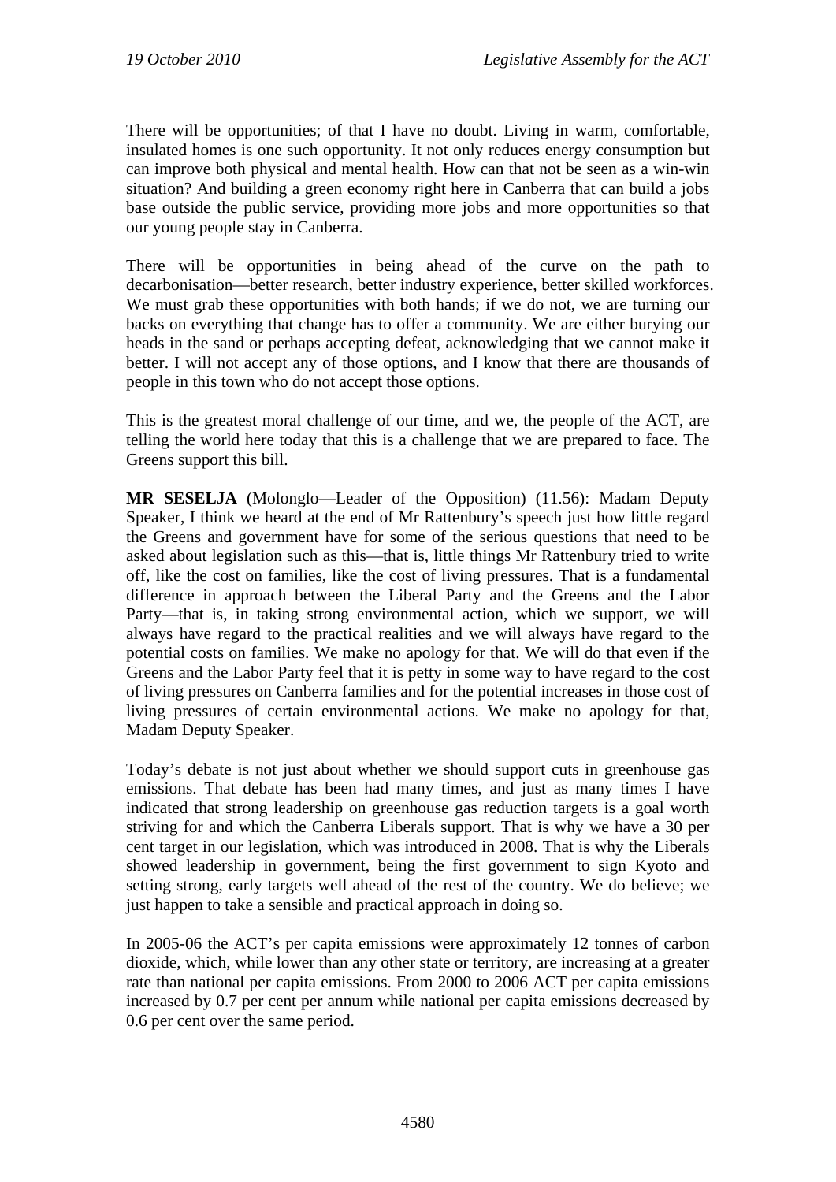There will be opportunities; of that I have no doubt. Living in warm, comfortable, insulated homes is one such opportunity. It not only reduces energy consumption but can improve both physical and mental health. How can that not be seen as a win-win situation? And building a green economy right here in Canberra that can build a jobs base outside the public service, providing more jobs and more opportunities so that our young people stay in Canberra.

There will be opportunities in being ahead of the curve on the path to decarbonisation—better research, better industry experience, better skilled workforces. We must grab these opportunities with both hands; if we do not, we are turning our backs on everything that change has to offer a community. We are either burying our heads in the sand or perhaps accepting defeat, acknowledging that we cannot make it better. I will not accept any of those options, and I know that there are thousands of people in this town who do not accept those options.

This is the greatest moral challenge of our time, and we, the people of the ACT, are telling the world here today that this is a challenge that we are prepared to face. The Greens support this bill.

**MR SESELJA** (Molonglo—Leader of the Opposition) (11.56): Madam Deputy Speaker, I think we heard at the end of Mr Rattenbury's speech just how little regard the Greens and government have for some of the serious questions that need to be asked about legislation such as this—that is, little things Mr Rattenbury tried to write off, like the cost on families, like the cost of living pressures. That is a fundamental difference in approach between the Liberal Party and the Greens and the Labor Party—that is, in taking strong environmental action, which we support, we will always have regard to the practical realities and we will always have regard to the potential costs on families. We make no apology for that. We will do that even if the Greens and the Labor Party feel that it is petty in some way to have regard to the cost of living pressures on Canberra families and for the potential increases in those cost of living pressures of certain environmental actions. We make no apology for that, Madam Deputy Speaker.

Today's debate is not just about whether we should support cuts in greenhouse gas emissions. That debate has been had many times, and just as many times I have indicated that strong leadership on greenhouse gas reduction targets is a goal worth striving for and which the Canberra Liberals support. That is why we have a 30 per cent target in our legislation, which was introduced in 2008. That is why the Liberals showed leadership in government, being the first government to sign Kyoto and setting strong, early targets well ahead of the rest of the country. We do believe; we just happen to take a sensible and practical approach in doing so.

In 2005-06 the ACT's per capita emissions were approximately 12 tonnes of carbon dioxide, which, while lower than any other state or territory, are increasing at a greater rate than national per capita emissions. From 2000 to 2006 ACT per capita emissions increased by 0.7 per cent per annum while national per capita emissions decreased by 0.6 per cent over the same period.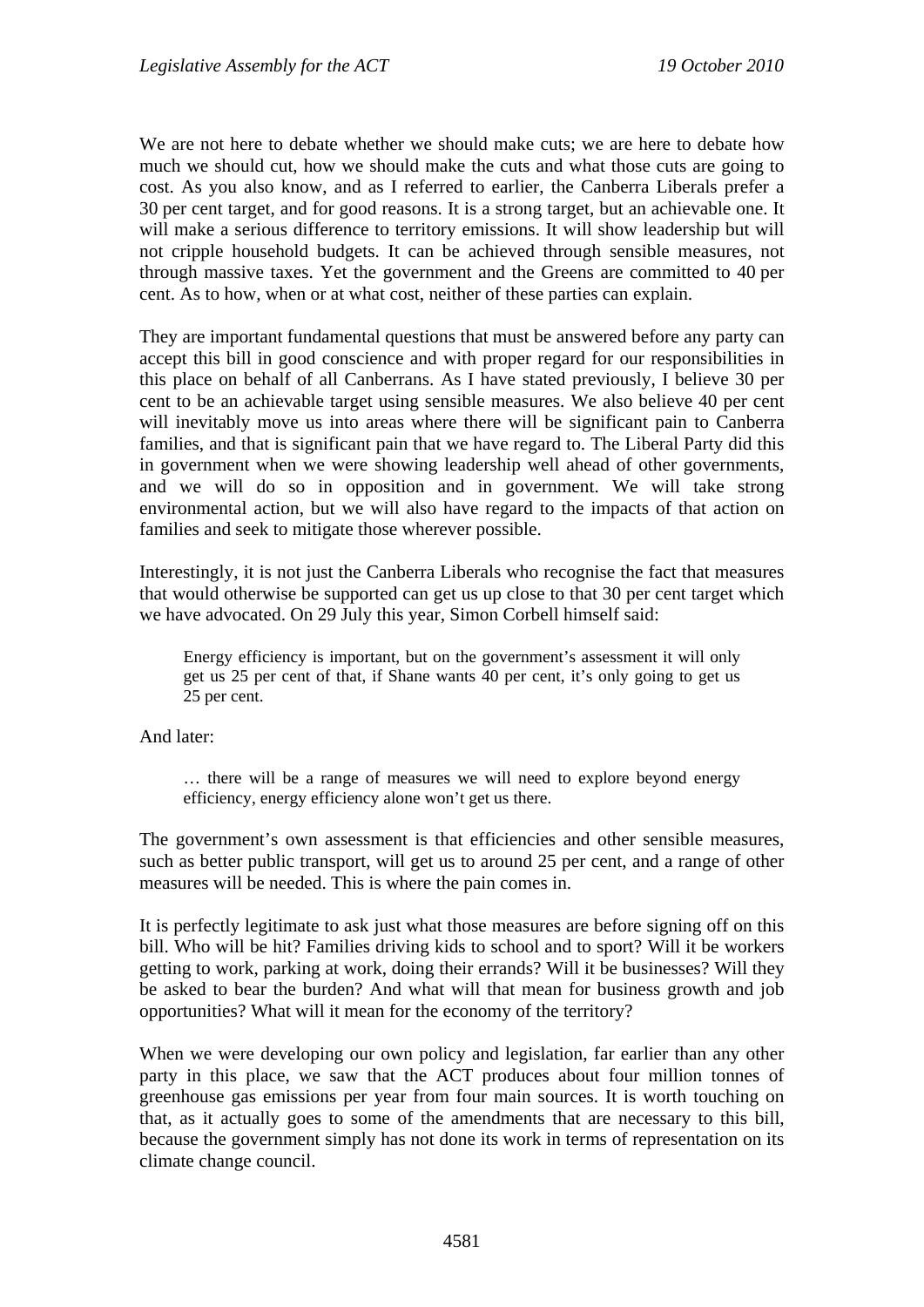We are not here to debate whether we should make cuts; we are here to debate how much we should cut, how we should make the cuts and what those cuts are going to cost. As you also know, and as I referred to earlier, the Canberra Liberals prefer a 30 per cent target, and for good reasons. It is a strong target, but an achievable one. It will make a serious difference to territory emissions. It will show leadership but will not cripple household budgets. It can be achieved through sensible measures, not through massive taxes. Yet the government and the Greens are committed to 40 per cent. As to how, when or at what cost, neither of these parties can explain.

They are important fundamental questions that must be answered before any party can accept this bill in good conscience and with proper regard for our responsibilities in this place on behalf of all Canberrans. As I have stated previously, I believe 30 per cent to be an achievable target using sensible measures. We also believe 40 per cent will inevitably move us into areas where there will be significant pain to Canberra families, and that is significant pain that we have regard to. The Liberal Party did this in government when we were showing leadership well ahead of other governments, and we will do so in opposition and in government. We will take strong environmental action, but we will also have regard to the impacts of that action on families and seek to mitigate those wherever possible.

Interestingly, it is not just the Canberra Liberals who recognise the fact that measures that would otherwise be supported can get us up close to that 30 per cent target which we have advocated. On 29 July this year, Simon Corbell himself said:

> Energy efficiency is important, but on the government's assessment it will only get us 25 per cent of that, if Shane wants 40 per cent, it's only going to get us 25 per cent.

And later:

> … there will be a range of measures we will need to explore beyond energy efficiency, energy efficiency alone won't get us there.

The government's own assessment is that efficiencies and other sensible measures, such as better public transport, will get us to around 25 per cent, and a range of other measures will be needed. This is where the pain comes in.

It is perfectly legitimate to ask just what those measures are before signing off on this bill. Who will be hit? Families driving kids to school and to sport? Will it be workers getting to work, parking at work, doing their errands? Will it be businesses? Will they be asked to bear the burden? And what will that mean for business growth and job opportunities? What will it mean for the economy of the territory?

When we were developing our own policy and legislation, far earlier than any other party in this place, we saw that the ACT produces about four million tonnes of greenhouse gas emissions per year from four main sources. It is worth touching on that, as it actually goes to some of the amendments that are necessary to this bill, because the government simply has not done its work in terms of representation on its climate change council.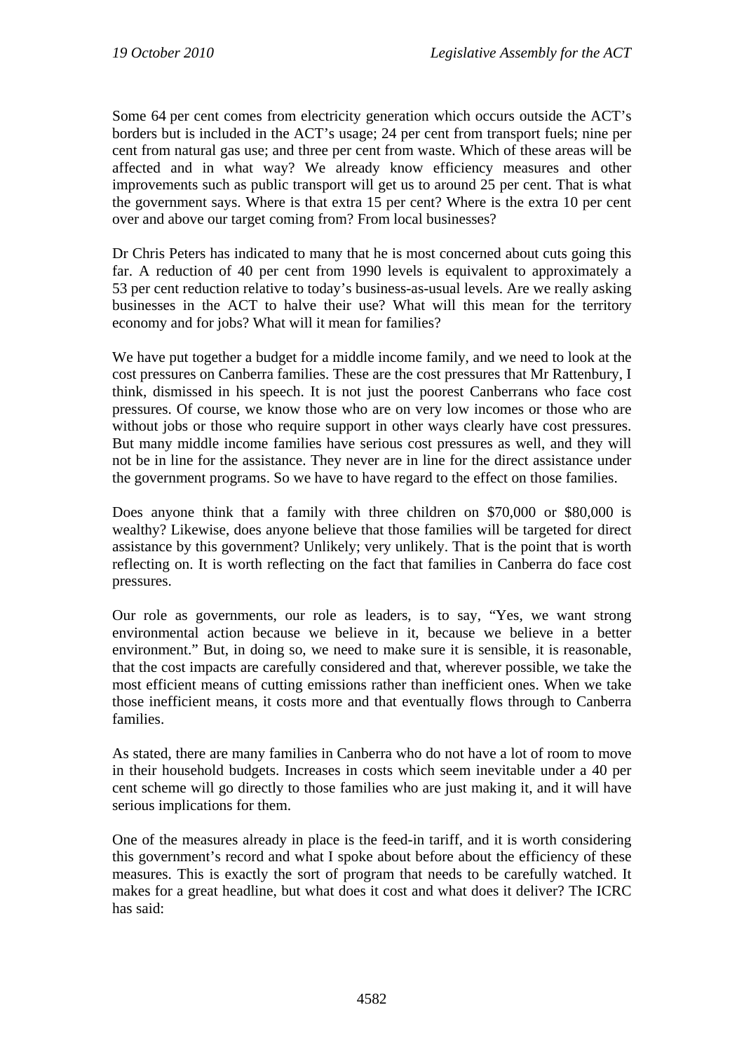Some 64 per cent comes from electricity generation which occurs outside the ACT's borders but is included in the ACT's usage; 24 per cent from transport fuels; nine per cent from natural gas use; and three per cent from waste. Which of these areas will be affected and in what way? We already know efficiency measures and other improvements such as public transport will get us to around 25 per cent. That is what the government says. Where is that extra 15 per cent? Where is the extra 10 per cent over and above our target coming from? From local businesses?

Dr Chris Peters has indicated to many that he is most concerned about cuts going this far. A reduction of 40 per cent from 1990 levels is equivalent to approximately a 53 per cent reduction relative to today's business-as-usual levels. Are we really asking businesses in the ACT to halve their use? What will this mean for the territory economy and for jobs? What will it mean for families?

We have put together a budget for a middle income family, and we need to look at the cost pressures on Canberra families. These are the cost pressures that Mr Rattenbury, I think, dismissed in his speech. It is not just the poorest Canberrans who face cost pressures. Of course, we know those who are on very low incomes or those who are without jobs or those who require support in other ways clearly have cost pressures. But many middle income families have serious cost pressures as well, and they will not be in line for the assistance. They never are in line for the direct assistance under the government programs. So we have to have regard to the effect on those families.

Does anyone think that a family with three children on $70,000 or $80,000 is wealthy? Likewise, does anyone believe that those families will be targeted for direct assistance by this government? Unlikely; very unlikely. That is the point that is worth reflecting on. It is worth reflecting on the fact that families in Canberra do face cost pressures.

Our role as governments, our role as leaders, is to say, "Yes, we want strong environmental action because we believe in it, because we believe in a better environment." But, in doing so, we need to make sure it is sensible, it is reasonable, that the cost impacts are carefully considered and that, wherever possible, we take the most efficient means of cutting emissions rather than inefficient ones. When we take those inefficient means, it costs more and that eventually flows through to Canberra families.

As stated, there are many families in Canberra who do not have a lot of room to move in their household budgets. Increases in costs which seem inevitable under a 40 per cent scheme will go directly to those families who are just making it, and it will have serious implications for them.

One of the measures already in place is the feed-in tariff, and it is worth considering this government's record and what I spoke about before about the efficiency of these measures. This is exactly the sort of program that needs to be carefully watched. It makes for a great headline, but what does it cost and what does it deliver? The ICRC has said: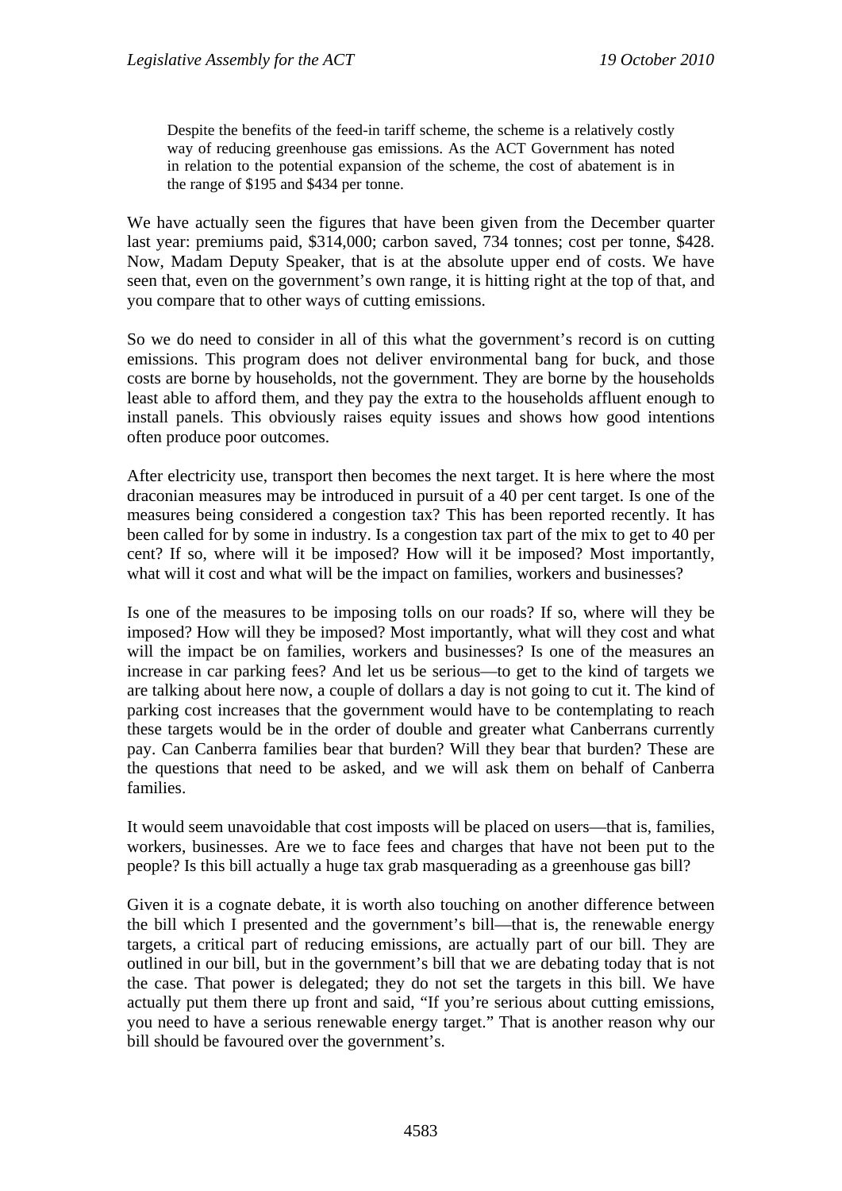> Despite the benefits of the feed-in tariff scheme, the scheme is a relatively costly way of reducing greenhouse gas emissions. As the ACT Government has noted in relation to the potential expansion of the scheme, the cost of abatement is in the range of $195 and $434 per tonne.

We have actually seen the figures that have been given from the December quarter last year: premiums paid, $314,000; carbon saved, 734 tonnes; cost per tonne, $428. Now, Madam Deputy Speaker, that is at the absolute upper end of costs. We have seen that, even on the government's own range, it is hitting right at the top of that, and you compare that to other ways of cutting emissions.

So we do need to consider in all of this what the government's record is on cutting emissions. This program does not deliver environmental bang for buck, and those costs are borne by households, not the government. They are borne by the households least able to afford them, and they pay the extra to the households affluent enough to install panels. This obviously raises equity issues and shows how good intentions often produce poor outcomes.

After electricity use, transport then becomes the next target. It is here where the most draconian measures may be introduced in pursuit of a 40 per cent target. Is one of the measures being considered a congestion tax? This has been reported recently. It has been called for by some in industry. Is a congestion tax part of the mix to get to 40 per cent? If so, where will it be imposed? How will it be imposed? Most importantly, what will it cost and what will be the impact on families, workers and businesses?

Is one of the measures to be imposing tolls on our roads? If so, where will they be imposed? How will they be imposed? Most importantly, what will they cost and what will the impact be on families, workers and businesses? Is one of the measures an increase in car parking fees? And let us be serious—to get to the kind of targets we are talking about here now, a couple of dollars a day is not going to cut it. The kind of parking cost increases that the government would have to be contemplating to reach these targets would be in the order of double and greater what Canberrans currently pay. Can Canberra families bear that burden? Will they bear that burden? These are the questions that need to be asked, and we will ask them on behalf of Canberra families.

It would seem unavoidable that cost imposts will be placed on users—that is, families, workers, businesses. Are we to face fees and charges that have not been put to the people? Is this bill actually a huge tax grab masquerading as a greenhouse gas bill?

Given it is a cognate debate, it is worth also touching on another difference between the bill which I presented and the government's bill—that is, the renewable energy targets, a critical part of reducing emissions, are actually part of our bill. They are outlined in our bill, but in the government's bill that we are debating today that is not the case. That power is delegated; they do not set the targets in this bill. We have actually put them there up front and said, "If you're serious about cutting emissions, you need to have a serious renewable energy target." That is another reason why our bill should be favoured over the government's.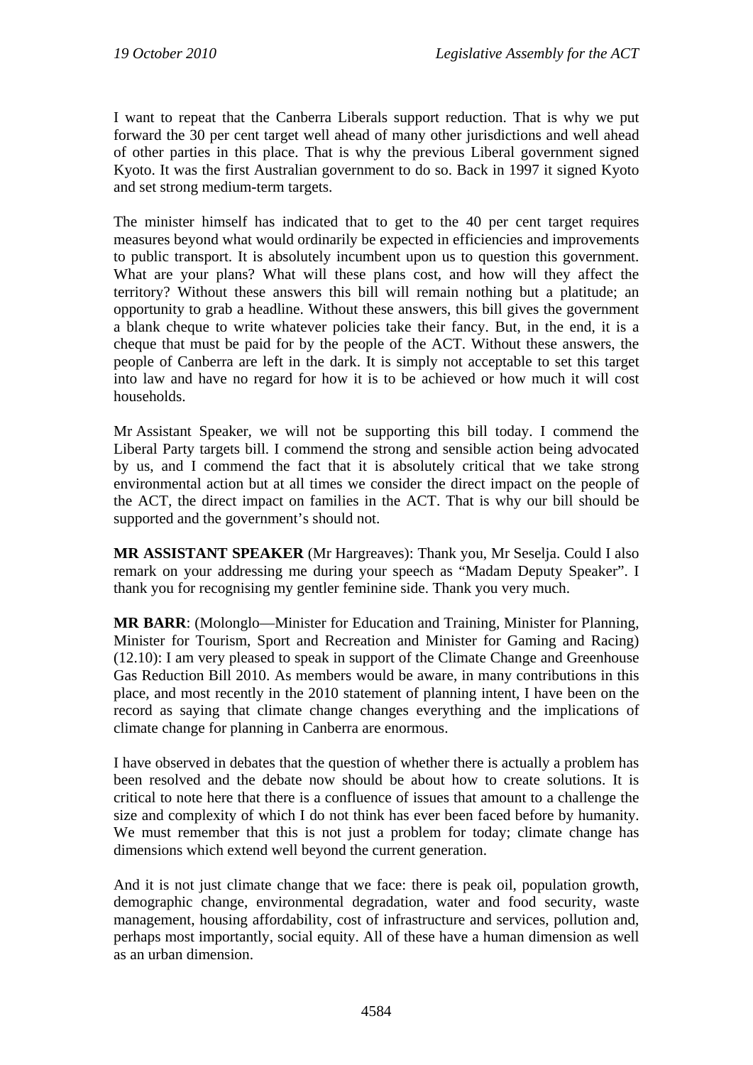I want to repeat that the Canberra Liberals support reduction. That is why we put forward the 30 per cent target well ahead of many other jurisdictions and well ahead of other parties in this place. That is why the previous Liberal government signed Kyoto. It was the first Australian government to do so. Back in 1997 it signed Kyoto and set strong medium-term targets.

The minister himself has indicated that to get to the 40 per cent target requires measures beyond what would ordinarily be expected in efficiencies and improvements to public transport. It is absolutely incumbent upon us to question this government. What are your plans? What will these plans cost, and how will they affect the territory? Without these answers this bill will remain nothing but a platitude; an opportunity to grab a headline. Without these answers, this bill gives the government a blank cheque to write whatever policies take their fancy. But, in the end, it is a cheque that must be paid for by the people of the ACT. Without these answers, the people of Canberra are left in the dark. It is simply not acceptable to set this target into law and have no regard for how it is to be achieved or how much it will cost households.

Mr Assistant Speaker, we will not be supporting this bill today. I commend the Liberal Party targets bill. I commend the strong and sensible action being advocated by us, and I commend the fact that it is absolutely critical that we take strong environmental action but at all times we consider the direct impact on the people of the ACT, the direct impact on families in the ACT. That is why our bill should be supported and the government's should not.

**MR ASSISTANT SPEAKER** (Mr Hargreaves): Thank you, Mr Seselja. Could I also remark on your addressing me during your speech as "Madam Deputy Speaker". I thank you for recognising my gentler feminine side. Thank you very much.

**MR BARR**: (Molonglo—Minister for Education and Training, Minister for Planning, Minister for Tourism, Sport and Recreation and Minister for Gaming and Racing) (12.10): I am very pleased to speak in support of the Climate Change and Greenhouse Gas Reduction Bill 2010. As members would be aware, in many contributions in this place, and most recently in the 2010 statement of planning intent, I have been on the record as saying that climate change changes everything and the implications of climate change for planning in Canberra are enormous.

I have observed in debates that the question of whether there is actually a problem has been resolved and the debate now should be about how to create solutions. It is critical to note here that there is a confluence of issues that amount to a challenge the size and complexity of which I do not think has ever been faced before by humanity. We must remember that this is not just a problem for today; climate change has dimensions which extend well beyond the current generation.

And it is not just climate change that we face: there is peak oil, population growth, demographic change, environmental degradation, water and food security, waste management, housing affordability, cost of infrastructure and services, pollution and, perhaps most importantly, social equity. All of these have a human dimension as well as an urban dimension.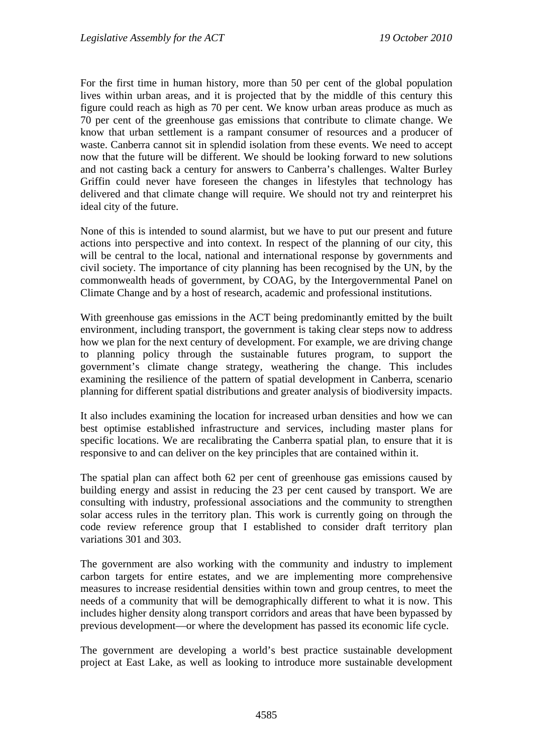For the first time in human history, more than 50 per cent of the global population lives within urban areas, and it is projected that by the middle of this century this figure could reach as high as 70 per cent. We know urban areas produce as much as 70 per cent of the greenhouse gas emissions that contribute to climate change. We know that urban settlement is a rampant consumer of resources and a producer of waste. Canberra cannot sit in splendid isolation from these events. We need to accept now that the future will be different. We should be looking forward to new solutions and not casting back a century for answers to Canberra's challenges. Walter Burley Griffin could never have foreseen the changes in lifestyles that technology has delivered and that climate change will require. We should not try and reinterpret his ideal city of the future.

None of this is intended to sound alarmist, but we have to put our present and future actions into perspective and into context. In respect of the planning of our city, this will be central to the local, national and international response by governments and civil society. The importance of city planning has been recognised by the UN, by the commonwealth heads of government, by COAG, by the Intergovernmental Panel on Climate Change and by a host of research, academic and professional institutions.

With greenhouse gas emissions in the ACT being predominantly emitted by the built environment, including transport, the government is taking clear steps now to address how we plan for the next century of development. For example, we are driving change to planning policy through the sustainable futures program, to support the government's climate change strategy, weathering the change. This includes examining the resilience of the pattern of spatial development in Canberra, scenario planning for different spatial distributions and greater analysis of biodiversity impacts.

It also includes examining the location for increased urban densities and how we can best optimise established infrastructure and services, including master plans for specific locations. We are recalibrating the Canberra spatial plan, to ensure that it is responsive to and can deliver on the key principles that are contained within it.

The spatial plan can affect both 62 per cent of greenhouse gas emissions caused by building energy and assist in reducing the 23 per cent caused by transport. We are consulting with industry, professional associations and the community to strengthen solar access rules in the territory plan. This work is currently going on through the code review reference group that I established to consider draft territory plan variations 301 and 303.

The government are also working with the community and industry to implement carbon targets for entire estates, and we are implementing more comprehensive measures to increase residential densities within town and group centres, to meet the needs of a community that will be demographically different to what it is now. This includes higher density along transport corridors and areas that have been bypassed by previous development—or where the development has passed its economic life cycle.

The government are developing a world's best practice sustainable development project at East Lake, as well as looking to introduce more sustainable development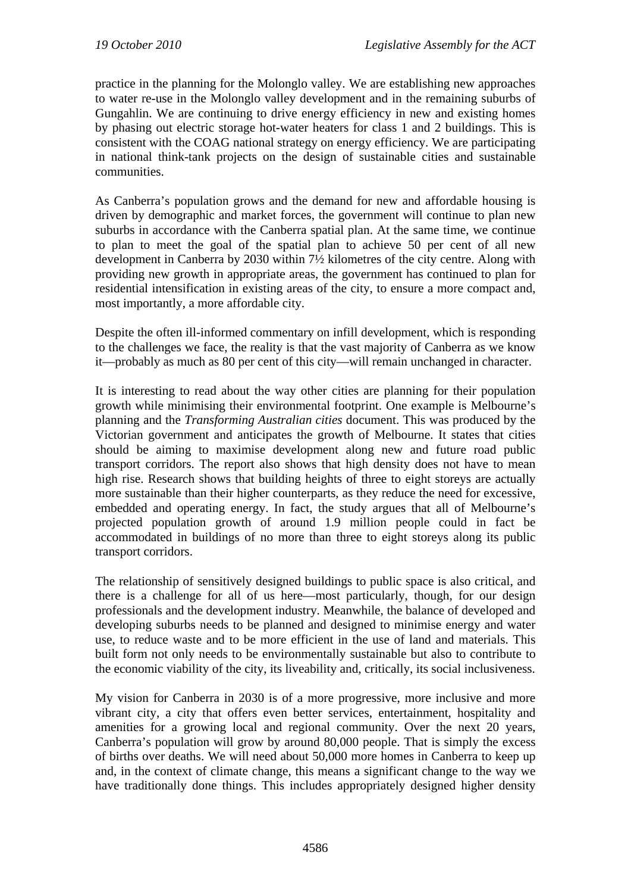practice in the planning for the Molonglo valley. We are establishing new approaches to water re-use in the Molonglo valley development and in the remaining suburbs of Gungahlin. We are continuing to drive energy efficiency in new and existing homes by phasing out electric storage hot-water heaters for class 1 and 2 buildings. This is consistent with the COAG national strategy on energy efficiency. We are participating in national think-tank projects on the design of sustainable cities and sustainable communities.

As Canberra's population grows and the demand for new and affordable housing is driven by demographic and market forces, the government will continue to plan new suburbs in accordance with the Canberra spatial plan. At the same time, we continue to plan to meet the goal of the spatial plan to achieve 50 per cent of all new development in Canberra by 2030 within 7½ kilometres of the city centre. Along with providing new growth in appropriate areas, the government has continued to plan for residential intensification in existing areas of the city, to ensure a more compact and, most importantly, a more affordable city.

Despite the often ill-informed commentary on infill development, which is responding to the challenges we face, the reality is that the vast majority of Canberra as we know it—probably as much as 80 per cent of this city—will remain unchanged in character.

It is interesting to read about the way other cities are planning for their population growth while minimising their environmental footprint. One example is Melbourne's planning and the *Transforming Australian cities* document. This was produced by the Victorian government and anticipates the growth of Melbourne. It states that cities should be aiming to maximise development along new and future road public transport corridors. The report also shows that high density does not have to mean high rise. Research shows that building heights of three to eight storeys are actually more sustainable than their higher counterparts, as they reduce the need for excessive, embedded and operating energy. In fact, the study argues that all of Melbourne's projected population growth of around 1.9 million people could in fact be accommodated in buildings of no more than three to eight storeys along its public transport corridors.

The relationship of sensitively designed buildings to public space is also critical, and there is a challenge for all of us here—most particularly, though, for our design professionals and the development industry. Meanwhile, the balance of developed and developing suburbs needs to be planned and designed to minimise energy and water use, to reduce waste and to be more efficient in the use of land and materials. This built form not only needs to be environmentally sustainable but also to contribute to the economic viability of the city, its liveability and, critically, its social inclusiveness.

My vision for Canberra in 2030 is of a more progressive, more inclusive and more vibrant city, a city that offers even better services, entertainment, hospitality and amenities for a growing local and regional community. Over the next 20 years, Canberra's population will grow by around 80,000 people. That is simply the excess of births over deaths. We will need about 50,000 more homes in Canberra to keep up and, in the context of climate change, this means a significant change to the way we have traditionally done things. This includes appropriately designed higher density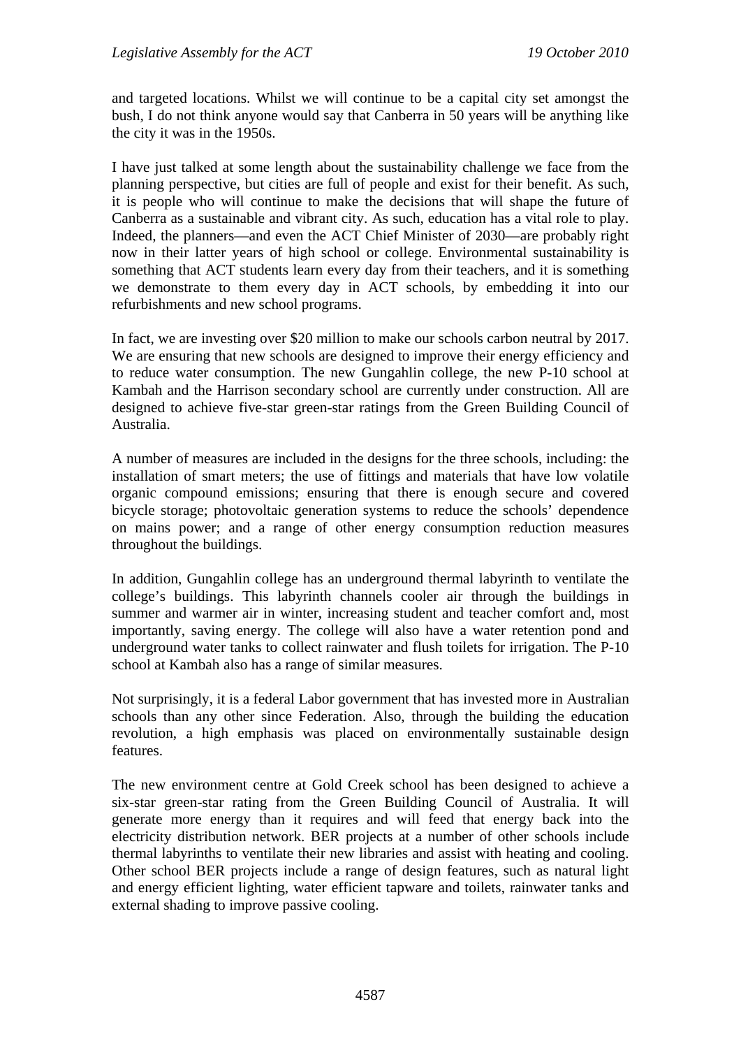and targeted locations. Whilst we will continue to be a capital city set amongst the bush, I do not think anyone would say that Canberra in 50 years will be anything like the city it was in the 1950s.

I have just talked at some length about the sustainability challenge we face from the planning perspective, but cities are full of people and exist for their benefit. As such, it is people who will continue to make the decisions that will shape the future of Canberra as a sustainable and vibrant city. As such, education has a vital role to play. Indeed, the planners—and even the ACT Chief Minister of 2030—are probably right now in their latter years of high school or college. Environmental sustainability is something that ACT students learn every day from their teachers, and it is something we demonstrate to them every day in ACT schools, by embedding it into our refurbishments and new school programs.

In fact, we are investing over $20 million to make our schools carbon neutral by 2017. We are ensuring that new schools are designed to improve their energy efficiency and to reduce water consumption. The new Gungahlin college, the new P-10 school at Kambah and the Harrison secondary school are currently under construction. All are designed to achieve five-star green-star ratings from the Green Building Council of Australia.

A number of measures are included in the designs for the three schools, including: the installation of smart meters; the use of fittings and materials that have low volatile organic compound emissions; ensuring that there is enough secure and covered bicycle storage; photovoltaic generation systems to reduce the schools' dependence on mains power; and a range of other energy consumption reduction measures throughout the buildings.

In addition, Gungahlin college has an underground thermal labyrinth to ventilate the college's buildings. This labyrinth channels cooler air through the buildings in summer and warmer air in winter, increasing student and teacher comfort and, most importantly, saving energy. The college will also have a water retention pond and underground water tanks to collect rainwater and flush toilets for irrigation. The P-10 school at Kambah also has a range of similar measures.

Not surprisingly, it is a federal Labor government that has invested more in Australian schools than any other since Federation. Also, through the building the education revolution, a high emphasis was placed on environmentally sustainable design features.

The new environment centre at Gold Creek school has been designed to achieve a six-star green-star rating from the Green Building Council of Australia. It will generate more energy than it requires and will feed that energy back into the electricity distribution network. BER projects at a number of other schools include thermal labyrinths to ventilate their new libraries and assist with heating and cooling. Other school BER projects include a range of design features, such as natural light and energy efficient lighting, water efficient tapware and toilets, rainwater tanks and external shading to improve passive cooling.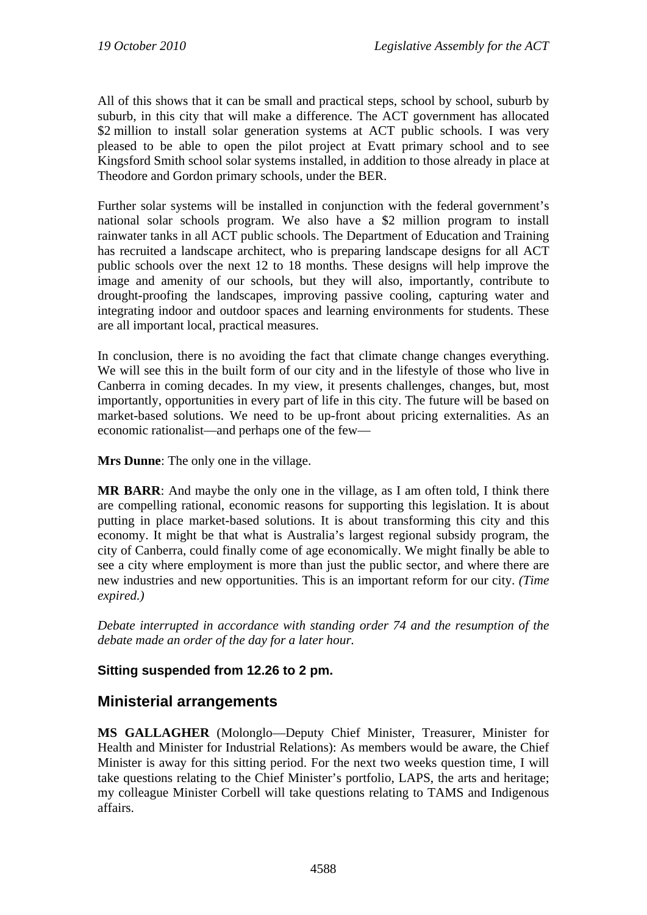All of this shows that it can be small and practical steps, school by school, suburb by suburb, in this city that will make a difference. The ACT government has allocated $2 million to install solar generation systems at ACT public schools. I was very pleased to be able to open the pilot project at Evatt primary school and to see Kingsford Smith school solar systems installed, in addition to those already in place at Theodore and Gordon primary schools, under the BER.

Further solar systems will be installed in conjunction with the federal government's national solar schools program. We also have a $2 million program to install rainwater tanks in all ACT public schools. The Department of Education and Training has recruited a landscape architect, who is preparing landscape designs for all ACT public schools over the next 12 to 18 months. These designs will help improve the image and amenity of our schools, but they will also, importantly, contribute to drought-proofing the landscapes, improving passive cooling, capturing water and integrating indoor and outdoor spaces and learning environments for students. These are all important local, practical measures.

In conclusion, there is no avoiding the fact that climate change changes everything. We will see this in the built form of our city and in the lifestyle of those who live in Canberra in coming decades. In my view, it presents challenges, changes, but, most importantly, opportunities in every part of life in this city. The future will be based on market-based solutions. We need to be up-front about pricing externalities. As an economic rationalist—and perhaps one of the few—

**Mrs Dunne**: The only one in the village.

**MR BARR**: And maybe the only one in the village, as I am often told, I think there are compelling rational, economic reasons for supporting this legislation. It is about putting in place market-based solutions. It is about transforming this city and this economy. It might be that what is Australia's largest regional subsidy program, the city of Canberra, could finally come of age economically. We might finally be able to see a city where employment is more than just the public sector, and where there are new industries and new opportunities. This is an important reform for our city. *(Time expired.)*

*Debate interrupted in accordance with standing order 74 and the resumption of the debate made an order of the day for a later hour.*

**Sitting suspended from 12.26 to 2 pm.**

## Ministerial arrangements

**MS GALLAGHER** (Molonglo—Deputy Chief Minister, Treasurer, Minister for Health and Minister for Industrial Relations): As members would be aware, the Chief Minister is away for this sitting period. For the next two weeks question time, I will take questions relating to the Chief Minister's portfolio, LAPS, the arts and heritage; my colleague Minister Corbell will take questions relating to TAMS and Indigenous affairs.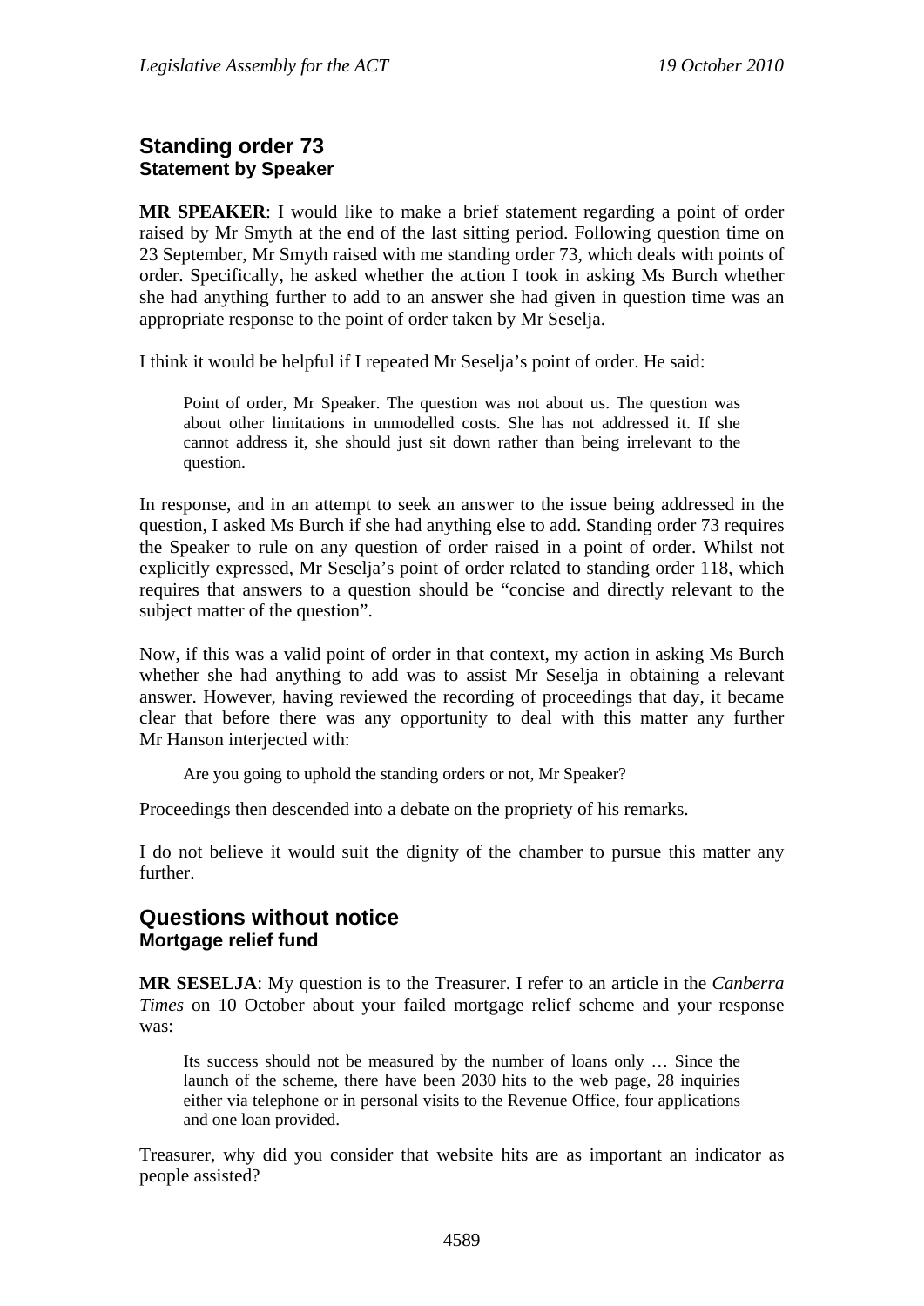## Standing order 73
### Statement by Speaker

**MR SPEAKER**: I would like to make a brief statement regarding a point of order raised by Mr Smyth at the end of the last sitting period. Following question time on 23 September, Mr Smyth raised with me standing order 73, which deals with points of order. Specifically, he asked whether the action I took in asking Ms Burch whether she had anything further to add to an answer she had given in question time was an appropriate response to the point of order taken by Mr Seselja.

I think it would be helpful if I repeated Mr Seselja's point of order. He said:

> Point of order, Mr Speaker. The question was not about us. The question was about other limitations in unmodelled costs. She has not addressed it. If she cannot address it, she should just sit down rather than being irrelevant to the question.

In response, and in an attempt to seek an answer to the issue being addressed in the question, I asked Ms Burch if she had anything else to add. Standing order 73 requires the Speaker to rule on any question of order raised in a point of order. Whilst not explicitly expressed, Mr Seselja's point of order related to standing order 118, which requires that answers to a question should be "concise and directly relevant to the subject matter of the question".

Now, if this was a valid point of order in that context, my action in asking Ms Burch whether she had anything to add was to assist Mr Seselja in obtaining a relevant answer. However, having reviewed the recording of proceedings that day, it became clear that before there was any opportunity to deal with this matter any further Mr Hanson interjected with:

> Are you going to uphold the standing orders or not, Mr Speaker?

Proceedings then descended into a debate on the propriety of his remarks.

I do not believe it would suit the dignity of the chamber to pursue this matter any further.

## Questions without notice
### Mortgage relief fund

**MR SESELJA**: My question is to the Treasurer. I refer to an article in the *Canberra Times* on 10 October about your failed mortgage relief scheme and your response was:

> Its success should not be measured by the number of loans only … Since the launch of the scheme, there have been 2030 hits to the web page, 28 inquiries either via telephone or in personal visits to the Revenue Office, four applications and one loan provided.

Treasurer, why did you consider that website hits are as important an indicator as people assisted?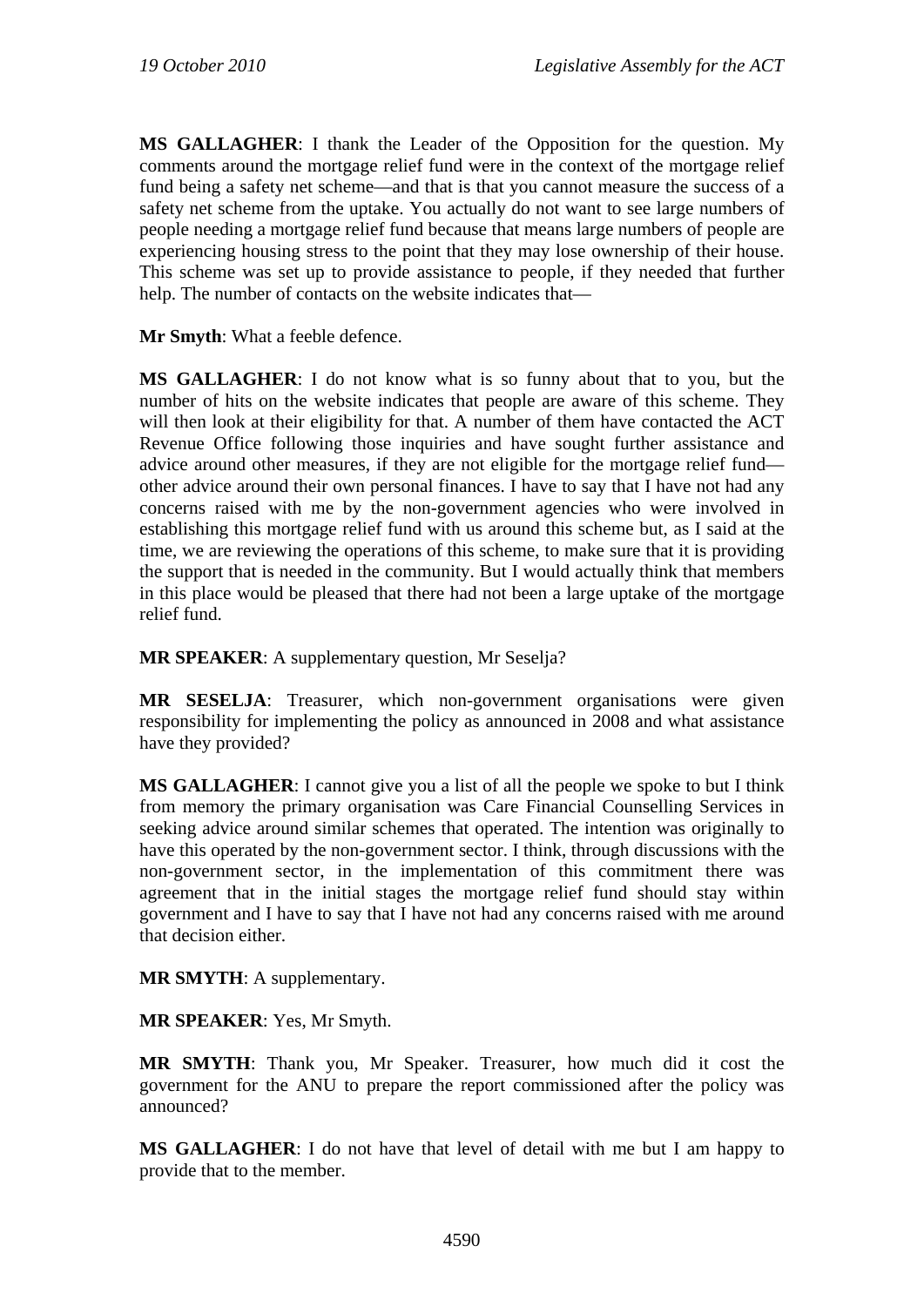**MS GALLAGHER**: I thank the Leader of the Opposition for the question. My comments around the mortgage relief fund were in the context of the mortgage relief fund being a safety net scheme—and that is that you cannot measure the success of a safety net scheme from the uptake. You actually do not want to see large numbers of people needing a mortgage relief fund because that means large numbers of people are experiencing housing stress to the point that they may lose ownership of their house. This scheme was set up to provide assistance to people, if they needed that further help. The number of contacts on the website indicates that—

**Mr Smyth**: What a feeble defence.

**MS GALLAGHER**: I do not know what is so funny about that to you, but the number of hits on the website indicates that people are aware of this scheme. They will then look at their eligibility for that. A number of them have contacted the ACT Revenue Office following those inquiries and have sought further assistance and advice around other measures, if they are not eligible for the mortgage relief fund—other advice around their own personal finances. I have to say that I have not had any concerns raised with me by the non-government agencies who were involved in establishing this mortgage relief fund with us around this scheme but, as I said at the time, we are reviewing the operations of this scheme, to make sure that it is providing the support that is needed in the community. But I would actually think that members in this place would be pleased that there had not been a large uptake of the mortgage relief fund.

**MR SPEAKER**: A supplementary question, Mr Seselja?

**MR SESELJA**: Treasurer, which non-government organisations were given responsibility for implementing the policy as announced in 2008 and what assistance have they provided?

**MS GALLAGHER**: I cannot give you a list of all the people we spoke to but I think from memory the primary organisation was Care Financial Counselling Services in seeking advice around similar schemes that operated. The intention was originally to have this operated by the non-government sector. I think, through discussions with the non-government sector, in the implementation of this commitment there was agreement that in the initial stages the mortgage relief fund should stay within government and I have to say that I have not had any concerns raised with me around that decision either.

**MR SMYTH**: A supplementary.

**MR SPEAKER**: Yes, Mr Smyth.

**MR SMYTH**: Thank you, Mr Speaker. Treasurer, how much did it cost the government for the ANU to prepare the report commissioned after the policy was announced?

**MS GALLAGHER**: I do not have that level of detail with me but I am happy to provide that to the member.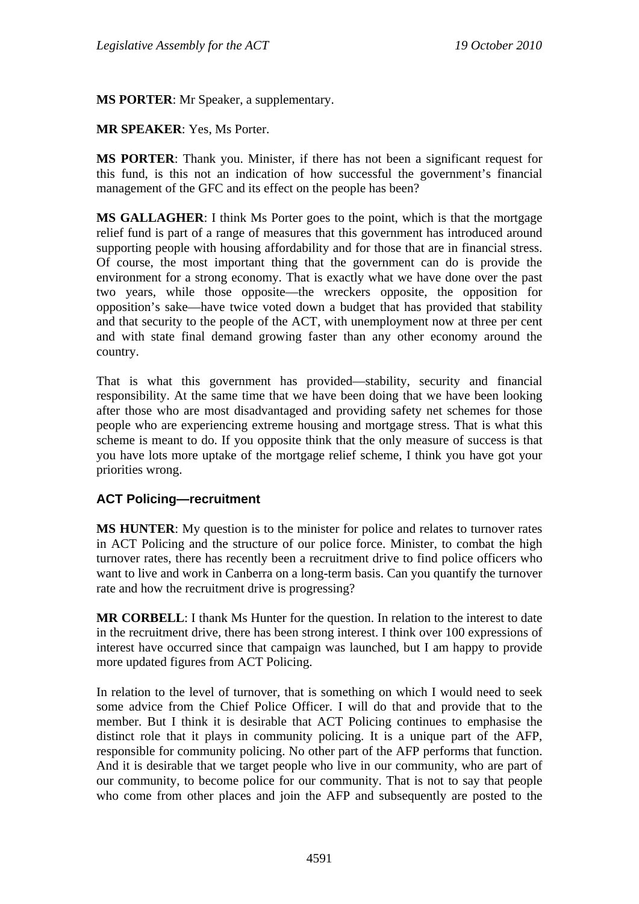**MS PORTER**: Mr Speaker, a supplementary.

**MR SPEAKER**: Yes, Ms Porter.

**MS PORTER**: Thank you. Minister, if there has not been a significant request for this fund, is this not an indication of how successful the government's financial management of the GFC and its effect on the people has been?

**MS GALLAGHER**: I think Ms Porter goes to the point, which is that the mortgage relief fund is part of a range of measures that this government has introduced around supporting people with housing affordability and for those that are in financial stress. Of course, the most important thing that the government can do is provide the environment for a strong economy. That is exactly what we have done over the past two years, while those opposite—the wreckers opposite, the opposition for opposition's sake—have twice voted down a budget that has provided that stability and that security to the people of the ACT, with unemployment now at three per cent and with state final demand growing faster than any other economy around the country.

That is what this government has provided—stability, security and financial responsibility. At the same time that we have been doing that we have been looking after those who are most disadvantaged and providing safety net schemes for those people who are experiencing extreme housing and mortgage stress. That is what this scheme is meant to do. If you opposite think that the only measure of success is that you have lots more uptake of the mortgage relief scheme, I think you have got your priorities wrong.

### ACT Policing—recruitment

**MS HUNTER**: My question is to the minister for police and relates to turnover rates in ACT Policing and the structure of our police force. Minister, to combat the high turnover rates, there has recently been a recruitment drive to find police officers who want to live and work in Canberra on a long-term basis. Can you quantify the turnover rate and how the recruitment drive is progressing?

**MR CORBELL**: I thank Ms Hunter for the question. In relation to the interest to date in the recruitment drive, there has been strong interest. I think over 100 expressions of interest have occurred since that campaign was launched, but I am happy to provide more updated figures from ACT Policing.

In relation to the level of turnover, that is something on which I would need to seek some advice from the Chief Police Officer. I will do that and provide that to the member. But I think it is desirable that ACT Policing continues to emphasise the distinct role that it plays in community policing. It is a unique part of the AFP, responsible for community policing. No other part of the AFP performs that function. And it is desirable that we target people who live in our community, who are part of our community, to become police for our community. That is not to say that people who come from other places and join the AFP and subsequently are posted to the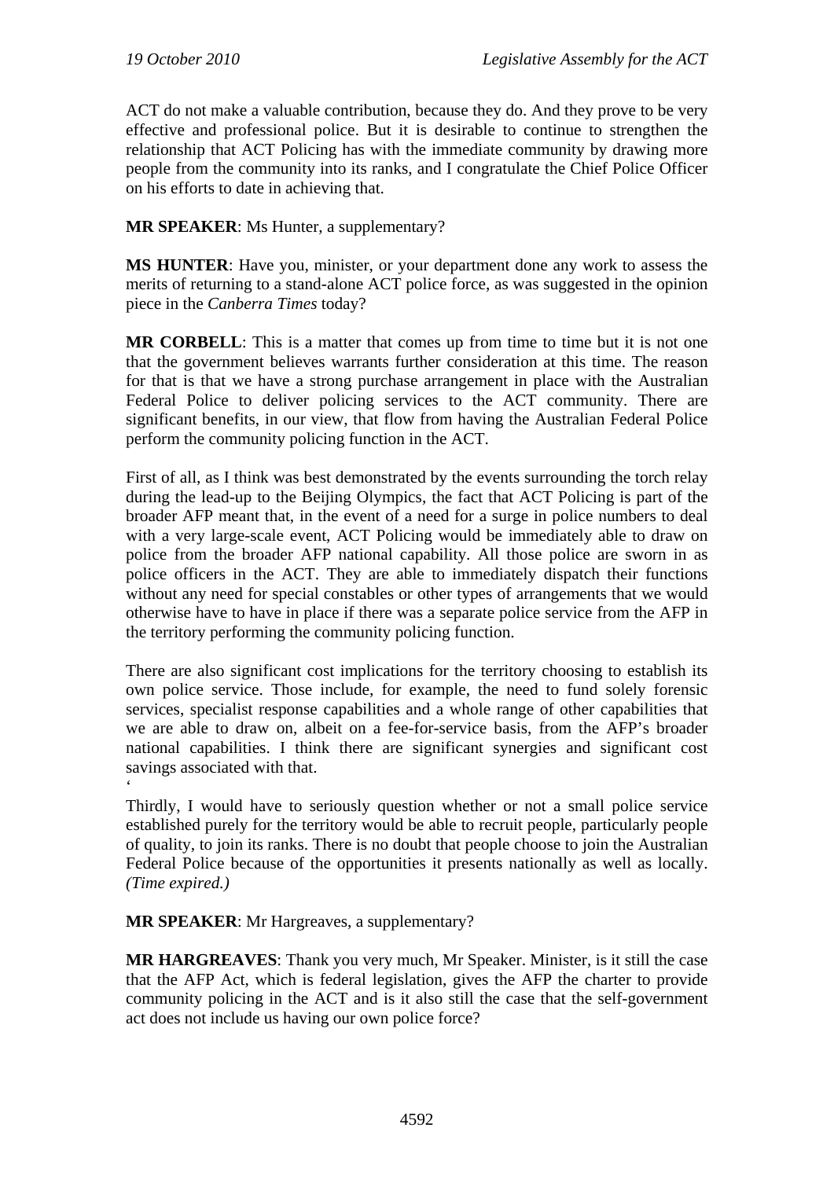ACT do not make a valuable contribution, because they do. And they prove to be very effective and professional police. But it is desirable to continue to strengthen the relationship that ACT Policing has with the immediate community by drawing more people from the community into its ranks, and I congratulate the Chief Police Officer on his efforts to date in achieving that.

**MR SPEAKER**: Ms Hunter, a supplementary?

**MS HUNTER**: Have you, minister, or your department done any work to assess the merits of returning to a stand-alone ACT police force, as was suggested in the opinion piece in the *Canberra Times* today?

**MR CORBELL**: This is a matter that comes up from time to time but it is not one that the government believes warrants further consideration at this time. The reason for that is that we have a strong purchase arrangement in place with the Australian Federal Police to deliver policing services to the ACT community. There are significant benefits, in our view, that flow from having the Australian Federal Police perform the community policing function in the ACT.

First of all, as I think was best demonstrated by the events surrounding the torch relay during the lead-up to the Beijing Olympics, the fact that ACT Policing is part of the broader AFP meant that, in the event of a need for a surge in police numbers to deal with a very large-scale event, ACT Policing would be immediately able to draw on police from the broader AFP national capability. All those police are sworn in as police officers in the ACT. They are able to immediately dispatch their functions without any need for special constables or other types of arrangements that we would otherwise have to have in place if there was a separate police service from the AFP in the territory performing the community policing function.

There are also significant cost implications for the territory choosing to establish its own police service. Those include, for example, the need to fund solely forensic services, specialist response capabilities and a whole range of other capabilities that we are able to draw on, albeit on a fee-for-service basis, from the AFP's broader national capabilities. I think there are significant synergies and significant cost savings associated with that.
‘
Thirdly, I would have to seriously question whether or not a small police service established purely for the territory would be able to recruit people, particularly people of quality, to join its ranks. There is no doubt that people choose to join the Australian Federal Police because of the opportunities it presents nationally as well as locally. *(Time expired.)*

**MR SPEAKER**: Mr Hargreaves, a supplementary?

**MR HARGREAVES**: Thank you very much, Mr Speaker. Minister, is it still the case that the AFP Act, which is federal legislation, gives the AFP the charter to provide community policing in the ACT and is it also still the case that the self-government act does not include us having our own police force?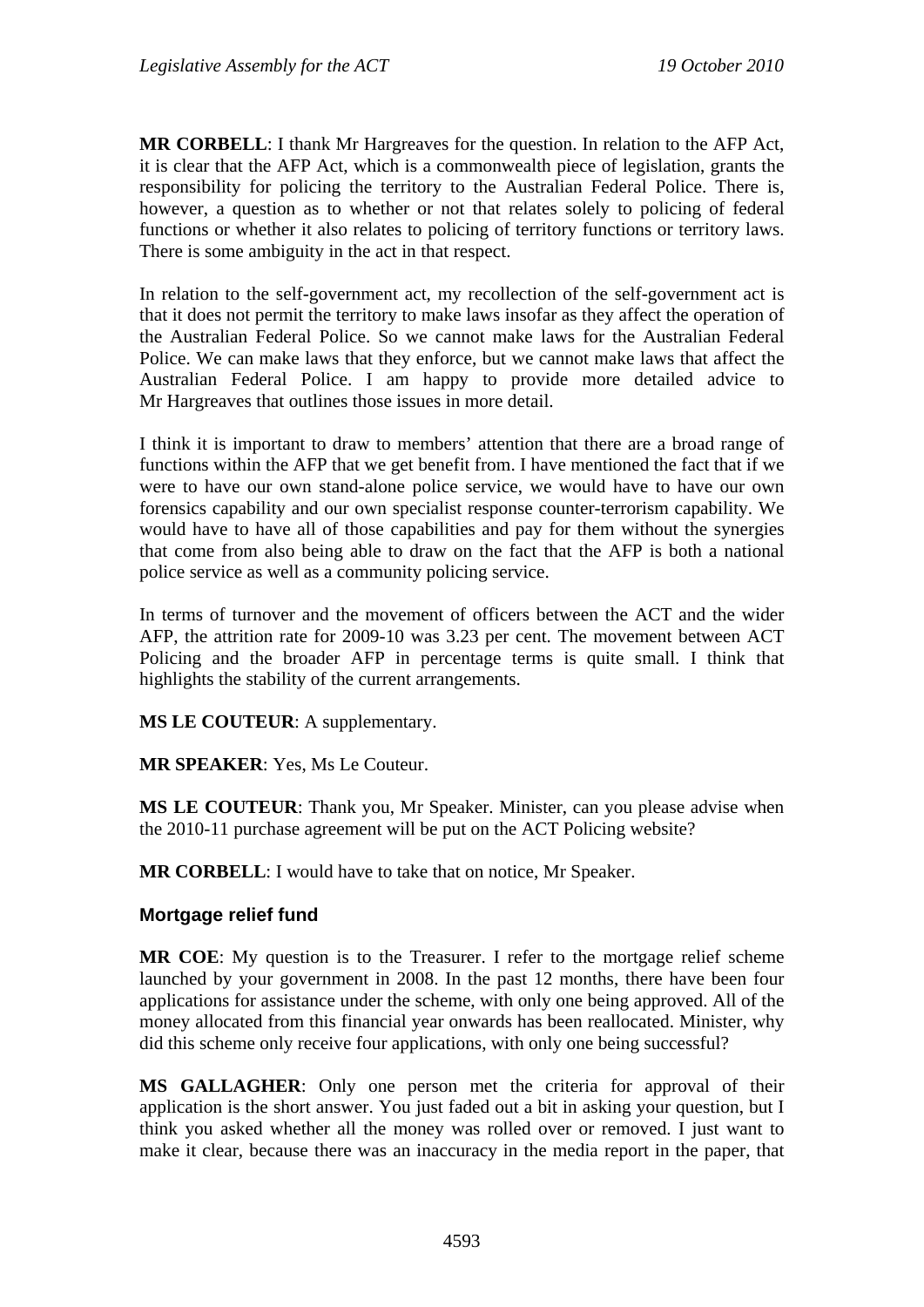**MR CORBELL**: I thank Mr Hargreaves for the question. In relation to the AFP Act, it is clear that the AFP Act, which is a commonwealth piece of legislation, grants the responsibility for policing the territory to the Australian Federal Police. There is, however, a question as to whether or not that relates solely to policing of federal functions or whether it also relates to policing of territory functions or territory laws. There is some ambiguity in the act in that respect.

In relation to the self-government act, my recollection of the self-government act is that it does not permit the territory to make laws insofar as they affect the operation of the Australian Federal Police. So we cannot make laws for the Australian Federal Police. We can make laws that they enforce, but we cannot make laws that affect the Australian Federal Police. I am happy to provide more detailed advice to Mr Hargreaves that outlines those issues in more detail.

I think it is important to draw to members' attention that there are a broad range of functions within the AFP that we get benefit from. I have mentioned the fact that if we were to have our own stand-alone police service, we would have to have our own forensics capability and our own specialist response counter-terrorism capability. We would have to have all of those capabilities and pay for them without the synergies that come from also being able to draw on the fact that the AFP is both a national police service as well as a community policing service.

In terms of turnover and the movement of officers between the ACT and the wider AFP, the attrition rate for 2009-10 was 3.23 per cent. The movement between ACT Policing and the broader AFP in percentage terms is quite small. I think that highlights the stability of the current arrangements.

**MS LE COUTEUR**: A supplementary.

**MR SPEAKER**: Yes, Ms Le Couteur.

**MS LE COUTEUR**: Thank you, Mr Speaker. Minister, can you please advise when the 2010-11 purchase agreement will be put on the ACT Policing website?

**MR CORBELL**: I would have to take that on notice, Mr Speaker.

### Mortgage relief fund

**MR COE**: My question is to the Treasurer. I refer to the mortgage relief scheme launched by your government in 2008. In the past 12 months, there have been four applications for assistance under the scheme, with only one being approved. All of the money allocated from this financial year onwards has been reallocated. Minister, why did this scheme only receive four applications, with only one being successful?

**MS GALLAGHER**: Only one person met the criteria for approval of their application is the short answer. You just faded out a bit in asking your question, but I think you asked whether all the money was rolled over or removed. I just want to make it clear, because there was an inaccuracy in the media report in the paper, that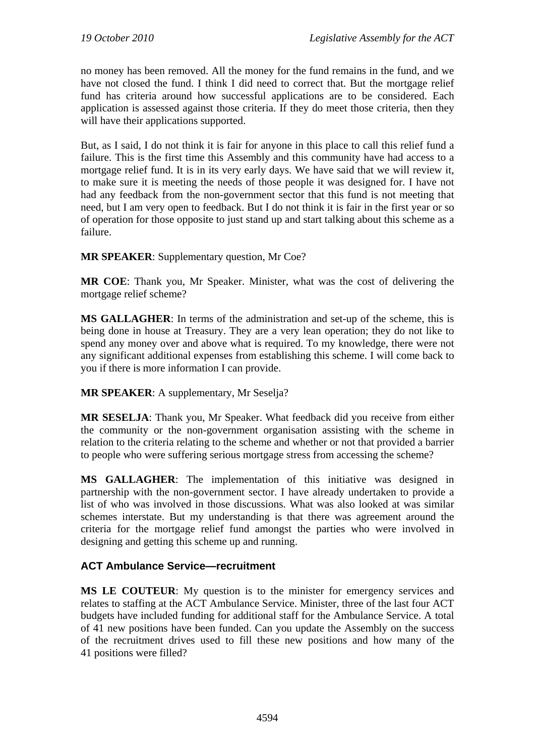no money has been removed. All the money for the fund remains in the fund, and we have not closed the fund. I think I did need to correct that. But the mortgage relief fund has criteria around how successful applications are to be considered. Each application is assessed against those criteria. If they do meet those criteria, then they will have their applications supported.

But, as I said, I do not think it is fair for anyone in this place to call this relief fund a failure. This is the first time this Assembly and this community have had access to a mortgage relief fund. It is in its very early days. We have said that we will review it, to make sure it is meeting the needs of those people it was designed for. I have not had any feedback from the non-government sector that this fund is not meeting that need, but I am very open to feedback. But I do not think it is fair in the first year or so of operation for those opposite to just stand up and start talking about this scheme as a failure.

**MR SPEAKER**: Supplementary question, Mr Coe?

**MR COE**: Thank you, Mr Speaker. Minister, what was the cost of delivering the mortgage relief scheme?

**MS GALLAGHER**: In terms of the administration and set-up of the scheme, this is being done in house at Treasury. They are a very lean operation; they do not like to spend any money over and above what is required. To my knowledge, there were not any significant additional expenses from establishing this scheme. I will come back to you if there is more information I can provide.

**MR SPEAKER**: A supplementary, Mr Seselja?

**MR SESELJA**: Thank you, Mr Speaker. What feedback did you receive from either the community or the non-government organisation assisting with the scheme in relation to the criteria relating to the scheme and whether or not that provided a barrier to people who were suffering serious mortgage stress from accessing the scheme?

**MS GALLAGHER**: The implementation of this initiative was designed in partnership with the non-government sector. I have already undertaken to provide a list of who was involved in those discussions. What was also looked at was similar schemes interstate. But my understanding is that there was agreement around the criteria for the mortgage relief fund amongst the parties who were involved in designing and getting this scheme up and running.

### ACT Ambulance Service—recruitment

**MS LE COUTEUR**: My question is to the minister for emergency services and relates to staffing at the ACT Ambulance Service. Minister, three of the last four ACT budgets have included funding for additional staff for the Ambulance Service. A total of 41 new positions have been funded. Can you update the Assembly on the success of the recruitment drives used to fill these new positions and how many of the 41 positions were filled?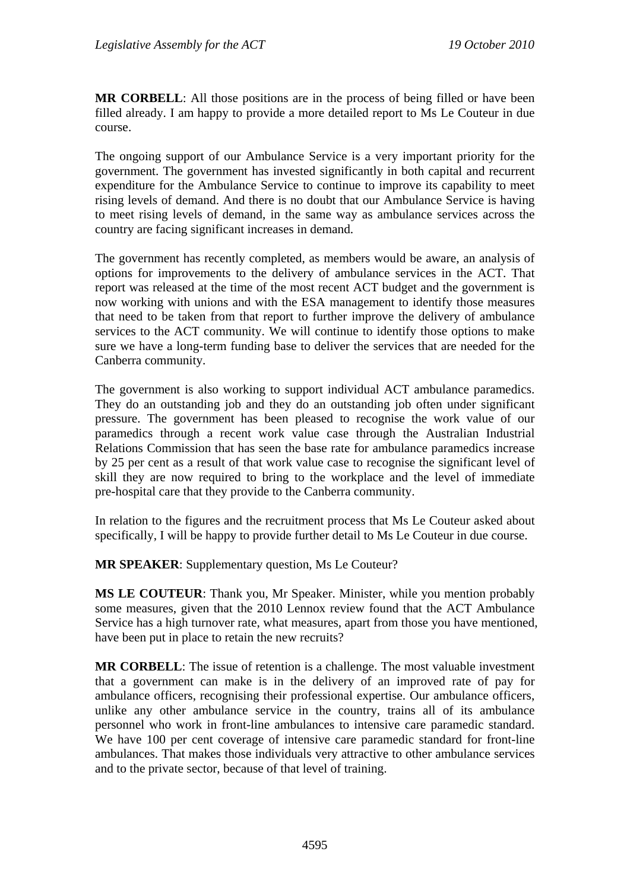**MR CORBELL**: All those positions are in the process of being filled or have been filled already. I am happy to provide a more detailed report to Ms Le Couteur in due course.

The ongoing support of our Ambulance Service is a very important priority for the government. The government has invested significantly in both capital and recurrent expenditure for the Ambulance Service to continue to improve its capability to meet rising levels of demand. And there is no doubt that our Ambulance Service is having to meet rising levels of demand, in the same way as ambulance services across the country are facing significant increases in demand.

The government has recently completed, as members would be aware, an analysis of options for improvements to the delivery of ambulance services in the ACT. That report was released at the time of the most recent ACT budget and the government is now working with unions and with the ESA management to identify those measures that need to be taken from that report to further improve the delivery of ambulance services to the ACT community. We will continue to identify those options to make sure we have a long-term funding base to deliver the services that are needed for the Canberra community.

The government is also working to support individual ACT ambulance paramedics. They do an outstanding job and they do an outstanding job often under significant pressure. The government has been pleased to recognise the work value of our paramedics through a recent work value case through the Australian Industrial Relations Commission that has seen the base rate for ambulance paramedics increase by 25 per cent as a result of that work value case to recognise the significant level of skill they are now required to bring to the workplace and the level of immediate pre-hospital care that they provide to the Canberra community.

In relation to the figures and the recruitment process that Ms Le Couteur asked about specifically, I will be happy to provide further detail to Ms Le Couteur in due course.

**MR SPEAKER**: Supplementary question, Ms Le Couteur?

**MS LE COUTEUR**: Thank you, Mr Speaker. Minister, while you mention probably some measures, given that the 2010 Lennox review found that the ACT Ambulance Service has a high turnover rate, what measures, apart from those you have mentioned, have been put in place to retain the new recruits?

**MR CORBELL**: The issue of retention is a challenge. The most valuable investment that a government can make is in the delivery of an improved rate of pay for ambulance officers, recognising their professional expertise. Our ambulance officers, unlike any other ambulance service in the country, trains all of its ambulance personnel who work in front-line ambulances to intensive care paramedic standard. We have 100 per cent coverage of intensive care paramedic standard for front-line ambulances. That makes those individuals very attractive to other ambulance services and to the private sector, because of that level of training.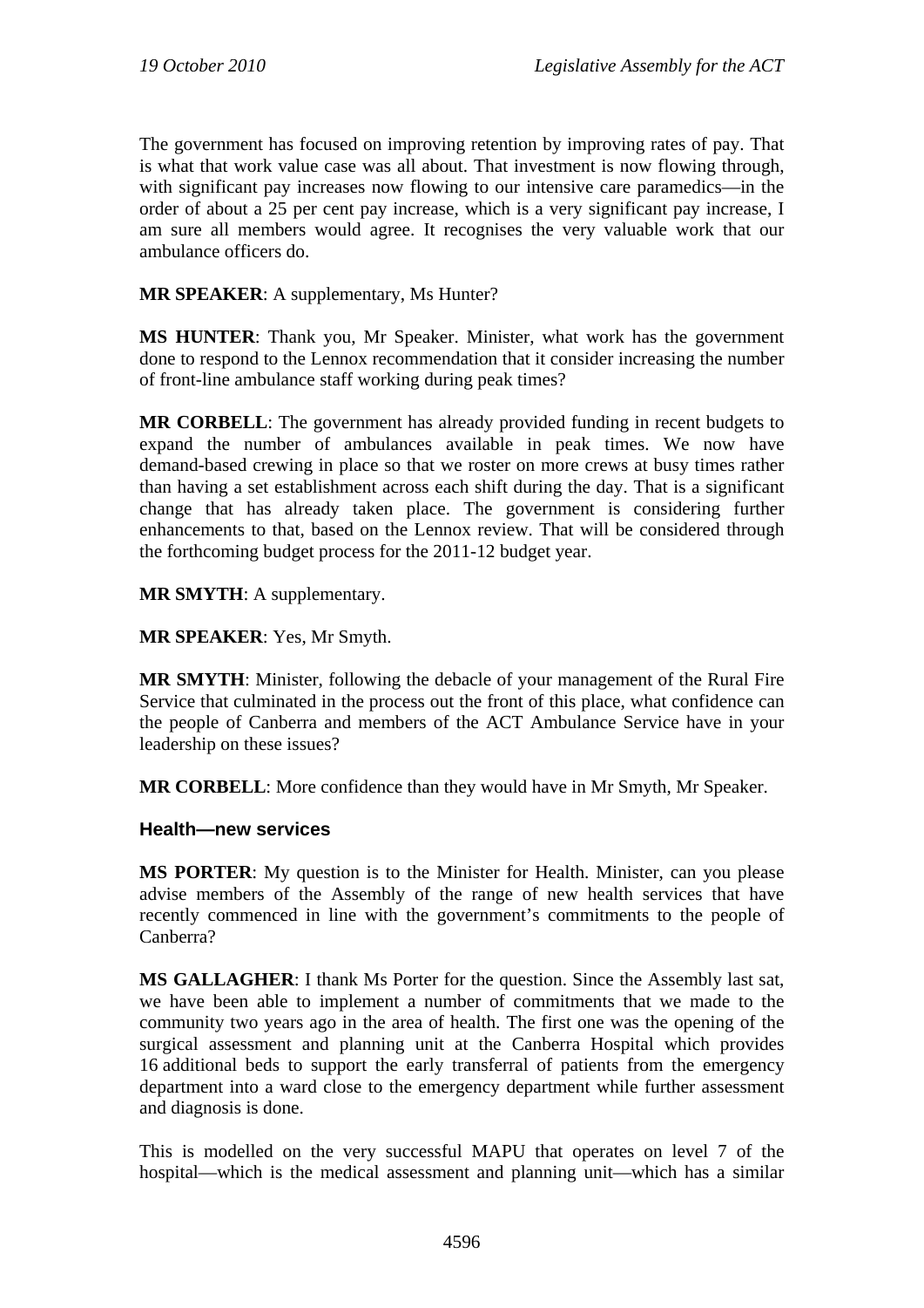The government has focused on improving retention by improving rates of pay. That is what that work value case was all about. That investment is now flowing through, with significant pay increases now flowing to our intensive care paramedics—in the order of about a 25 per cent pay increase, which is a very significant pay increase, I am sure all members would agree. It recognises the very valuable work that our ambulance officers do.

**MR SPEAKER**: A supplementary, Ms Hunter?

**MS HUNTER**: Thank you, Mr Speaker. Minister, what work has the government done to respond to the Lennox recommendation that it consider increasing the number of front-line ambulance staff working during peak times?

**MR CORBELL**: The government has already provided funding in recent budgets to expand the number of ambulances available in peak times. We now have demand-based crewing in place so that we roster on more crews at busy times rather than having a set establishment across each shift during the day. That is a significant change that has already taken place. The government is considering further enhancements to that, based on the Lennox review. That will be considered through the forthcoming budget process for the 2011-12 budget year.

**MR SMYTH**: A supplementary.

**MR SPEAKER**: Yes, Mr Smyth.

**MR SMYTH**: Minister, following the debacle of your management of the Rural Fire Service that culminated in the process out the front of this place, what confidence can the people of Canberra and members of the ACT Ambulance Service have in your leadership on these issues?

**MR CORBELL**: More confidence than they would have in Mr Smyth, Mr Speaker.

### Health—new services

**MS PORTER**: My question is to the Minister for Health. Minister, can you please advise members of the Assembly of the range of new health services that have recently commenced in line with the government's commitments to the people of Canberra?

**MS GALLAGHER**: I thank Ms Porter for the question. Since the Assembly last sat, we have been able to implement a number of commitments that we made to the community two years ago in the area of health. The first one was the opening of the surgical assessment and planning unit at the Canberra Hospital which provides 16 additional beds to support the early transferral of patients from the emergency department into a ward close to the emergency department while further assessment and diagnosis is done.

This is modelled on the very successful MAPU that operates on level 7 of the hospital—which is the medical assessment and planning unit—which has a similar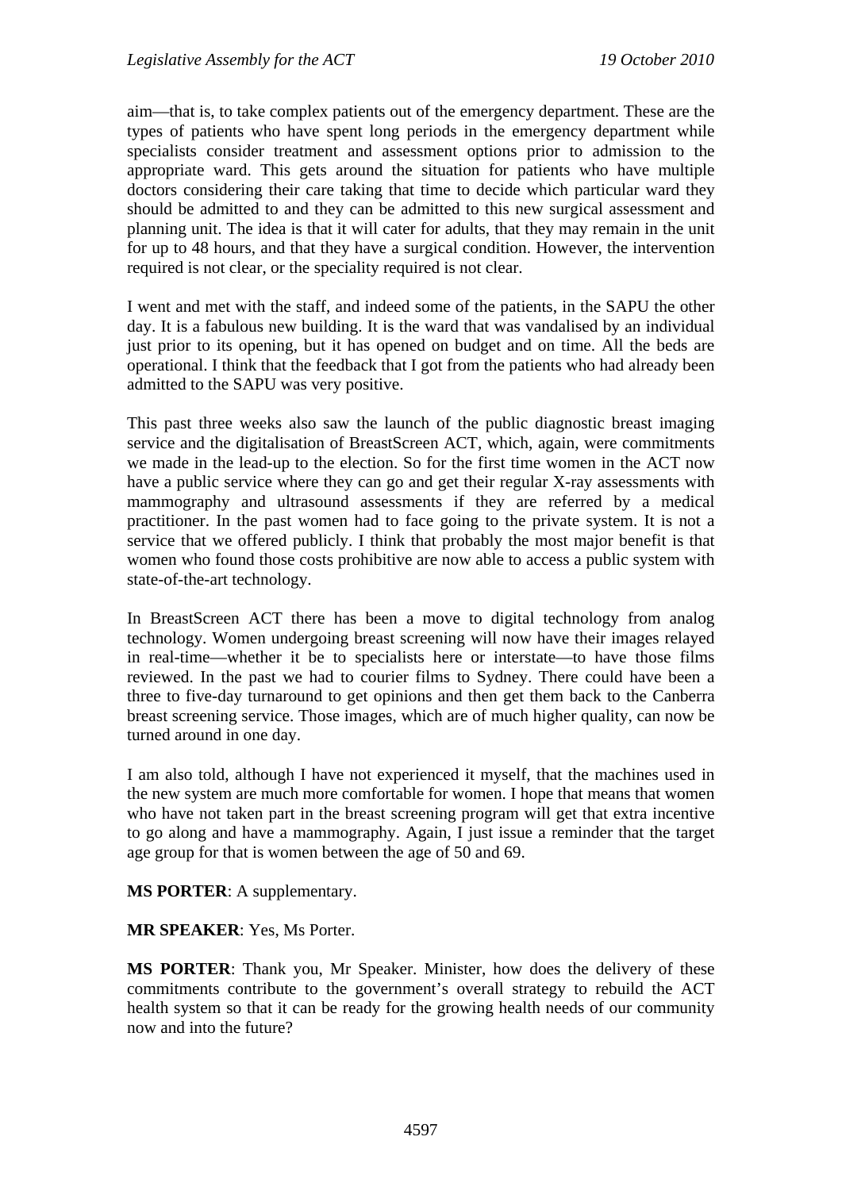aim—that is, to take complex patients out of the emergency department. These are the types of patients who have spent long periods in the emergency department while specialists consider treatment and assessment options prior to admission to the appropriate ward. This gets around the situation for patients who have multiple doctors considering their care taking that time to decide which particular ward they should be admitted to and they can be admitted to this new surgical assessment and planning unit. The idea is that it will cater for adults, that they may remain in the unit for up to 48 hours, and that they have a surgical condition. However, the intervention required is not clear, or the speciality required is not clear.

I went and met with the staff, and indeed some of the patients, in the SAPU the other day. It is a fabulous new building. It is the ward that was vandalised by an individual just prior to its opening, but it has opened on budget and on time. All the beds are operational. I think that the feedback that I got from the patients who had already been admitted to the SAPU was very positive.

This past three weeks also saw the launch of the public diagnostic breast imaging service and the digitalisation of BreastScreen ACT, which, again, were commitments we made in the lead-up to the election. So for the first time women in the ACT now have a public service where they can go and get their regular X-ray assessments with mammography and ultrasound assessments if they are referred by a medical practitioner. In the past women had to face going to the private system. It is not a service that we offered publicly. I think that probably the most major benefit is that women who found those costs prohibitive are now able to access a public system with state-of-the-art technology.

In BreastScreen ACT there has been a move to digital technology from analog technology. Women undergoing breast screening will now have their images relayed in real-time—whether it be to specialists here or interstate—to have those films reviewed. In the past we had to courier films to Sydney. There could have been a three to five-day turnaround to get opinions and then get them back to the Canberra breast screening service. Those images, which are of much higher quality, can now be turned around in one day.

I am also told, although I have not experienced it myself, that the machines used in the new system are much more comfortable for women. I hope that means that women who have not taken part in the breast screening program will get that extra incentive to go along and have a mammography. Again, I just issue a reminder that the target age group for that is women between the age of 50 and 69.

**MS PORTER**: A supplementary.

**MR SPEAKER**: Yes, Ms Porter.

**MS PORTER**: Thank you, Mr Speaker. Minister, how does the delivery of these commitments contribute to the government's overall strategy to rebuild the ACT health system so that it can be ready for the growing health needs of our community now and into the future?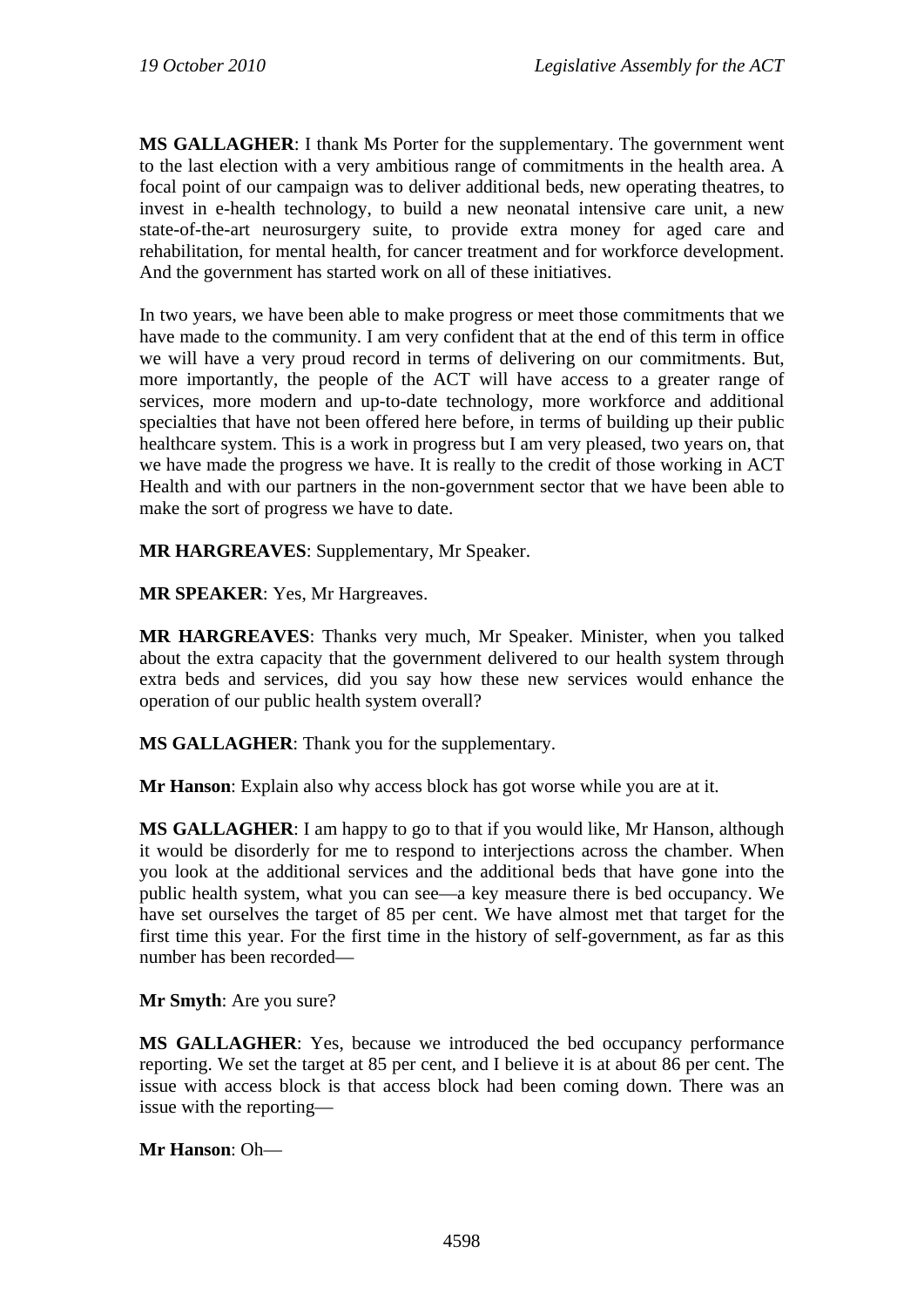**MS GALLAGHER**: I thank Ms Porter for the supplementary. The government went to the last election with a very ambitious range of commitments in the health area. A focal point of our campaign was to deliver additional beds, new operating theatres, to invest in e-health technology, to build a new neonatal intensive care unit, a new state-of-the-art neurosurgery suite, to provide extra money for aged care and rehabilitation, for mental health, for cancer treatment and for workforce development. And the government has started work on all of these initiatives.

In two years, we have been able to make progress or meet those commitments that we have made to the community. I am very confident that at the end of this term in office we will have a very proud record in terms of delivering on our commitments. But, more importantly, the people of the ACT will have access to a greater range of services, more modern and up-to-date technology, more workforce and additional specialties that have not been offered here before, in terms of building up their public healthcare system. This is a work in progress but I am very pleased, two years on, that we have made the progress we have. It is really to the credit of those working in ACT Health and with our partners in the non-government sector that we have been able to make the sort of progress we have to date.

**MR HARGREAVES**: Supplementary, Mr Speaker.

**MR SPEAKER**: Yes, Mr Hargreaves.

**MR HARGREAVES**: Thanks very much, Mr Speaker. Minister, when you talked about the extra capacity that the government delivered to our health system through extra beds and services, did you say how these new services would enhance the operation of our public health system overall?

**MS GALLAGHER**: Thank you for the supplementary.

**Mr Hanson**: Explain also why access block has got worse while you are at it.

**MS GALLAGHER**: I am happy to go to that if you would like, Mr Hanson, although it would be disorderly for me to respond to interjections across the chamber. When you look at the additional services and the additional beds that have gone into the public health system, what you can see—a key measure there is bed occupancy. We have set ourselves the target of 85 per cent. We have almost met that target for the first time this year. For the first time in the history of self-government, as far as this number has been recorded—

**Mr Smyth**: Are you sure?

**MS GALLAGHER**: Yes, because we introduced the bed occupancy performance reporting. We set the target at 85 per cent, and I believe it is at about 86 per cent. The issue with access block is that access block had been coming down. There was an issue with the reporting—

**Mr Hanson**: Oh—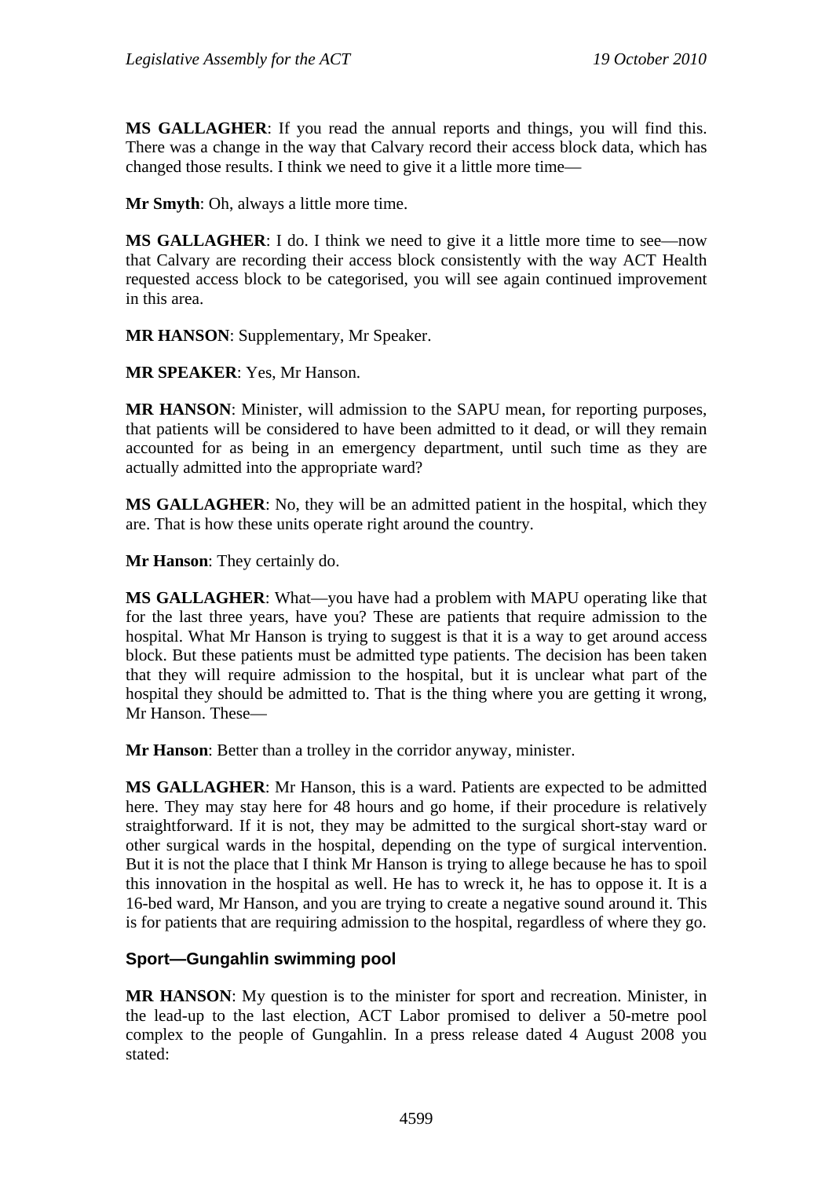**MS GALLAGHER**: If you read the annual reports and things, you will find this. There was a change in the way that Calvary record their access block data, which has changed those results. I think we need to give it a little more time—

**Mr Smyth**: Oh, always a little more time.

**MS GALLAGHER**: I do. I think we need to give it a little more time to see—now that Calvary are recording their access block consistently with the way ACT Health requested access block to be categorised, you will see again continued improvement in this area.

**MR HANSON**: Supplementary, Mr Speaker.

**MR SPEAKER**: Yes, Mr Hanson.

**MR HANSON**: Minister, will admission to the SAPU mean, for reporting purposes, that patients will be considered to have been admitted to it dead, or will they remain accounted for as being in an emergency department, until such time as they are actually admitted into the appropriate ward?

**MS GALLAGHER**: No, they will be an admitted patient in the hospital, which they are. That is how these units operate right around the country.

**Mr Hanson**: They certainly do.

**MS GALLAGHER**: What—you have had a problem with MAPU operating like that for the last three years, have you? These are patients that require admission to the hospital. What Mr Hanson is trying to suggest is that it is a way to get around access block. But these patients must be admitted type patients. The decision has been taken that they will require admission to the hospital, but it is unclear what part of the hospital they should be admitted to. That is the thing where you are getting it wrong, Mr Hanson. These—

**Mr Hanson**: Better than a trolley in the corridor anyway, minister.

**MS GALLAGHER**: Mr Hanson, this is a ward. Patients are expected to be admitted here. They may stay here for 48 hours and go home, if their procedure is relatively straightforward. If it is not, they may be admitted to the surgical short-stay ward or other surgical wards in the hospital, depending on the type of surgical intervention. But it is not the place that I think Mr Hanson is trying to allege because he has to spoil this innovation in the hospital as well. He has to wreck it, he has to oppose it. It is a 16-bed ward, Mr Hanson, and you are trying to create a negative sound around it. This is for patients that are requiring admission to the hospital, regardless of where they go.

## Sport—Gungahlin swimming pool

**MR HANSON**: My question is to the minister for sport and recreation. Minister, in the lead-up to the last election, ACT Labor promised to deliver a 50-metre pool complex to the people of Gungahlin. In a press release dated 4 August 2008 you stated: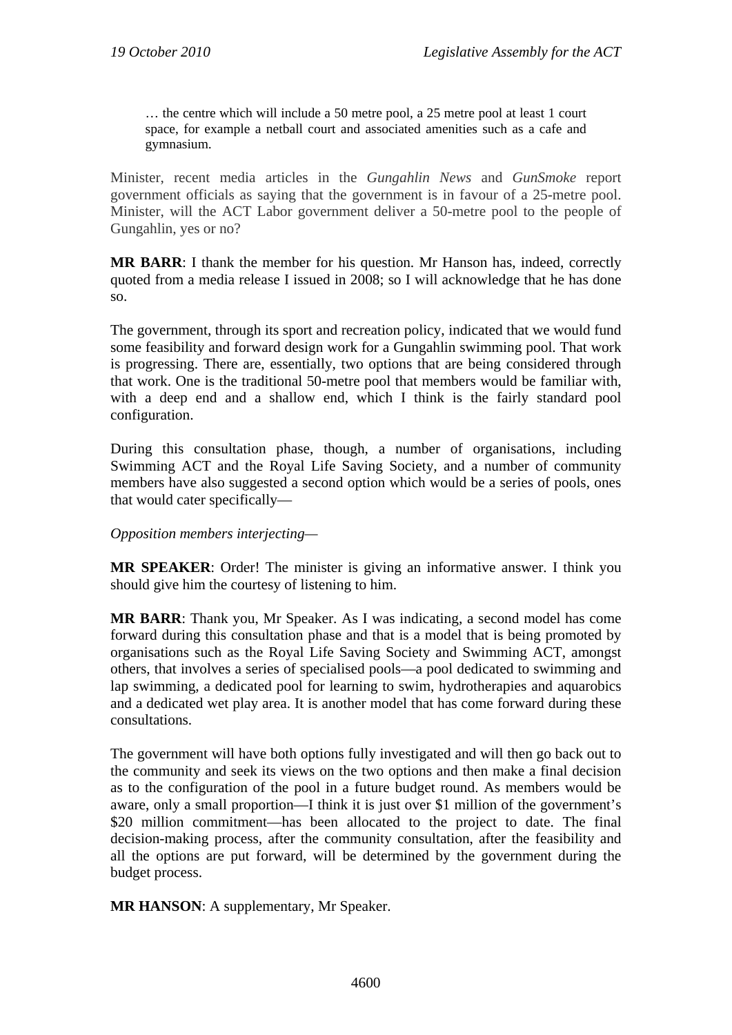> … the centre which will include a 50 metre pool, a 25 metre pool at least 1 court space, for example a netball court and associated amenities such as a cafe and gymnasium.

Minister, recent media articles in the *Gungahlin News* and *GunSmoke* report government officials as saying that the government is in favour of a 25-metre pool. Minister, will the ACT Labor government deliver a 50-metre pool to the people of Gungahlin, yes or no?

**MR BARR**: I thank the member for his question. Mr Hanson has, indeed, correctly quoted from a media release I issued in 2008; so I will acknowledge that he has done so.

The government, through its sport and recreation policy, indicated that we would fund some feasibility and forward design work for a Gungahlin swimming pool. That work is progressing. There are, essentially, two options that are being considered through that work. One is the traditional 50-metre pool that members would be familiar with, with a deep end and a shallow end, which I think is the fairly standard pool configuration.

During this consultation phase, though, a number of organisations, including Swimming ACT and the Royal Life Saving Society, and a number of community members have also suggested a second option which would be a series of pools, ones that would cater specifically—

*Opposition members interjecting—*

**MR SPEAKER**: Order! The minister is giving an informative answer. I think you should give him the courtesy of listening to him.

**MR BARR**: Thank you, Mr Speaker. As I was indicating, a second model has come forward during this consultation phase and that is a model that is being promoted by organisations such as the Royal Life Saving Society and Swimming ACT, amongst others, that involves a series of specialised pools—a pool dedicated to swimming and lap swimming, a dedicated pool for learning to swim, hydrotherapies and aquarobics and a dedicated wet play area. It is another model that has come forward during these consultations.

The government will have both options fully investigated and will then go back out to the community and seek its views on the two options and then make a final decision as to the configuration of the pool in a future budget round. As members would be aware, only a small proportion—I think it is just over $1 million of the government's $20 million commitment—has been allocated to the project to date. The final decision-making process, after the community consultation, after the feasibility and all the options are put forward, will be determined by the government during the budget process.

**MR HANSON**: A supplementary, Mr Speaker.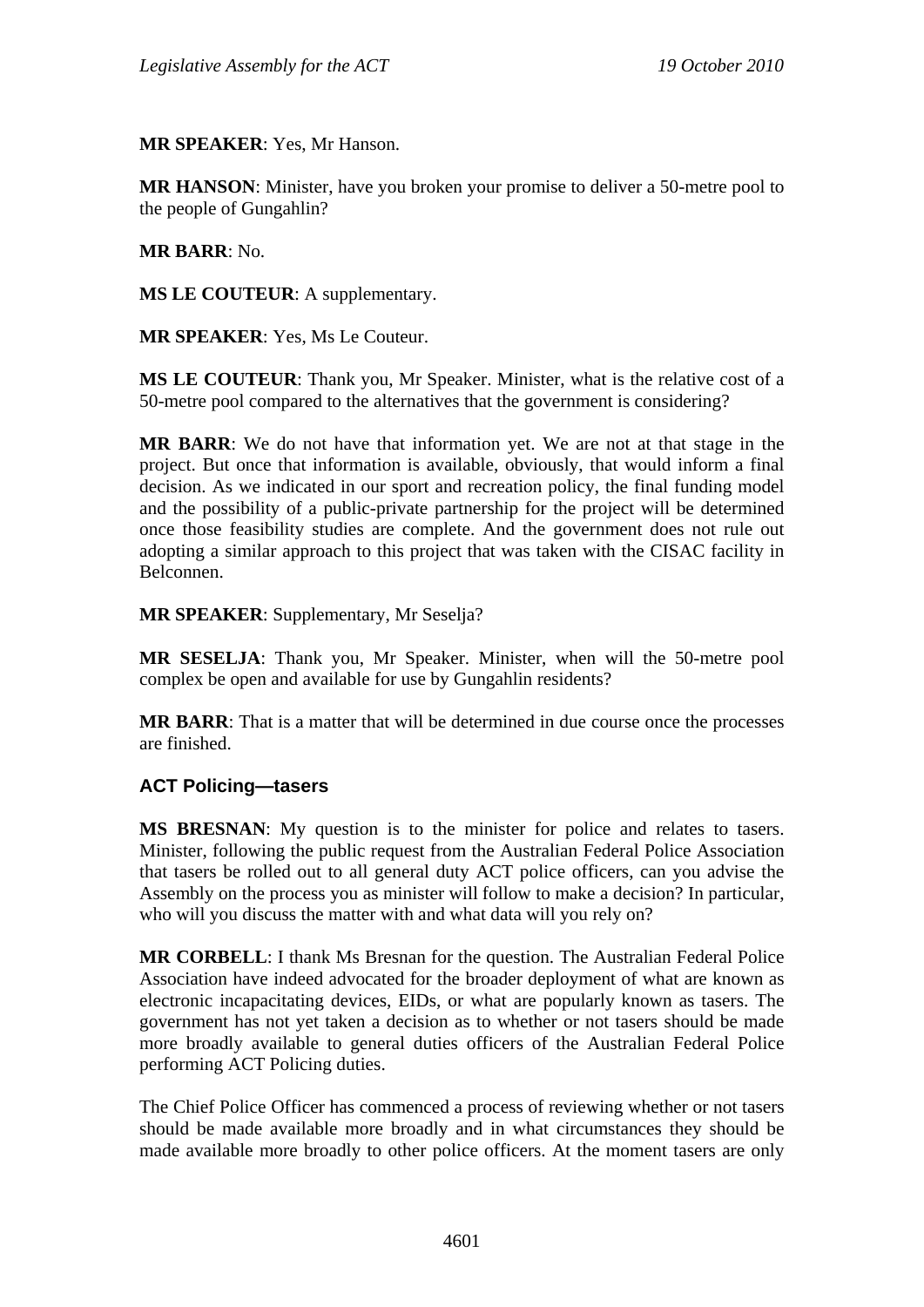**MR SPEAKER**: Yes, Mr Hanson.

**MR HANSON**: Minister, have you broken your promise to deliver a 50-metre pool to the people of Gungahlin?

**MR BARR**: No.

**MS LE COUTEUR**: A supplementary.

**MR SPEAKER**: Yes, Ms Le Couteur.

**MS LE COUTEUR**: Thank you, Mr Speaker. Minister, what is the relative cost of a 50-metre pool compared to the alternatives that the government is considering?

**MR BARR**: We do not have that information yet. We are not at that stage in the project. But once that information is available, obviously, that would inform a final decision. As we indicated in our sport and recreation policy, the final funding model and the possibility of a public-private partnership for the project will be determined once those feasibility studies are complete. And the government does not rule out adopting a similar approach to this project that was taken with the CISAC facility in Belconnen.

**MR SPEAKER**: Supplementary, Mr Seselja?

**MR SESELJA**: Thank you, Mr Speaker. Minister, when will the 50-metre pool complex be open and available for use by Gungahlin residents?

**MR BARR**: That is a matter that will be determined in due course once the processes are finished.

### ACT Policing—tasers

**MS BRESNAN**: My question is to the minister for police and relates to tasers. Minister, following the public request from the Australian Federal Police Association that tasers be rolled out to all general duty ACT police officers, can you advise the Assembly on the process you as minister will follow to make a decision? In particular, who will you discuss the matter with and what data will you rely on?

**MR CORBELL**: I thank Ms Bresnan for the question. The Australian Federal Police Association have indeed advocated for the broader deployment of what are known as electronic incapacitating devices, EIDs, or what are popularly known as tasers. The government has not yet taken a decision as to whether or not tasers should be made more broadly available to general duties officers of the Australian Federal Police performing ACT Policing duties.

The Chief Police Officer has commenced a process of reviewing whether or not tasers should be made available more broadly and in what circumstances they should be made available more broadly to other police officers. At the moment tasers are only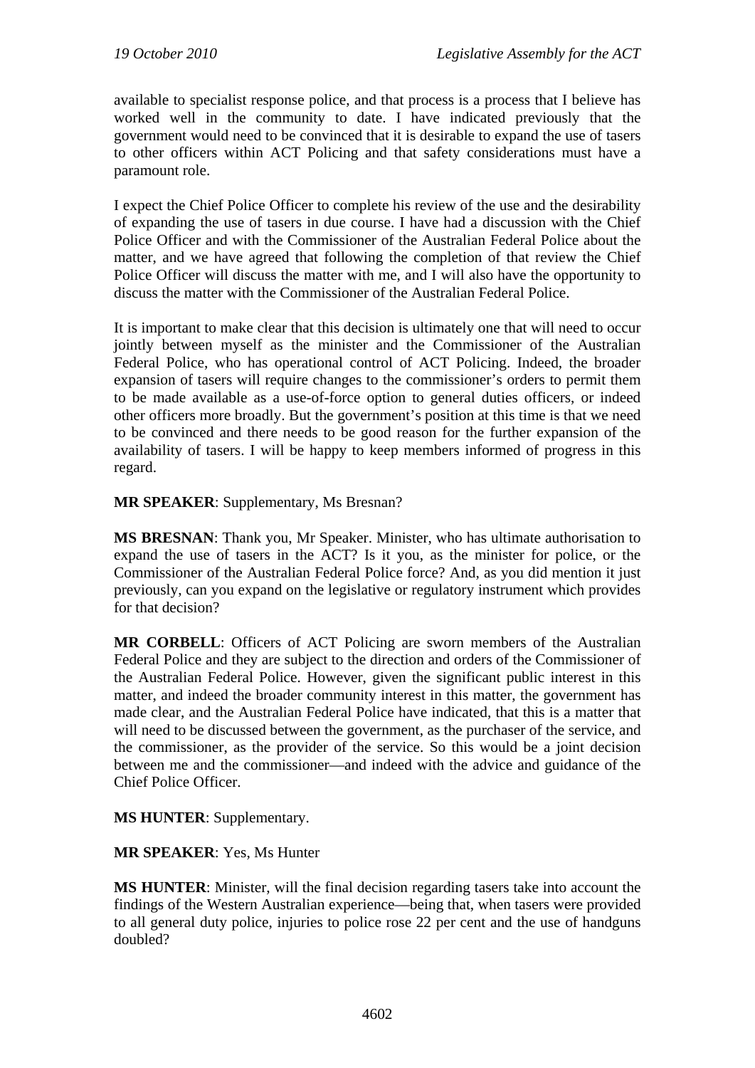available to specialist response police, and that process is a process that I believe has worked well in the community to date. I have indicated previously that the government would need to be convinced that it is desirable to expand the use of tasers to other officers within ACT Policing and that safety considerations must have a paramount role.

I expect the Chief Police Officer to complete his review of the use and the desirability of expanding the use of tasers in due course. I have had a discussion with the Chief Police Officer and with the Commissioner of the Australian Federal Police about the matter, and we have agreed that following the completion of that review the Chief Police Officer will discuss the matter with me, and I will also have the opportunity to discuss the matter with the Commissioner of the Australian Federal Police.

It is important to make clear that this decision is ultimately one that will need to occur jointly between myself as the minister and the Commissioner of the Australian Federal Police, who has operational control of ACT Policing. Indeed, the broader expansion of tasers will require changes to the commissioner's orders to permit them to be made available as a use-of-force option to general duties officers, or indeed other officers more broadly. But the government's position at this time is that we need to be convinced and there needs to be good reason for the further expansion of the availability of tasers. I will be happy to keep members informed of progress in this regard.

**MR SPEAKER**: Supplementary, Ms Bresnan?

**MS BRESNAN**: Thank you, Mr Speaker. Minister, who has ultimate authorisation to expand the use of tasers in the ACT? Is it you, as the minister for police, or the Commissioner of the Australian Federal Police force? And, as you did mention it just previously, can you expand on the legislative or regulatory instrument which provides for that decision?

**MR CORBELL**: Officers of ACT Policing are sworn members of the Australian Federal Police and they are subject to the direction and orders of the Commissioner of the Australian Federal Police. However, given the significant public interest in this matter, and indeed the broader community interest in this matter, the government has made clear, and the Australian Federal Police have indicated, that this is a matter that will need to be discussed between the government, as the purchaser of the service, and the commissioner, as the provider of the service. So this would be a joint decision between me and the commissioner—and indeed with the advice and guidance of the Chief Police Officer.

**MS HUNTER**: Supplementary.

**MR SPEAKER**: Yes, Ms Hunter

**MS HUNTER**: Minister, will the final decision regarding tasers take into account the findings of the Western Australian experience—being that, when tasers were provided to all general duty police, injuries to police rose 22 per cent and the use of handguns doubled?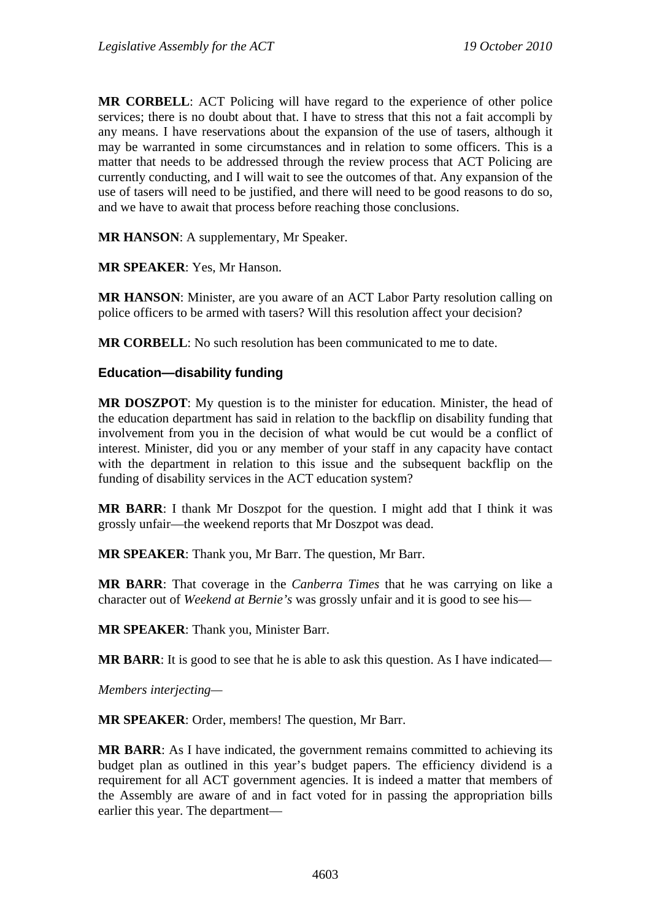**MR CORBELL**: ACT Policing will have regard to the experience of other police services; there is no doubt about that. I have to stress that this not a fait accompli by any means. I have reservations about the expansion of the use of tasers, although it may be warranted in some circumstances and in relation to some officers. This is a matter that needs to be addressed through the review process that ACT Policing are currently conducting, and I will wait to see the outcomes of that. Any expansion of the use of tasers will need to be justified, and there will need to be good reasons to do so, and we have to await that process before reaching those conclusions.

**MR HANSON**: A supplementary, Mr Speaker.

**MR SPEAKER**: Yes, Mr Hanson.

**MR HANSON**: Minister, are you aware of an ACT Labor Party resolution calling on police officers to be armed with tasers? Will this resolution affect your decision?

**MR CORBELL**: No such resolution has been communicated to me to date.

### Education—disability funding

**MR DOSZPOT**: My question is to the minister for education. Minister, the head of the education department has said in relation to the backflip on disability funding that involvement from you in the decision of what would be cut would be a conflict of interest. Minister, did you or any member of your staff in any capacity have contact with the department in relation to this issue and the subsequent backflip on the funding of disability services in the ACT education system?

**MR BARR**: I thank Mr Doszpot for the question. I might add that I think it was grossly unfair—the weekend reports that Mr Doszpot was dead.

**MR SPEAKER**: Thank you, Mr Barr. The question, Mr Barr.

**MR BARR**: That coverage in the *Canberra Times* that he was carrying on like a character out of *Weekend at Bernie's* was grossly unfair and it is good to see his—

**MR SPEAKER**: Thank you, Minister Barr.

**MR BARR**: It is good to see that he is able to ask this question. As I have indicated—

*Members interjecting*—

**MR SPEAKER**: Order, members! The question, Mr Barr.

**MR BARR**: As I have indicated, the government remains committed to achieving its budget plan as outlined in this year's budget papers. The efficiency dividend is a requirement for all ACT government agencies. It is indeed a matter that members of the Assembly are aware of and in fact voted for in passing the appropriation bills earlier this year. The department—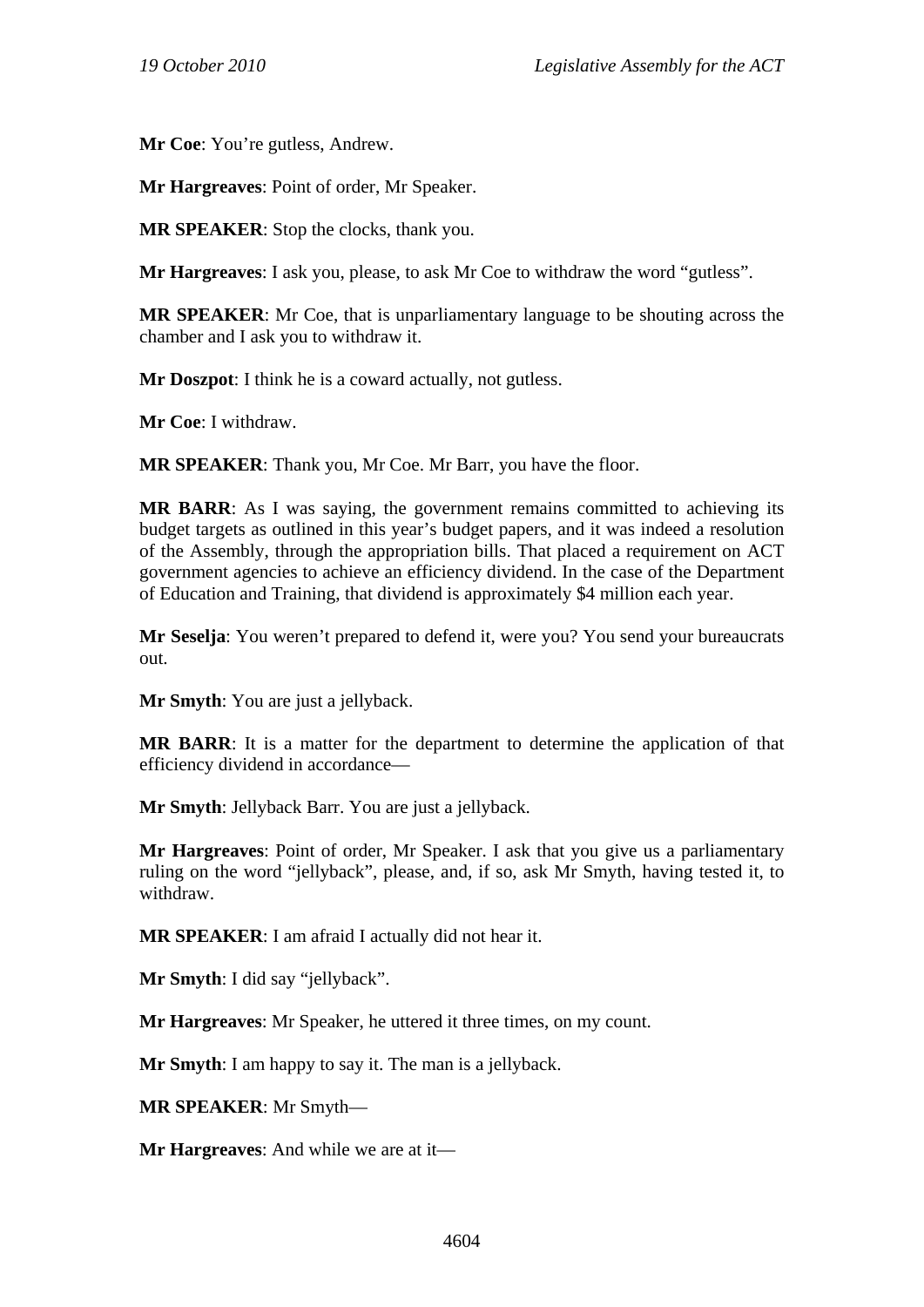**Mr Coe**: You're gutless, Andrew.

**Mr Hargreaves**: Point of order, Mr Speaker.

**MR SPEAKER**: Stop the clocks, thank you.

**Mr Hargreaves**: I ask you, please, to ask Mr Coe to withdraw the word "gutless".

**MR SPEAKER**: Mr Coe, that is unparliamentary language to be shouting across the chamber and I ask you to withdraw it.

**Mr Doszpot**: I think he is a coward actually, not gutless.

**Mr Coe**: I withdraw.

**MR SPEAKER**: Thank you, Mr Coe. Mr Barr, you have the floor.

**MR BARR**: As I was saying, the government remains committed to achieving its budget targets as outlined in this year's budget papers, and it was indeed a resolution of the Assembly, through the appropriation bills. That placed a requirement on ACT government agencies to achieve an efficiency dividend. In the case of the Department of Education and Training, that dividend is approximately $4 million each year.

**Mr Seselja**: You weren't prepared to defend it, were you? You send your bureaucrats out.

**Mr Smyth**: You are just a jellyback.

**MR BARR**: It is a matter for the department to determine the application of that efficiency dividend in accordance—

**Mr Smyth**: Jellyback Barr. You are just a jellyback.

**Mr Hargreaves**: Point of order, Mr Speaker. I ask that you give us a parliamentary ruling on the word "jellyback", please, and, if so, ask Mr Smyth, having tested it, to withdraw.

**MR SPEAKER**: I am afraid I actually did not hear it.

**Mr Smyth**: I did say "jellyback".

**Mr Hargreaves**: Mr Speaker, he uttered it three times, on my count.

**Mr Smyth**: I am happy to say it. The man is a jellyback.

**MR SPEAKER**: Mr Smyth—

**Mr Hargreaves**: And while we are at it—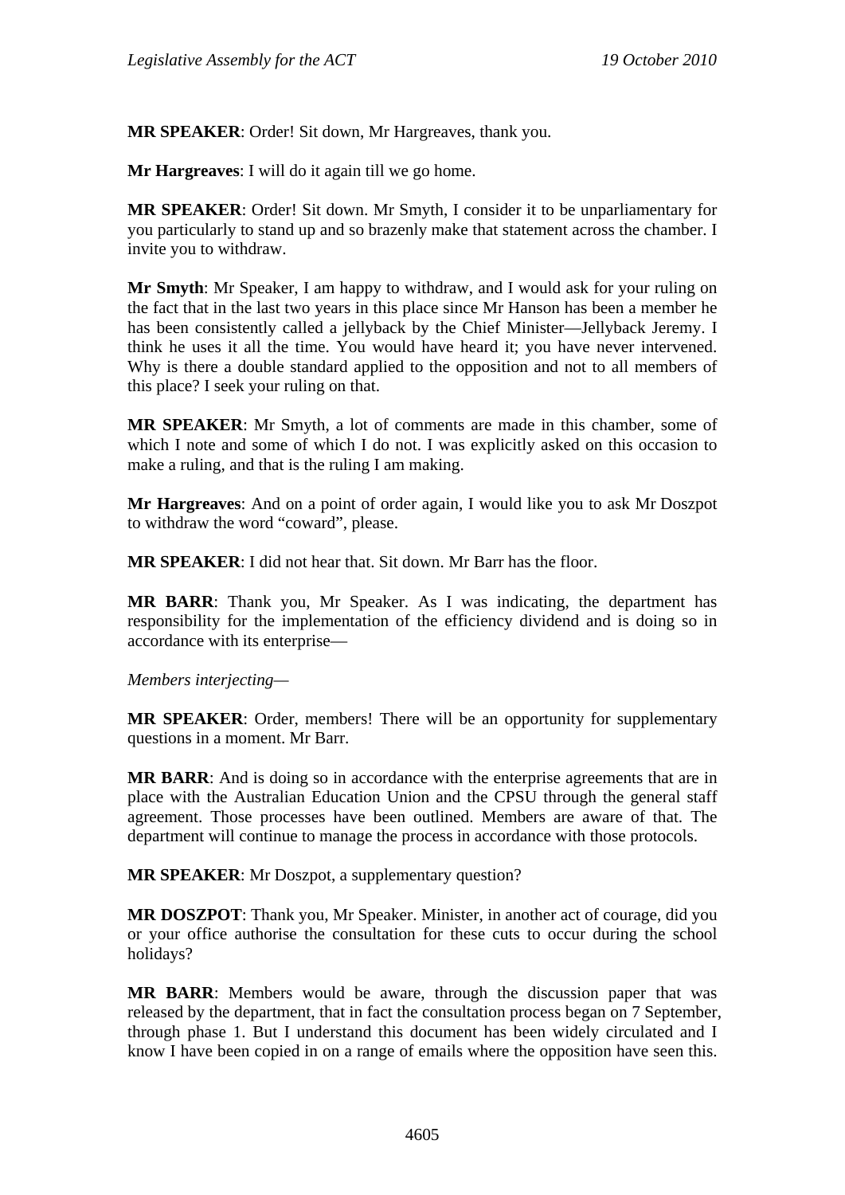**MR SPEAKER**: Order! Sit down, Mr Hargreaves, thank you.

**Mr Hargreaves**: I will do it again till we go home.

**MR SPEAKER**: Order! Sit down. Mr Smyth, I consider it to be unparliamentary for you particularly to stand up and so brazenly make that statement across the chamber. I invite you to withdraw.

**Mr Smyth**: Mr Speaker, I am happy to withdraw, and I would ask for your ruling on the fact that in the last two years in this place since Mr Hanson has been a member he has been consistently called a jellyback by the Chief Minister—Jellyback Jeremy. I think he uses it all the time. You would have heard it; you have never intervened. Why is there a double standard applied to the opposition and not to all members of this place? I seek your ruling on that.

**MR SPEAKER**: Mr Smyth, a lot of comments are made in this chamber, some of which I note and some of which I do not. I was explicitly asked on this occasion to make a ruling, and that is the ruling I am making.

**Mr Hargreaves**: And on a point of order again, I would like you to ask Mr Doszpot to withdraw the word "coward", please.

**MR SPEAKER**: I did not hear that. Sit down. Mr Barr has the floor.

**MR BARR**: Thank you, Mr Speaker. As I was indicating, the department has responsibility for the implementation of the efficiency dividend and is doing so in accordance with its enterprise—

*Members interjecting—*

**MR SPEAKER**: Order, members! There will be an opportunity for supplementary questions in a moment. Mr Barr.

**MR BARR**: And is doing so in accordance with the enterprise agreements that are in place with the Australian Education Union and the CPSU through the general staff agreement. Those processes have been outlined. Members are aware of that. The department will continue to manage the process in accordance with those protocols.

**MR SPEAKER**: Mr Doszpot, a supplementary question?

**MR DOSZPOT**: Thank you, Mr Speaker. Minister, in another act of courage, did you or your office authorise the consultation for these cuts to occur during the school holidays?

**MR BARR**: Members would be aware, through the discussion paper that was released by the department, that in fact the consultation process began on 7 September, through phase 1. But I understand this document has been widely circulated and I know I have been copied in on a range of emails where the opposition have seen this.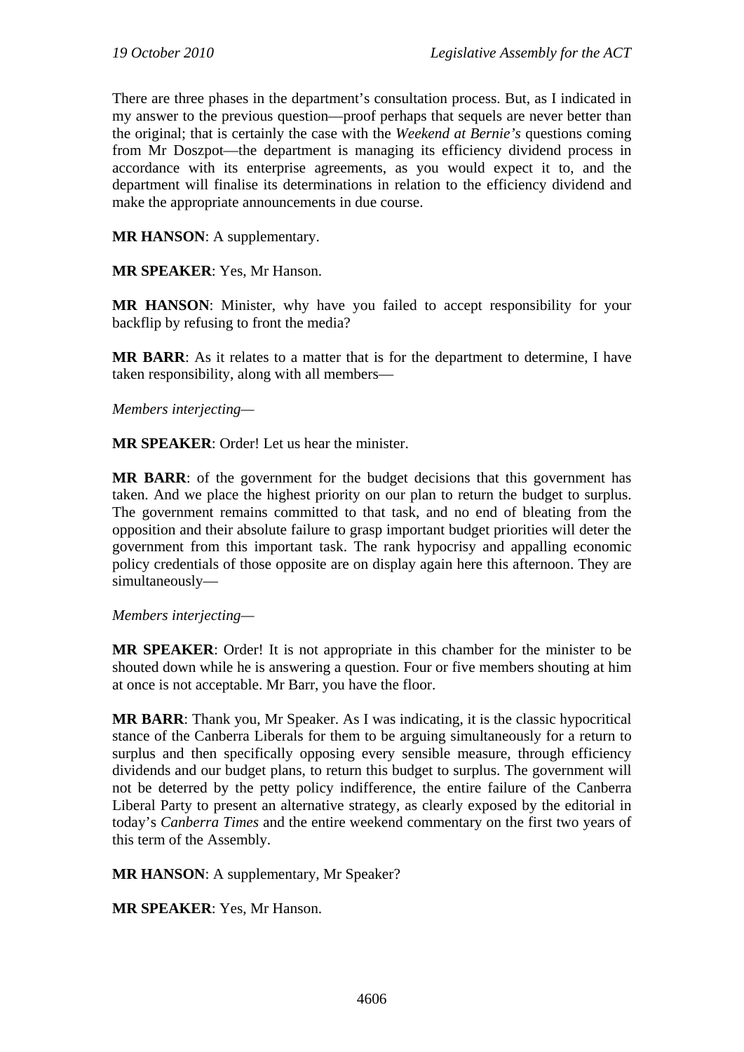There are three phases in the department's consultation process. But, as I indicated in my answer to the previous question—proof perhaps that sequels are never better than the original; that is certainly the case with the *Weekend at Bernie's* questions coming from Mr Doszpot—the department is managing its efficiency dividend process in accordance with its enterprise agreements, as you would expect it to, and the department will finalise its determinations in relation to the efficiency dividend and make the appropriate announcements in due course.

**MR HANSON**: A supplementary.

**MR SPEAKER**: Yes, Mr Hanson.

**MR HANSON**: Minister, why have you failed to accept responsibility for your backflip by refusing to front the media?

**MR BARR**: As it relates to a matter that is for the department to determine, I have taken responsibility, along with all members—

*Members interjecting*—

**MR SPEAKER**: Order! Let us hear the minister.

**MR BARR**: of the government for the budget decisions that this government has taken. And we place the highest priority on our plan to return the budget to surplus. The government remains committed to that task, and no end of bleating from the opposition and their absolute failure to grasp important budget priorities will deter the government from this important task. The rank hypocrisy and appalling economic policy credentials of those opposite are on display again here this afternoon. They are simultaneously—

*Members interjecting*—

**MR SPEAKER**: Order! It is not appropriate in this chamber for the minister to be shouted down while he is answering a question. Four or five members shouting at him at once is not acceptable. Mr Barr, you have the floor.

**MR BARR**: Thank you, Mr Speaker. As I was indicating, it is the classic hypocritical stance of the Canberra Liberals for them to be arguing simultaneously for a return to surplus and then specifically opposing every sensible measure, through efficiency dividends and our budget plans, to return this budget to surplus. The government will not be deterred by the petty policy indifference, the entire failure of the Canberra Liberal Party to present an alternative strategy, as clearly exposed by the editorial in today's *Canberra Times* and the entire weekend commentary on the first two years of this term of the Assembly.

**MR HANSON**: A supplementary, Mr Speaker?

**MR SPEAKER**: Yes, Mr Hanson.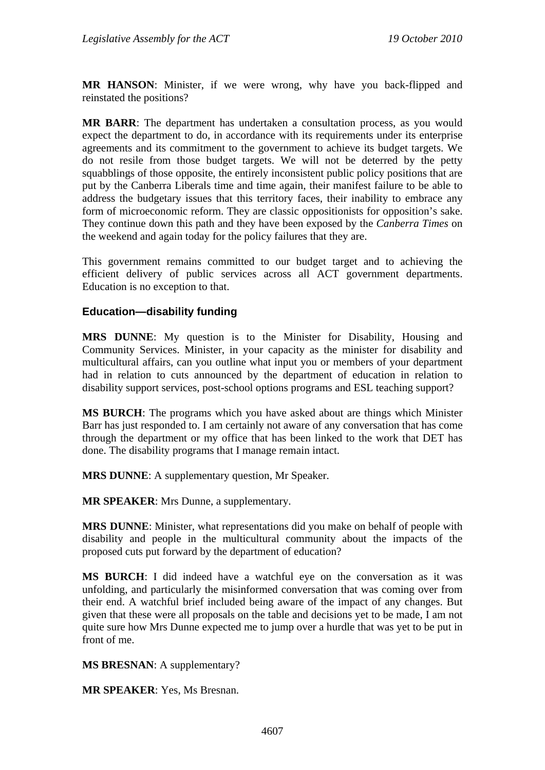**MR HANSON**: Minister, if we were wrong, why have you back-flipped and reinstated the positions?

**MR BARR**: The department has undertaken a consultation process, as you would expect the department to do, in accordance with its requirements under its enterprise agreements and its commitment to the government to achieve its budget targets. We do not resile from those budget targets. We will not be deterred by the petty squabblings of those opposite, the entirely inconsistent public policy positions that are put by the Canberra Liberals time and time again, their manifest failure to be able to address the budgetary issues that this territory faces, their inability to embrace any form of microeconomic reform. They are classic oppositionists for opposition's sake. They continue down this path and they have been exposed by the *Canberra Times* on the weekend and again today for the policy failures that they are.

This government remains committed to our budget target and to achieving the efficient delivery of public services across all ACT government departments. Education is no exception to that.

### Education—disability funding

**MRS DUNNE**: My question is to the Minister for Disability, Housing and Community Services. Minister, in your capacity as the minister for disability and multicultural affairs, can you outline what input you or members of your department had in relation to cuts announced by the department of education in relation to disability support services, post-school options programs and ESL teaching support?

**MS BURCH**: The programs which you have asked about are things which Minister Barr has just responded to. I am certainly not aware of any conversation that has come through the department or my office that has been linked to the work that DET has done. The disability programs that I manage remain intact.

**MRS DUNNE**: A supplementary question, Mr Speaker.

**MR SPEAKER**: Mrs Dunne, a supplementary.

**MRS DUNNE**: Minister, what representations did you make on behalf of people with disability and people in the multicultural community about the impacts of the proposed cuts put forward by the department of education?

**MS BURCH**: I did indeed have a watchful eye on the conversation as it was unfolding, and particularly the misinformed conversation that was coming over from their end. A watchful brief included being aware of the impact of any changes. But given that these were all proposals on the table and decisions yet to be made, I am not quite sure how Mrs Dunne expected me to jump over a hurdle that was yet to be put in front of me.

**MS BRESNAN**: A supplementary?

**MR SPEAKER**: Yes, Ms Bresnan.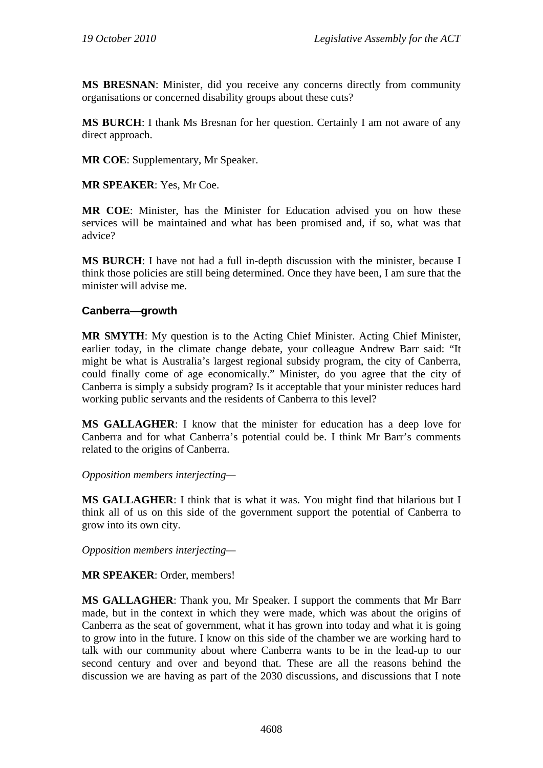**MS BRESNAN**: Minister, did you receive any concerns directly from community organisations or concerned disability groups about these cuts?

**MS BURCH**: I thank Ms Bresnan for her question. Certainly I am not aware of any direct approach.

**MR COE**: Supplementary, Mr Speaker.

**MR SPEAKER**: Yes, Mr Coe.

**MR COE**: Minister, has the Minister for Education advised you on how these services will be maintained and what has been promised and, if so, what was that advice?

**MS BURCH**: I have not had a full in-depth discussion with the minister, because I think those policies are still being determined. Once they have been, I am sure that the minister will advise me.

### Canberra—growth

**MR SMYTH**: My question is to the Acting Chief Minister. Acting Chief Minister, earlier today, in the climate change debate, your colleague Andrew Barr said: "It might be what is Australia's largest regional subsidy program, the city of Canberra, could finally come of age economically." Minister, do you agree that the city of Canberra is simply a subsidy program? Is it acceptable that your minister reduces hard working public servants and the residents of Canberra to this level?

**MS GALLAGHER**: I know that the minister for education has a deep love for Canberra and for what Canberra's potential could be. I think Mr Barr's comments related to the origins of Canberra.

*Opposition members interjecting*—

**MS GALLAGHER**: I think that is what it was. You might find that hilarious but I think all of us on this side of the government support the potential of Canberra to grow into its own city.

*Opposition members interjecting*—

**MR SPEAKER**: Order, members!

**MS GALLAGHER**: Thank you, Mr Speaker. I support the comments that Mr Barr made, but in the context in which they were made, which was about the origins of Canberra as the seat of government, what it has grown into today and what it is going to grow into in the future. I know on this side of the chamber we are working hard to talk with our community about where Canberra wants to be in the lead-up to our second century and over and beyond that. These are all the reasons behind the discussion we are having as part of the 2030 discussions, and discussions that I note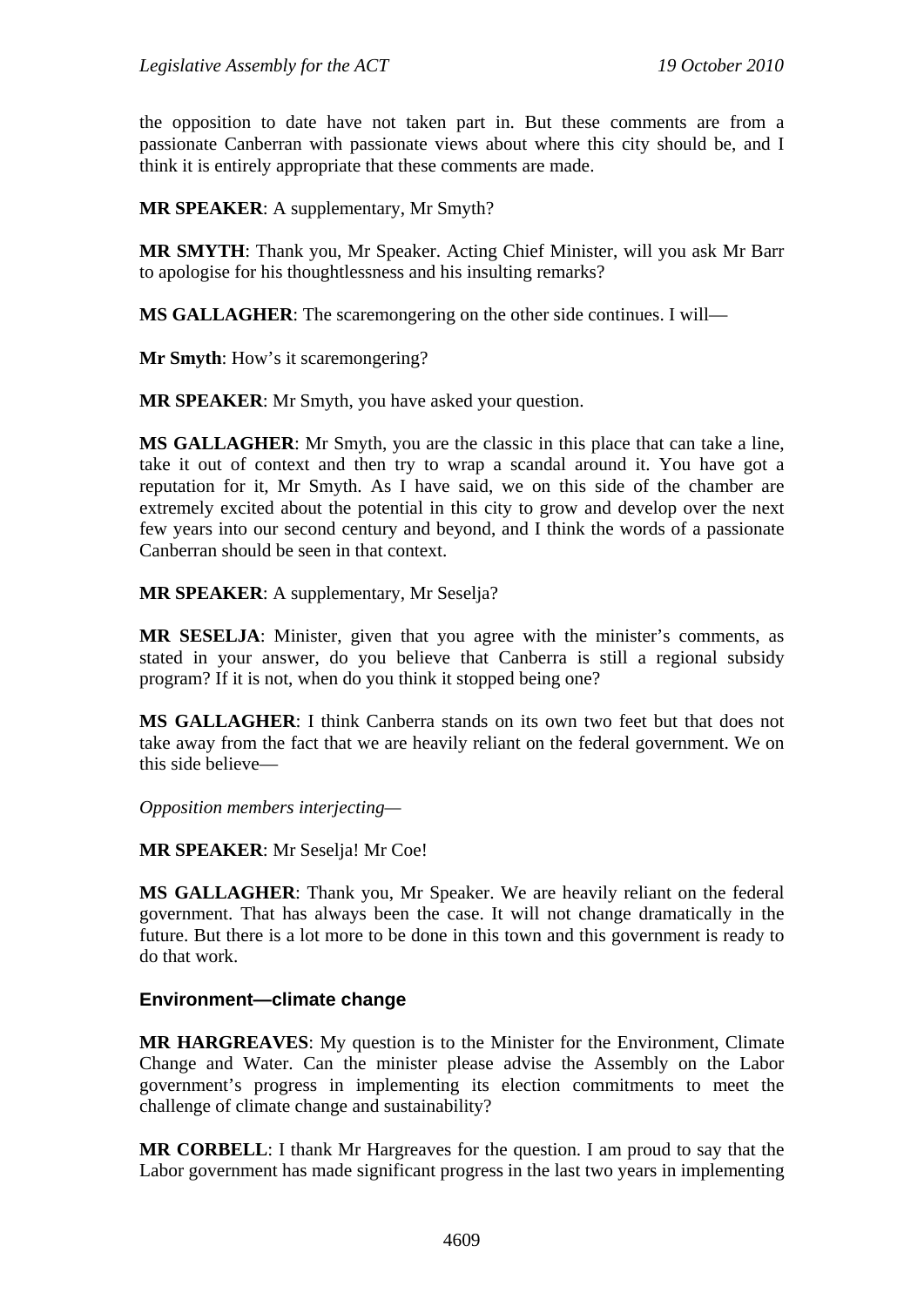the opposition to date have not taken part in. But these comments are from a passionate Canberran with passionate views about where this city should be, and I think it is entirely appropriate that these comments are made.

**MR SPEAKER**: A supplementary, Mr Smyth?

**MR SMYTH**: Thank you, Mr Speaker. Acting Chief Minister, will you ask Mr Barr to apologise for his thoughtlessness and his insulting remarks?

**MS GALLAGHER**: The scaremongering on the other side continues. I will—

**Mr Smyth**: How's it scaremongering?

**MR SPEAKER**: Mr Smyth, you have asked your question.

**MS GALLAGHER**: Mr Smyth, you are the classic in this place that can take a line, take it out of context and then try to wrap a scandal around it. You have got a reputation for it, Mr Smyth. As I have said, we on this side of the chamber are extremely excited about the potential in this city to grow and develop over the next few years into our second century and beyond, and I think the words of a passionate Canberran should be seen in that context.

**MR SPEAKER**: A supplementary, Mr Seselja?

**MR SESELJA**: Minister, given that you agree with the minister's comments, as stated in your answer, do you believe that Canberra is still a regional subsidy program? If it is not, when do you think it stopped being one?

**MS GALLAGHER**: I think Canberra stands on its own two feet but that does not take away from the fact that we are heavily reliant on the federal government. We on this side believe—

*Opposition members interjecting*—

**MR SPEAKER**: Mr Seselja! Mr Coe!

**MS GALLAGHER**: Thank you, Mr Speaker. We are heavily reliant on the federal government. That has always been the case. It will not change dramatically in the future. But there is a lot more to be done in this town and this government is ready to do that work.

### Environment—climate change

**MR HARGREAVES**: My question is to the Minister for the Environment, Climate Change and Water. Can the minister please advise the Assembly on the Labor government's progress in implementing its election commitments to meet the challenge of climate change and sustainability?

**MR CORBELL**: I thank Mr Hargreaves for the question. I am proud to say that the Labor government has made significant progress in the last two years in implementing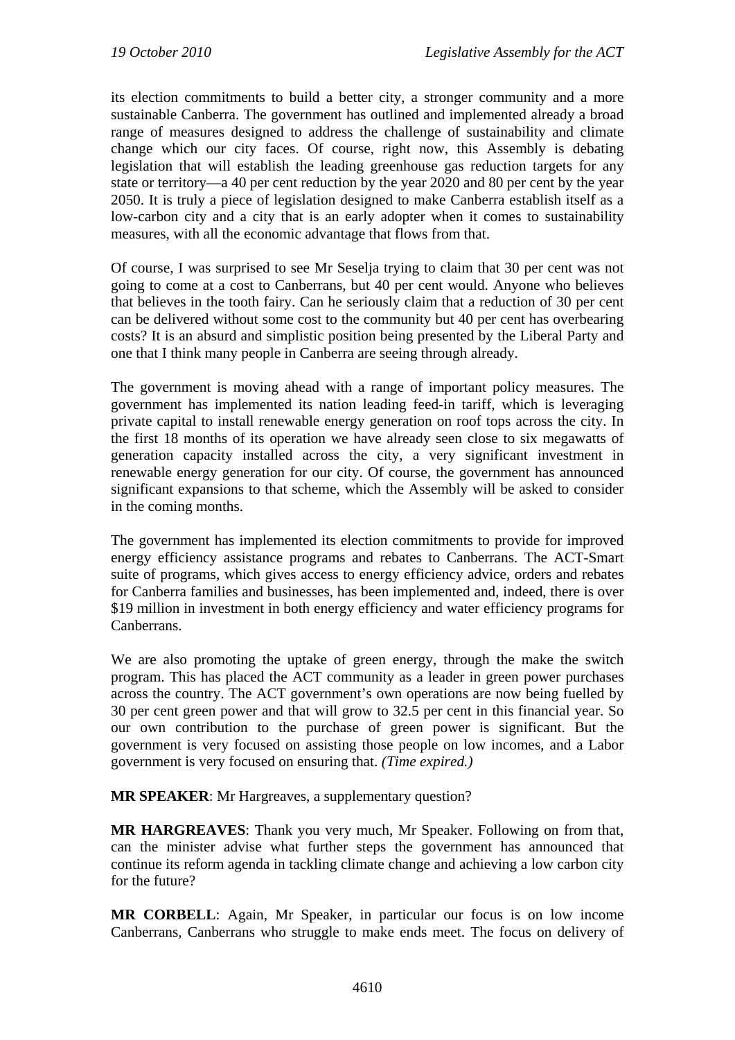its election commitments to build a better city, a stronger community and a more sustainable Canberra. The government has outlined and implemented already a broad range of measures designed to address the challenge of sustainability and climate change which our city faces. Of course, right now, this Assembly is debating legislation that will establish the leading greenhouse gas reduction targets for any state or territory—a 40 per cent reduction by the year 2020 and 80 per cent by the year 2050. It is truly a piece of legislation designed to make Canberra establish itself as a low-carbon city and a city that is an early adopter when it comes to sustainability measures, with all the economic advantage that flows from that.

Of course, I was surprised to see Mr Seselja trying to claim that 30 per cent was not going to come at a cost to Canberrans, but 40 per cent would. Anyone who believes that believes in the tooth fairy. Can he seriously claim that a reduction of 30 per cent can be delivered without some cost to the community but 40 per cent has overbearing costs? It is an absurd and simplistic position being presented by the Liberal Party and one that I think many people in Canberra are seeing through already.

The government is moving ahead with a range of important policy measures. The government has implemented its nation leading feed-in tariff, which is leveraging private capital to install renewable energy generation on roof tops across the city. In the first 18 months of its operation we have already seen close to six megawatts of generation capacity installed across the city, a very significant investment in renewable energy generation for our city. Of course, the government has announced significant expansions to that scheme, which the Assembly will be asked to consider in the coming months.

The government has implemented its election commitments to provide for improved energy efficiency assistance programs and rebates to Canberrans. The ACT-Smart suite of programs, which gives access to energy efficiency advice, orders and rebates for Canberra families and businesses, has been implemented and, indeed, there is over $19 million in investment in both energy efficiency and water efficiency programs for Canberrans.

We are also promoting the uptake of green energy, through the make the switch program. This has placed the ACT community as a leader in green power purchases across the country. The ACT government's own operations are now being fuelled by 30 per cent green power and that will grow to 32.5 per cent in this financial year. So our own contribution to the purchase of green power is significant. But the government is very focused on assisting those people on low incomes, and a Labor government is very focused on ensuring that. *(Time expired.)*

**MR SPEAKER**: Mr Hargreaves, a supplementary question?

**MR HARGREAVES**: Thank you very much, Mr Speaker. Following on from that, can the minister advise what further steps the government has announced that continue its reform agenda in tackling climate change and achieving a low carbon city for the future?

**MR CORBELL**: Again, Mr Speaker, in particular our focus is on low income Canberrans, Canberrans who struggle to make ends meet. The focus on delivery of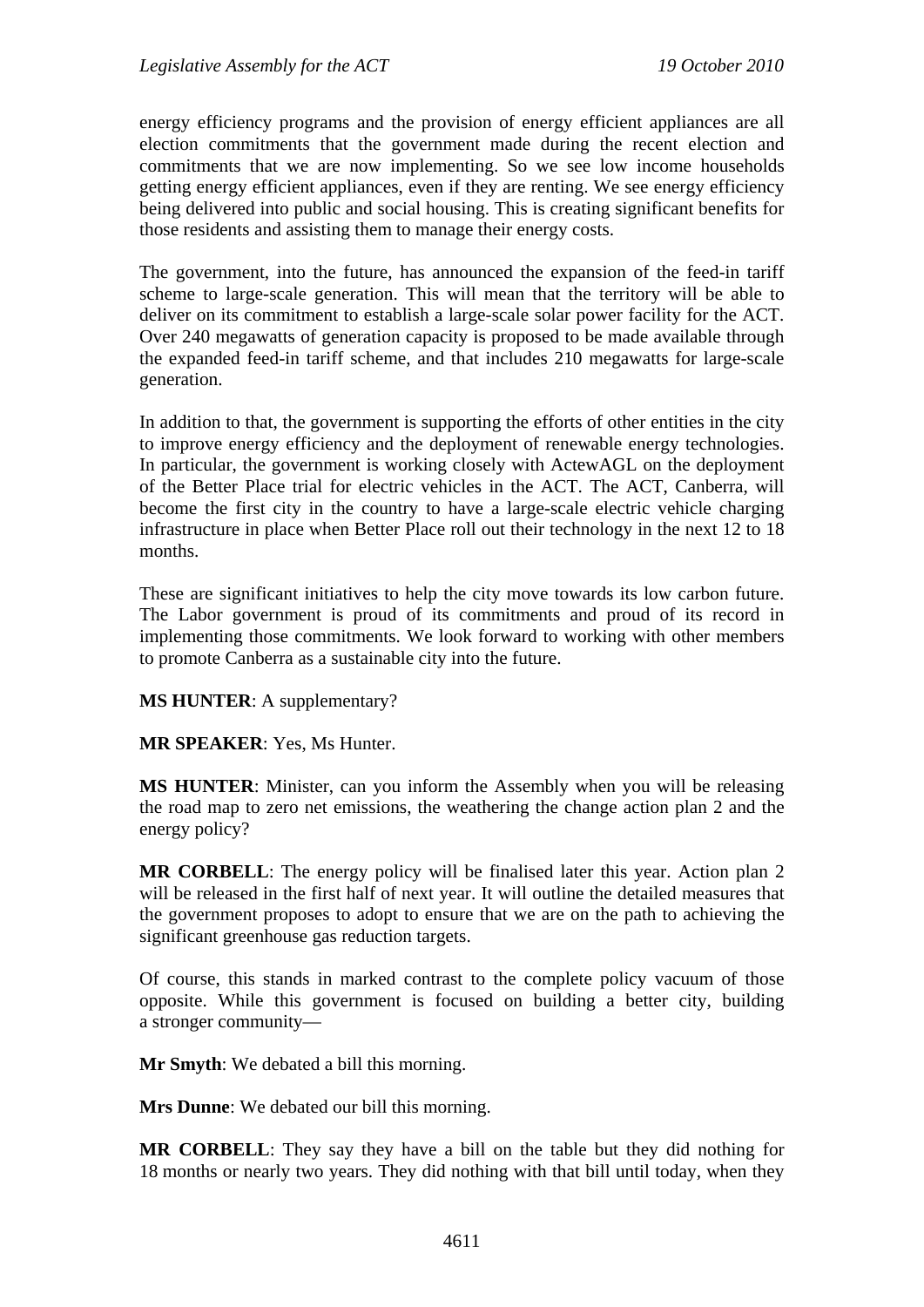energy efficiency programs and the provision of energy efficient appliances are all election commitments that the government made during the recent election and commitments that we are now implementing. So we see low income households getting energy efficient appliances, even if they are renting. We see energy efficiency being delivered into public and social housing. This is creating significant benefits for those residents and assisting them to manage their energy costs.

The government, into the future, has announced the expansion of the feed-in tariff scheme to large-scale generation. This will mean that the territory will be able to deliver on its commitment to establish a large-scale solar power facility for the ACT. Over 240 megawatts of generation capacity is proposed to be made available through the expanded feed-in tariff scheme, and that includes 210 megawatts for large-scale generation.

In addition to that, the government is supporting the efforts of other entities in the city to improve energy efficiency and the deployment of renewable energy technologies. In particular, the government is working closely with ActewAGL on the deployment of the Better Place trial for electric vehicles in the ACT. The ACT, Canberra, will become the first city in the country to have a large-scale electric vehicle charging infrastructure in place when Better Place roll out their technology in the next 12 to 18 months.

These are significant initiatives to help the city move towards its low carbon future. The Labor government is proud of its commitments and proud of its record in implementing those commitments. We look forward to working with other members to promote Canberra as a sustainable city into the future.

**MS HUNTER**: A supplementary?

**MR SPEAKER**: Yes, Ms Hunter.

**MS HUNTER**: Minister, can you inform the Assembly when you will be releasing the road map to zero net emissions, the weathering the change action plan 2 and the energy policy?

**MR CORBELL**: The energy policy will be finalised later this year. Action plan 2 will be released in the first half of next year. It will outline the detailed measures that the government proposes to adopt to ensure that we are on the path to achieving the significant greenhouse gas reduction targets.

Of course, this stands in marked contrast to the complete policy vacuum of those opposite. While this government is focused on building a better city, building a stronger community—

**Mr Smyth**: We debated a bill this morning.

**Mrs Dunne**: We debated our bill this morning.

**MR CORBELL**: They say they have a bill on the table but they did nothing for 18 months or nearly two years. They did nothing with that bill until today, when they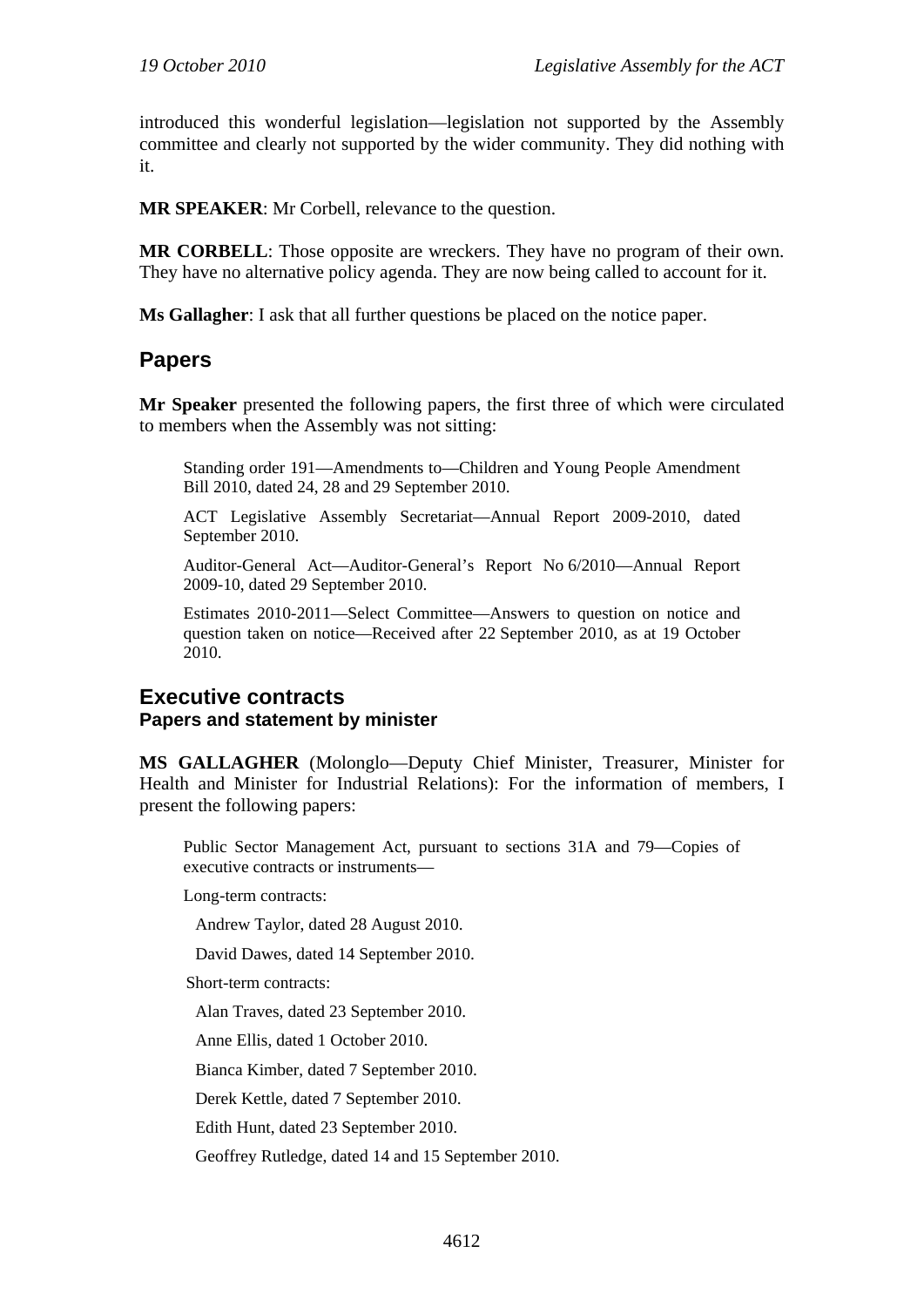introduced this wonderful legislation—legislation not supported by the Assembly committee and clearly not supported by the wider community. They did nothing with it.

**MR SPEAKER**: Mr Corbell, relevance to the question.

**MR CORBELL**: Those opposite are wreckers. They have no program of their own. They have no alternative policy agenda. They are now being called to account for it.

**Ms Gallagher**: I ask that all further questions be placed on the notice paper.

## Papers

**Mr Speaker** presented the following papers, the first three of which were circulated to members when the Assembly was not sitting:

> Standing order 191—Amendments to—Children and Young People Amendment Bill 2010, dated 24, 28 and 29 September 2010.
>
> ACT Legislative Assembly Secretariat—Annual Report 2009-2010, dated September 2010.
>
> Auditor-General Act—Auditor-General's Report No 6/2010—Annual Report 2009-10, dated 29 September 2010.
>
> Estimates 2010-2011—Select Committee—Answers to question on notice and question taken on notice—Received after 22 September 2010, as at 19 October 2010.

## Executive contracts
### Papers and statement by minister

**MS GALLAGHER** (Molonglo—Deputy Chief Minister, Treasurer, Minister for Health and Minister for Industrial Relations): For the information of members, I present the following papers:

> Public Sector Management Act, pursuant to sections 31A and 79—Copies of executive contracts or instruments—
>
> Long-term contracts:
>
> Andrew Taylor, dated 28 August 2010.
>
> David Dawes, dated 14 September 2010.
>
> Short-term contracts:
>
> Alan Traves, dated 23 September 2010.
>
> Anne Ellis, dated 1 October 2010.
>
> Bianca Kimber, dated 7 September 2010.
>
> Derek Kettle, dated 7 September 2010.
>
> Edith Hunt, dated 23 September 2010.
>
> Geoffrey Rutledge, dated 14 and 15 September 2010.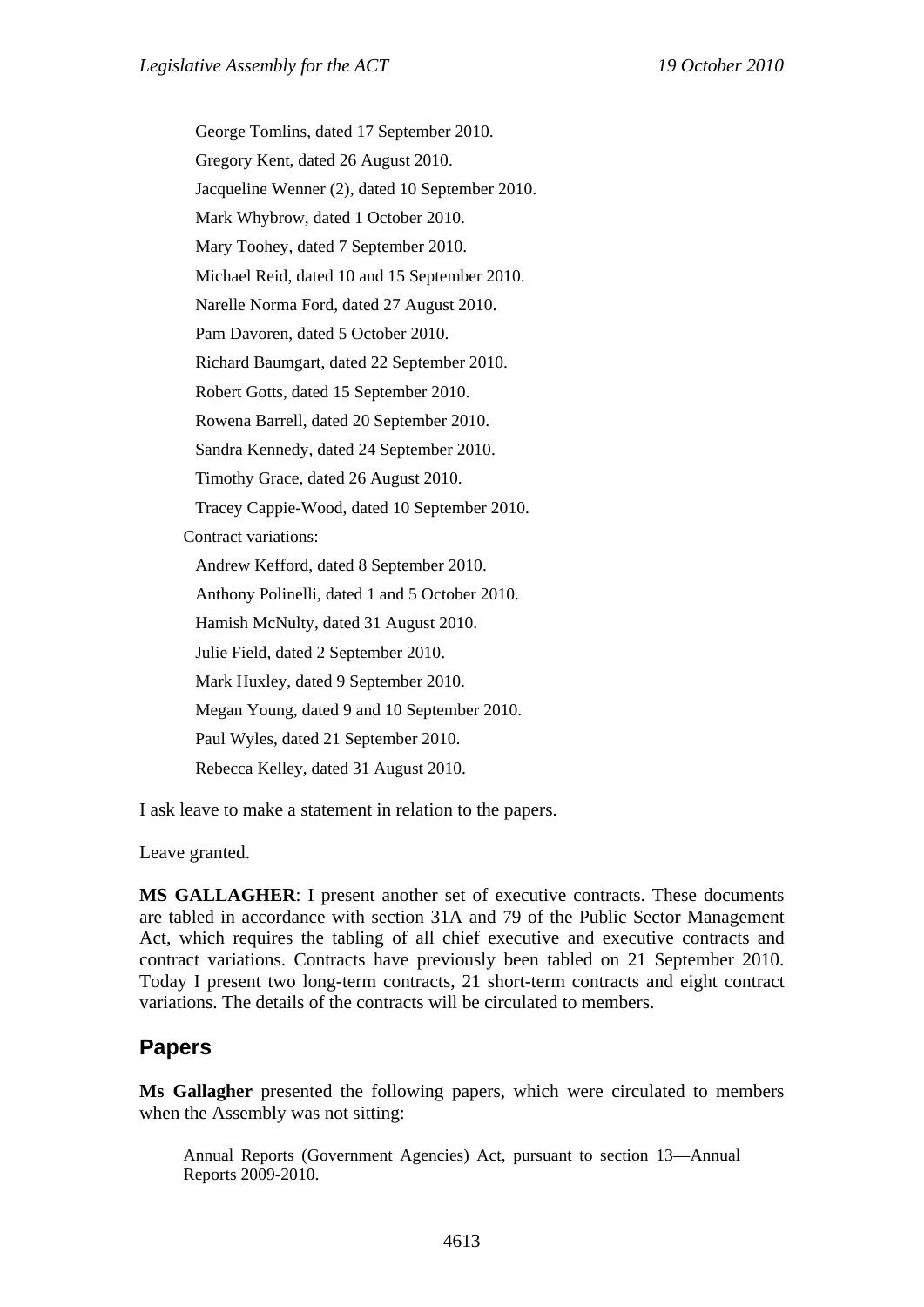George Tomlins, dated 17 September 2010.

Gregory Kent, dated 26 August 2010.

Jacqueline Wenner (2), dated 10 September 2010.

Mark Whybrow, dated 1 October 2010.

Mary Toohey, dated 7 September 2010.

Michael Reid, dated 10 and 15 September 2010.

Narelle Norma Ford, dated 27 August 2010.

Pam Davoren, dated 5 October 2010.

Richard Baumgart, dated 22 September 2010.

Robert Gotts, dated 15 September 2010.

Rowena Barrell, dated 20 September 2010.

Sandra Kennedy, dated 24 September 2010.

Timothy Grace, dated 26 August 2010.

Tracey Cappie-Wood, dated 10 September 2010.

Contract variations:

Andrew Kefford, dated 8 September 2010.

Anthony Polinelli, dated 1 and 5 October 2010.

Hamish McNulty, dated 31 August 2010.

Julie Field, dated 2 September 2010.

Mark Huxley, dated 9 September 2010.

Megan Young, dated 9 and 10 September 2010.

Paul Wyles, dated 21 September 2010.

Rebecca Kelley, dated 31 August 2010.

I ask leave to make a statement in relation to the papers.

Leave granted.

**MS GALLAGHER**: I present another set of executive contracts. These documents are tabled in accordance with section 31A and 79 of the Public Sector Management Act, which requires the tabling of all chief executive and executive contracts and contract variations. Contracts have previously been tabled on 21 September 2010. Today I present two long-term contracts, 21 short-term contracts and eight contract variations. The details of the contracts will be circulated to members.

## Papers

**Ms Gallagher** presented the following papers, which were circulated to members when the Assembly was not sitting:

Annual Reports (Government Agencies) Act, pursuant to section 13—Annual Reports 2009-2010.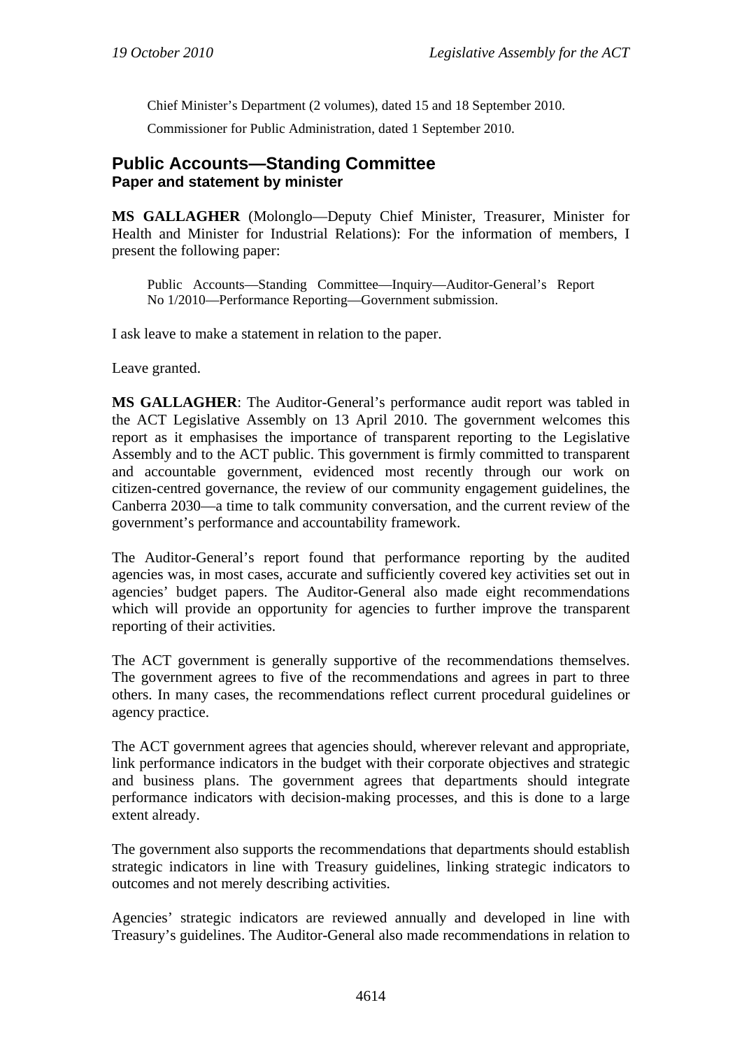Chief Minister's Department (2 volumes), dated 15 and 18 September 2010.

Commissioner for Public Administration, dated 1 September 2010.

## Public Accounts—Standing Committee
### Paper and statement by minister

**MS GALLAGHER** (Molonglo—Deputy Chief Minister, Treasurer, Minister for Health and Minister for Industrial Relations): For the information of members, I present the following paper:

> Public Accounts—Standing Committee—Inquiry—Auditor-General's Report No 1/2010—Performance Reporting—Government submission.

I ask leave to make a statement in relation to the paper.

Leave granted.

**MS GALLAGHER**: The Auditor-General's performance audit report was tabled in the ACT Legislative Assembly on 13 April 2010. The government welcomes this report as it emphasises the importance of transparent reporting to the Legislative Assembly and to the ACT public. This government is firmly committed to transparent and accountable government, evidenced most recently through our work on citizen-centred governance, the review of our community engagement guidelines, the Canberra 2030—a time to talk community conversation, and the current review of the government's performance and accountability framework.

The Auditor-General's report found that performance reporting by the audited agencies was, in most cases, accurate and sufficiently covered key activities set out in agencies' budget papers. The Auditor-General also made eight recommendations which will provide an opportunity for agencies to further improve the transparent reporting of their activities.

The ACT government is generally supportive of the recommendations themselves. The government agrees to five of the recommendations and agrees in part to three others. In many cases, the recommendations reflect current procedural guidelines or agency practice.

The ACT government agrees that agencies should, wherever relevant and appropriate, link performance indicators in the budget with their corporate objectives and strategic and business plans. The government agrees that departments should integrate performance indicators with decision-making processes, and this is done to a large extent already.

The government also supports the recommendations that departments should establish strategic indicators in line with Treasury guidelines, linking strategic indicators to outcomes and not merely describing activities.

Agencies' strategic indicators are reviewed annually and developed in line with Treasury's guidelines. The Auditor-General also made recommendations in relation to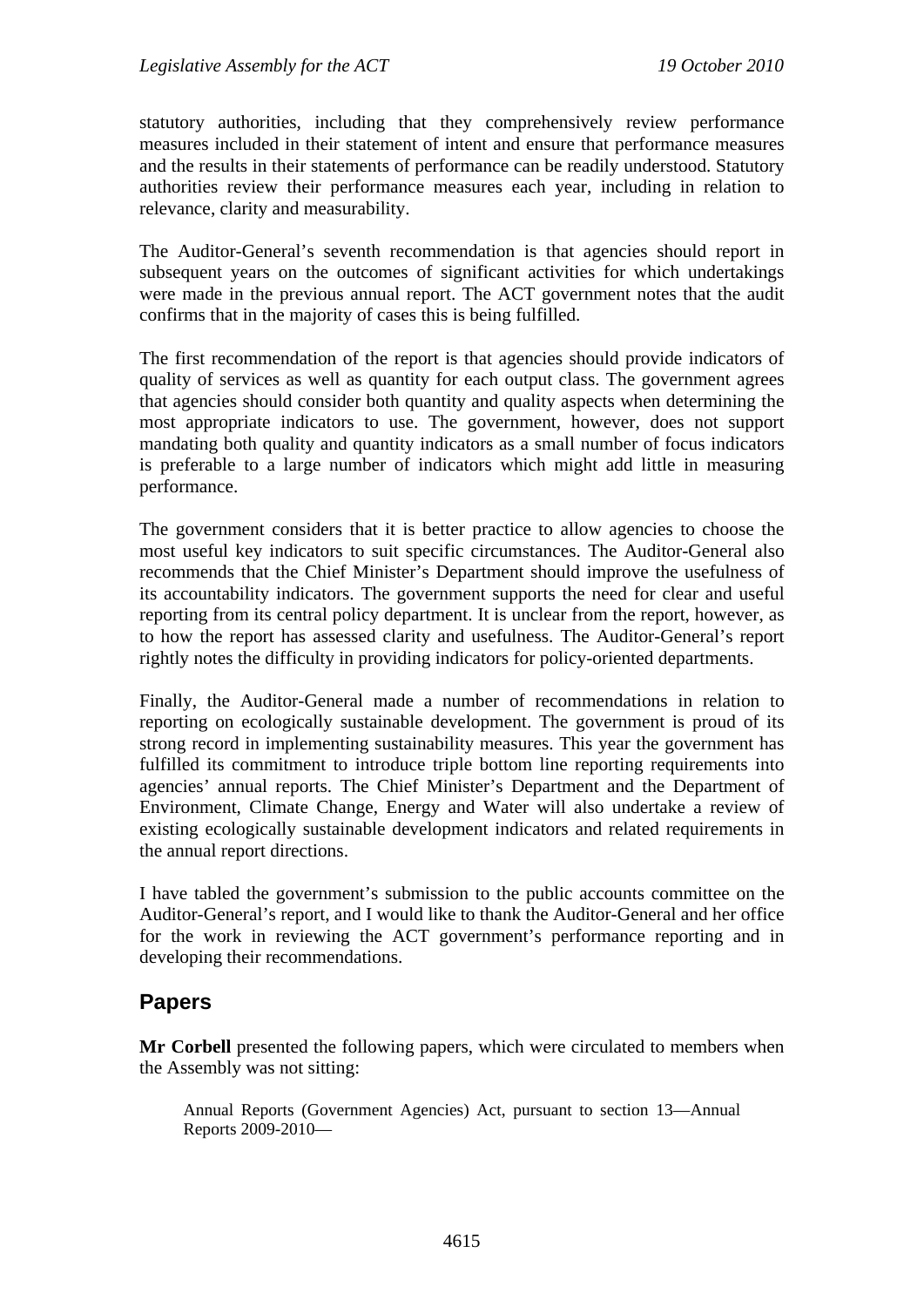statutory authorities, including that they comprehensively review performance measures included in their statement of intent and ensure that performance measures and the results in their statements of performance can be readily understood. Statutory authorities review their performance measures each year, including in relation to relevance, clarity and measurability.

The Auditor-General's seventh recommendation is that agencies should report in subsequent years on the outcomes of significant activities for which undertakings were made in the previous annual report. The ACT government notes that the audit confirms that in the majority of cases this is being fulfilled.

The first recommendation of the report is that agencies should provide indicators of quality of services as well as quantity for each output class. The government agrees that agencies should consider both quantity and quality aspects when determining the most appropriate indicators to use. The government, however, does not support mandating both quality and quantity indicators as a small number of focus indicators is preferable to a large number of indicators which might add little in measuring performance.

The government considers that it is better practice to allow agencies to choose the most useful key indicators to suit specific circumstances. The Auditor-General also recommends that the Chief Minister's Department should improve the usefulness of its accountability indicators. The government supports the need for clear and useful reporting from its central policy department. It is unclear from the report, however, as to how the report has assessed clarity and usefulness. The Auditor-General's report rightly notes the difficulty in providing indicators for policy-oriented departments.

Finally, the Auditor-General made a number of recommendations in relation to reporting on ecologically sustainable development. The government is proud of its strong record in implementing sustainability measures. This year the government has fulfilled its commitment to introduce triple bottom line reporting requirements into agencies' annual reports. The Chief Minister's Department and the Department of Environment, Climate Change, Energy and Water will also undertake a review of existing ecologically sustainable development indicators and related requirements in the annual report directions.

I have tabled the government's submission to the public accounts committee on the Auditor-General's report, and I would like to thank the Auditor-General and her office for the work in reviewing the ACT government's performance reporting and in developing their recommendations.

## Papers

**Mr Corbell** presented the following papers, which were circulated to members when the Assembly was not sitting:

> Annual Reports (Government Agencies) Act, pursuant to section 13—Annual Reports 2009-2010—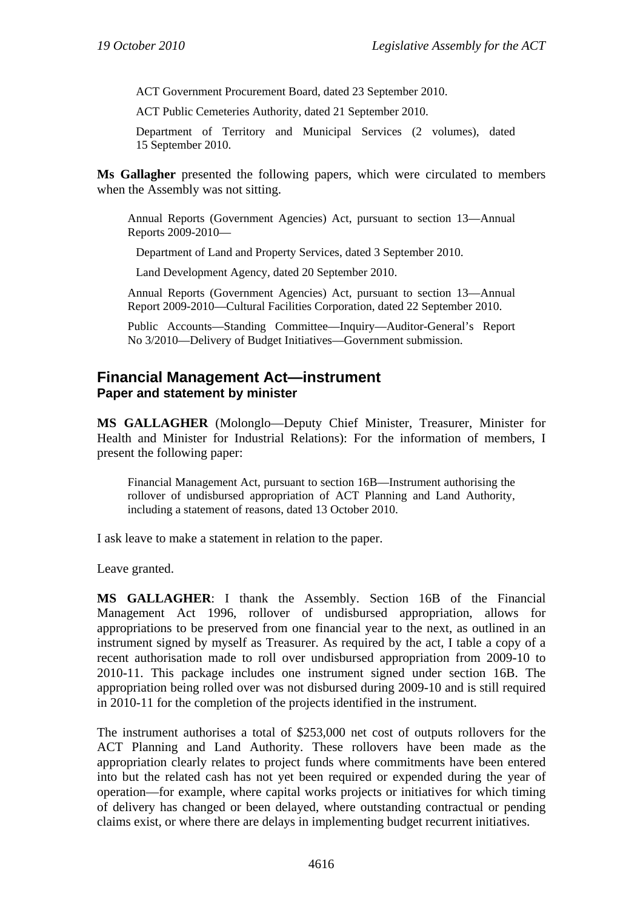ACT Government Procurement Board, dated 23 September 2010.

ACT Public Cemeteries Authority, dated 21 September 2010.

Department of Territory and Municipal Services (2 volumes), dated 15 September 2010.

**Ms Gallagher** presented the following papers, which were circulated to members when the Assembly was not sitting.

Annual Reports (Government Agencies) Act, pursuant to section 13—Annual Reports 2009-2010—

Department of Land and Property Services, dated 3 September 2010.

Land Development Agency, dated 20 September 2010.

Annual Reports (Government Agencies) Act, pursuant to section 13—Annual Report 2009-2010—Cultural Facilities Corporation, dated 22 September 2010.

Public Accounts—Standing Committee—Inquiry—Auditor-General's Report No 3/2010—Delivery of Budget Initiatives—Government submission.

## Financial Management Act—instrument

### Paper and statement by minister

**MS GALLAGHER** (Molonglo—Deputy Chief Minister, Treasurer, Minister for Health and Minister for Industrial Relations): For the information of members, I present the following paper:

Financial Management Act, pursuant to section 16B—Instrument authorising the rollover of undisbursed appropriation of ACT Planning and Land Authority, including a statement of reasons, dated 13 October 2010.

I ask leave to make a statement in relation to the paper.

Leave granted.

**MS GALLAGHER**: I thank the Assembly. Section 16B of the Financial Management Act 1996, rollover of undisbursed appropriation, allows for appropriations to be preserved from one financial year to the next, as outlined in an instrument signed by myself as Treasurer. As required by the act, I table a copy of a recent authorisation made to roll over undisbursed appropriation from 2009-10 to 2010-11. This package includes one instrument signed under section 16B. The appropriation being rolled over was not disbursed during 2009-10 and is still required in 2010-11 for the completion of the projects identified in the instrument.

The instrument authorises a total of $253,000 net cost of outputs rollovers for the ACT Planning and Land Authority. These rollovers have been made as the appropriation clearly relates to project funds where commitments have been entered into but the related cash has not yet been required or expended during the year of operation—for example, where capital works projects or initiatives for which timing of delivery has changed or been delayed, where outstanding contractual or pending claims exist, or where there are delays in implementing budget recurrent initiatives.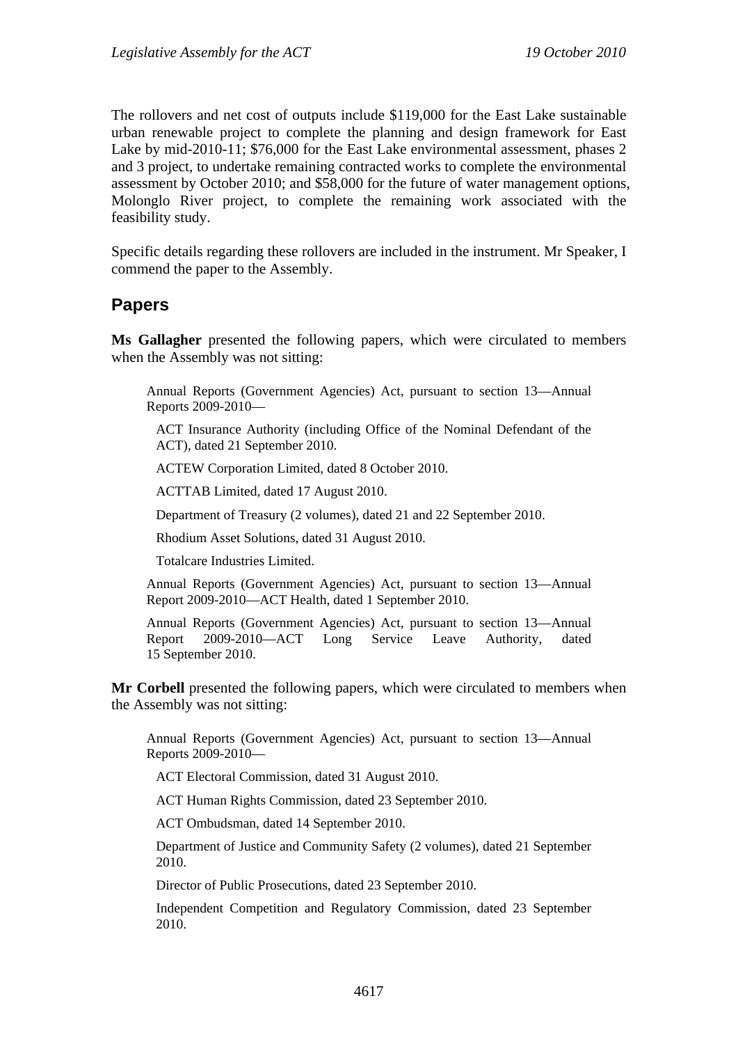The rollovers and net cost of outputs include $119,000 for the East Lake sustainable urban renewable project to complete the planning and design framework for East Lake by mid-2010-11; $76,000 for the East Lake environmental assessment, phases 2 and 3 project, to undertake remaining contracted works to complete the environmental assessment by October 2010; and $58,000 for the future of water management options, Molonglo River project, to complete the remaining work associated with the feasibility study.

Specific details regarding these rollovers are included in the instrument. Mr Speaker, I commend the paper to the Assembly.

## Papers

**Ms Gallagher** presented the following papers, which were circulated to members when the Assembly was not sitting:

> Annual Reports (Government Agencies) Act, pursuant to section 13—Annual Reports 2009-2010—
>
> > ACT Insurance Authority (including Office of the Nominal Defendant of the ACT), dated 21 September 2010.
> >
> > ACTEW Corporation Limited, dated 8 October 2010.
> >
> > ACTTAB Limited, dated 17 August 2010.
> >
> > Department of Treasury (2 volumes), dated 21 and 22 September 2010.
> >
> > Rhodium Asset Solutions, dated 31 August 2010.
> >
> > Totalcare Industries Limited.
>
> Annual Reports (Government Agencies) Act, pursuant to section 13—Annual Report 2009-2010—ACT Health, dated 1 September 2010.
>
> Annual Reports (Government Agencies) Act, pursuant to section 13—Annual Report 2009-2010—ACT Long Service Leave Authority, dated 15 September 2010.

**Mr Corbell** presented the following papers, which were circulated to members when the Assembly was not sitting:

> Annual Reports (Government Agencies) Act, pursuant to section 13—Annual Reports 2009-2010—
>
> > ACT Electoral Commission, dated 31 August 2010.
> >
> > ACT Human Rights Commission, dated 23 September 2010.
> >
> > ACT Ombudsman, dated 14 September 2010.
> >
> > Department of Justice and Community Safety (2 volumes), dated 21 September 2010.
> >
> > Director of Public Prosecutions, dated 23 September 2010.
> >
> > Independent Competition and Regulatory Commission, dated 23 September 2010.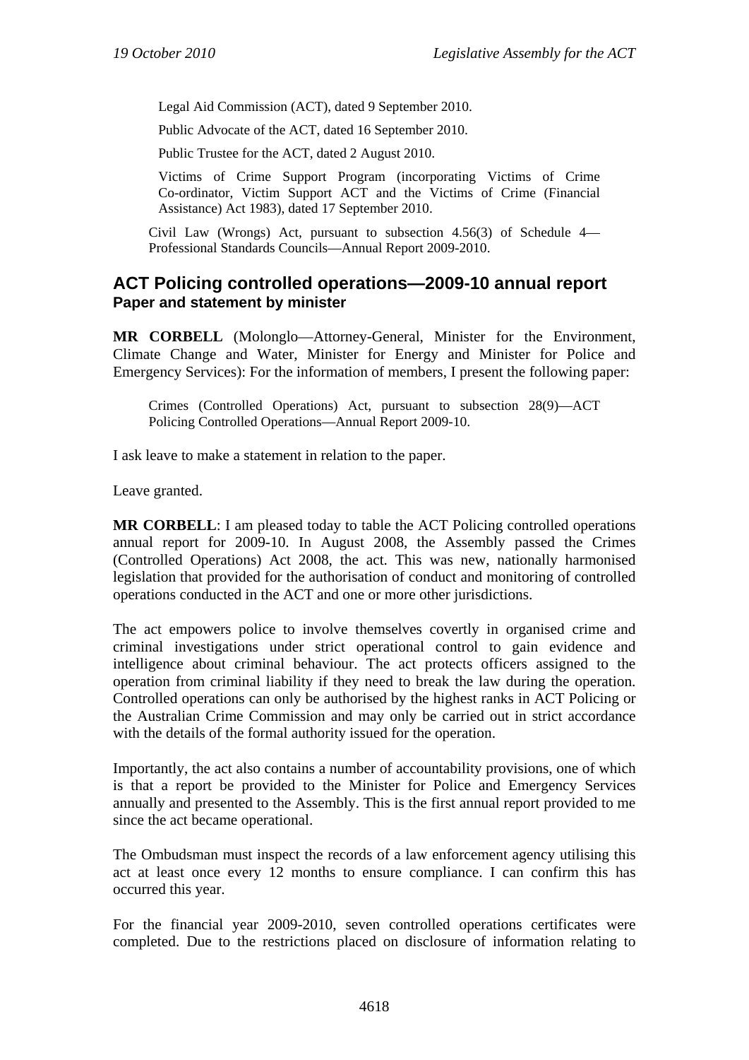Legal Aid Commission (ACT), dated 9 September 2010.

Public Advocate of the ACT, dated 16 September 2010.

Public Trustee for the ACT, dated 2 August 2010.

Victims of Crime Support Program (incorporating Victims of Crime Co-ordinator, Victim Support ACT and the Victims of Crime (Financial Assistance) Act 1983), dated 17 September 2010.

Civil Law (Wrongs) Act, pursuant to subsection 4.56(3) of Schedule 4—Professional Standards Councils—Annual Report 2009-2010.

## ACT Policing controlled operations—2009-10 annual report

### Paper and statement by minister

**MR CORBELL** (Molonglo—Attorney-General, Minister for the Environment, Climate Change and Water, Minister for Energy and Minister for Police and Emergency Services): For the information of members, I present the following paper:

> Crimes (Controlled Operations) Act, pursuant to subsection 28(9)—ACT Policing Controlled Operations—Annual Report 2009-10.

I ask leave to make a statement in relation to the paper.

Leave granted.

**MR CORBELL**: I am pleased today to table the ACT Policing controlled operations annual report for 2009-10. In August 2008, the Assembly passed the Crimes (Controlled Operations) Act 2008, the act. This was new, nationally harmonised legislation that provided for the authorisation of conduct and monitoring of controlled operations conducted in the ACT and one or more other jurisdictions.

The act empowers police to involve themselves covertly in organised crime and criminal investigations under strict operational control to gain evidence and intelligence about criminal behaviour. The act protects officers assigned to the operation from criminal liability if they need to break the law during the operation. Controlled operations can only be authorised by the highest ranks in ACT Policing or the Australian Crime Commission and may only be carried out in strict accordance with the details of the formal authority issued for the operation.

Importantly, the act also contains a number of accountability provisions, one of which is that a report be provided to the Minister for Police and Emergency Services annually and presented to the Assembly. This is the first annual report provided to me since the act became operational.

The Ombudsman must inspect the records of a law enforcement agency utilising this act at least once every 12 months to ensure compliance. I can confirm this has occurred this year.

For the financial year 2009-2010, seven controlled operations certificates were completed. Due to the restrictions placed on disclosure of information relating to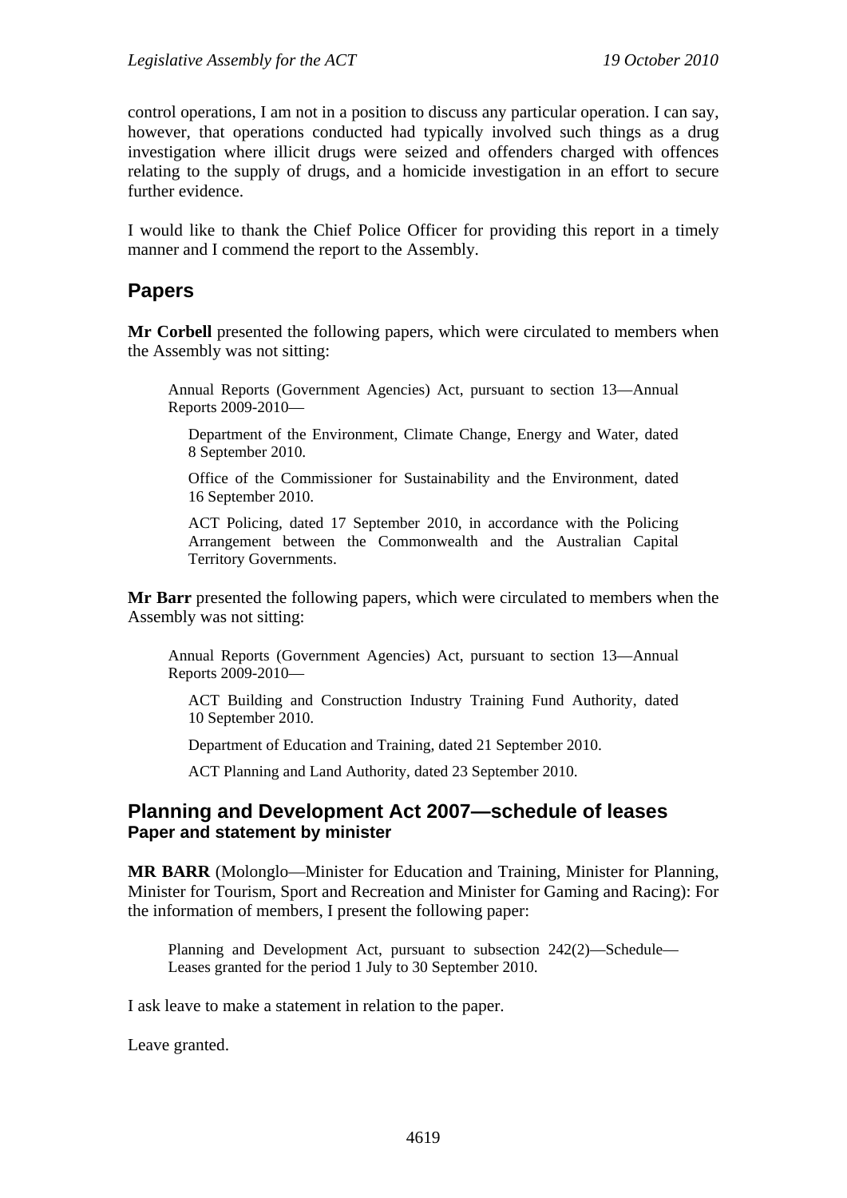control operations, I am not in a position to discuss any particular operation. I can say, however, that operations conducted had typically involved such things as a drug investigation where illicit drugs were seized and offenders charged with offences relating to the supply of drugs, and a homicide investigation in an effort to secure further evidence.

I would like to thank the Chief Police Officer for providing this report in a timely manner and I commend the report to the Assembly.

## Papers

**Mr Corbell** presented the following papers, which were circulated to members when the Assembly was not sitting:

> Annual Reports (Government Agencies) Act, pursuant to section 13—Annual Reports 2009-2010—
>
> > Department of the Environment, Climate Change, Energy and Water, dated 8 September 2010.
> >
> > Office of the Commissioner for Sustainability and the Environment, dated 16 September 2010.
> >
> > ACT Policing, dated 17 September 2010, in accordance with the Policing Arrangement between the Commonwealth and the Australian Capital Territory Governments.

**Mr Barr** presented the following papers, which were circulated to members when the Assembly was not sitting:

> Annual Reports (Government Agencies) Act, pursuant to section 13—Annual Reports 2009-2010—
>
> > ACT Building and Construction Industry Training Fund Authority, dated 10 September 2010.
> >
> > Department of Education and Training, dated 21 September 2010.
> >
> > ACT Planning and Land Authority, dated 23 September 2010.

## Planning and Development Act 2007—schedule of leases
### Paper and statement by minister

**MR BARR** (Molonglo—Minister for Education and Training, Minister for Planning, Minister for Tourism, Sport and Recreation and Minister for Gaming and Racing): For the information of members, I present the following paper:

> Planning and Development Act, pursuant to subsection 242(2)—Schedule—Leases granted for the period 1 July to 30 September 2010.

I ask leave to make a statement in relation to the paper.

Leave granted.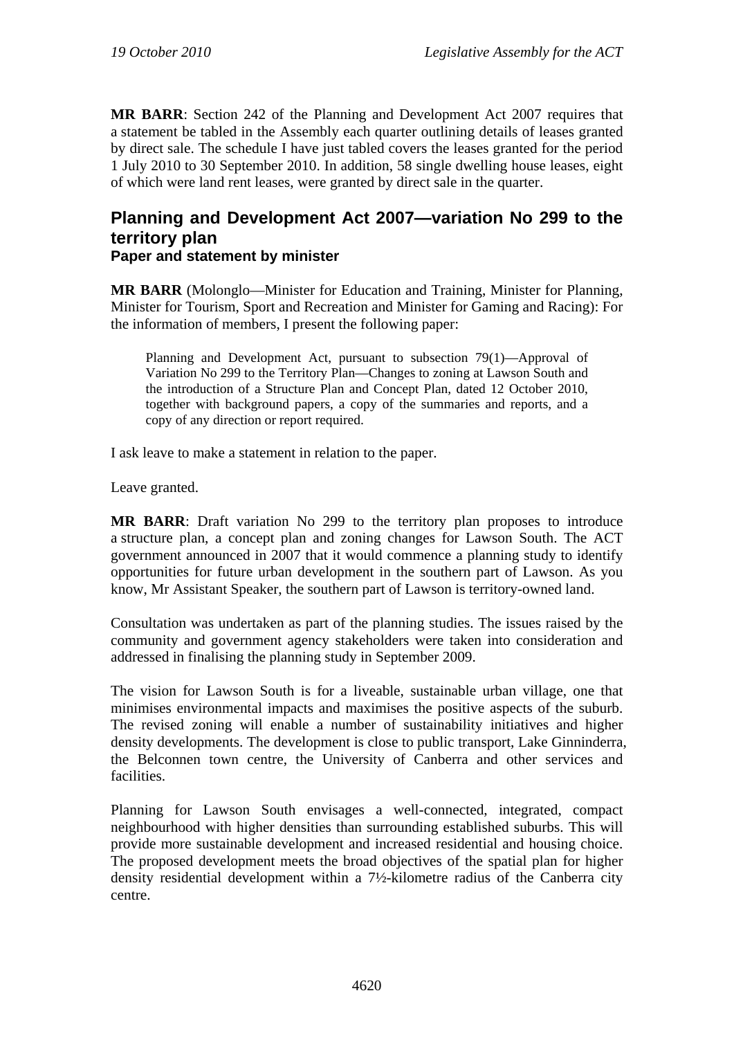**MR BARR**: Section 242 of the Planning and Development Act 2007 requires that a statement be tabled in the Assembly each quarter outlining details of leases granted by direct sale. The schedule I have just tabled covers the leases granted for the period 1 July 2010 to 30 September 2010. In addition, 58 single dwelling house leases, eight of which were land rent leases, were granted by direct sale in the quarter.

## Planning and Development Act 2007—variation No 299 to the territory plan

### Paper and statement by minister

**MR BARR** (Molonglo—Minister for Education and Training, Minister for Planning, Minister for Tourism, Sport and Recreation and Minister for Gaming and Racing): For the information of members, I present the following paper:

> Planning and Development Act, pursuant to subsection 79(1)—Approval of Variation No 299 to the Territory Plan—Changes to zoning at Lawson South and the introduction of a Structure Plan and Concept Plan, dated 12 October 2010, together with background papers, a copy of the summaries and reports, and a copy of any direction or report required.

I ask leave to make a statement in relation to the paper.

Leave granted.

**MR BARR**: Draft variation No 299 to the territory plan proposes to introduce a structure plan, a concept plan and zoning changes for Lawson South. The ACT government announced in 2007 that it would commence a planning study to identify opportunities for future urban development in the southern part of Lawson. As you know, Mr Assistant Speaker, the southern part of Lawson is territory-owned land.

Consultation was undertaken as part of the planning studies. The issues raised by the community and government agency stakeholders were taken into consideration and addressed in finalising the planning study in September 2009.

The vision for Lawson South is for a liveable, sustainable urban village, one that minimises environmental impacts and maximises the positive aspects of the suburb. The revised zoning will enable a number of sustainability initiatives and higher density developments. The development is close to public transport, Lake Ginninderra, the Belconnen town centre, the University of Canberra and other services and facilities.

Planning for Lawson South envisages a well-connected, integrated, compact neighbourhood with higher densities than surrounding established suburbs. This will provide more sustainable development and increased residential and housing choice. The proposed development meets the broad objectives of the spatial plan for higher density residential development within a 7½-kilometre radius of the Canberra city centre.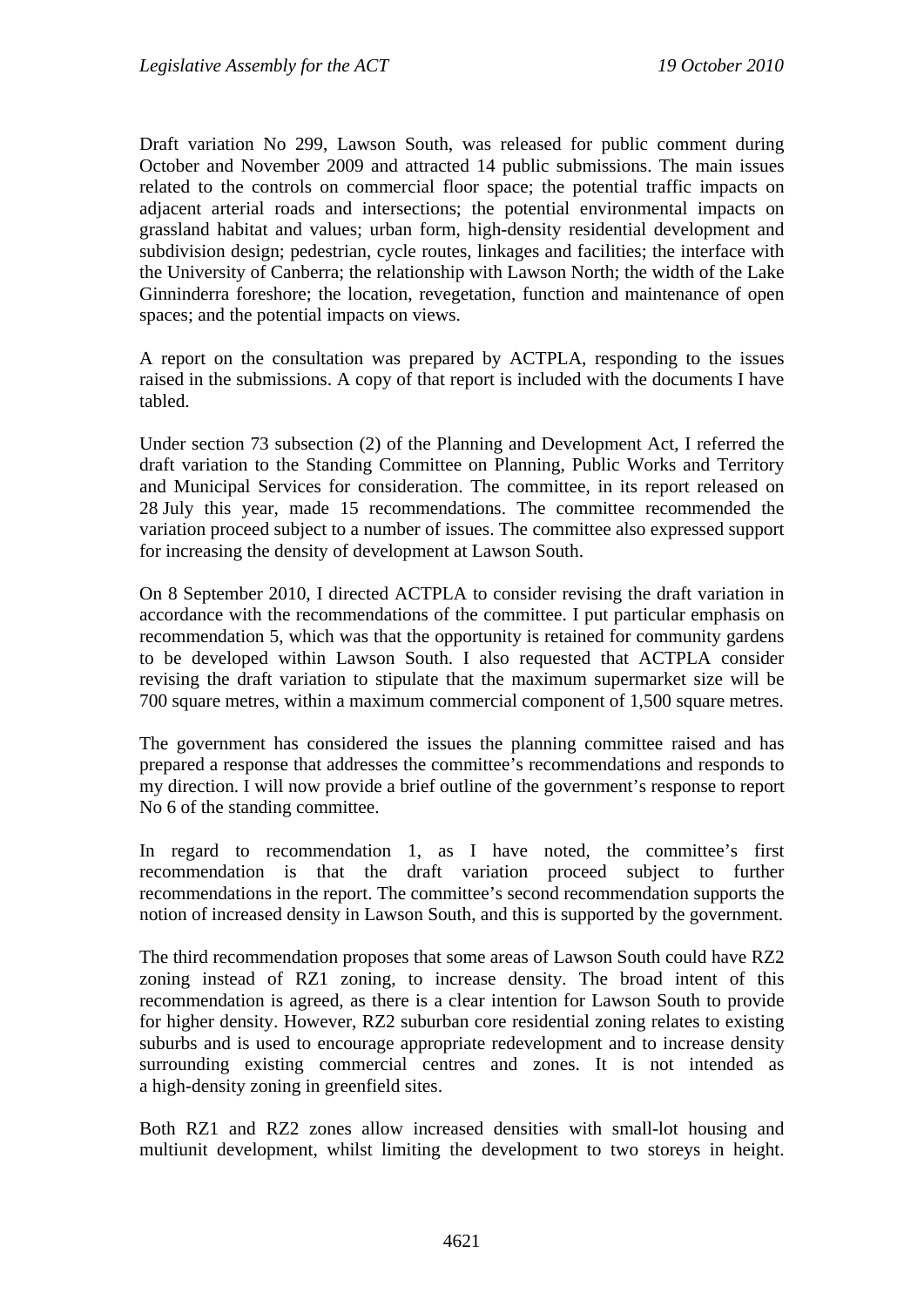Draft variation No 299, Lawson South, was released for public comment during October and November 2009 and attracted 14 public submissions. The main issues related to the controls on commercial floor space; the potential traffic impacts on adjacent arterial roads and intersections; the potential environmental impacts on grassland habitat and values; urban form, high-density residential development and subdivision design; pedestrian, cycle routes, linkages and facilities; the interface with the University of Canberra; the relationship with Lawson North; the width of the Lake Ginninderra foreshore; the location, revegetation, function and maintenance of open spaces; and the potential impacts on views.

A report on the consultation was prepared by ACTPLA, responding to the issues raised in the submissions. A copy of that report is included with the documents I have tabled.

Under section 73 subsection (2) of the Planning and Development Act, I referred the draft variation to the Standing Committee on Planning, Public Works and Territory and Municipal Services for consideration. The committee, in its report released on 28 July this year, made 15 recommendations. The committee recommended the variation proceed subject to a number of issues. The committee also expressed support for increasing the density of development at Lawson South.

On 8 September 2010, I directed ACTPLA to consider revising the draft variation in accordance with the recommendations of the committee. I put particular emphasis on recommendation 5, which was that the opportunity is retained for community gardens to be developed within Lawson South. I also requested that ACTPLA consider revising the draft variation to stipulate that the maximum supermarket size will be 700 square metres, within a maximum commercial component of 1,500 square metres.

The government has considered the issues the planning committee raised and has prepared a response that addresses the committee's recommendations and responds to my direction. I will now provide a brief outline of the government's response to report No 6 of the standing committee.

In regard to recommendation 1, as I have noted, the committee's first recommendation is that the draft variation proceed subject to further recommendations in the report. The committee's second recommendation supports the notion of increased density in Lawson South, and this is supported by the government.

The third recommendation proposes that some areas of Lawson South could have RZ2 zoning instead of RZ1 zoning, to increase density. The broad intent of this recommendation is agreed, as there is a clear intention for Lawson South to provide for higher density. However, RZ2 suburban core residential zoning relates to existing suburbs and is used to encourage appropriate redevelopment and to increase density surrounding existing commercial centres and zones. It is not intended as a high-density zoning in greenfield sites.

Both RZ1 and RZ2 zones allow increased densities with small-lot housing and multiunit development, whilst limiting the development to two storeys in height.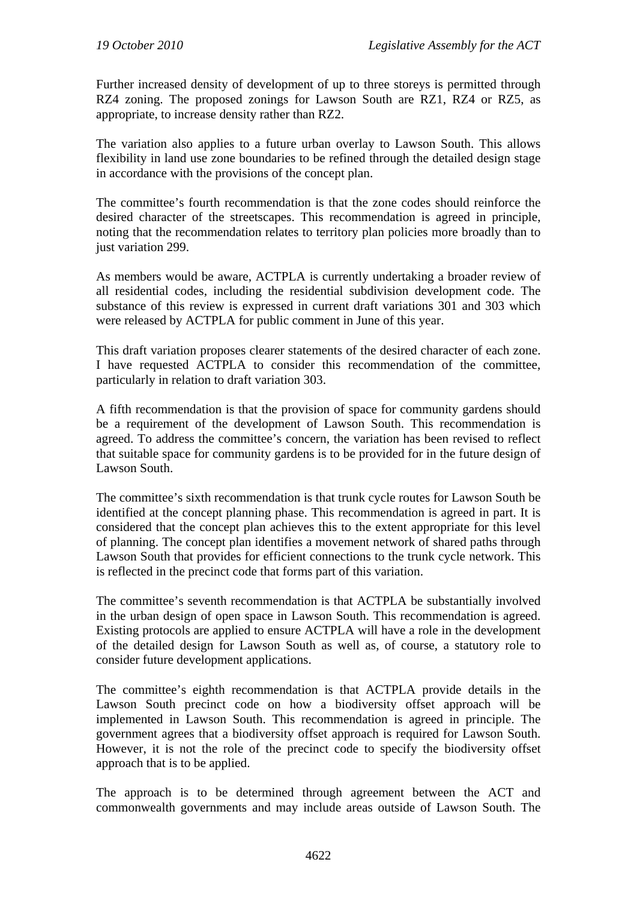Further increased density of development of up to three storeys is permitted through RZ4 zoning. The proposed zonings for Lawson South are RZ1, RZ4 or RZ5, as appropriate, to increase density rather than RZ2.

The variation also applies to a future urban overlay to Lawson South. This allows flexibility in land use zone boundaries to be refined through the detailed design stage in accordance with the provisions of the concept plan.

The committee's fourth recommendation is that the zone codes should reinforce the desired character of the streetscapes. This recommendation is agreed in principle, noting that the recommendation relates to territory plan policies more broadly than to just variation 299.

As members would be aware, ACTPLA is currently undertaking a broader review of all residential codes, including the residential subdivision development code. The substance of this review is expressed in current draft variations 301 and 303 which were released by ACTPLA for public comment in June of this year.

This draft variation proposes clearer statements of the desired character of each zone. I have requested ACTPLA to consider this recommendation of the committee, particularly in relation to draft variation 303.

A fifth recommendation is that the provision of space for community gardens should be a requirement of the development of Lawson South. This recommendation is agreed. To address the committee's concern, the variation has been revised to reflect that suitable space for community gardens is to be provided for in the future design of Lawson South.

The committee's sixth recommendation is that trunk cycle routes for Lawson South be identified at the concept planning phase. This recommendation is agreed in part. It is considered that the concept plan achieves this to the extent appropriate for this level of planning. The concept plan identifies a movement network of shared paths through Lawson South that provides for efficient connections to the trunk cycle network. This is reflected in the precinct code that forms part of this variation.

The committee's seventh recommendation is that ACTPLA be substantially involved in the urban design of open space in Lawson South. This recommendation is agreed. Existing protocols are applied to ensure ACTPLA will have a role in the development of the detailed design for Lawson South as well as, of course, a statutory role to consider future development applications.

The committee's eighth recommendation is that ACTPLA provide details in the Lawson South precinct code on how a biodiversity offset approach will be implemented in Lawson South. This recommendation is agreed in principle. The government agrees that a biodiversity offset approach is required for Lawson South. However, it is not the role of the precinct code to specify the biodiversity offset approach that is to be applied.

The approach is to be determined through agreement between the ACT and commonwealth governments and may include areas outside of Lawson South. The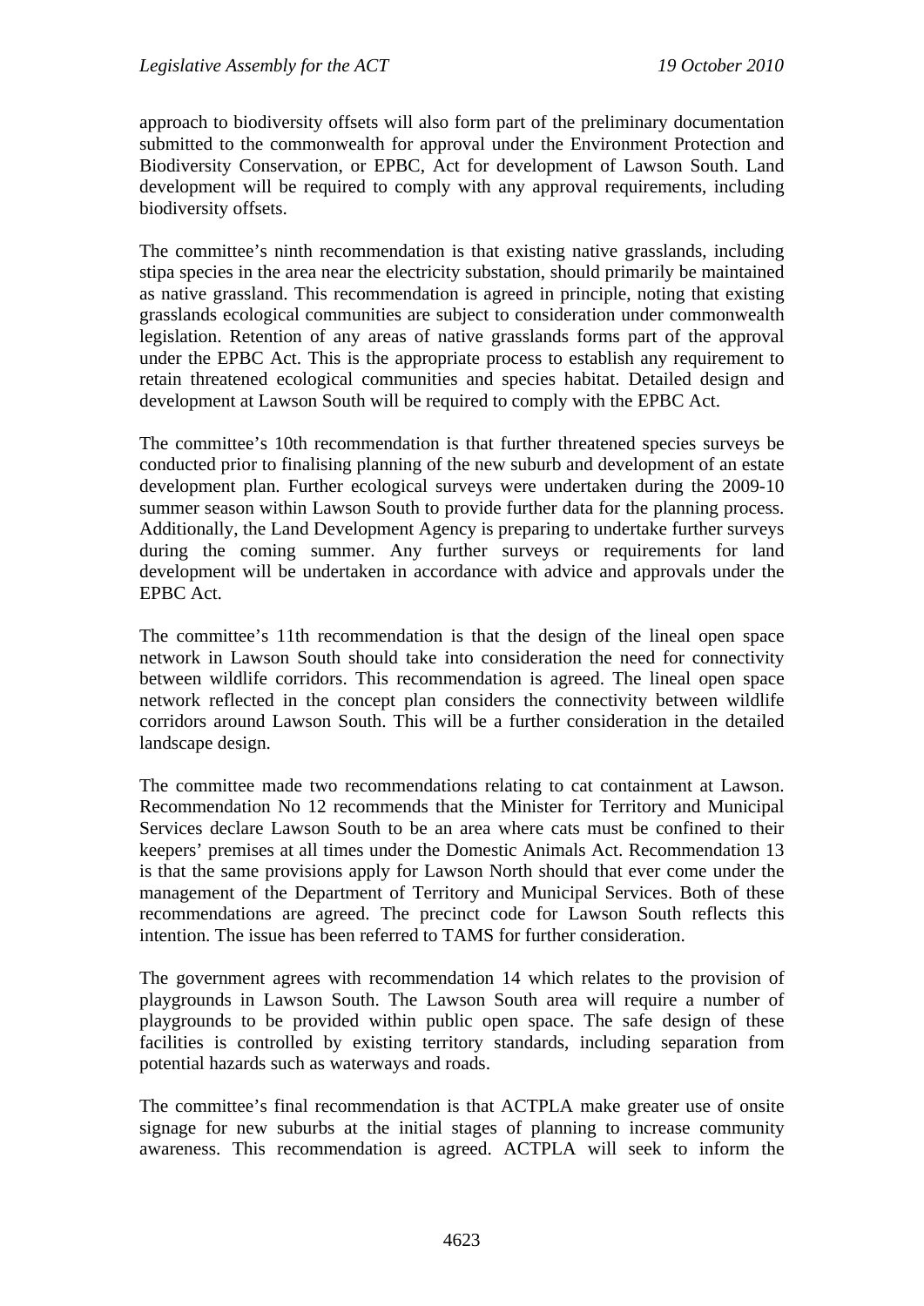approach to biodiversity offsets will also form part of the preliminary documentation submitted to the commonwealth for approval under the Environment Protection and Biodiversity Conservation, or EPBC, Act for development of Lawson South. Land development will be required to comply with any approval requirements, including biodiversity offsets.

The committee's ninth recommendation is that existing native grasslands, including stipa species in the area near the electricity substation, should primarily be maintained as native grassland. This recommendation is agreed in principle, noting that existing grasslands ecological communities are subject to consideration under commonwealth legislation. Retention of any areas of native grasslands forms part of the approval under the EPBC Act. This is the appropriate process to establish any requirement to retain threatened ecological communities and species habitat. Detailed design and development at Lawson South will be required to comply with the EPBC Act.

The committee's 10th recommendation is that further threatened species surveys be conducted prior to finalising planning of the new suburb and development of an estate development plan. Further ecological surveys were undertaken during the 2009-10 summer season within Lawson South to provide further data for the planning process. Additionally, the Land Development Agency is preparing to undertake further surveys during the coming summer. Any further surveys or requirements for land development will be undertaken in accordance with advice and approvals under the EPBC Act.

The committee's 11th recommendation is that the design of the lineal open space network in Lawson South should take into consideration the need for connectivity between wildlife corridors. This recommendation is agreed. The lineal open space network reflected in the concept plan considers the connectivity between wildlife corridors around Lawson South. This will be a further consideration in the detailed landscape design.

The committee made two recommendations relating to cat containment at Lawson. Recommendation No 12 recommends that the Minister for Territory and Municipal Services declare Lawson South to be an area where cats must be confined to their keepers' premises at all times under the Domestic Animals Act. Recommendation 13 is that the same provisions apply for Lawson North should that ever come under the management of the Department of Territory and Municipal Services. Both of these recommendations are agreed. The precinct code for Lawson South reflects this intention. The issue has been referred to TAMS for further consideration.

The government agrees with recommendation 14 which relates to the provision of playgrounds in Lawson South. The Lawson South area will require a number of playgrounds to be provided within public open space. The safe design of these facilities is controlled by existing territory standards, including separation from potential hazards such as waterways and roads.

The committee's final recommendation is that ACTPLA make greater use of onsite signage for new suburbs at the initial stages of planning to increase community awareness. This recommendation is agreed. ACTPLA will seek to inform the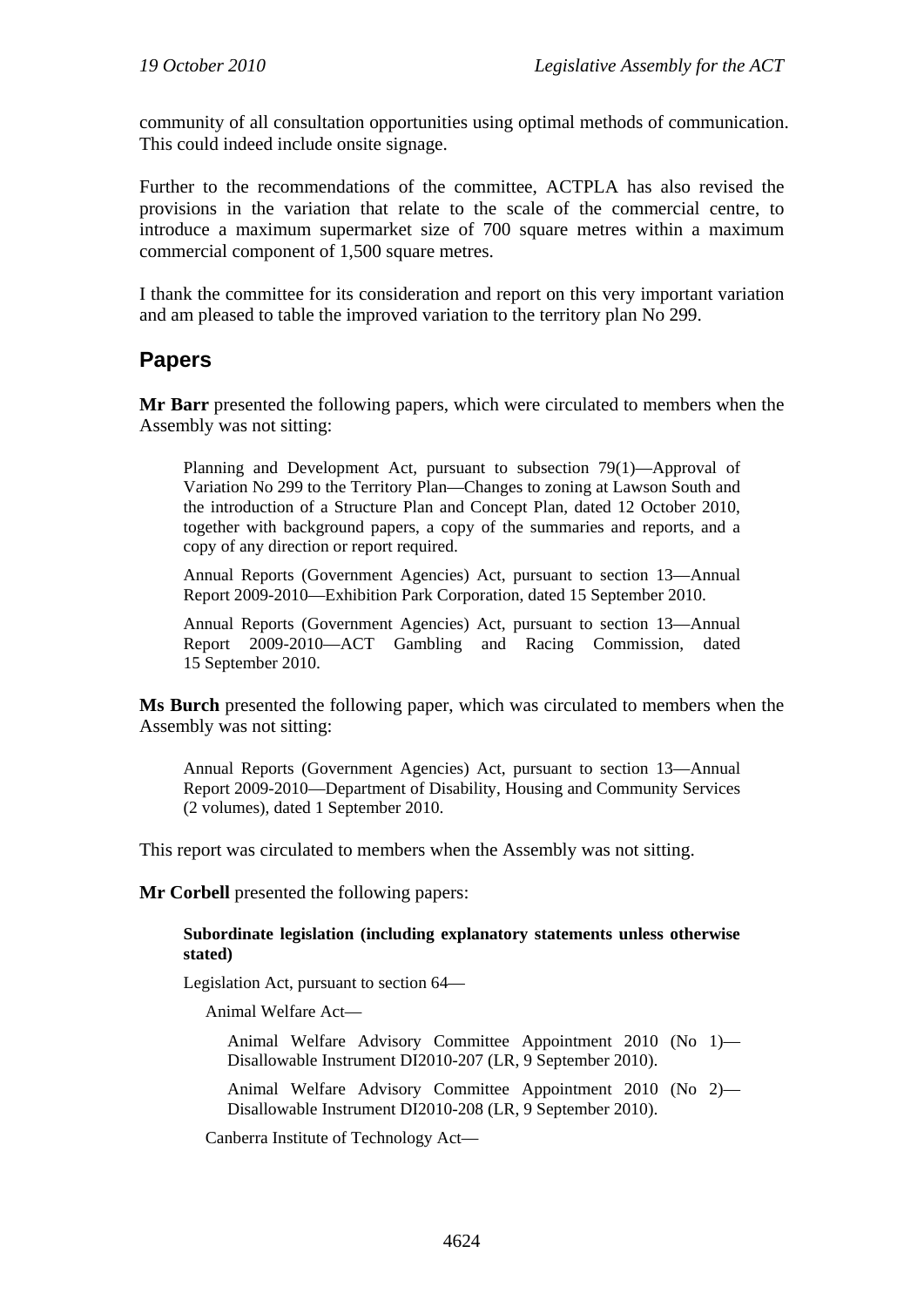community of all consultation opportunities using optimal methods of communication. This could indeed include onsite signage.

Further to the recommendations of the committee, ACTPLA has also revised the provisions in the variation that relate to the scale of the commercial centre, to introduce a maximum supermarket size of 700 square metres within a maximum commercial component of 1,500 square metres.

I thank the committee for its consideration and report on this very important variation and am pleased to table the improved variation to the territory plan No 299.

## Papers

**Mr Barr** presented the following papers, which were circulated to members when the Assembly was not sitting:

> Planning and Development Act, pursuant to subsection 79(1)—Approval of Variation No 299 to the Territory Plan—Changes to zoning at Lawson South and the introduction of a Structure Plan and Concept Plan, dated 12 October 2010, together with background papers, a copy of the summaries and reports, and a copy of any direction or report required.
>
> Annual Reports (Government Agencies) Act, pursuant to section 13—Annual Report 2009-2010—Exhibition Park Corporation, dated 15 September 2010.
>
> Annual Reports (Government Agencies) Act, pursuant to section 13—Annual Report 2009-2010—ACT Gambling and Racing Commission, dated 15 September 2010.

**Ms Burch** presented the following paper, which was circulated to members when the Assembly was not sitting:

> Annual Reports (Government Agencies) Act, pursuant to section 13—Annual Report 2009-2010—Department of Disability, Housing and Community Services (2 volumes), dated 1 September 2010.

This report was circulated to members when the Assembly was not sitting.

**Mr Corbell** presented the following papers:

> **Subordinate legislation (including explanatory statements unless otherwise stated)**
>
> Legislation Act, pursuant to section 64—
>
> Animal Welfare Act—
>
> Animal Welfare Advisory Committee Appointment 2010 (No 1)—Disallowable Instrument DI2010-207 (LR, 9 September 2010).
>
> Animal Welfare Advisory Committee Appointment 2010 (No 2)—Disallowable Instrument DI2010-208 (LR, 9 September 2010).
>
> Canberra Institute of Technology Act—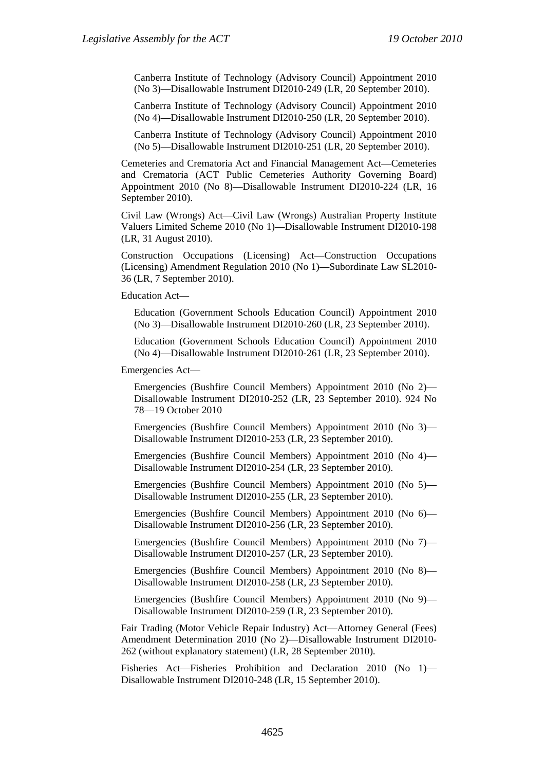Canberra Institute of Technology (Advisory Council) Appointment 2010 (No 3)—Disallowable Instrument DI2010-249 (LR, 20 September 2010).

Canberra Institute of Technology (Advisory Council) Appointment 2010 (No 4)—Disallowable Instrument DI2010-250 (LR, 20 September 2010).

Canberra Institute of Technology (Advisory Council) Appointment 2010 (No 5)—Disallowable Instrument DI2010-251 (LR, 20 September 2010).

Cemeteries and Crematoria Act and Financial Management Act—Cemeteries and Crematoria (ACT Public Cemeteries Authority Governing Board) Appointment 2010 (No 8)—Disallowable Instrument DI2010-224 (LR, 16 September 2010).

Civil Law (Wrongs) Act—Civil Law (Wrongs) Australian Property Institute Valuers Limited Scheme 2010 (No 1)—Disallowable Instrument DI2010-198 (LR, 31 August 2010).

Construction Occupations (Licensing) Act—Construction Occupations (Licensing) Amendment Regulation 2010 (No 1)—Subordinate Law SL2010-36 (LR, 7 September 2010).

Education Act—

Education (Government Schools Education Council) Appointment 2010 (No 3)—Disallowable Instrument DI2010-260 (LR, 23 September 2010).

Education (Government Schools Education Council) Appointment 2010 (No 4)—Disallowable Instrument DI2010-261 (LR, 23 September 2010).

Emergencies Act—

Emergencies (Bushfire Council Members) Appointment 2010 (No 2)—Disallowable Instrument DI2010-252 (LR, 23 September 2010). 924 No 78—19 October 2010

Emergencies (Bushfire Council Members) Appointment 2010 (No 3)—Disallowable Instrument DI2010-253 (LR, 23 September 2010).

Emergencies (Bushfire Council Members) Appointment 2010 (No 4)—Disallowable Instrument DI2010-254 (LR, 23 September 2010).

Emergencies (Bushfire Council Members) Appointment 2010 (No 5)—Disallowable Instrument DI2010-255 (LR, 23 September 2010).

Emergencies (Bushfire Council Members) Appointment 2010 (No 6)—Disallowable Instrument DI2010-256 (LR, 23 September 2010).

Emergencies (Bushfire Council Members) Appointment 2010 (No 7)—Disallowable Instrument DI2010-257 (LR, 23 September 2010).

Emergencies (Bushfire Council Members) Appointment 2010 (No 8)—Disallowable Instrument DI2010-258 (LR, 23 September 2010).

Emergencies (Bushfire Council Members) Appointment 2010 (No 9)—Disallowable Instrument DI2010-259 (LR, 23 September 2010).

Fair Trading (Motor Vehicle Repair Industry) Act—Attorney General (Fees) Amendment Determination 2010 (No 2)—Disallowable Instrument DI2010-262 (without explanatory statement) (LR, 28 September 2010).

Fisheries Act—Fisheries Prohibition and Declaration 2010 (No 1)—Disallowable Instrument DI2010-248 (LR, 15 September 2010).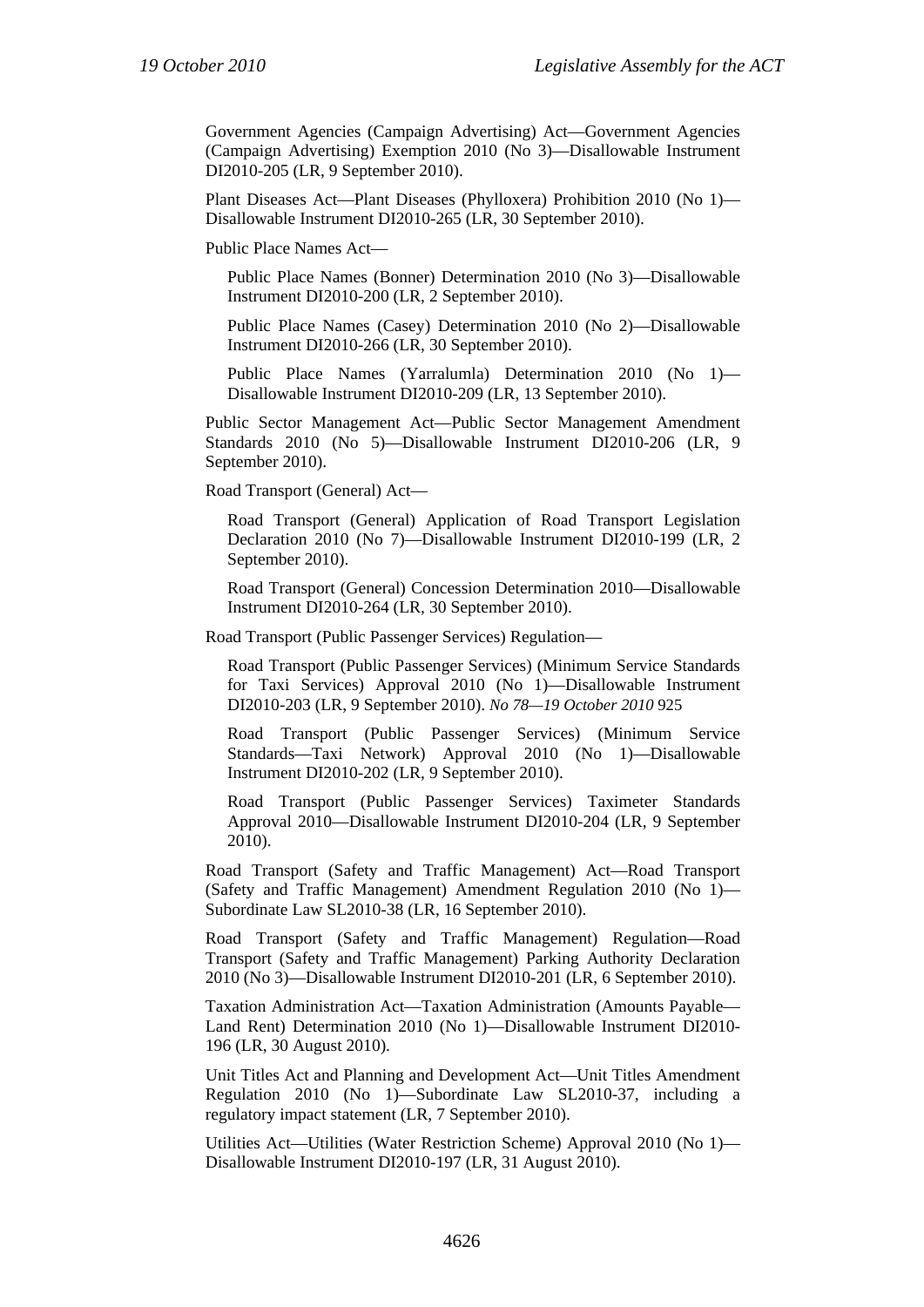Government Agencies (Campaign Advertising) Act—Government Agencies (Campaign Advertising) Exemption 2010 (No 3)—Disallowable Instrument DI2010-205 (LR, 9 September 2010).

Plant Diseases Act—Plant Diseases (Phylloxera) Prohibition 2010 (No 1)—Disallowable Instrument DI2010-265 (LR, 30 September 2010).

Public Place Names Act—

Public Place Names (Bonner) Determination 2010 (No 3)—Disallowable Instrument DI2010-200 (LR, 2 September 2010).

Public Place Names (Casey) Determination 2010 (No 2)—Disallowable Instrument DI2010-266 (LR, 30 September 2010).

Public Place Names (Yarralumla) Determination 2010 (No 1)—Disallowable Instrument DI2010-209 (LR, 13 September 2010).

Public Sector Management Act—Public Sector Management Amendment Standards 2010 (No 5)—Disallowable Instrument DI2010-206 (LR, 9 September 2010).

Road Transport (General) Act—

Road Transport (General) Application of Road Transport Legislation Declaration 2010 (No 7)—Disallowable Instrument DI2010-199 (LR, 2 September 2010).

Road Transport (General) Concession Determination 2010—Disallowable Instrument DI2010-264 (LR, 30 September 2010).

Road Transport (Public Passenger Services) Regulation—

Road Transport (Public Passenger Services) (Minimum Service Standards for Taxi Services) Approval 2010 (No 1)—Disallowable Instrument DI2010-203 (LR, 9 September 2010). *No 78—19 October 2010* 925

Road Transport (Public Passenger Services) (Minimum Service Standards—Taxi Network) Approval 2010 (No 1)—Disallowable Instrument DI2010-202 (LR, 9 September 2010).

Road Transport (Public Passenger Services) Taximeter Standards Approval 2010—Disallowable Instrument DI2010-204 (LR, 9 September 2010).

Road Transport (Safety and Traffic Management) Act—Road Transport (Safety and Traffic Management) Amendment Regulation 2010 (No 1)—Subordinate Law SL2010-38 (LR, 16 September 2010).

Road Transport (Safety and Traffic Management) Regulation—Road Transport (Safety and Traffic Management) Parking Authority Declaration 2010 (No 3)—Disallowable Instrument DI2010-201 (LR, 6 September 2010).

Taxation Administration Act—Taxation Administration (Amounts Payable—Land Rent) Determination 2010 (No 1)—Disallowable Instrument DI2010-196 (LR, 30 August 2010).

Unit Titles Act and Planning and Development Act—Unit Titles Amendment Regulation 2010 (No 1)—Subordinate Law SL2010-37, including a regulatory impact statement (LR, 7 September 2010).

Utilities Act—Utilities (Water Restriction Scheme) Approval 2010 (No 1)—Disallowable Instrument DI2010-197 (LR, 31 August 2010).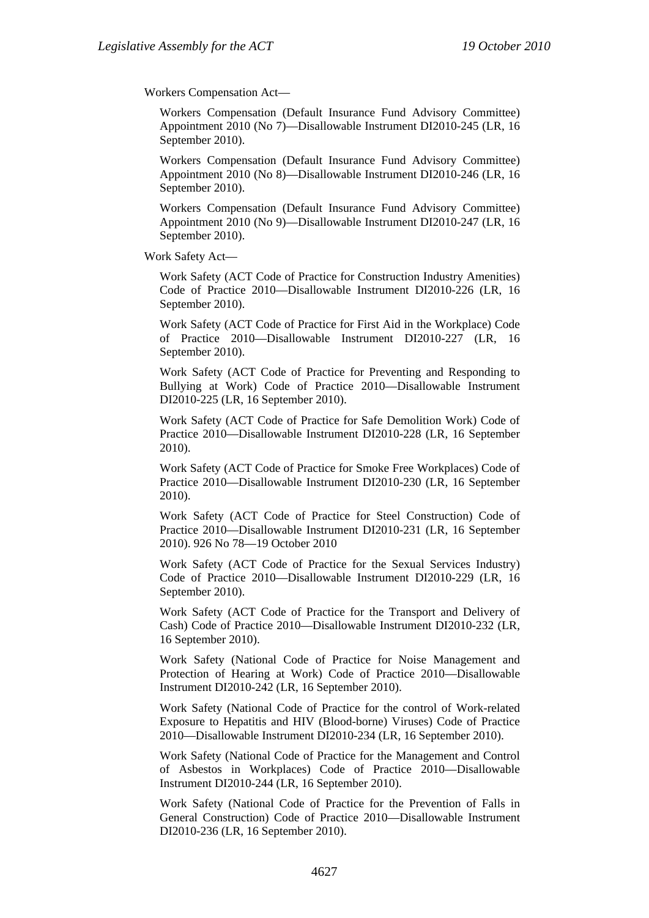Workers Compensation Act—

Workers Compensation (Default Insurance Fund Advisory Committee) Appointment 2010 (No 7)—Disallowable Instrument DI2010-245 (LR, 16 September 2010).

Workers Compensation (Default Insurance Fund Advisory Committee) Appointment 2010 (No 8)—Disallowable Instrument DI2010-246 (LR, 16 September 2010).

Workers Compensation (Default Insurance Fund Advisory Committee) Appointment 2010 (No 9)—Disallowable Instrument DI2010-247 (LR, 16 September 2010).

Work Safety Act—

Work Safety (ACT Code of Practice for Construction Industry Amenities) Code of Practice 2010—Disallowable Instrument DI2010-226 (LR, 16 September 2010).

Work Safety (ACT Code of Practice for First Aid in the Workplace) Code of Practice 2010—Disallowable Instrument DI2010-227 (LR, 16 September 2010).

Work Safety (ACT Code of Practice for Preventing and Responding to Bullying at Work) Code of Practice 2010—Disallowable Instrument DI2010-225 (LR, 16 September 2010).

Work Safety (ACT Code of Practice for Safe Demolition Work) Code of Practice 2010—Disallowable Instrument DI2010-228 (LR, 16 September 2010).

Work Safety (ACT Code of Practice for Smoke Free Workplaces) Code of Practice 2010—Disallowable Instrument DI2010-230 (LR, 16 September 2010).

Work Safety (ACT Code of Practice for Steel Construction) Code of Practice 2010—Disallowable Instrument DI2010-231 (LR, 16 September 2010). 926 No 78—19 October 2010

Work Safety (ACT Code of Practice for the Sexual Services Industry) Code of Practice 2010—Disallowable Instrument DI2010-229 (LR, 16 September 2010).

Work Safety (ACT Code of Practice for the Transport and Delivery of Cash) Code of Practice 2010—Disallowable Instrument DI2010-232 (LR, 16 September 2010).

Work Safety (National Code of Practice for Noise Management and Protection of Hearing at Work) Code of Practice 2010—Disallowable Instrument DI2010-242 (LR, 16 September 2010).

Work Safety (National Code of Practice for the control of Work-related Exposure to Hepatitis and HIV (Blood-borne) Viruses) Code of Practice 2010—Disallowable Instrument DI2010-234 (LR, 16 September 2010).

Work Safety (National Code of Practice for the Management and Control of Asbestos in Workplaces) Code of Practice 2010—Disallowable Instrument DI2010-244 (LR, 16 September 2010).

Work Safety (National Code of Practice for the Prevention of Falls in General Construction) Code of Practice 2010—Disallowable Instrument DI2010-236 (LR, 16 September 2010).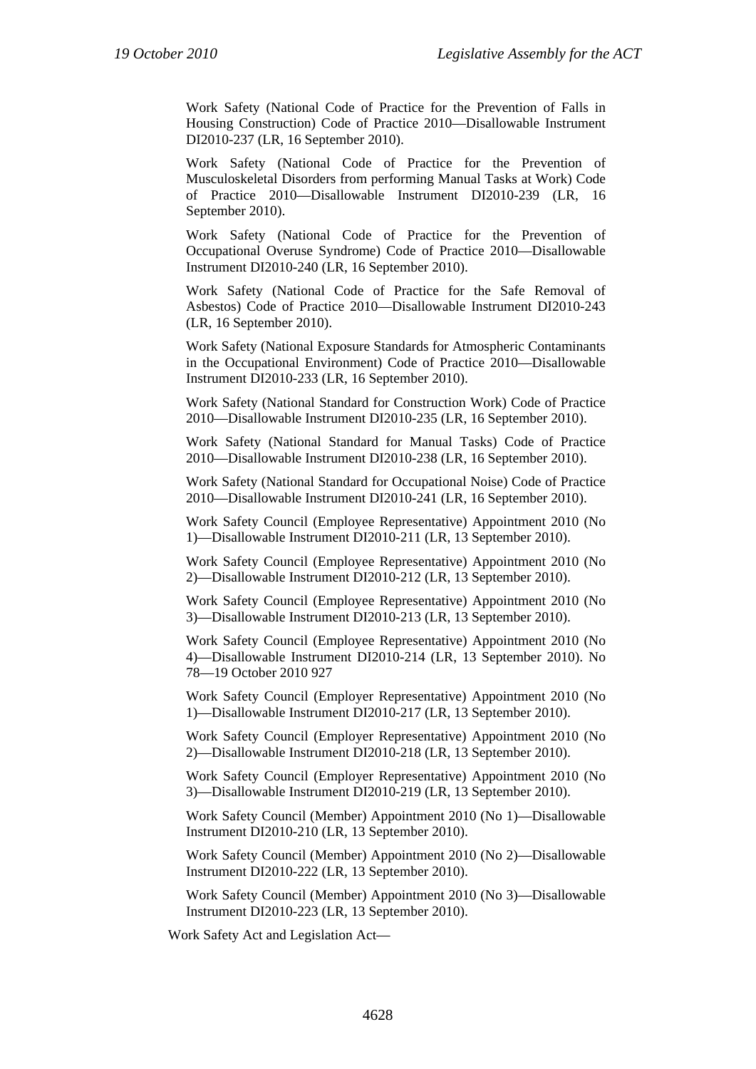Work Safety (National Code of Practice for the Prevention of Falls in Housing Construction) Code of Practice 2010—Disallowable Instrument DI2010-237 (LR, 16 September 2010).

Work Safety (National Code of Practice for the Prevention of Musculoskeletal Disorders from performing Manual Tasks at Work) Code of Practice 2010—Disallowable Instrument DI2010-239 (LR, 16 September 2010).

Work Safety (National Code of Practice for the Prevention of Occupational Overuse Syndrome) Code of Practice 2010—Disallowable Instrument DI2010-240 (LR, 16 September 2010).

Work Safety (National Code of Practice for the Safe Removal of Asbestos) Code of Practice 2010—Disallowable Instrument DI2010-243 (LR, 16 September 2010).

Work Safety (National Exposure Standards for Atmospheric Contaminants in the Occupational Environment) Code of Practice 2010—Disallowable Instrument DI2010-233 (LR, 16 September 2010).

Work Safety (National Standard for Construction Work) Code of Practice 2010—Disallowable Instrument DI2010-235 (LR, 16 September 2010).

Work Safety (National Standard for Manual Tasks) Code of Practice 2010—Disallowable Instrument DI2010-238 (LR, 16 September 2010).

Work Safety (National Standard for Occupational Noise) Code of Practice 2010—Disallowable Instrument DI2010-241 (LR, 16 September 2010).

Work Safety Council (Employee Representative) Appointment 2010 (No 1)—Disallowable Instrument DI2010-211 (LR, 13 September 2010).

Work Safety Council (Employee Representative) Appointment 2010 (No 2)—Disallowable Instrument DI2010-212 (LR, 13 September 2010).

Work Safety Council (Employee Representative) Appointment 2010 (No 3)—Disallowable Instrument DI2010-213 (LR, 13 September 2010).

Work Safety Council (Employee Representative) Appointment 2010 (No 4)—Disallowable Instrument DI2010-214 (LR, 13 September 2010). No 78—19 October 2010 927

Work Safety Council (Employer Representative) Appointment 2010 (No 1)—Disallowable Instrument DI2010-217 (LR, 13 September 2010).

Work Safety Council (Employer Representative) Appointment 2010 (No 2)—Disallowable Instrument DI2010-218 (LR, 13 September 2010).

Work Safety Council (Employer Representative) Appointment 2010 (No 3)—Disallowable Instrument DI2010-219 (LR, 13 September 2010).

Work Safety Council (Member) Appointment 2010 (No 1)—Disallowable Instrument DI2010-210 (LR, 13 September 2010).

Work Safety Council (Member) Appointment 2010 (No 2)—Disallowable Instrument DI2010-222 (LR, 13 September 2010).

Work Safety Council (Member) Appointment 2010 (No 3)—Disallowable Instrument DI2010-223 (LR, 13 September 2010).

Work Safety Act and Legislation Act—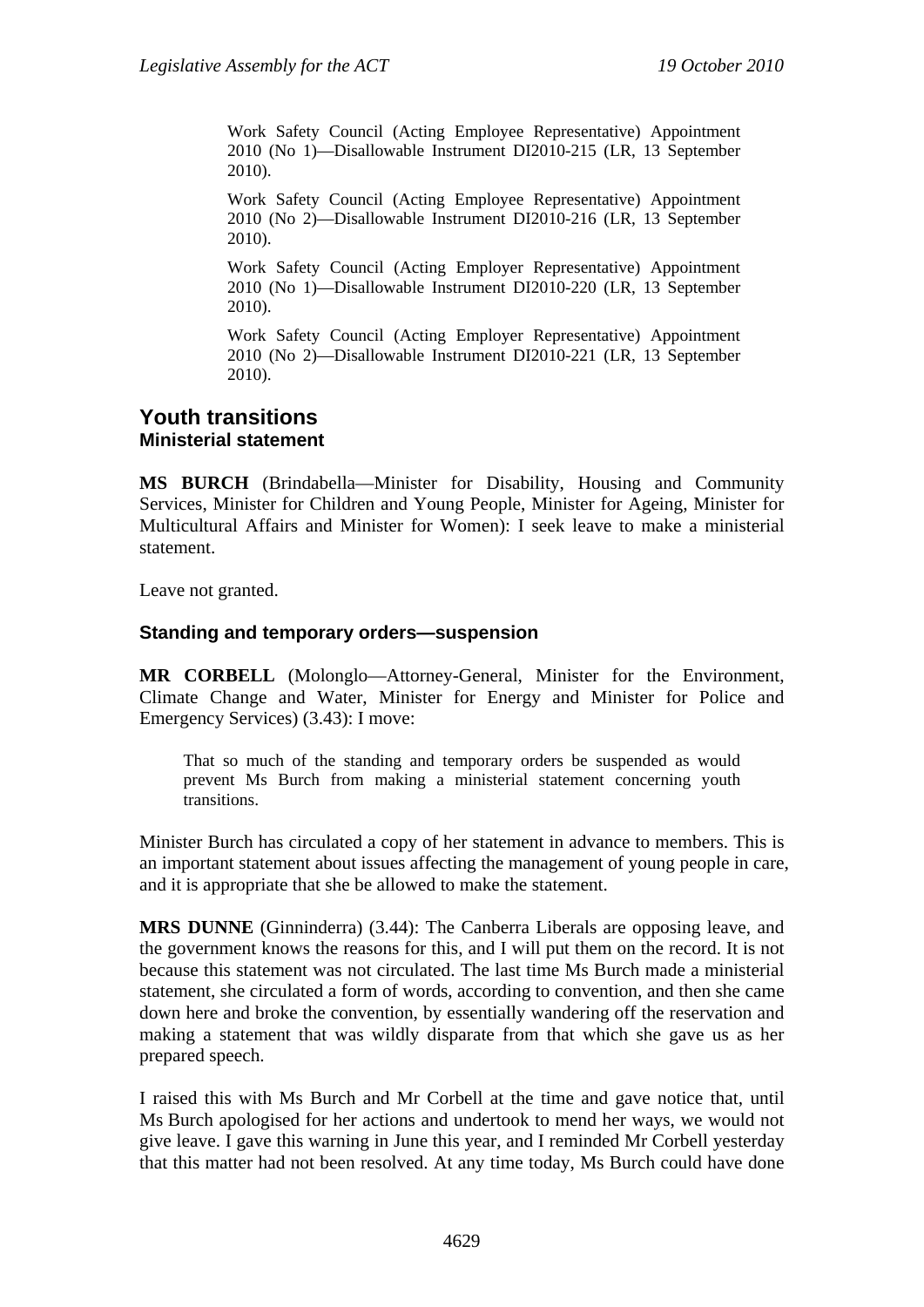> Work Safety Council (Acting Employee Representative) Appointment 2010 (No 1)—Disallowable Instrument DI2010-215 (LR, 13 September 2010).
>
> Work Safety Council (Acting Employee Representative) Appointment 2010 (No 2)—Disallowable Instrument DI2010-216 (LR, 13 September 2010).
>
> Work Safety Council (Acting Employer Representative) Appointment 2010 (No 1)—Disallowable Instrument DI2010-220 (LR, 13 September 2010).
>
> Work Safety Council (Acting Employer Representative) Appointment 2010 (No 2)—Disallowable Instrument DI2010-221 (LR, 13 September 2010).

## Youth transitions
### Ministerial statement

**MS BURCH** (Brindabella—Minister for Disability, Housing and Community Services, Minister for Children and Young People, Minister for Ageing, Minister for Multicultural Affairs and Minister for Women): I seek leave to make a ministerial statement.

Leave not granted.

### Standing and temporary orders—suspension

**MR CORBELL** (Molonglo—Attorney-General, Minister for the Environment, Climate Change and Water, Minister for Energy and Minister for Police and Emergency Services) (3.43): I move:

> That so much of the standing and temporary orders be suspended as would prevent Ms Burch from making a ministerial statement concerning youth transitions.

Minister Burch has circulated a copy of her statement in advance to members. This is an important statement about issues affecting the management of young people in care, and it is appropriate that she be allowed to make the statement.

**MRS DUNNE** (Ginninderra) (3.44): The Canberra Liberals are opposing leave, and the government knows the reasons for this, and I will put them on the record. It is not because this statement was not circulated. The last time Ms Burch made a ministerial statement, she circulated a form of words, according to convention, and then she came down here and broke the convention, by essentially wandering off the reservation and making a statement that was wildly disparate from that which she gave us as her prepared speech.

I raised this with Ms Burch and Mr Corbell at the time and gave notice that, until Ms Burch apologised for her actions and undertook to mend her ways, we would not give leave. I gave this warning in June this year, and I reminded Mr Corbell yesterday that this matter had not been resolved. At any time today, Ms Burch could have done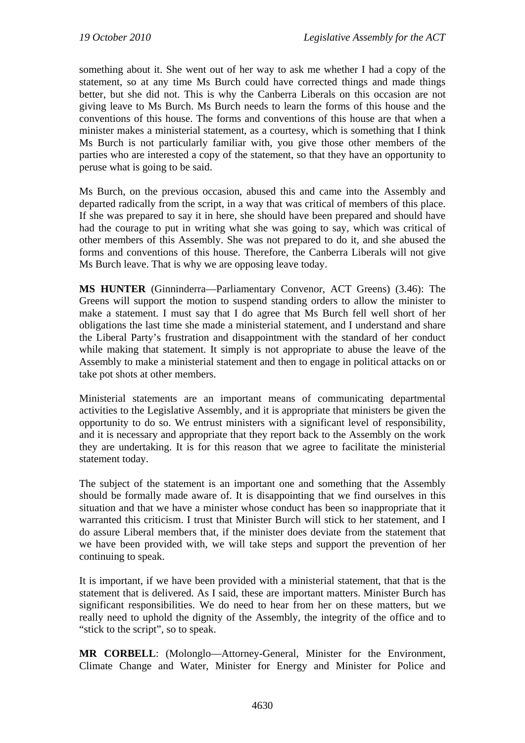something about it. She went out of her way to ask me whether I had a copy of the statement, so at any time Ms Burch could have corrected things and made things better, but she did not. This is why the Canberra Liberals on this occasion are not giving leave to Ms Burch. Ms Burch needs to learn the forms of this house and the conventions of this house. The forms and conventions of this house are that when a minister makes a ministerial statement, as a courtesy, which is something that I think Ms Burch is not particularly familiar with, you give those other members of the parties who are interested a copy of the statement, so that they have an opportunity to peruse what is going to be said.

Ms Burch, on the previous occasion, abused this and came into the Assembly and departed radically from the script, in a way that was critical of members of this place. If she was prepared to say it in here, she should have been prepared and should have had the courage to put in writing what she was going to say, which was critical of other members of this Assembly. She was not prepared to do it, and she abused the forms and conventions of this house. Therefore, the Canberra Liberals will not give Ms Burch leave. That is why we are opposing leave today.

**MS HUNTER** (Ginninderra—Parliamentary Convenor, ACT Greens) (3.46): The Greens will support the motion to suspend standing orders to allow the minister to make a statement. I must say that I do agree that Ms Burch fell well short of her obligations the last time she made a ministerial statement, and I understand and share the Liberal Party's frustration and disappointment with the standard of her conduct while making that statement. It simply is not appropriate to abuse the leave of the Assembly to make a ministerial statement and then to engage in political attacks on or take pot shots at other members.

Ministerial statements are an important means of communicating departmental activities to the Legislative Assembly, and it is appropriate that ministers be given the opportunity to do so. We entrust ministers with a significant level of responsibility, and it is necessary and appropriate that they report back to the Assembly on the work they are undertaking. It is for this reason that we agree to facilitate the ministerial statement today.

The subject of the statement is an important one and something that the Assembly should be formally made aware of. It is disappointing that we find ourselves in this situation and that we have a minister whose conduct has been so inappropriate that it warranted this criticism. I trust that Minister Burch will stick to her statement, and I do assure Liberal members that, if the minister does deviate from the statement that we have been provided with, we will take steps and support the prevention of her continuing to speak.

It is important, if we have been provided with a ministerial statement, that that is the statement that is delivered. As I said, these are important matters. Minister Burch has significant responsibilities. We do need to hear from her on these matters, but we really need to uphold the dignity of the Assembly, the integrity of the office and to "stick to the script", so to speak.

**MR CORBELL**: (Molonglo—Attorney-General, Minister for the Environment, Climate Change and Water, Minister for Energy and Minister for Police and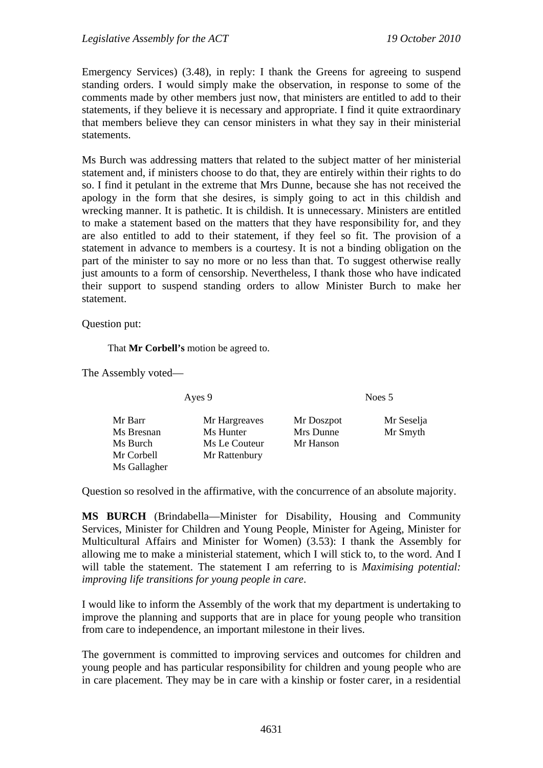Emergency Services) (3.48), in reply: I thank the Greens for agreeing to suspend standing orders. I would simply make the observation, in response to some of the comments made by other members just now, that ministers are entitled to add to their statements, if they believe it is necessary and appropriate. I find it quite extraordinary that members believe they can censor ministers in what they say in their ministerial statements.

Ms Burch was addressing matters that related to the subject matter of her ministerial statement and, if ministers choose to do that, they are entirely within their rights to do so. I find it petulant in the extreme that Mrs Dunne, because she has not received the apology in the form that she desires, is simply going to act in this childish and wrecking manner. It is pathetic. It is childish. It is unnecessary. Ministers are entitled to make a statement based on the matters that they have responsibility for, and they are also entitled to add to their statement, if they feel so fit. The provision of a statement in advance to members is a courtesy. It is not a binding obligation on the part of the minister to say no more or no less than that. To suggest otherwise really just amounts to a form of censorship. Nevertheless, I thank those who have indicated their support to suspend standing orders to allow Minister Burch to make her statement.

Question put:

> That **Mr Corbell's** motion be agreed to.

The Assembly voted—

| Ayes 9 | | Noes 5 | |
|---|---|---|---|
| Mr Barr | Mr Hargreaves | Mr Doszpot | Mr Seselja |
| Ms Bresnan | Ms Hunter | Mrs Dunne | Mr Smyth |
| Ms Burch | Ms Le Couteur | Mr Hanson | |
| Mr Corbell | Mr Rattenbury | | |
| Ms Gallagher | | | |

Question so resolved in the affirmative, with the concurrence of an absolute majority.

**MS BURCH** (Brindabella—Minister for Disability, Housing and Community Services, Minister for Children and Young People, Minister for Ageing, Minister for Multicultural Affairs and Minister for Women) (3.53): I thank the Assembly for allowing me to make a ministerial statement, which I will stick to, to the word. And I will table the statement. The statement I am referring to is *Maximising potential: improving life transitions for young people in care*.

I would like to inform the Assembly of the work that my department is undertaking to improve the planning and supports that are in place for young people who transition from care to independence, an important milestone in their lives.

The government is committed to improving services and outcomes for children and young people and has particular responsibility for children and young people who are in care placement. They may be in care with a kinship or foster carer, in a residential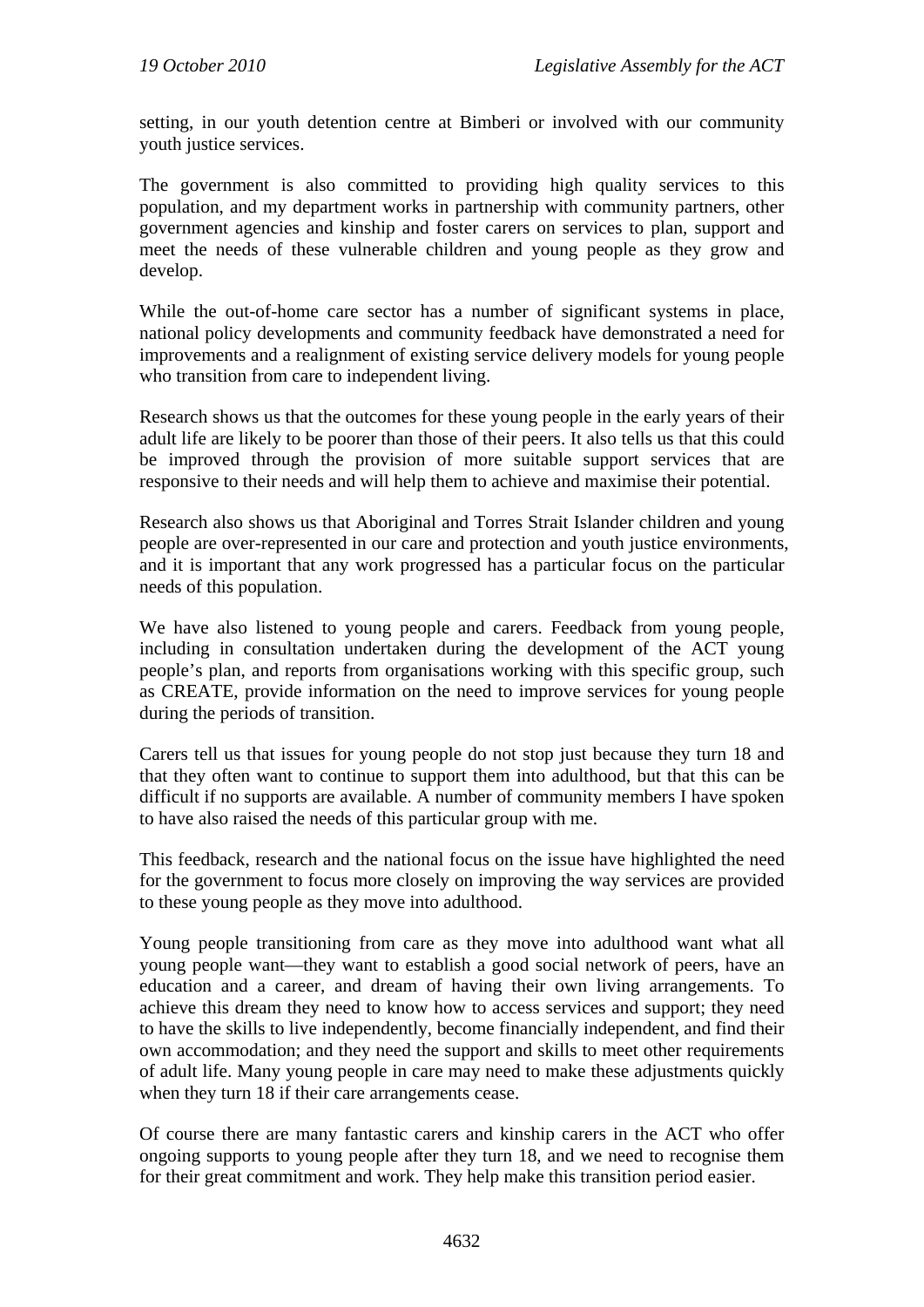setting, in our youth detention centre at Bimberi or involved with our community youth justice services.

The government is also committed to providing high quality services to this population, and my department works in partnership with community partners, other government agencies and kinship and foster carers on services to plan, support and meet the needs of these vulnerable children and young people as they grow and develop.

While the out-of-home care sector has a number of significant systems in place, national policy developments and community feedback have demonstrated a need for improvements and a realignment of existing service delivery models for young people who transition from care to independent living.

Research shows us that the outcomes for these young people in the early years of their adult life are likely to be poorer than those of their peers. It also tells us that this could be improved through the provision of more suitable support services that are responsive to their needs and will help them to achieve and maximise their potential.

Research also shows us that Aboriginal and Torres Strait Islander children and young people are over-represented in our care and protection and youth justice environments, and it is important that any work progressed has a particular focus on the particular needs of this population.

We have also listened to young people and carers. Feedback from young people, including in consultation undertaken during the development of the ACT young people's plan, and reports from organisations working with this specific group, such as CREATE, provide information on the need to improve services for young people during the periods of transition.

Carers tell us that issues for young people do not stop just because they turn 18 and that they often want to continue to support them into adulthood, but that this can be difficult if no supports are available. A number of community members I have spoken to have also raised the needs of this particular group with me.

This feedback, research and the national focus on the issue have highlighted the need for the government to focus more closely on improving the way services are provided to these young people as they move into adulthood.

Young people transitioning from care as they move into adulthood want what all young people want—they want to establish a good social network of peers, have an education and a career, and dream of having their own living arrangements. To achieve this dream they need to know how to access services and support; they need to have the skills to live independently, become financially independent, and find their own accommodation; and they need the support and skills to meet other requirements of adult life. Many young people in care may need to make these adjustments quickly when they turn 18 if their care arrangements cease.

Of course there are many fantastic carers and kinship carers in the ACT who offer ongoing supports to young people after they turn 18, and we need to recognise them for their great commitment and work. They help make this transition period easier.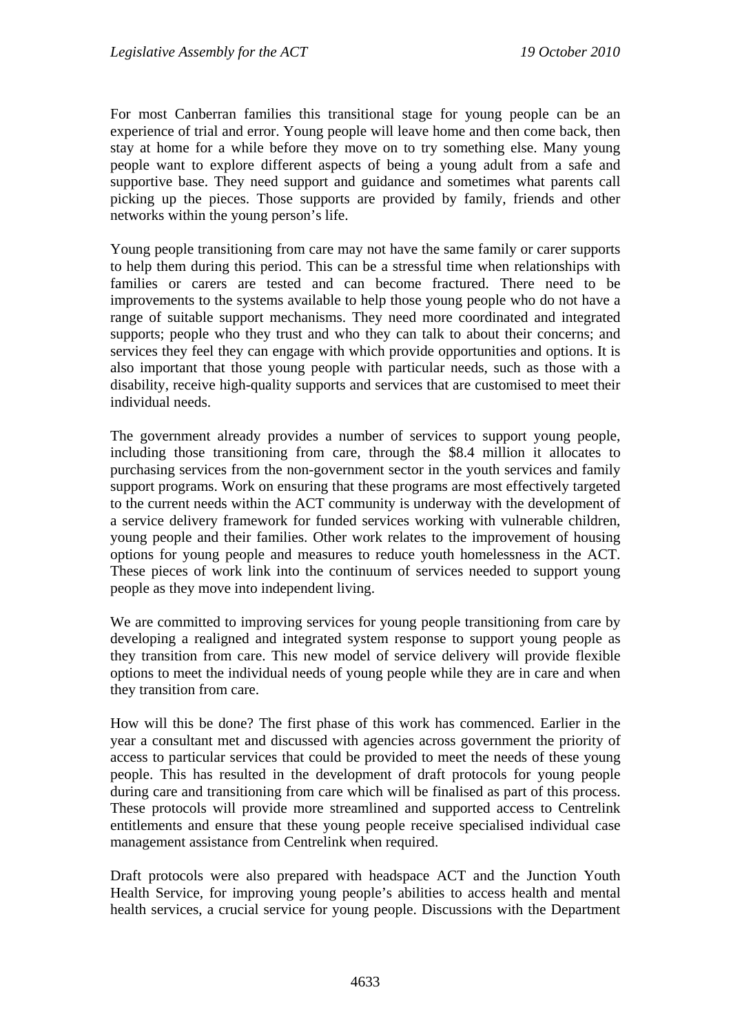For most Canberran families this transitional stage for young people can be an experience of trial and error. Young people will leave home and then come back, then stay at home for a while before they move on to try something else. Many young people want to explore different aspects of being a young adult from a safe and supportive base. They need support and guidance and sometimes what parents call picking up the pieces. Those supports are provided by family, friends and other networks within the young person's life.

Young people transitioning from care may not have the same family or carer supports to help them during this period. This can be a stressful time when relationships with families or carers are tested and can become fractured. There need to be improvements to the systems available to help those young people who do not have a range of suitable support mechanisms. They need more coordinated and integrated supports; people who they trust and who they can talk to about their concerns; and services they feel they can engage with which provide opportunities and options. It is also important that those young people with particular needs, such as those with a disability, receive high-quality supports and services that are customised to meet their individual needs.

The government already provides a number of services to support young people, including those transitioning from care, through the $8.4 million it allocates to purchasing services from the non-government sector in the youth services and family support programs. Work on ensuring that these programs are most effectively targeted to the current needs within the ACT community is underway with the development of a service delivery framework for funded services working with vulnerable children, young people and their families. Other work relates to the improvement of housing options for young people and measures to reduce youth homelessness in the ACT. These pieces of work link into the continuum of services needed to support young people as they move into independent living.

We are committed to improving services for young people transitioning from care by developing a realigned and integrated system response to support young people as they transition from care. This new model of service delivery will provide flexible options to meet the individual needs of young people while they are in care and when they transition from care.

How will this be done? The first phase of this work has commenced. Earlier in the year a consultant met and discussed with agencies across government the priority of access to particular services that could be provided to meet the needs of these young people. This has resulted in the development of draft protocols for young people during care and transitioning from care which will be finalised as part of this process. These protocols will provide more streamlined and supported access to Centrelink entitlements and ensure that these young people receive specialised individual case management assistance from Centrelink when required.

Draft protocols were also prepared with headspace ACT and the Junction Youth Health Service, for improving young people's abilities to access health and mental health services, a crucial service for young people. Discussions with the Department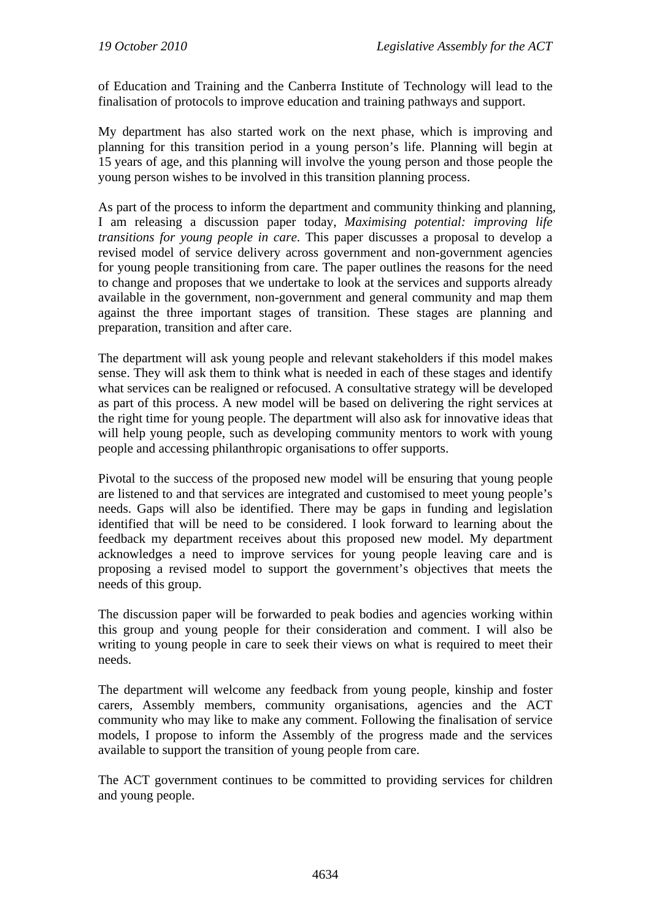of Education and Training and the Canberra Institute of Technology will lead to the finalisation of protocols to improve education and training pathways and support.

My department has also started work on the next phase, which is improving and planning for this transition period in a young person's life. Planning will begin at 15 years of age, and this planning will involve the young person and those people the young person wishes to be involved in this transition planning process.

As part of the process to inform the department and community thinking and planning, I am releasing a discussion paper today, *Maximising potential: improving life transitions for young people in care*. This paper discusses a proposal to develop a revised model of service delivery across government and non-government agencies for young people transitioning from care. The paper outlines the reasons for the need to change and proposes that we undertake to look at the services and supports already available in the government, non-government and general community and map them against the three important stages of transition. These stages are planning and preparation, transition and after care.

The department will ask young people and relevant stakeholders if this model makes sense. They will ask them to think what is needed in each of these stages and identify what services can be realigned or refocused. A consultative strategy will be developed as part of this process. A new model will be based on delivering the right services at the right time for young people. The department will also ask for innovative ideas that will help young people, such as developing community mentors to work with young people and accessing philanthropic organisations to offer supports.

Pivotal to the success of the proposed new model will be ensuring that young people are listened to and that services are integrated and customised to meet young people's needs. Gaps will also be identified. There may be gaps in funding and legislation identified that will be need to be considered. I look forward to learning about the feedback my department receives about this proposed new model. My department acknowledges a need to improve services for young people leaving care and is proposing a revised model to support the government's objectives that meets the needs of this group.

The discussion paper will be forwarded to peak bodies and agencies working within this group and young people for their consideration and comment. I will also be writing to young people in care to seek their views on what is required to meet their needs.

The department will welcome any feedback from young people, kinship and foster carers, Assembly members, community organisations, agencies and the ACT community who may like to make any comment. Following the finalisation of service models, I propose to inform the Assembly of the progress made and the services available to support the transition of young people from care.

The ACT government continues to be committed to providing services for children and young people.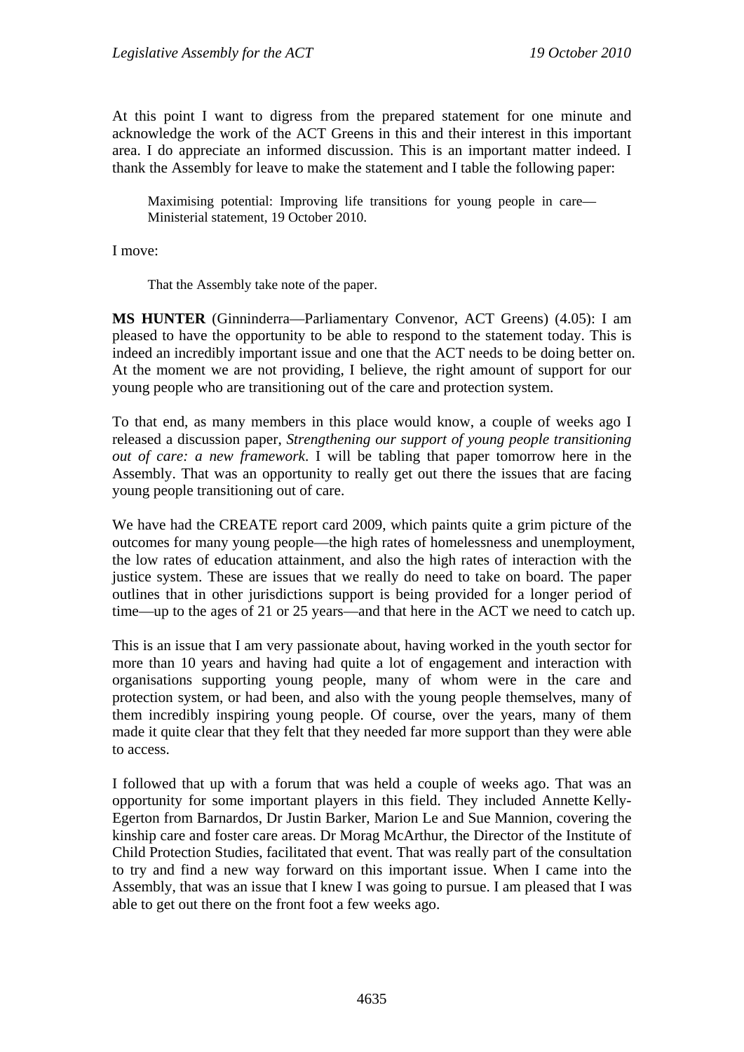At this point I want to digress from the prepared statement for one minute and acknowledge the work of the ACT Greens in this and their interest in this important area. I do appreciate an informed discussion. This is an important matter indeed. I thank the Assembly for leave to make the statement and I table the following paper:

> Maximising potential: Improving life transitions for young people in care—Ministerial statement, 19 October 2010.

I move:

> That the Assembly take note of the paper.

**MS HUNTER** (Ginninderra—Parliamentary Convenor, ACT Greens) (4.05): I am pleased to have the opportunity to be able to respond to the statement today. This is indeed an incredibly important issue and one that the ACT needs to be doing better on. At the moment we are not providing, I believe, the right amount of support for our young people who are transitioning out of the care and protection system.

To that end, as many members in this place would know, a couple of weeks ago I released a discussion paper, *Strengthening our support of young people transitioning out of care: a new framework*. I will be tabling that paper tomorrow here in the Assembly. That was an opportunity to really get out there the issues that are facing young people transitioning out of care.

We have had the CREATE report card 2009, which paints quite a grim picture of the outcomes for many young people—the high rates of homelessness and unemployment, the low rates of education attainment, and also the high rates of interaction with the justice system. These are issues that we really do need to take on board. The paper outlines that in other jurisdictions support is being provided for a longer period of time—up to the ages of 21 or 25 years—and that here in the ACT we need to catch up.

This is an issue that I am very passionate about, having worked in the youth sector for more than 10 years and having had quite a lot of engagement and interaction with organisations supporting young people, many of whom were in the care and protection system, or had been, and also with the young people themselves, many of them incredibly inspiring young people. Of course, over the years, many of them made it quite clear that they felt that they needed far more support than they were able to access.

I followed that up with a forum that was held a couple of weeks ago. That was an opportunity for some important players in this field. They included Annette Kelly-Egerton from Barnardos, Dr Justin Barker, Marion Le and Sue Mannion, covering the kinship care and foster care areas. Dr Morag McArthur, the Director of the Institute of Child Protection Studies, facilitated that event. That was really part of the consultation to try and find a new way forward on this important issue. When I came into the Assembly, that was an issue that I knew I was going to pursue. I am pleased that I was able to get out there on the front foot a few weeks ago.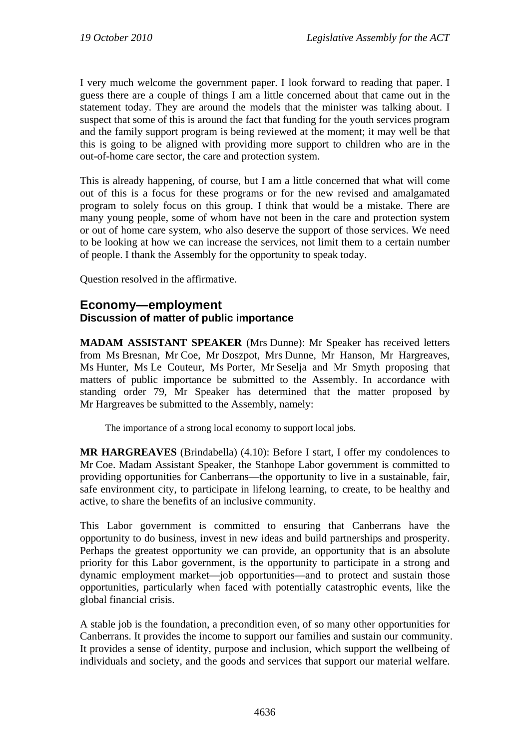I very much welcome the government paper. I look forward to reading that paper. I guess there are a couple of things I am a little concerned about that came out in the statement today. They are around the models that the minister was talking about. I suspect that some of this is around the fact that funding for the youth services program and the family support program is being reviewed at the moment; it may well be that this is going to be aligned with providing more support to children who are in the out-of-home care sector, the care and protection system.

This is already happening, of course, but I am a little concerned that what will come out of this is a focus for these programs or for the new revised and amalgamated program to solely focus on this group. I think that would be a mistake. There are many young people, some of whom have not been in the care and protection system or out of home care system, who also deserve the support of those services. We need to be looking at how we can increase the services, not limit them to a certain number of people. I thank the Assembly for the opportunity to speak today.

Question resolved in the affirmative.

## Economy—employment

### Discussion of matter of public importance

**MADAM ASSISTANT SPEAKER** (Mrs Dunne): Mr Speaker has received letters from Ms Bresnan, Mr Coe, Mr Doszpot, Mrs Dunne, Mr Hanson, Mr Hargreaves, Ms Hunter, Ms Le Couteur, Ms Porter, Mr Seselja and Mr Smyth proposing that matters of public importance be submitted to the Assembly. In accordance with standing order 79, Mr Speaker has determined that the matter proposed by Mr Hargreaves be submitted to the Assembly, namely:

> The importance of a strong local economy to support local jobs.

**MR HARGREAVES** (Brindabella) (4.10): Before I start, I offer my condolences to Mr Coe. Madam Assistant Speaker, the Stanhope Labor government is committed to providing opportunities for Canberrans—the opportunity to live in a sustainable, fair, safe environment city, to participate in lifelong learning, to create, to be healthy and active, to share the benefits of an inclusive community.

This Labor government is committed to ensuring that Canberrans have the opportunity to do business, invest in new ideas and build partnerships and prosperity. Perhaps the greatest opportunity we can provide, an opportunity that is an absolute priority for this Labor government, is the opportunity to participate in a strong and dynamic employment market—job opportunities—and to protect and sustain those opportunities, particularly when faced with potentially catastrophic events, like the global financial crisis.

A stable job is the foundation, a precondition even, of so many other opportunities for Canberrans. It provides the income to support our families and sustain our community. It provides a sense of identity, purpose and inclusion, which support the wellbeing of individuals and society, and the goods and services that support our material welfare.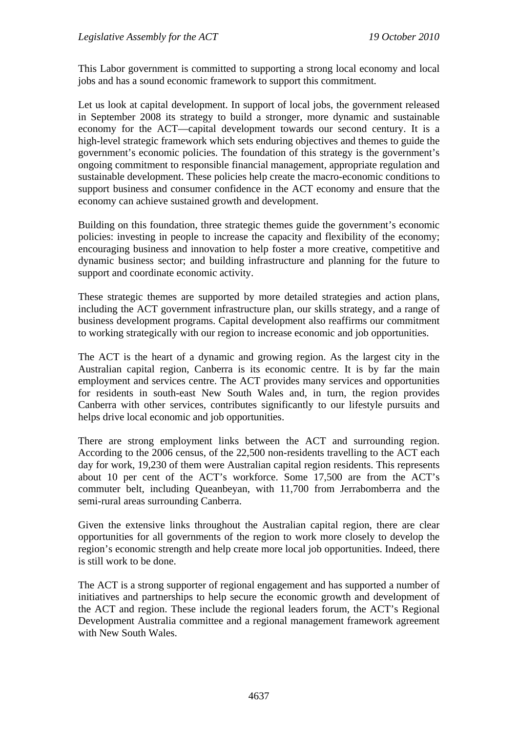This Labor government is committed to supporting a strong local economy and local jobs and has a sound economic framework to support this commitment.

Let us look at capital development. In support of local jobs, the government released in September 2008 its strategy to build a stronger, more dynamic and sustainable economy for the ACT—capital development towards our second century. It is a high-level strategic framework which sets enduring objectives and themes to guide the government's economic policies. The foundation of this strategy is the government's ongoing commitment to responsible financial management, appropriate regulation and sustainable development. These policies help create the macro-economic conditions to support business and consumer confidence in the ACT economy and ensure that the economy can achieve sustained growth and development.

Building on this foundation, three strategic themes guide the government's economic policies: investing in people to increase the capacity and flexibility of the economy; encouraging business and innovation to help foster a more creative, competitive and dynamic business sector; and building infrastructure and planning for the future to support and coordinate economic activity.

These strategic themes are supported by more detailed strategies and action plans, including the ACT government infrastructure plan, our skills strategy, and a range of business development programs. Capital development also reaffirms our commitment to working strategically with our region to increase economic and job opportunities.

The ACT is the heart of a dynamic and growing region. As the largest city in the Australian capital region, Canberra is its economic centre. It is by far the main employment and services centre. The ACT provides many services and opportunities for residents in south-east New South Wales and, in turn, the region provides Canberra with other services, contributes significantly to our lifestyle pursuits and helps drive local economic and job opportunities.

There are strong employment links between the ACT and surrounding region. According to the 2006 census, of the 22,500 non-residents travelling to the ACT each day for work, 19,230 of them were Australian capital region residents. This represents about 10 per cent of the ACT's workforce. Some 17,500 are from the ACT's commuter belt, including Queanbeyan, with 11,700 from Jerrabomberra and the semi-rural areas surrounding Canberra.

Given the extensive links throughout the Australian capital region, there are clear opportunities for all governments of the region to work more closely to develop the region's economic strength and help create more local job opportunities. Indeed, there is still work to be done.

The ACT is a strong supporter of regional engagement and has supported a number of initiatives and partnerships to help secure the economic growth and development of the ACT and region. These include the regional leaders forum, the ACT's Regional Development Australia committee and a regional management framework agreement with New South Wales.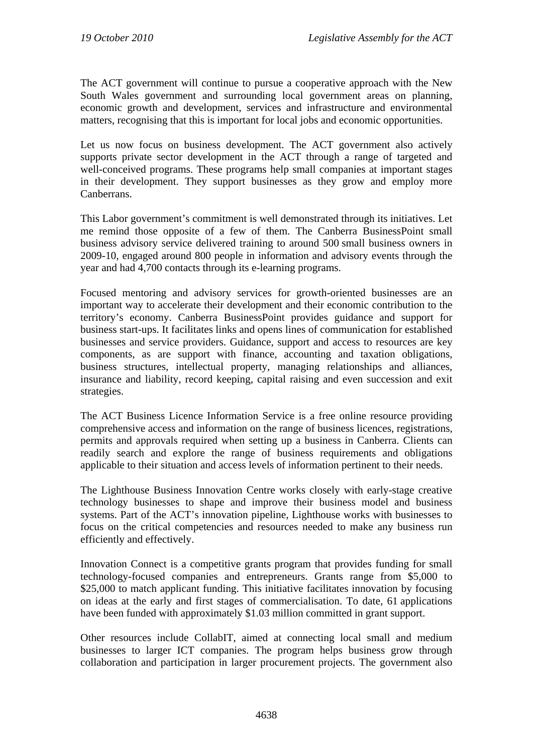The ACT government will continue to pursue a cooperative approach with the New South Wales government and surrounding local government areas on planning, economic growth and development, services and infrastructure and environmental matters, recognising that this is important for local jobs and economic opportunities.

Let us now focus on business development. The ACT government also actively supports private sector development in the ACT through a range of targeted and well-conceived programs. These programs help small companies at important stages in their development. They support businesses as they grow and employ more Canberrans.

This Labor government's commitment is well demonstrated through its initiatives. Let me remind those opposite of a few of them. The Canberra BusinessPoint small business advisory service delivered training to around 500 small business owners in 2009-10, engaged around 800 people in information and advisory events through the year and had 4,700 contacts through its e-learning programs.

Focused mentoring and advisory services for growth-oriented businesses are an important way to accelerate their development and their economic contribution to the territory's economy. Canberra BusinessPoint provides guidance and support for business start-ups. It facilitates links and opens lines of communication for established businesses and service providers. Guidance, support and access to resources are key components, as are support with finance, accounting and taxation obligations, business structures, intellectual property, managing relationships and alliances, insurance and liability, record keeping, capital raising and even succession and exit strategies.

The ACT Business Licence Information Service is a free online resource providing comprehensive access and information on the range of business licences, registrations, permits and approvals required when setting up a business in Canberra. Clients can readily search and explore the range of business requirements and obligations applicable to their situation and access levels of information pertinent to their needs.

The Lighthouse Business Innovation Centre works closely with early-stage creative technology businesses to shape and improve their business model and business systems. Part of the ACT's innovation pipeline, Lighthouse works with businesses to focus on the critical competencies and resources needed to make any business run efficiently and effectively.

Innovation Connect is a competitive grants program that provides funding for small technology-focused companies and entrepreneurs. Grants range from $5,000 to $25,000 to match applicant funding. This initiative facilitates innovation by focusing on ideas at the early and first stages of commercialisation. To date, 61 applications have been funded with approximately $1.03 million committed in grant support.

Other resources include CollabIT, aimed at connecting local small and medium businesses to larger ICT companies. The program helps business grow through collaboration and participation in larger procurement projects. The government also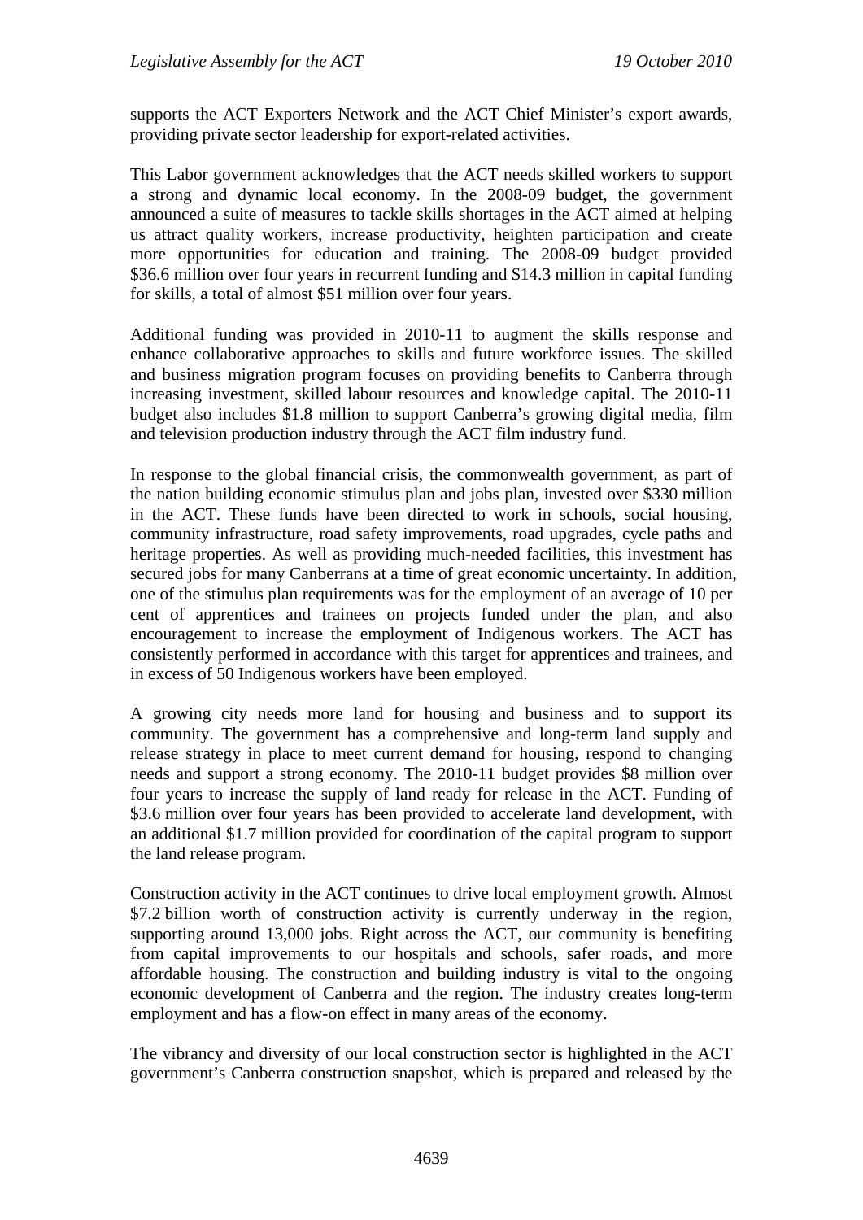supports the ACT Exporters Network and the ACT Chief Minister's export awards, providing private sector leadership for export-related activities.

This Labor government acknowledges that the ACT needs skilled workers to support a strong and dynamic local economy. In the 2008-09 budget, the government announced a suite of measures to tackle skills shortages in the ACT aimed at helping us attract quality workers, increase productivity, heighten participation and create more opportunities for education and training. The 2008-09 budget provided $36.6 million over four years in recurrent funding and $14.3 million in capital funding for skills, a total of almost $51 million over four years.

Additional funding was provided in 2010-11 to augment the skills response and enhance collaborative approaches to skills and future workforce issues. The skilled and business migration program focuses on providing benefits to Canberra through increasing investment, skilled labour resources and knowledge capital. The 2010-11 budget also includes $1.8 million to support Canberra's growing digital media, film and television production industry through the ACT film industry fund.

In response to the global financial crisis, the commonwealth government, as part of the nation building economic stimulus plan and jobs plan, invested over $330 million in the ACT. These funds have been directed to work in schools, social housing, community infrastructure, road safety improvements, road upgrades, cycle paths and heritage properties. As well as providing much-needed facilities, this investment has secured jobs for many Canberrans at a time of great economic uncertainty. In addition, one of the stimulus plan requirements was for the employment of an average of 10 per cent of apprentices and trainees on projects funded under the plan, and also encouragement to increase the employment of Indigenous workers. The ACT has consistently performed in accordance with this target for apprentices and trainees, and in excess of 50 Indigenous workers have been employed.

A growing city needs more land for housing and business and to support its community. The government has a comprehensive and long-term land supply and release strategy in place to meet current demand for housing, respond to changing needs and support a strong economy. The 2010-11 budget provides $8 million over four years to increase the supply of land ready for release in the ACT. Funding of $3.6 million over four years has been provided to accelerate land development, with an additional $1.7 million provided for coordination of the capital program to support the land release program.

Construction activity in the ACT continues to drive local employment growth. Almost $7.2 billion worth of construction activity is currently underway in the region, supporting around 13,000 jobs. Right across the ACT, our community is benefiting from capital improvements to our hospitals and schools, safer roads, and more affordable housing. The construction and building industry is vital to the ongoing economic development of Canberra and the region. The industry creates long-term employment and has a flow-on effect in many areas of the economy.

The vibrancy and diversity of our local construction sector is highlighted in the ACT government's Canberra construction snapshot, which is prepared and released by the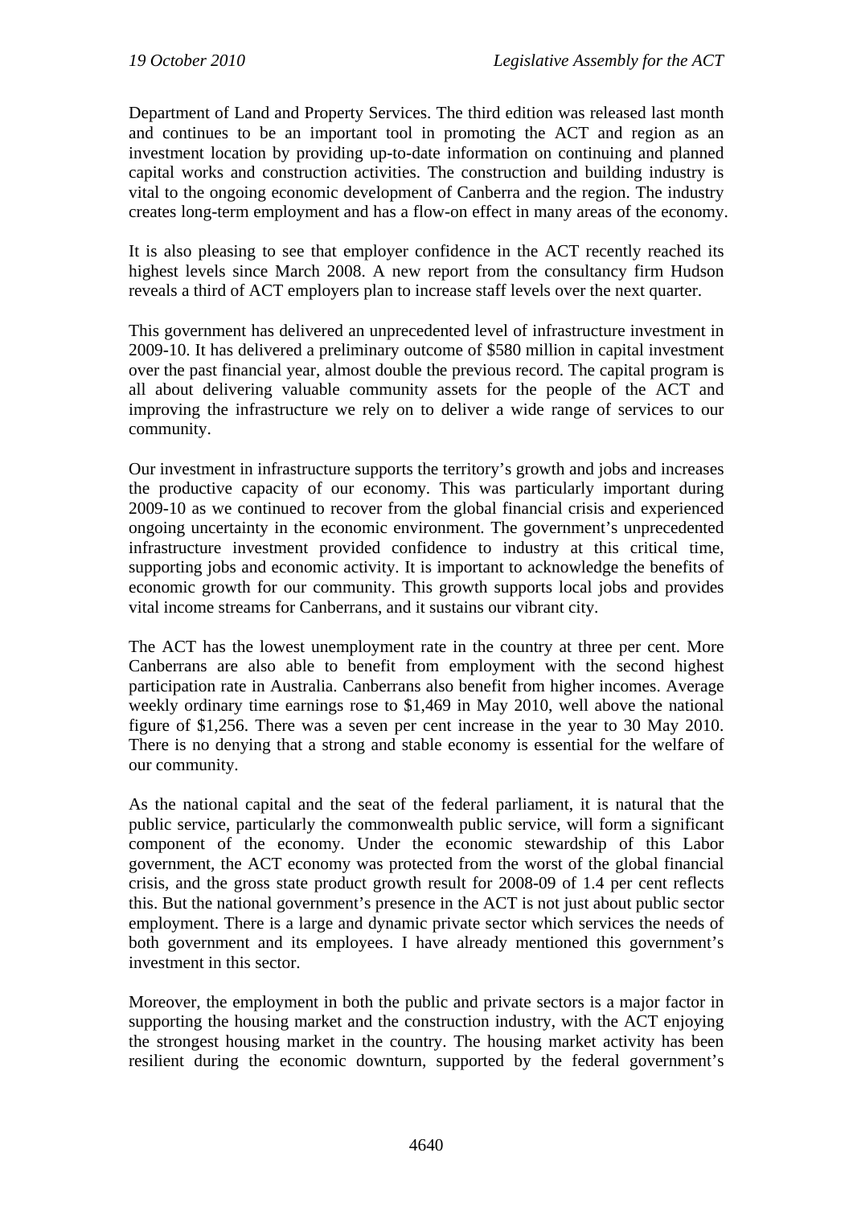Department of Land and Property Services. The third edition was released last month and continues to be an important tool in promoting the ACT and region as an investment location by providing up-to-date information on continuing and planned capital works and construction activities. The construction and building industry is vital to the ongoing economic development of Canberra and the region. The industry creates long-term employment and has a flow-on effect in many areas of the economy.

It is also pleasing to see that employer confidence in the ACT recently reached its highest levels since March 2008. A new report from the consultancy firm Hudson reveals a third of ACT employers plan to increase staff levels over the next quarter.

This government has delivered an unprecedented level of infrastructure investment in 2009-10. It has delivered a preliminary outcome of $580 million in capital investment over the past financial year, almost double the previous record. The capital program is all about delivering valuable community assets for the people of the ACT and improving the infrastructure we rely on to deliver a wide range of services to our community.

Our investment in infrastructure supports the territory's growth and jobs and increases the productive capacity of our economy. This was particularly important during 2009-10 as we continued to recover from the global financial crisis and experienced ongoing uncertainty in the economic environment. The government's unprecedented infrastructure investment provided confidence to industry at this critical time, supporting jobs and economic activity. It is important to acknowledge the benefits of economic growth for our community. This growth supports local jobs and provides vital income streams for Canberrans, and it sustains our vibrant city.

The ACT has the lowest unemployment rate in the country at three per cent. More Canberrans are also able to benefit from employment with the second highest participation rate in Australia. Canberrans also benefit from higher incomes. Average weekly ordinary time earnings rose to $1,469 in May 2010, well above the national figure of $1,256. There was a seven per cent increase in the year to 30 May 2010. There is no denying that a strong and stable economy is essential for the welfare of our community.

As the national capital and the seat of the federal parliament, it is natural that the public service, particularly the commonwealth public service, will form a significant component of the economy. Under the economic stewardship of this Labor government, the ACT economy was protected from the worst of the global financial crisis, and the gross state product growth result for 2008-09 of 1.4 per cent reflects this. But the national government's presence in the ACT is not just about public sector employment. There is a large and dynamic private sector which services the needs of both government and its employees. I have already mentioned this government's investment in this sector.

Moreover, the employment in both the public and private sectors is a major factor in supporting the housing market and the construction industry, with the ACT enjoying the strongest housing market in the country. The housing market activity has been resilient during the economic downturn, supported by the federal government's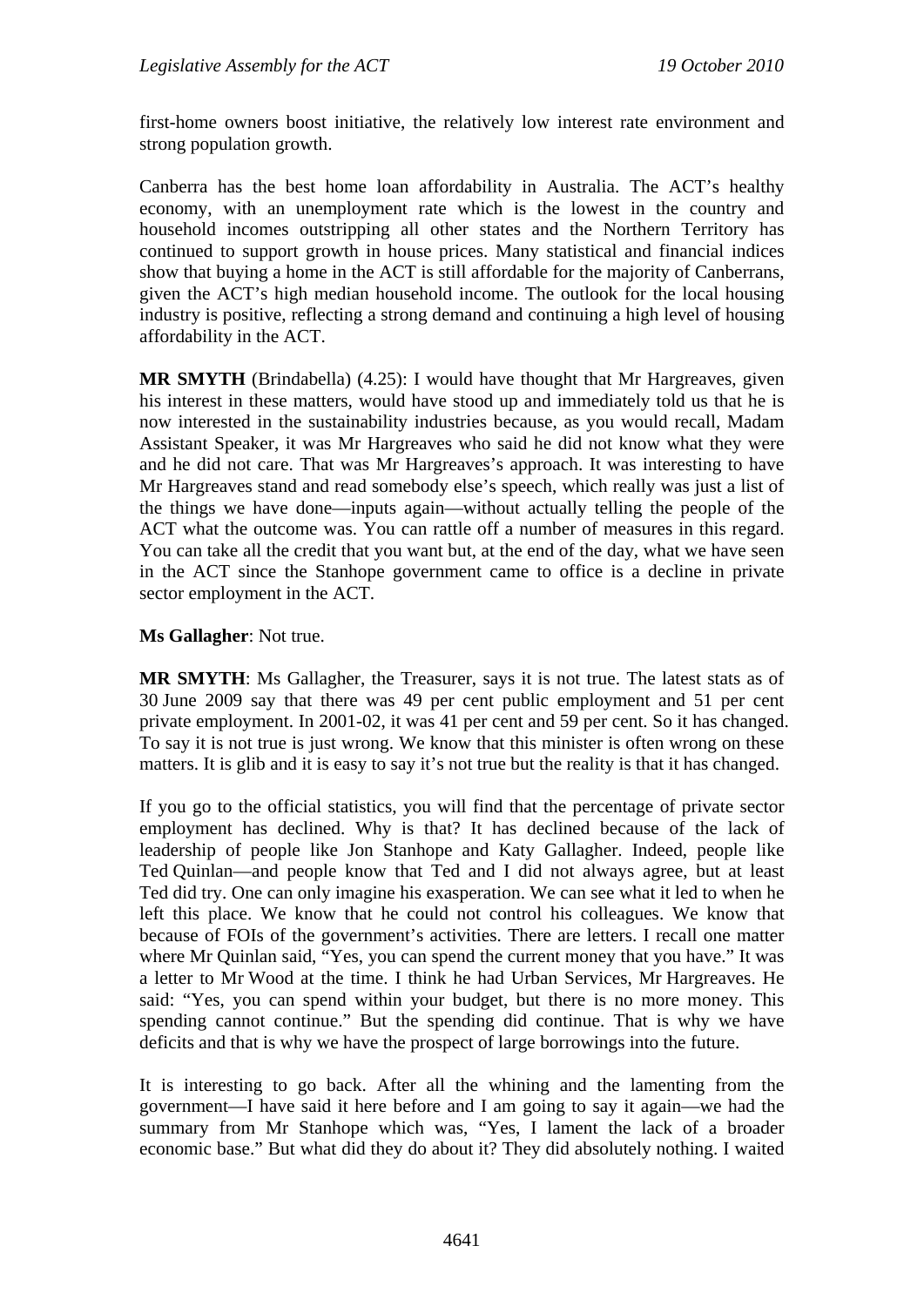first-home owners boost initiative, the relatively low interest rate environment and strong population growth.

Canberra has the best home loan affordability in Australia. The ACT's healthy economy, with an unemployment rate which is the lowest in the country and household incomes outstripping all other states and the Northern Territory has continued to support growth in house prices. Many statistical and financial indices show that buying a home in the ACT is still affordable for the majority of Canberrans, given the ACT's high median household income. The outlook for the local housing industry is positive, reflecting a strong demand and continuing a high level of housing affordability in the ACT.

**MR SMYTH** (Brindabella) (4.25): I would have thought that Mr Hargreaves, given his interest in these matters, would have stood up and immediately told us that he is now interested in the sustainability industries because, as you would recall, Madam Assistant Speaker, it was Mr Hargreaves who said he did not know what they were and he did not care. That was Mr Hargreaves's approach. It was interesting to have Mr Hargreaves stand and read somebody else's speech, which really was just a list of the things we have done—inputs again—without actually telling the people of the ACT what the outcome was. You can rattle off a number of measures in this regard. You can take all the credit that you want but, at the end of the day, what we have seen in the ACT since the Stanhope government came to office is a decline in private sector employment in the ACT.

**Ms Gallagher**: Not true.

**MR SMYTH**: Ms Gallagher, the Treasurer, says it is not true. The latest stats as of 30 June 2009 say that there was 49 per cent public employment and 51 per cent private employment. In 2001-02, it was 41 per cent and 59 per cent. So it has changed. To say it is not true is just wrong. We know that this minister is often wrong on these matters. It is glib and it is easy to say it's not true but the reality is that it has changed.

If you go to the official statistics, you will find that the percentage of private sector employment has declined. Why is that? It has declined because of the lack of leadership of people like Jon Stanhope and Katy Gallagher. Indeed, people like Ted Quinlan—and people know that Ted and I did not always agree, but at least Ted did try. One can only imagine his exasperation. We can see what it led to when he left this place. We know that he could not control his colleagues. We know that because of FOIs of the government's activities. There are letters. I recall one matter where Mr Quinlan said, "Yes, you can spend the current money that you have." It was a letter to Mr Wood at the time. I think he had Urban Services, Mr Hargreaves. He said: "Yes, you can spend within your budget, but there is no more money. This spending cannot continue." But the spending did continue. That is why we have deficits and that is why we have the prospect of large borrowings into the future.

It is interesting to go back. After all the whining and the lamenting from the government—I have said it here before and I am going to say it again—we had the summary from Mr Stanhope which was, "Yes, I lament the lack of a broader economic base." But what did they do about it? They did absolutely nothing. I waited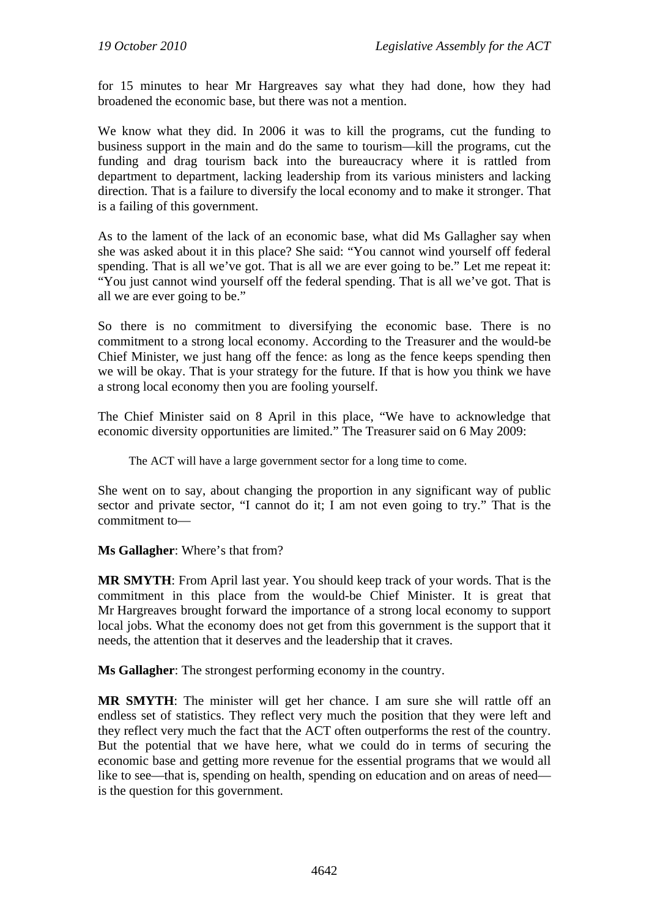for 15 minutes to hear Mr Hargreaves say what they had done, how they had broadened the economic base, but there was not a mention.

We know what they did. In 2006 it was to kill the programs, cut the funding to business support in the main and do the same to tourism—kill the programs, cut the funding and drag tourism back into the bureaucracy where it is rattled from department to department, lacking leadership from its various ministers and lacking direction. That is a failure to diversify the local economy and to make it stronger. That is a failing of this government.

As to the lament of the lack of an economic base, what did Ms Gallagher say when she was asked about it in this place? She said: "You cannot wind yourself off federal spending. That is all we've got. That is all we are ever going to be." Let me repeat it: "You just cannot wind yourself off the federal spending. That is all we've got. That is all we are ever going to be."

So there is no commitment to diversifying the economic base. There is no commitment to a strong local economy. According to the Treasurer and the would-be Chief Minister, we just hang off the fence: as long as the fence keeps spending then we will be okay. That is your strategy for the future. If that is how you think we have a strong local economy then you are fooling yourself.

The Chief Minister said on 8 April in this place, "We have to acknowledge that economic diversity opportunities are limited." The Treasurer said on 6 May 2009:

> The ACT will have a large government sector for a long time to come.

She went on to say, about changing the proportion in any significant way of public sector and private sector, "I cannot do it; I am not even going to try." That is the commitment to—

**Ms Gallagher**: Where's that from?

**MR SMYTH**: From April last year. You should keep track of your words. That is the commitment in this place from the would-be Chief Minister. It is great that Mr Hargreaves brought forward the importance of a strong local economy to support local jobs. What the economy does not get from this government is the support that it needs, the attention that it deserves and the leadership that it craves.

**Ms Gallagher**: The strongest performing economy in the country.

**MR SMYTH**: The minister will get her chance. I am sure she will rattle off an endless set of statistics. They reflect very much the position that they were left and they reflect very much the fact that the ACT often outperforms the rest of the country. But the potential that we have here, what we could do in terms of securing the economic base and getting more revenue for the essential programs that we would all like to see—that is, spending on health, spending on education and on areas of need—is the question for this government.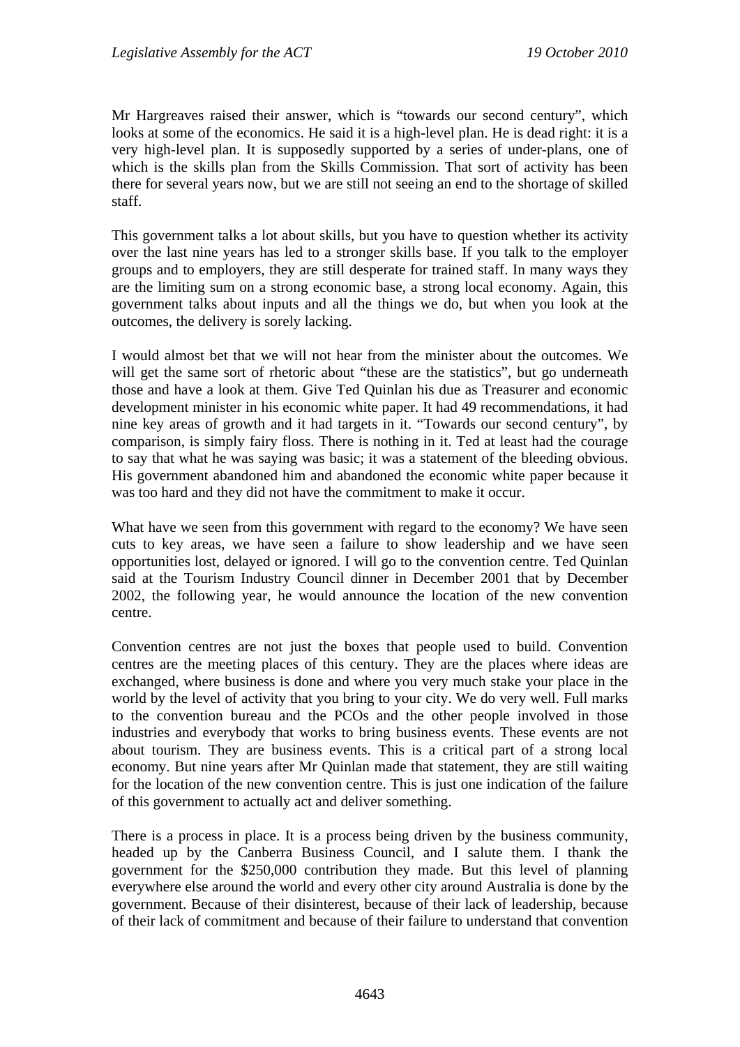Mr Hargreaves raised their answer, which is "towards our second century", which looks at some of the economics. He said it is a high-level plan. He is dead right: it is a very high-level plan. It is supposedly supported by a series of under-plans, one of which is the skills plan from the Skills Commission. That sort of activity has been there for several years now, but we are still not seeing an end to the shortage of skilled staff.

This government talks a lot about skills, but you have to question whether its activity over the last nine years has led to a stronger skills base. If you talk to the employer groups and to employers, they are still desperate for trained staff. In many ways they are the limiting sum on a strong economic base, a strong local economy. Again, this government talks about inputs and all the things we do, but when you look at the outcomes, the delivery is sorely lacking.

I would almost bet that we will not hear from the minister about the outcomes. We will get the same sort of rhetoric about "these are the statistics", but go underneath those and have a look at them. Give Ted Quinlan his due as Treasurer and economic development minister in his economic white paper. It had 49 recommendations, it had nine key areas of growth and it had targets in it. "Towards our second century", by comparison, is simply fairy floss. There is nothing in it. Ted at least had the courage to say that what he was saying was basic; it was a statement of the bleeding obvious. His government abandoned him and abandoned the economic white paper because it was too hard and they did not have the commitment to make it occur.

What have we seen from this government with regard to the economy? We have seen cuts to key areas, we have seen a failure to show leadership and we have seen opportunities lost, delayed or ignored. I will go to the convention centre. Ted Quinlan said at the Tourism Industry Council dinner in December 2001 that by December 2002, the following year, he would announce the location of the new convention centre.

Convention centres are not just the boxes that people used to build. Convention centres are the meeting places of this century. They are the places where ideas are exchanged, where business is done and where you very much stake your place in the world by the level of activity that you bring to your city. We do very well. Full marks to the convention bureau and the PCOs and the other people involved in those industries and everybody that works to bring business events. These events are not about tourism. They are business events. This is a critical part of a strong local economy. But nine years after Mr Quinlan made that statement, they are still waiting for the location of the new convention centre. This is just one indication of the failure of this government to actually act and deliver something.

There is a process in place. It is a process being driven by the business community, headed up by the Canberra Business Council, and I salute them. I thank the government for the $250,000 contribution they made. But this level of planning everywhere else around the world and every other city around Australia is done by the government. Because of their disinterest, because of their lack of leadership, because of their lack of commitment and because of their failure to understand that convention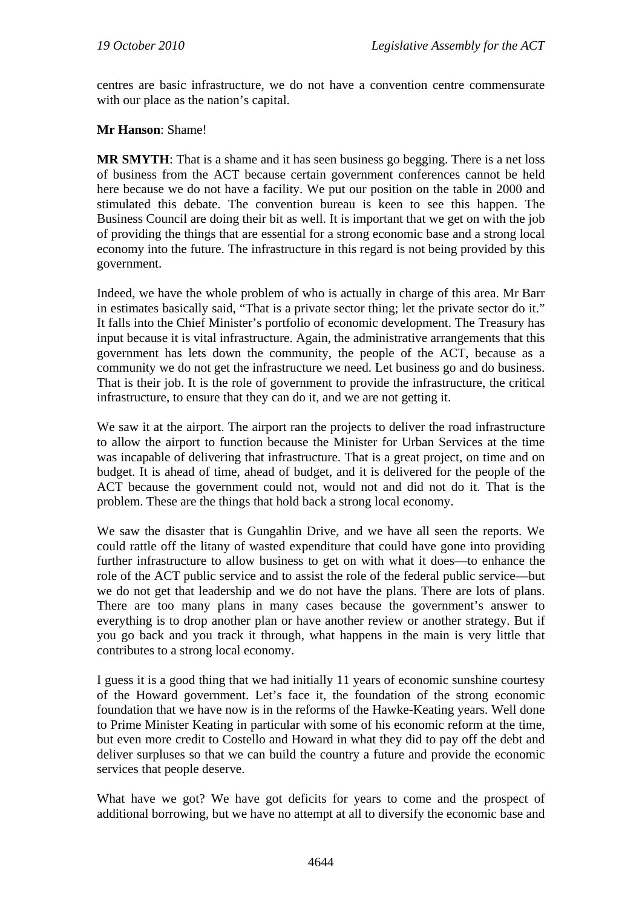centres are basic infrastructure, we do not have a convention centre commensurate with our place as the nation's capital.

**Mr Hanson**: Shame!

**MR SMYTH**: That is a shame and it has seen business go begging. There is a net loss of business from the ACT because certain government conferences cannot be held here because we do not have a facility. We put our position on the table in 2000 and stimulated this debate. The convention bureau is keen to see this happen. The Business Council are doing their bit as well. It is important that we get on with the job of providing the things that are essential for a strong economic base and a strong local economy into the future. The infrastructure in this regard is not being provided by this government.

Indeed, we have the whole problem of who is actually in charge of this area. Mr Barr in estimates basically said, "That is a private sector thing; let the private sector do it." It falls into the Chief Minister's portfolio of economic development. The Treasury has input because it is vital infrastructure. Again, the administrative arrangements that this government has lets down the community, the people of the ACT, because as a community we do not get the infrastructure we need. Let business go and do business. That is their job. It is the role of government to provide the infrastructure, the critical infrastructure, to ensure that they can do it, and we are not getting it.

We saw it at the airport. The airport ran the projects to deliver the road infrastructure to allow the airport to function because the Minister for Urban Services at the time was incapable of delivering that infrastructure. That is a great project, on time and on budget. It is ahead of time, ahead of budget, and it is delivered for the people of the ACT because the government could not, would not and did not do it. That is the problem. These are the things that hold back a strong local economy.

We saw the disaster that is Gungahlin Drive, and we have all seen the reports. We could rattle off the litany of wasted expenditure that could have gone into providing further infrastructure to allow business to get on with what it does—to enhance the role of the ACT public service and to assist the role of the federal public service—but we do not get that leadership and we do not have the plans. There are lots of plans. There are too many plans in many cases because the government's answer to everything is to drop another plan or have another review or another strategy. But if you go back and you track it through, what happens in the main is very little that contributes to a strong local economy.

I guess it is a good thing that we had initially 11 years of economic sunshine courtesy of the Howard government. Let's face it, the foundation of the strong economic foundation that we have now is in the reforms of the Hawke-Keating years. Well done to Prime Minister Keating in particular with some of his economic reform at the time, but even more credit to Costello and Howard in what they did to pay off the debt and deliver surpluses so that we can build the country a future and provide the economic services that people deserve.

What have we got? We have got deficits for years to come and the prospect of additional borrowing, but we have no attempt at all to diversify the economic base and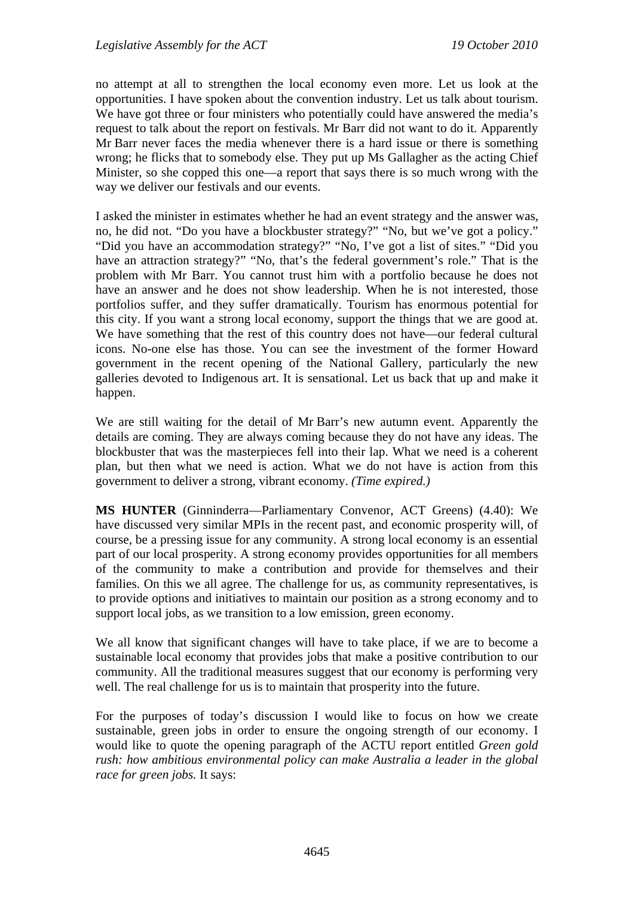no attempt at all to strengthen the local economy even more. Let us look at the opportunities. I have spoken about the convention industry. Let us talk about tourism. We have got three or four ministers who potentially could have answered the media's request to talk about the report on festivals. Mr Barr did not want to do it. Apparently Mr Barr never faces the media whenever there is a hard issue or there is something wrong; he flicks that to somebody else. They put up Ms Gallagher as the acting Chief Minister, so she copped this one—a report that says there is so much wrong with the way we deliver our festivals and our events.

I asked the minister in estimates whether he had an event strategy and the answer was, no, he did not. "Do you have a blockbuster strategy?" "No, but we've got a policy." "Did you have an accommodation strategy?" "No, I've got a list of sites." "Did you have an attraction strategy?" "No, that's the federal government's role." That is the problem with Mr Barr. You cannot trust him with a portfolio because he does not have an answer and he does not show leadership. When he is not interested, those portfolios suffer, and they suffer dramatically. Tourism has enormous potential for this city. If you want a strong local economy, support the things that we are good at. We have something that the rest of this country does not have—our federal cultural icons. No-one else has those. You can see the investment of the former Howard government in the recent opening of the National Gallery, particularly the new galleries devoted to Indigenous art. It is sensational. Let us back that up and make it happen.

We are still waiting for the detail of Mr Barr's new autumn event. Apparently the details are coming. They are always coming because they do not have any ideas. The blockbuster that was the masterpieces fell into their lap. What we need is a coherent plan, but then what we need is action. What we do not have is action from this government to deliver a strong, vibrant economy. *(Time expired.)*

**MS HUNTER** (Ginninderra—Parliamentary Convenor, ACT Greens) (4.40): We have discussed very similar MPIs in the recent past, and economic prosperity will, of course, be a pressing issue for any community. A strong local economy is an essential part of our local prosperity. A strong economy provides opportunities for all members of the community to make a contribution and provide for themselves and their families. On this we all agree. The challenge for us, as community representatives, is to provide options and initiatives to maintain our position as a strong economy and to support local jobs, as we transition to a low emission, green economy.

We all know that significant changes will have to take place, if we are to become a sustainable local economy that provides jobs that make a positive contribution to our community. All the traditional measures suggest that our economy is performing very well. The real challenge for us is to maintain that prosperity into the future.

For the purposes of today's discussion I would like to focus on how we create sustainable, green jobs in order to ensure the ongoing strength of our economy. I would like to quote the opening paragraph of the ACTU report entitled *Green gold rush: how ambitious environmental policy can make Australia a leader in the global race for green jobs.* It says: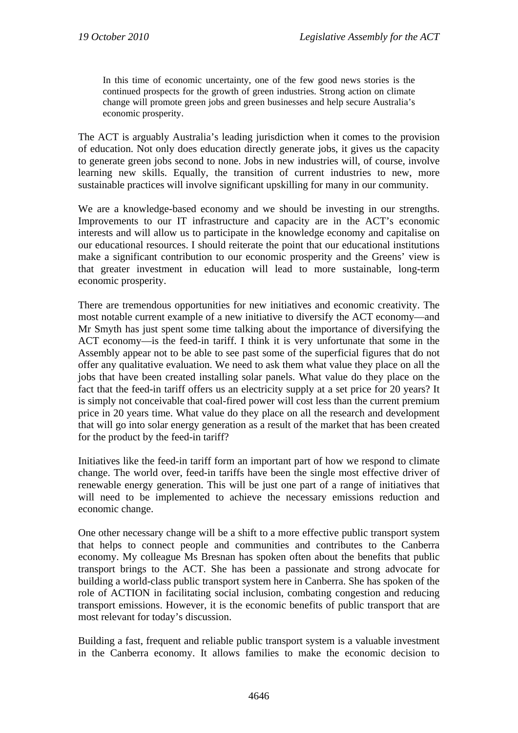> In this time of economic uncertainty, one of the few good news stories is the continued prospects for the growth of green industries. Strong action on climate change will promote green jobs and green businesses and help secure Australia's economic prosperity.

The ACT is arguably Australia's leading jurisdiction when it comes to the provision of education. Not only does education directly generate jobs, it gives us the capacity to generate green jobs second to none. Jobs in new industries will, of course, involve learning new skills. Equally, the transition of current industries to new, more sustainable practices will involve significant upskilling for many in our community.

We are a knowledge-based economy and we should be investing in our strengths. Improvements to our IT infrastructure and capacity are in the ACT's economic interests and will allow us to participate in the knowledge economy and capitalise on our educational resources. I should reiterate the point that our educational institutions make a significant contribution to our economic prosperity and the Greens' view is that greater investment in education will lead to more sustainable, long-term economic prosperity.

There are tremendous opportunities for new initiatives and economic creativity. The most notable current example of a new initiative to diversify the ACT economy—and Mr Smyth has just spent some time talking about the importance of diversifying the ACT economy—is the feed-in tariff. I think it is very unfortunate that some in the Assembly appear not to be able to see past some of the superficial figures that do not offer any qualitative evaluation. We need to ask them what value they place on all the jobs that have been created installing solar panels. What value do they place on the fact that the feed-in tariff offers us an electricity supply at a set price for 20 years? It is simply not conceivable that coal-fired power will cost less than the current premium price in 20 years time. What value do they place on all the research and development that will go into solar energy generation as a result of the market that has been created for the product by the feed-in tariff?

Initiatives like the feed-in tariff form an important part of how we respond to climate change. The world over, feed-in tariffs have been the single most effective driver of renewable energy generation. This will be just one part of a range of initiatives that will need to be implemented to achieve the necessary emissions reduction and economic change.

One other necessary change will be a shift to a more effective public transport system that helps to connect people and communities and contributes to the Canberra economy. My colleague Ms Bresnan has spoken often about the benefits that public transport brings to the ACT. She has been a passionate and strong advocate for building a world-class public transport system here in Canberra. She has spoken of the role of ACTION in facilitating social inclusion, combating congestion and reducing transport emissions. However, it is the economic benefits of public transport that are most relevant for today's discussion.

Building a fast, frequent and reliable public transport system is a valuable investment in the Canberra economy. It allows families to make the economic decision to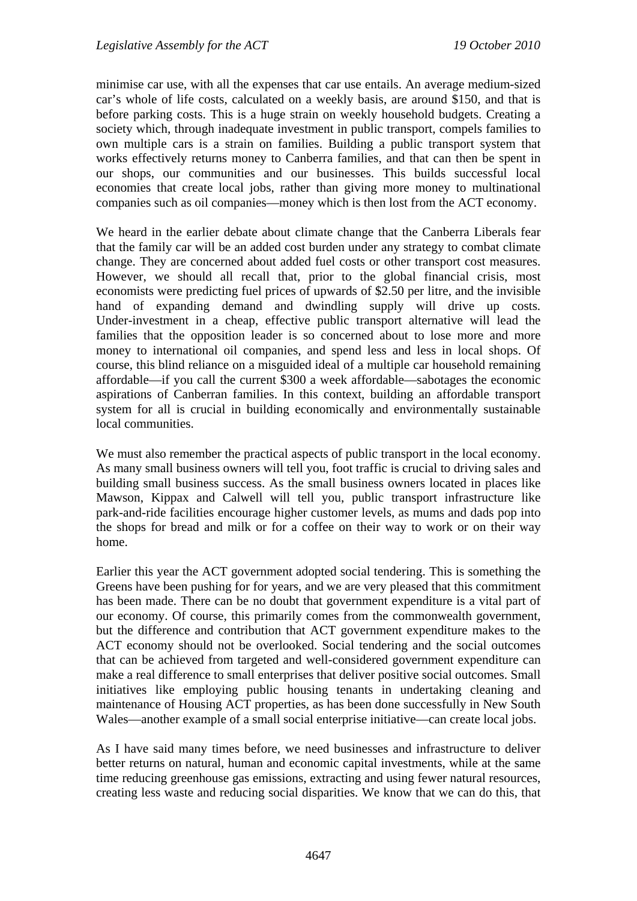minimise car use, with all the expenses that car use entails. An average medium-sized car's whole of life costs, calculated on a weekly basis, are around $150, and that is before parking costs. This is a huge strain on weekly household budgets. Creating a society which, through inadequate investment in public transport, compels families to own multiple cars is a strain on families. Building a public transport system that works effectively returns money to Canberra families, and that can then be spent in our shops, our communities and our businesses. This builds successful local economies that create local jobs, rather than giving more money to multinational companies such as oil companies—money which is then lost from the ACT economy.

We heard in the earlier debate about climate change that the Canberra Liberals fear that the family car will be an added cost burden under any strategy to combat climate change. They are concerned about added fuel costs or other transport cost measures. However, we should all recall that, prior to the global financial crisis, most economists were predicting fuel prices of upwards of $2.50 per litre, and the invisible hand of expanding demand and dwindling supply will drive up costs. Under-investment in a cheap, effective public transport alternative will lead the families that the opposition leader is so concerned about to lose more and more money to international oil companies, and spend less and less in local shops. Of course, this blind reliance on a misguided ideal of a multiple car household remaining affordable—if you call the current $300 a week affordable—sabotages the economic aspirations of Canberran families. In this context, building an affordable transport system for all is crucial in building economically and environmentally sustainable local communities.

We must also remember the practical aspects of public transport in the local economy. As many small business owners will tell you, foot traffic is crucial to driving sales and building small business success. As the small business owners located in places like Mawson, Kippax and Calwell will tell you, public transport infrastructure like park-and-ride facilities encourage higher customer levels, as mums and dads pop into the shops for bread and milk or for a coffee on their way to work or on their way home.

Earlier this year the ACT government adopted social tendering. This is something the Greens have been pushing for for years, and we are very pleased that this commitment has been made. There can be no doubt that government expenditure is a vital part of our economy. Of course, this primarily comes from the commonwealth government, but the difference and contribution that ACT government expenditure makes to the ACT economy should not be overlooked. Social tendering and the social outcomes that can be achieved from targeted and well-considered government expenditure can make a real difference to small enterprises that deliver positive social outcomes. Small initiatives like employing public housing tenants in undertaking cleaning and maintenance of Housing ACT properties, as has been done successfully in New South Wales—another example of a small social enterprise initiative—can create local jobs.

As I have said many times before, we need businesses and infrastructure to deliver better returns on natural, human and economic capital investments, while at the same time reducing greenhouse gas emissions, extracting and using fewer natural resources, creating less waste and reducing social disparities. We know that we can do this, that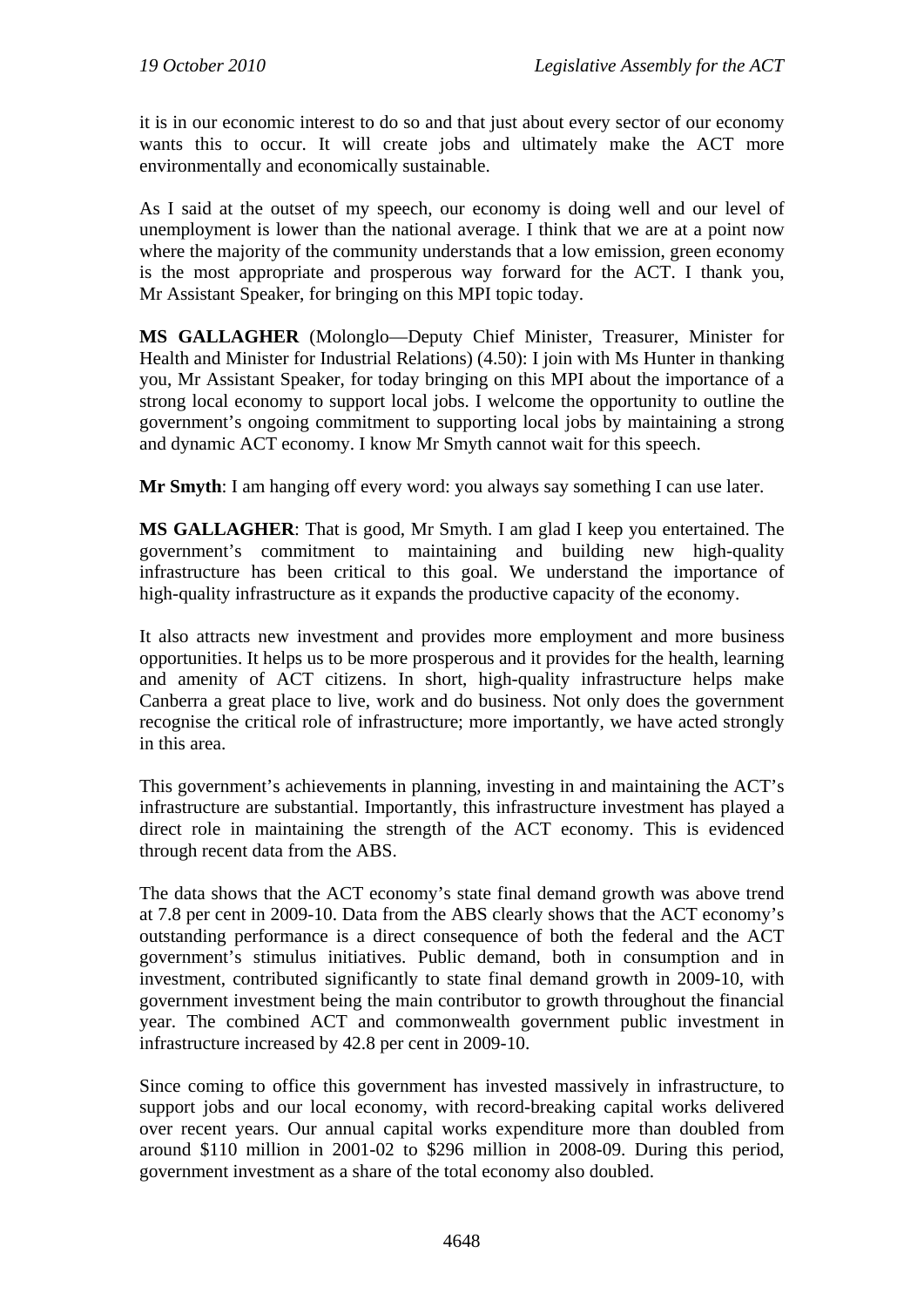it is in our economic interest to do so and that just about every sector of our economy wants this to occur. It will create jobs and ultimately make the ACT more environmentally and economically sustainable.

As I said at the outset of my speech, our economy is doing well and our level of unemployment is lower than the national average. I think that we are at a point now where the majority of the community understands that a low emission, green economy is the most appropriate and prosperous way forward for the ACT. I thank you, Mr Assistant Speaker, for bringing on this MPI topic today.

**MS GALLAGHER** (Molonglo—Deputy Chief Minister, Treasurer, Minister for Health and Minister for Industrial Relations) (4.50): I join with Ms Hunter in thanking you, Mr Assistant Speaker, for today bringing on this MPI about the importance of a strong local economy to support local jobs. I welcome the opportunity to outline the government's ongoing commitment to supporting local jobs by maintaining a strong and dynamic ACT economy. I know Mr Smyth cannot wait for this speech.

**Mr Smyth**: I am hanging off every word: you always say something I can use later.

**MS GALLAGHER**: That is good, Mr Smyth. I am glad I keep you entertained. The government's commitment to maintaining and building new high-quality infrastructure has been critical to this goal. We understand the importance of high-quality infrastructure as it expands the productive capacity of the economy.

It also attracts new investment and provides more employment and more business opportunities. It helps us to be more prosperous and it provides for the health, learning and amenity of ACT citizens. In short, high-quality infrastructure helps make Canberra a great place to live, work and do business. Not only does the government recognise the critical role of infrastructure; more importantly, we have acted strongly in this area.

This government's achievements in planning, investing in and maintaining the ACT's infrastructure are substantial. Importantly, this infrastructure investment has played a direct role in maintaining the strength of the ACT economy. This is evidenced through recent data from the ABS.

The data shows that the ACT economy's state final demand growth was above trend at 7.8 per cent in 2009-10. Data from the ABS clearly shows that the ACT economy's outstanding performance is a direct consequence of both the federal and the ACT government's stimulus initiatives. Public demand, both in consumption and in investment, contributed significantly to state final demand growth in 2009-10, with government investment being the main contributor to growth throughout the financial year. The combined ACT and commonwealth government public investment in infrastructure increased by 42.8 per cent in 2009-10.

Since coming to office this government has invested massively in infrastructure, to support jobs and our local economy, with record-breaking capital works delivered over recent years. Our annual capital works expenditure more than doubled from around $110 million in 2001-02 to $296 million in 2008-09. During this period, government investment as a share of the total economy also doubled.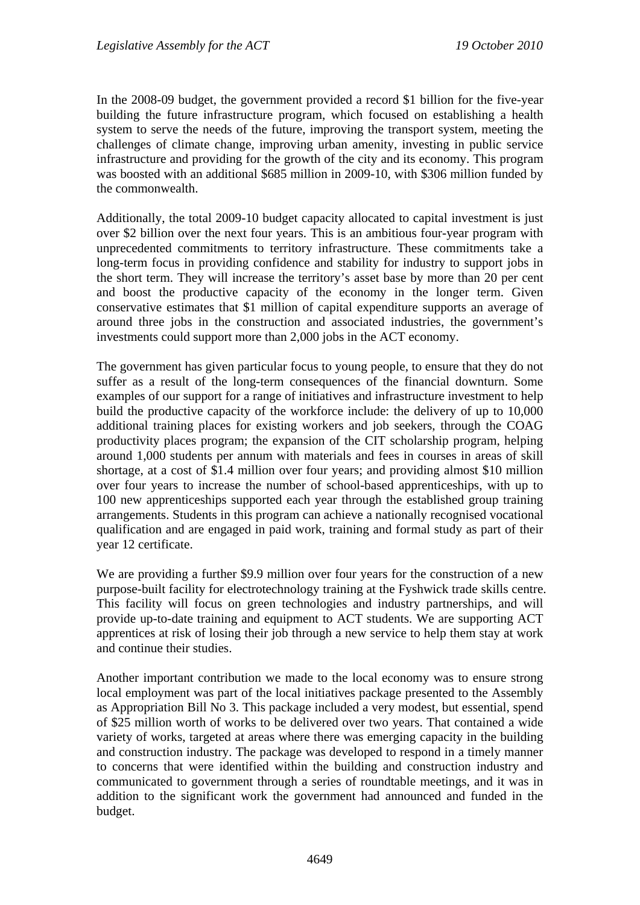In the 2008-09 budget, the government provided a record $1 billion for the five-year building the future infrastructure program, which focused on establishing a health system to serve the needs of the future, improving the transport system, meeting the challenges of climate change, improving urban amenity, investing in public service infrastructure and providing for the growth of the city and its economy. This program was boosted with an additional $685 million in 2009-10, with $306 million funded by the commonwealth.

Additionally, the total 2009-10 budget capacity allocated to capital investment is just over $2 billion over the next four years. This is an ambitious four-year program with unprecedented commitments to territory infrastructure. These commitments take a long-term focus in providing confidence and stability for industry to support jobs in the short term. They will increase the territory's asset base by more than 20 per cent and boost the productive capacity of the economy in the longer term. Given conservative estimates that $1 million of capital expenditure supports an average of around three jobs in the construction and associated industries, the government's investments could support more than 2,000 jobs in the ACT economy.

The government has given particular focus to young people, to ensure that they do not suffer as a result of the long-term consequences of the financial downturn. Some examples of our support for a range of initiatives and infrastructure investment to help build the productive capacity of the workforce include: the delivery of up to 10,000 additional training places for existing workers and job seekers, through the COAG productivity places program; the expansion of the CIT scholarship program, helping around 1,000 students per annum with materials and fees in courses in areas of skill shortage, at a cost of $1.4 million over four years; and providing almost $10 million over four years to increase the number of school-based apprenticeships, with up to 100 new apprenticeships supported each year through the established group training arrangements. Students in this program can achieve a nationally recognised vocational qualification and are engaged in paid work, training and formal study as part of their year 12 certificate.

We are providing a further $9.9 million over four years for the construction of a new purpose-built facility for electrotechnology training at the Fyshwick trade skills centre. This facility will focus on green technologies and industry partnerships, and will provide up-to-date training and equipment to ACT students. We are supporting ACT apprentices at risk of losing their job through a new service to help them stay at work and continue their studies.

Another important contribution we made to the local economy was to ensure strong local employment was part of the local initiatives package presented to the Assembly as Appropriation Bill No 3. This package included a very modest, but essential, spend of $25 million worth of works to be delivered over two years. That contained a wide variety of works, targeted at areas where there was emerging capacity in the building and construction industry. The package was developed to respond in a timely manner to concerns that were identified within the building and construction industry and communicated to government through a series of roundtable meetings, and it was in addition to the significant work the government had announced and funded in the budget.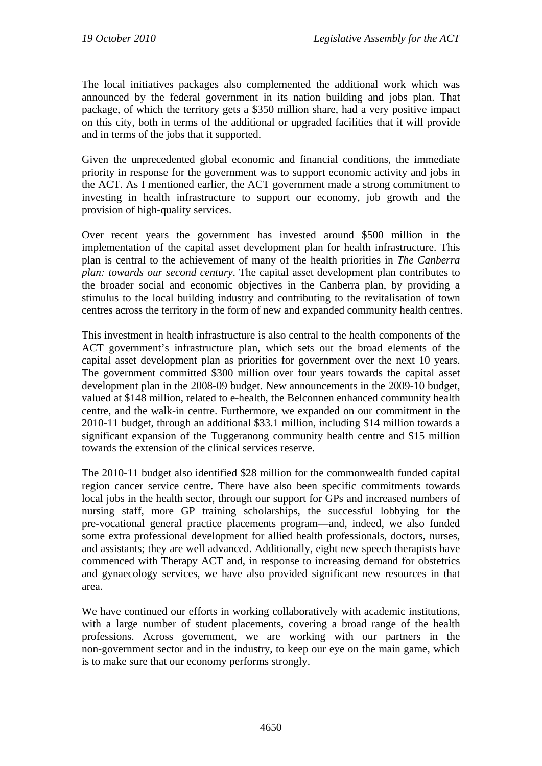The local initiatives packages also complemented the additional work which was announced by the federal government in its nation building and jobs plan. That package, of which the territory gets a $350 million share, had a very positive impact on this city, both in terms of the additional or upgraded facilities that it will provide and in terms of the jobs that it supported.

Given the unprecedented global economic and financial conditions, the immediate priority in response for the government was to support economic activity and jobs in the ACT. As I mentioned earlier, the ACT government made a strong commitment to investing in health infrastructure to support our economy, job growth and the provision of high-quality services.

Over recent years the government has invested around $500 million in the implementation of the capital asset development plan for health infrastructure. This plan is central to the achievement of many of the health priorities in *The Canberra plan: towards our second century*. The capital asset development plan contributes to the broader social and economic objectives in the Canberra plan, by providing a stimulus to the local building industry and contributing to the revitalisation of town centres across the territory in the form of new and expanded community health centres.

This investment in health infrastructure is also central to the health components of the ACT government's infrastructure plan, which sets out the broad elements of the capital asset development plan as priorities for government over the next 10 years. The government committed $300 million over four years towards the capital asset development plan in the 2008-09 budget. New announcements in the 2009-10 budget, valued at $148 million, related to e-health, the Belconnen enhanced community health centre, and the walk-in centre. Furthermore, we expanded on our commitment in the 2010-11 budget, through an additional $33.1 million, including $14 million towards a significant expansion of the Tuggeranong community health centre and $15 million towards the extension of the clinical services reserve.

The 2010-11 budget also identified $28 million for the commonwealth funded capital region cancer service centre. There have also been specific commitments towards local jobs in the health sector, through our support for GPs and increased numbers of nursing staff, more GP training scholarships, the successful lobbying for the pre-vocational general practice placements program—and, indeed, we also funded some extra professional development for allied health professionals, doctors, nurses, and assistants; they are well advanced. Additionally, eight new speech therapists have commenced with Therapy ACT and, in response to increasing demand for obstetrics and gynaecology services, we have also provided significant new resources in that area.

We have continued our efforts in working collaboratively with academic institutions, with a large number of student placements, covering a broad range of the health professions. Across government, we are working with our partners in the non-government sector and in the industry, to keep our eye on the main game, which is to make sure that our economy performs strongly.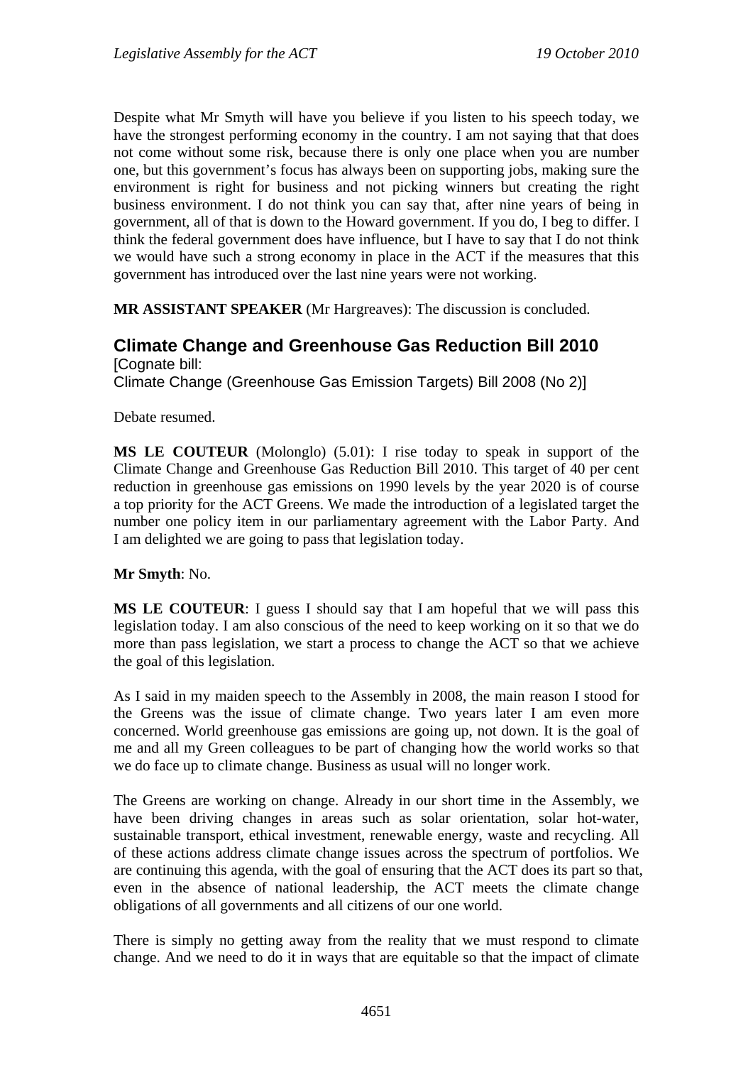Despite what Mr Smyth will have you believe if you listen to his speech today, we have the strongest performing economy in the country. I am not saying that that does not come without some risk, because there is only one place when you are number one, but this government's focus has always been on supporting jobs, making sure the environment is right for business and not picking winners but creating the right business environment. I do not think you can say that, after nine years of being in government, all of that is down to the Howard government. If you do, I beg to differ. I think the federal government does have influence, but I have to say that I do not think we would have such a strong economy in place in the ACT if the measures that this government has introduced over the last nine years were not working.

**MR ASSISTANT SPEAKER** (Mr Hargreaves): The discussion is concluded.

## Climate Change and Greenhouse Gas Reduction Bill 2010

[Cognate bill:
Climate Change (Greenhouse Gas Emission Targets) Bill 2008 (No 2)]

Debate resumed.

**MS LE COUTEUR** (Molonglo) (5.01): I rise today to speak in support of the Climate Change and Greenhouse Gas Reduction Bill 2010. This target of 40 per cent reduction in greenhouse gas emissions on 1990 levels by the year 2020 is of course a top priority for the ACT Greens. We made the introduction of a legislated target the number one policy item in our parliamentary agreement with the Labor Party. And I am delighted we are going to pass that legislation today.

**Mr Smyth**: No.

**MS LE COUTEUR**: I guess I should say that I am hopeful that we will pass this legislation today. I am also conscious of the need to keep working on it so that we do more than pass legislation, we start a process to change the ACT so that we achieve the goal of this legislation.

As I said in my maiden speech to the Assembly in 2008, the main reason I stood for the Greens was the issue of climate change. Two years later I am even more concerned. World greenhouse gas emissions are going up, not down. It is the goal of me and all my Green colleagues to be part of changing how the world works so that we do face up to climate change. Business as usual will no longer work.

The Greens are working on change. Already in our short time in the Assembly, we have been driving changes in areas such as solar orientation, solar hot-water, sustainable transport, ethical investment, renewable energy, waste and recycling. All of these actions address climate change issues across the spectrum of portfolios. We are continuing this agenda, with the goal of ensuring that the ACT does its part so that, even in the absence of national leadership, the ACT meets the climate change obligations of all governments and all citizens of our one world.

There is simply no getting away from the reality that we must respond to climate change. And we need to do it in ways that are equitable so that the impact of climate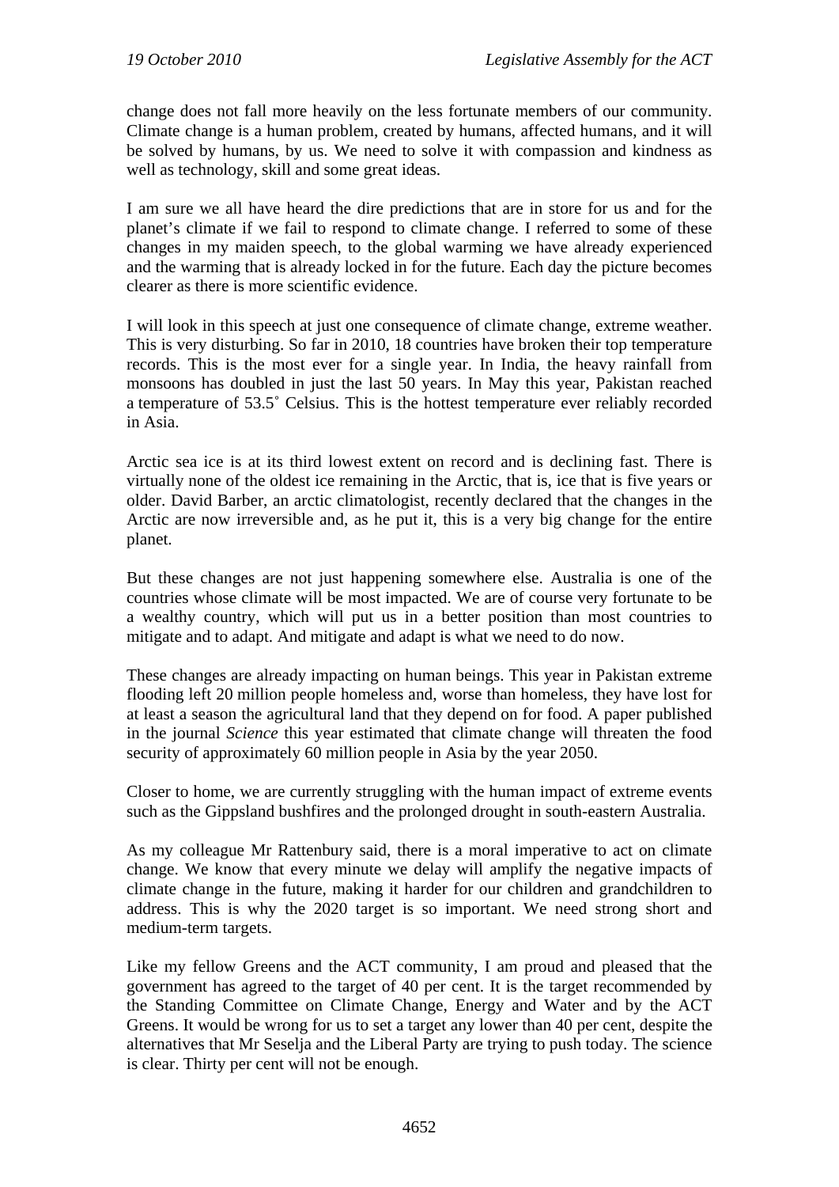change does not fall more heavily on the less fortunate members of our community. Climate change is a human problem, created by humans, affected humans, and it will be solved by humans, by us. We need to solve it with compassion and kindness as well as technology, skill and some great ideas.

I am sure we all have heard the dire predictions that are in store for us and for the planet's climate if we fail to respond to climate change. I referred to some of these changes in my maiden speech, to the global warming we have already experienced and the warming that is already locked in for the future. Each day the picture becomes clearer as there is more scientific evidence.

I will look in this speech at just one consequence of climate change, extreme weather. This is very disturbing. So far in 2010, 18 countries have broken their top temperature records. This is the most ever for a single year. In India, the heavy rainfall from monsoons has doubled in just the last 50 years. In May this year, Pakistan reached a temperature of 53.5˚ Celsius. This is the hottest temperature ever reliably recorded in Asia.

Arctic sea ice is at its third lowest extent on record and is declining fast. There is virtually none of the oldest ice remaining in the Arctic, that is, ice that is five years or older. David Barber, an arctic climatologist, recently declared that the changes in the Arctic are now irreversible and, as he put it, this is a very big change for the entire planet.

But these changes are not just happening somewhere else. Australia is one of the countries whose climate will be most impacted. We are of course very fortunate to be a wealthy country, which will put us in a better position than most countries to mitigate and to adapt. And mitigate and adapt is what we need to do now.

These changes are already impacting on human beings. This year in Pakistan extreme flooding left 20 million people homeless and, worse than homeless, they have lost for at least a season the agricultural land that they depend on for food. A paper published in the journal *Science* this year estimated that climate change will threaten the food security of approximately 60 million people in Asia by the year 2050.

Closer to home, we are currently struggling with the human impact of extreme events such as the Gippsland bushfires and the prolonged drought in south-eastern Australia.

As my colleague Mr Rattenbury said, there is a moral imperative to act on climate change. We know that every minute we delay will amplify the negative impacts of climate change in the future, making it harder for our children and grandchildren to address. This is why the 2020 target is so important. We need strong short and medium-term targets.

Like my fellow Greens and the ACT community, I am proud and pleased that the government has agreed to the target of 40 per cent. It is the target recommended by the Standing Committee on Climate Change, Energy and Water and by the ACT Greens. It would be wrong for us to set a target any lower than 40 per cent, despite the alternatives that Mr Seselja and the Liberal Party are trying to push today. The science is clear. Thirty per cent will not be enough.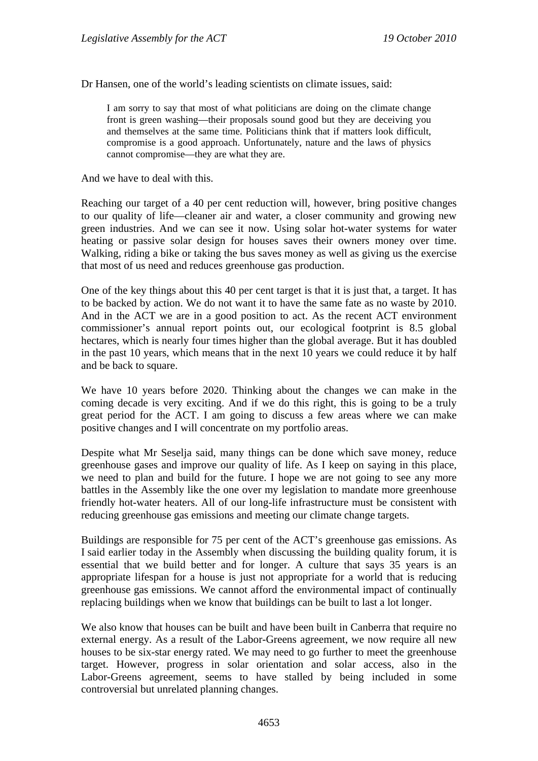Dr Hansen, one of the world's leading scientists on climate issues, said:

> I am sorry to say that most of what politicians are doing on the climate change front is green washing—their proposals sound good but they are deceiving you and themselves at the same time. Politicians think that if matters look difficult, compromise is a good approach. Unfortunately, nature and the laws of physics cannot compromise—they are what they are.

And we have to deal with this.

Reaching our target of a 40 per cent reduction will, however, bring positive changes to our quality of life—cleaner air and water, a closer community and growing new green industries. And we can see it now. Using solar hot-water systems for water heating or passive solar design for houses saves their owners money over time. Walking, riding a bike or taking the bus saves money as well as giving us the exercise that most of us need and reduces greenhouse gas production.

One of the key things about this 40 per cent target is that it is just that, a target. It has to be backed by action. We do not want it to have the same fate as no waste by 2010. And in the ACT we are in a good position to act. As the recent ACT environment commissioner's annual report points out, our ecological footprint is 8.5 global hectares, which is nearly four times higher than the global average. But it has doubled in the past 10 years, which means that in the next 10 years we could reduce it by half and be back to square.

We have 10 years before 2020. Thinking about the changes we can make in the coming decade is very exciting. And if we do this right, this is going to be a truly great period for the ACT. I am going to discuss a few areas where we can make positive changes and I will concentrate on my portfolio areas.

Despite what Mr Seselja said, many things can be done which save money, reduce greenhouse gases and improve our quality of life. As I keep on saying in this place, we need to plan and build for the future. I hope we are not going to see any more battles in the Assembly like the one over my legislation to mandate more greenhouse friendly hot-water heaters. All of our long-life infrastructure must be consistent with reducing greenhouse gas emissions and meeting our climate change targets.

Buildings are responsible for 75 per cent of the ACT's greenhouse gas emissions. As I said earlier today in the Assembly when discussing the building quality forum, it is essential that we build better and for longer. A culture that says 35 years is an appropriate lifespan for a house is just not appropriate for a world that is reducing greenhouse gas emissions. We cannot afford the environmental impact of continually replacing buildings when we know that buildings can be built to last a lot longer.

We also know that houses can be built and have been built in Canberra that require no external energy. As a result of the Labor-Greens agreement, we now require all new houses to be six-star energy rated. We may need to go further to meet the greenhouse target. However, progress in solar orientation and solar access, also in the Labor-Greens agreement, seems to have stalled by being included in some controversial but unrelated planning changes.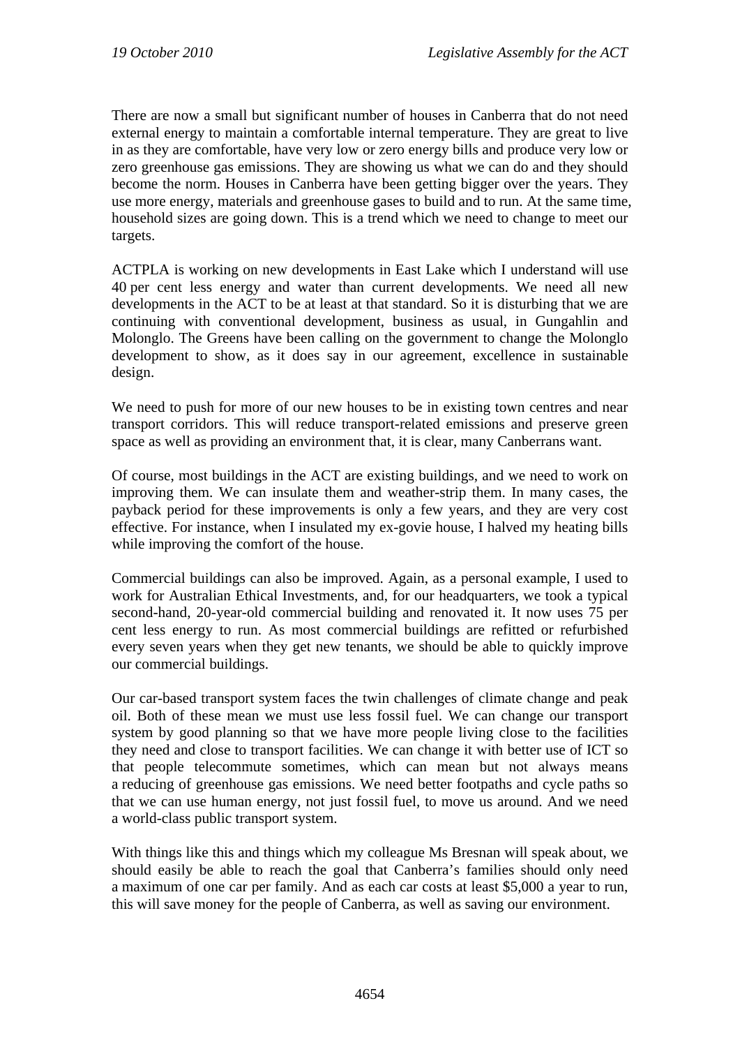There are now a small but significant number of houses in Canberra that do not need external energy to maintain a comfortable internal temperature. They are great to live in as they are comfortable, have very low or zero energy bills and produce very low or zero greenhouse gas emissions. They are showing us what we can do and they should become the norm. Houses in Canberra have been getting bigger over the years. They use more energy, materials and greenhouse gases to build and to run. At the same time, household sizes are going down. This is a trend which we need to change to meet our targets.

ACTPLA is working on new developments in East Lake which I understand will use 40 per cent less energy and water than current developments. We need all new developments in the ACT to be at least at that standard. So it is disturbing that we are continuing with conventional development, business as usual, in Gungahlin and Molonglo. The Greens have been calling on the government to change the Molonglo development to show, as it does say in our agreement, excellence in sustainable design.

We need to push for more of our new houses to be in existing town centres and near transport corridors. This will reduce transport-related emissions and preserve green space as well as providing an environment that, it is clear, many Canberrans want.

Of course, most buildings in the ACT are existing buildings, and we need to work on improving them. We can insulate them and weather-strip them. In many cases, the payback period for these improvements is only a few years, and they are very cost effective. For instance, when I insulated my ex-govie house, I halved my heating bills while improving the comfort of the house.

Commercial buildings can also be improved. Again, as a personal example, I used to work for Australian Ethical Investments, and, for our headquarters, we took a typical second-hand, 20-year-old commercial building and renovated it. It now uses 75 per cent less energy to run. As most commercial buildings are refitted or refurbished every seven years when they get new tenants, we should be able to quickly improve our commercial buildings.

Our car-based transport system faces the twin challenges of climate change and peak oil. Both of these mean we must use less fossil fuel. We can change our transport system by good planning so that we have more people living close to the facilities they need and close to transport facilities. We can change it with better use of ICT so that people telecommute sometimes, which can mean but not always means a reducing of greenhouse gas emissions. We need better footpaths and cycle paths so that we can use human energy, not just fossil fuel, to move us around. And we need a world-class public transport system.

With things like this and things which my colleague Ms Bresnan will speak about, we should easily be able to reach the goal that Canberra's families should only need a maximum of one car per family. And as each car costs at least $5,000 a year to run, this will save money for the people of Canberra, as well as saving our environment.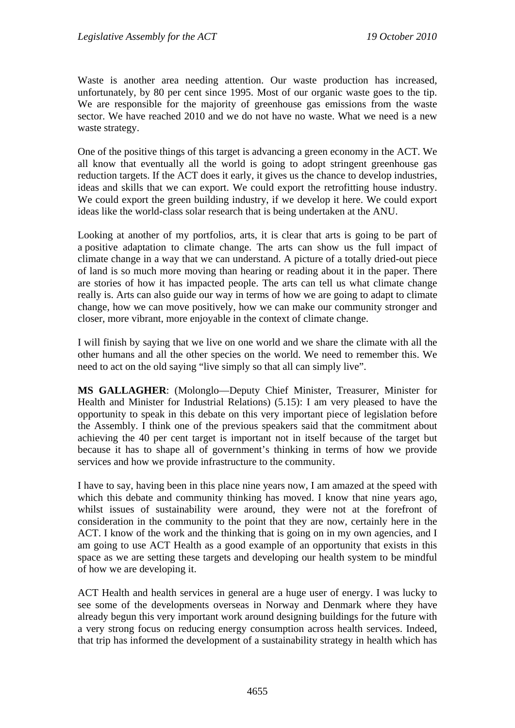Waste is another area needing attention. Our waste production has increased, unfortunately, by 80 per cent since 1995. Most of our organic waste goes to the tip. We are responsible for the majority of greenhouse gas emissions from the waste sector. We have reached 2010 and we do not have no waste. What we need is a new waste strategy.

One of the positive things of this target is advancing a green economy in the ACT. We all know that eventually all the world is going to adopt stringent greenhouse gas reduction targets. If the ACT does it early, it gives us the chance to develop industries, ideas and skills that we can export. We could export the retrofitting house industry. We could export the green building industry, if we develop it here. We could export ideas like the world-class solar research that is being undertaken at the ANU.

Looking at another of my portfolios, arts, it is clear that arts is going to be part of a positive adaptation to climate change. The arts can show us the full impact of climate change in a way that we can understand. A picture of a totally dried-out piece of land is so much more moving than hearing or reading about it in the paper. There are stories of how it has impacted people. The arts can tell us what climate change really is. Arts can also guide our way in terms of how we are going to adapt to climate change, how we can move positively, how we can make our community stronger and closer, more vibrant, more enjoyable in the context of climate change.

I will finish by saying that we live on one world and we share the climate with all the other humans and all the other species on the world. We need to remember this. We need to act on the old saying "live simply so that all can simply live".

**MS GALLAGHER**: (Molonglo—Deputy Chief Minister, Treasurer, Minister for Health and Minister for Industrial Relations) (5.15): I am very pleased to have the opportunity to speak in this debate on this very important piece of legislation before the Assembly. I think one of the previous speakers said that the commitment about achieving the 40 per cent target is important not in itself because of the target but because it has to shape all of government's thinking in terms of how we provide services and how we provide infrastructure to the community.

I have to say, having been in this place nine years now, I am amazed at the speed with which this debate and community thinking has moved. I know that nine years ago, whilst issues of sustainability were around, they were not at the forefront of consideration in the community to the point that they are now, certainly here in the ACT. I know of the work and the thinking that is going on in my own agencies, and I am going to use ACT Health as a good example of an opportunity that exists in this space as we are setting these targets and developing our health system to be mindful of how we are developing it.

ACT Health and health services in general are a huge user of energy. I was lucky to see some of the developments overseas in Norway and Denmark where they have already begun this very important work around designing buildings for the future with a very strong focus on reducing energy consumption across health services. Indeed, that trip has informed the development of a sustainability strategy in health which has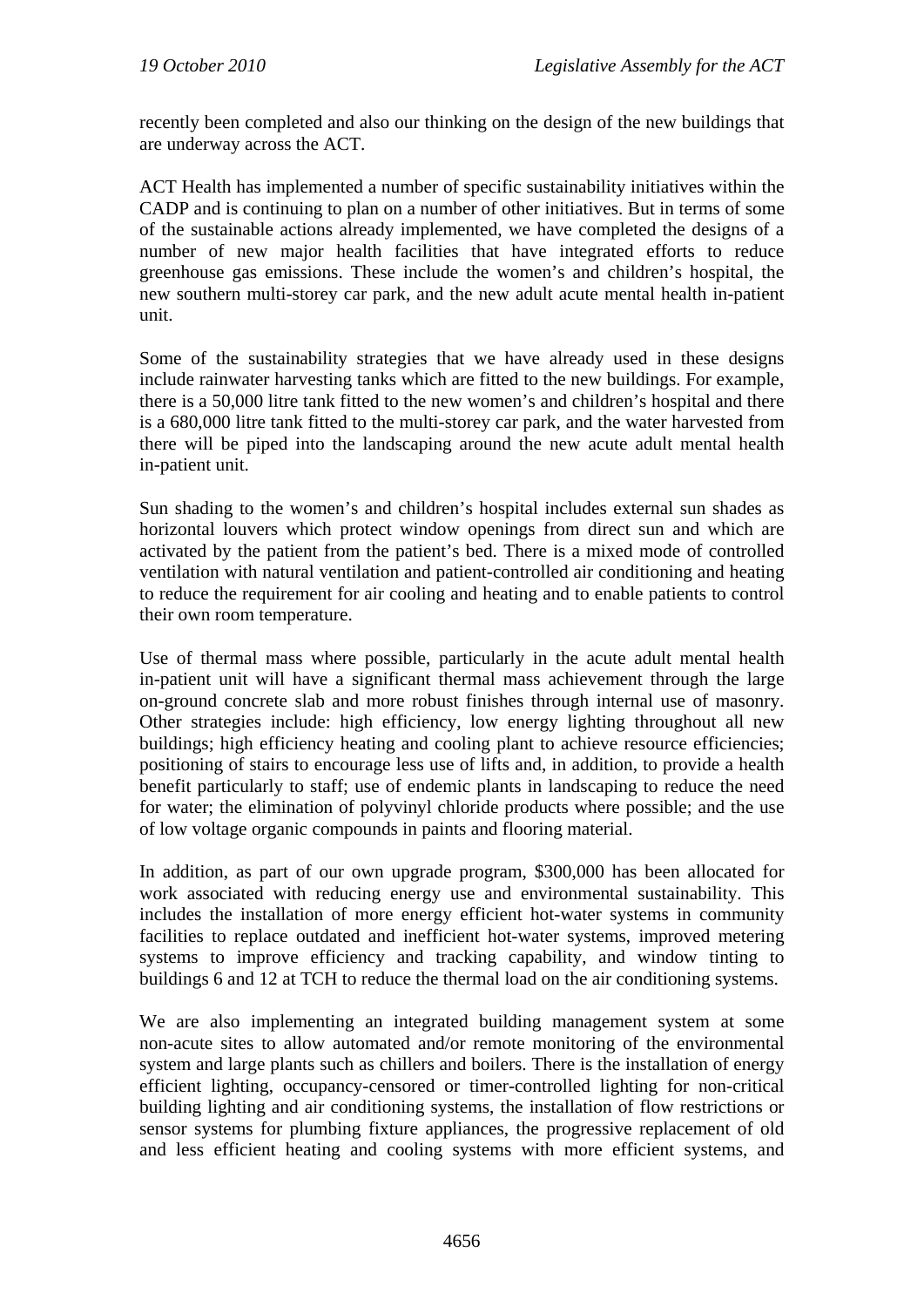recently been completed and also our thinking on the design of the new buildings that are underway across the ACT.

ACT Health has implemented a number of specific sustainability initiatives within the CADP and is continuing to plan on a number of other initiatives. But in terms of some of the sustainable actions already implemented, we have completed the designs of a number of new major health facilities that have integrated efforts to reduce greenhouse gas emissions. These include the women's and children's hospital, the new southern multi-storey car park, and the new adult acute mental health in-patient unit.

Some of the sustainability strategies that we have already used in these designs include rainwater harvesting tanks which are fitted to the new buildings. For example, there is a 50,000 litre tank fitted to the new women's and children's hospital and there is a 680,000 litre tank fitted to the multi-storey car park, and the water harvested from there will be piped into the landscaping around the new acute adult mental health in-patient unit.

Sun shading to the women's and children's hospital includes external sun shades as horizontal louvers which protect window openings from direct sun and which are activated by the patient from the patient's bed. There is a mixed mode of controlled ventilation with natural ventilation and patient-controlled air conditioning and heating to reduce the requirement for air cooling and heating and to enable patients to control their own room temperature.

Use of thermal mass where possible, particularly in the acute adult mental health in-patient unit will have a significant thermal mass achievement through the large on-ground concrete slab and more robust finishes through internal use of masonry. Other strategies include: high efficiency, low energy lighting throughout all new buildings; high efficiency heating and cooling plant to achieve resource efficiencies; positioning of stairs to encourage less use of lifts and, in addition, to provide a health benefit particularly to staff; use of endemic plants in landscaping to reduce the need for water; the elimination of polyvinyl chloride products where possible; and the use of low voltage organic compounds in paints and flooring material.

In addition, as part of our own upgrade program, $300,000 has been allocated for work associated with reducing energy use and environmental sustainability. This includes the installation of more energy efficient hot-water systems in community facilities to replace outdated and inefficient hot-water systems, improved metering systems to improve efficiency and tracking capability, and window tinting to buildings 6 and 12 at TCH to reduce the thermal load on the air conditioning systems.

We are also implementing an integrated building management system at some non-acute sites to allow automated and/or remote monitoring of the environmental system and large plants such as chillers and boilers. There is the installation of energy efficient lighting, occupancy-censored or timer-controlled lighting for non-critical building lighting and air conditioning systems, the installation of flow restrictions or sensor systems for plumbing fixture appliances, the progressive replacement of old and less efficient heating and cooling systems with more efficient systems, and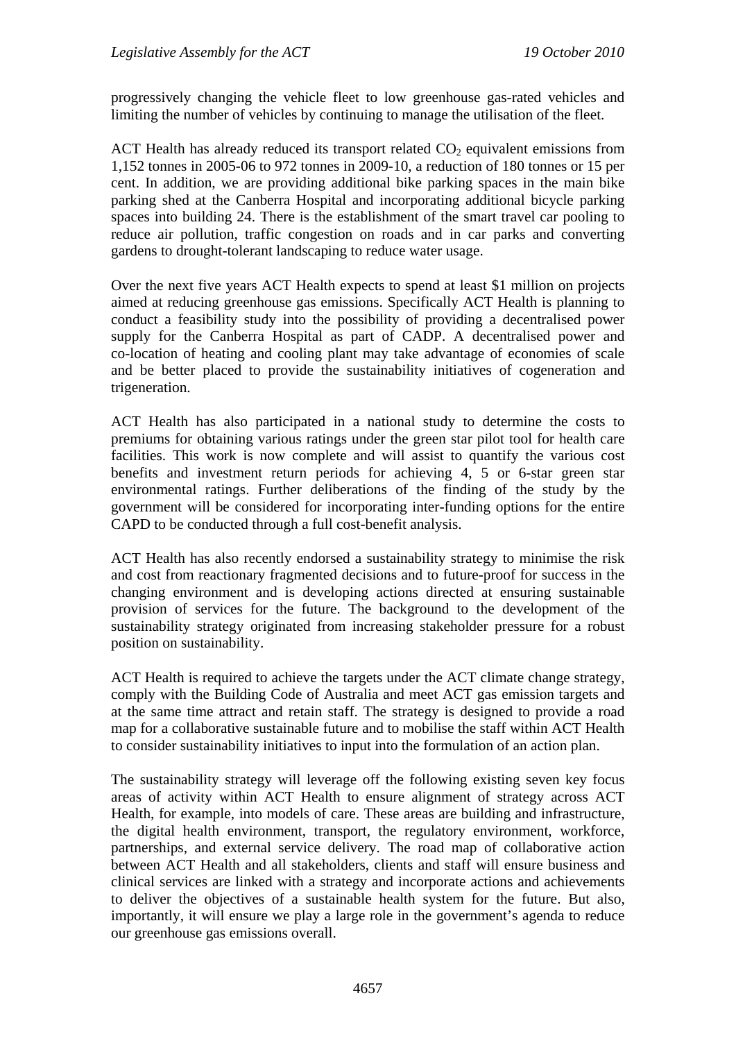progressively changing the vehicle fleet to low greenhouse gas-rated vehicles and limiting the number of vehicles by continuing to manage the utilisation of the fleet.

ACT Health has already reduced its transport related $CO_2$ equivalent emissions from 1,152 tonnes in 2005-06 to 972 tonnes in 2009-10, a reduction of 180 tonnes or 15 per cent. In addition, we are providing additional bike parking spaces in the main bike parking shed at the Canberra Hospital and incorporating additional bicycle parking spaces into building 24. There is the establishment of the smart travel car pooling to reduce air pollution, traffic congestion on roads and in car parks and converting gardens to drought-tolerant landscaping to reduce water usage.

Over the next five years ACT Health expects to spend at least $1 million on projects aimed at reducing greenhouse gas emissions. Specifically ACT Health is planning to conduct a feasibility study into the possibility of providing a decentralised power supply for the Canberra Hospital as part of CADP. A decentralised power and co-location of heating and cooling plant may take advantage of economies of scale and be better placed to provide the sustainability initiatives of cogeneration and trigeneration.

ACT Health has also participated in a national study to determine the costs to premiums for obtaining various ratings under the green star pilot tool for health care facilities. This work is now complete and will assist to quantify the various cost benefits and investment return periods for achieving 4, 5 or 6-star green star environmental ratings. Further deliberations of the finding of the study by the government will be considered for incorporating inter-funding options for the entire CAPD to be conducted through a full cost-benefit analysis.

ACT Health has also recently endorsed a sustainability strategy to minimise the risk and cost from reactionary fragmented decisions and to future-proof for success in the changing environment and is developing actions directed at ensuring sustainable provision of services for the future. The background to the development of the sustainability strategy originated from increasing stakeholder pressure for a robust position on sustainability.

ACT Health is required to achieve the targets under the ACT climate change strategy, comply with the Building Code of Australia and meet ACT gas emission targets and at the same time attract and retain staff. The strategy is designed to provide a road map for a collaborative sustainable future and to mobilise the staff within ACT Health to consider sustainability initiatives to input into the formulation of an action plan.

The sustainability strategy will leverage off the following existing seven key focus areas of activity within ACT Health to ensure alignment of strategy across ACT Health, for example, into models of care. These areas are building and infrastructure, the digital health environment, transport, the regulatory environment, workforce, partnerships, and external service delivery. The road map of collaborative action between ACT Health and all stakeholders, clients and staff will ensure business and clinical services are linked with a strategy and incorporate actions and achievements to deliver the objectives of a sustainable health system for the future. But also, importantly, it will ensure we play a large role in the government's agenda to reduce our greenhouse gas emissions overall.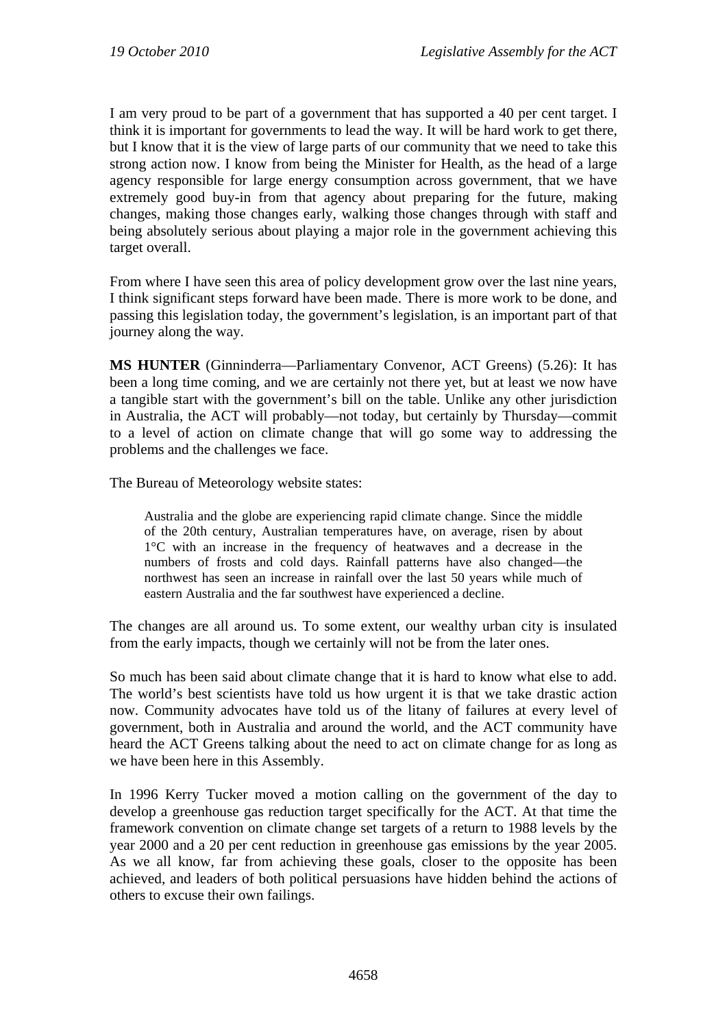I am very proud to be part of a government that has supported a 40 per cent target. I think it is important for governments to lead the way. It will be hard work to get there, but I know that it is the view of large parts of our community that we need to take this strong action now. I know from being the Minister for Health, as the head of a large agency responsible for large energy consumption across government, that we have extremely good buy-in from that agency about preparing for the future, making changes, making those changes early, walking those changes through with staff and being absolutely serious about playing a major role in the government achieving this target overall.

From where I have seen this area of policy development grow over the last nine years, I think significant steps forward have been made. There is more work to be done, and passing this legislation today, the government's legislation, is an important part of that journey along the way.

**MS HUNTER** (Ginninderra—Parliamentary Convenor, ACT Greens) (5.26): It has been a long time coming, and we are certainly not there yet, but at least we now have a tangible start with the government's bill on the table. Unlike any other jurisdiction in Australia, the ACT will probably—not today, but certainly by Thursday—commit to a level of action on climate change that will go some way to addressing the problems and the challenges we face.

The Bureau of Meteorology website states:

> Australia and the globe are experiencing rapid climate change. Since the middle of the 20th century, Australian temperatures have, on average, risen by about 1°C with an increase in the frequency of heatwaves and a decrease in the numbers of frosts and cold days. Rainfall patterns have also changed—the northwest has seen an increase in rainfall over the last 50 years while much of eastern Australia and the far southwest have experienced a decline.

The changes are all around us. To some extent, our wealthy urban city is insulated from the early impacts, though we certainly will not be from the later ones.

So much has been said about climate change that it is hard to know what else to add. The world's best scientists have told us how urgent it is that we take drastic action now. Community advocates have told us of the litany of failures at every level of government, both in Australia and around the world, and the ACT community have heard the ACT Greens talking about the need to act on climate change for as long as we have been here in this Assembly.

In 1996 Kerry Tucker moved a motion calling on the government of the day to develop a greenhouse gas reduction target specifically for the ACT. At that time the framework convention on climate change set targets of a return to 1988 levels by the year 2000 and a 20 per cent reduction in greenhouse gas emissions by the year 2005. As we all know, far from achieving these goals, closer to the opposite has been achieved, and leaders of both political persuasions have hidden behind the actions of others to excuse their own failings.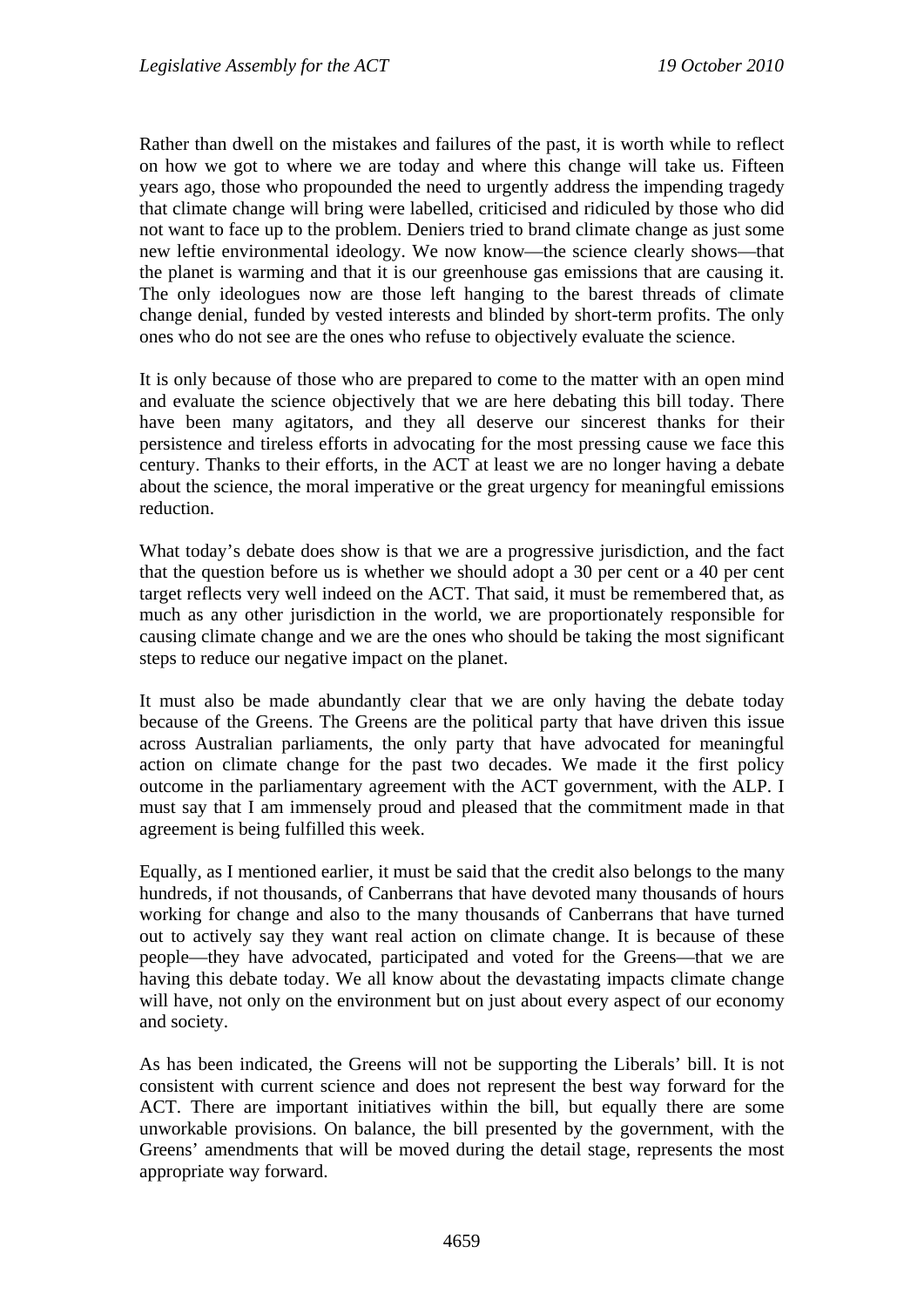Rather than dwell on the mistakes and failures of the past, it is worth while to reflect on how we got to where we are today and where this change will take us. Fifteen years ago, those who propounded the need to urgently address the impending tragedy that climate change will bring were labelled, criticised and ridiculed by those who did not want to face up to the problem. Deniers tried to brand climate change as just some new leftie environmental ideology. We now know—the science clearly shows—that the planet is warming and that it is our greenhouse gas emissions that are causing it. The only ideologues now are those left hanging to the barest threads of climate change denial, funded by vested interests and blinded by short-term profits. The only ones who do not see are the ones who refuse to objectively evaluate the science.

It is only because of those who are prepared to come to the matter with an open mind and evaluate the science objectively that we are here debating this bill today. There have been many agitators, and they all deserve our sincerest thanks for their persistence and tireless efforts in advocating for the most pressing cause we face this century. Thanks to their efforts, in the ACT at least we are no longer having a debate about the science, the moral imperative or the great urgency for meaningful emissions reduction.

What today's debate does show is that we are a progressive jurisdiction, and the fact that the question before us is whether we should adopt a 30 per cent or a 40 per cent target reflects very well indeed on the ACT. That said, it must be remembered that, as much as any other jurisdiction in the world, we are proportionately responsible for causing climate change and we are the ones who should be taking the most significant steps to reduce our negative impact on the planet.

It must also be made abundantly clear that we are only having the debate today because of the Greens. The Greens are the political party that have driven this issue across Australian parliaments, the only party that have advocated for meaningful action on climate change for the past two decades. We made it the first policy outcome in the parliamentary agreement with the ACT government, with the ALP. I must say that I am immensely proud and pleased that the commitment made in that agreement is being fulfilled this week.

Equally, as I mentioned earlier, it must be said that the credit also belongs to the many hundreds, if not thousands, of Canberrans that have devoted many thousands of hours working for change and also to the many thousands of Canberrans that have turned out to actively say they want real action on climate change. It is because of these people—they have advocated, participated and voted for the Greens—that we are having this debate today. We all know about the devastating impacts climate change will have, not only on the environment but on just about every aspect of our economy and society.

As has been indicated, the Greens will not be supporting the Liberals' bill. It is not consistent with current science and does not represent the best way forward for the ACT. There are important initiatives within the bill, but equally there are some unworkable provisions. On balance, the bill presented by the government, with the Greens' amendments that will be moved during the detail stage, represents the most appropriate way forward.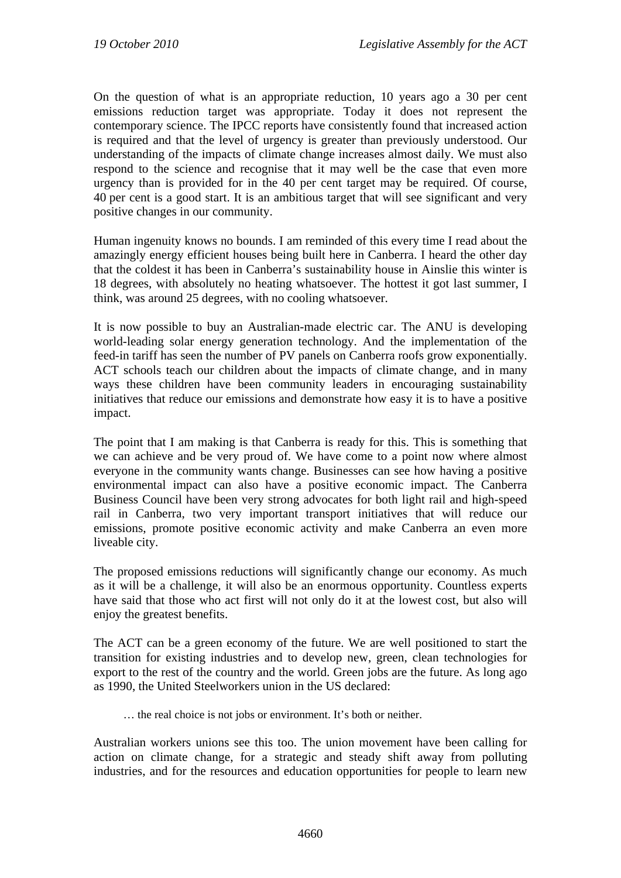On the question of what is an appropriate reduction, 10 years ago a 30 per cent emissions reduction target was appropriate. Today it does not represent the contemporary science. The IPCC reports have consistently found that increased action is required and that the level of urgency is greater than previously understood. Our understanding of the impacts of climate change increases almost daily. We must also respond to the science and recognise that it may well be the case that even more urgency than is provided for in the 40 per cent target may be required. Of course, 40 per cent is a good start. It is an ambitious target that will see significant and very positive changes in our community.

Human ingenuity knows no bounds. I am reminded of this every time I read about the amazingly energy efficient houses being built here in Canberra. I heard the other day that the coldest it has been in Canberra's sustainability house in Ainslie this winter is 18 degrees, with absolutely no heating whatsoever. The hottest it got last summer, I think, was around 25 degrees, with no cooling whatsoever.

It is now possible to buy an Australian-made electric car. The ANU is developing world-leading solar energy generation technology. And the implementation of the feed-in tariff has seen the number of PV panels on Canberra roofs grow exponentially. ACT schools teach our children about the impacts of climate change, and in many ways these children have been community leaders in encouraging sustainability initiatives that reduce our emissions and demonstrate how easy it is to have a positive impact.

The point that I am making is that Canberra is ready for this. This is something that we can achieve and be very proud of. We have come to a point now where almost everyone in the community wants change. Businesses can see how having a positive environmental impact can also have a positive economic impact. The Canberra Business Council have been very strong advocates for both light rail and high-speed rail in Canberra, two very important transport initiatives that will reduce our emissions, promote positive economic activity and make Canberra an even more liveable city.

The proposed emissions reductions will significantly change our economy. As much as it will be a challenge, it will also be an enormous opportunity. Countless experts have said that those who act first will not only do it at the lowest cost, but also will enjoy the greatest benefits.

The ACT can be a green economy of the future. We are well positioned to start the transition for existing industries and to develop new, green, clean technologies for export to the rest of the country and the world. Green jobs are the future. As long ago as 1990, the United Steelworkers union in the US declared:

> … the real choice is not jobs or environment. It's both or neither.

Australian workers unions see this too. The union movement have been calling for action on climate change, for a strategic and steady shift away from polluting industries, and for the resources and education opportunities for people to learn new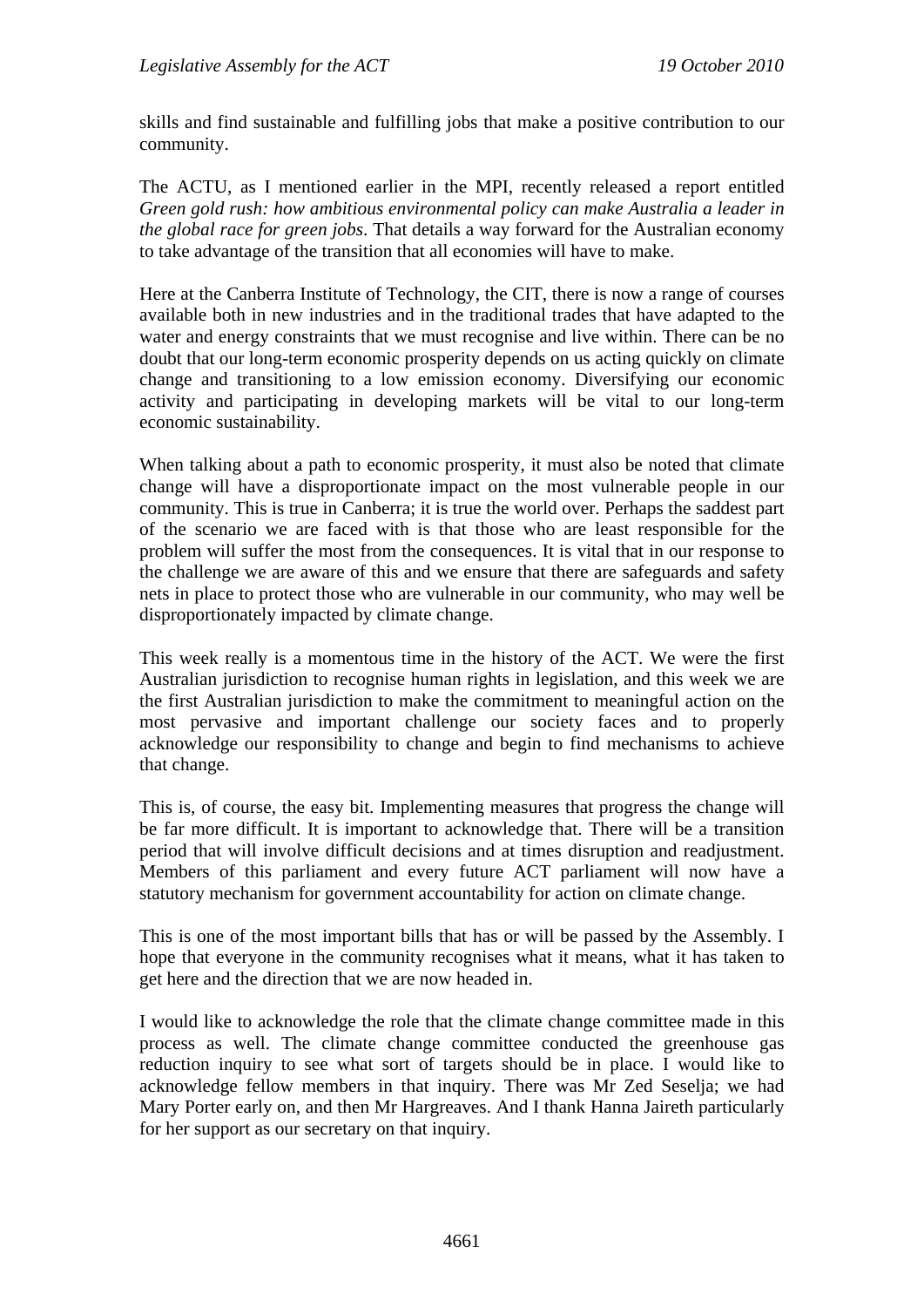skills and find sustainable and fulfilling jobs that make a positive contribution to our community.

The ACTU, as I mentioned earlier in the MPI, recently released a report entitled *Green gold rush: how ambitious environmental policy can make Australia a leader in the global race for green jobs*. That details a way forward for the Australian economy to take advantage of the transition that all economies will have to make.

Here at the Canberra Institute of Technology, the CIT, there is now a range of courses available both in new industries and in the traditional trades that have adapted to the water and energy constraints that we must recognise and live within. There can be no doubt that our long-term economic prosperity depends on us acting quickly on climate change and transitioning to a low emission economy. Diversifying our economic activity and participating in developing markets will be vital to our long-term economic sustainability.

When talking about a path to economic prosperity, it must also be noted that climate change will have a disproportionate impact on the most vulnerable people in our community. This is true in Canberra; it is true the world over. Perhaps the saddest part of the scenario we are faced with is that those who are least responsible for the problem will suffer the most from the consequences. It is vital that in our response to the challenge we are aware of this and we ensure that there are safeguards and safety nets in place to protect those who are vulnerable in our community, who may well be disproportionately impacted by climate change.

This week really is a momentous time in the history of the ACT. We were the first Australian jurisdiction to recognise human rights in legislation, and this week we are the first Australian jurisdiction to make the commitment to meaningful action on the most pervasive and important challenge our society faces and to properly acknowledge our responsibility to change and begin to find mechanisms to achieve that change.

This is, of course, the easy bit. Implementing measures that progress the change will be far more difficult. It is important to acknowledge that. There will be a transition period that will involve difficult decisions and at times disruption and readjustment. Members of this parliament and every future ACT parliament will now have a statutory mechanism for government accountability for action on climate change.

This is one of the most important bills that has or will be passed by the Assembly. I hope that everyone in the community recognises what it means, what it has taken to get here and the direction that we are now headed in.

I would like to acknowledge the role that the climate change committee made in this process as well. The climate change committee conducted the greenhouse gas reduction inquiry to see what sort of targets should be in place. I would like to acknowledge fellow members in that inquiry. There was Mr Zed Seselja; we had Mary Porter early on, and then Mr Hargreaves. And I thank Hanna Jaireth particularly for her support as our secretary on that inquiry.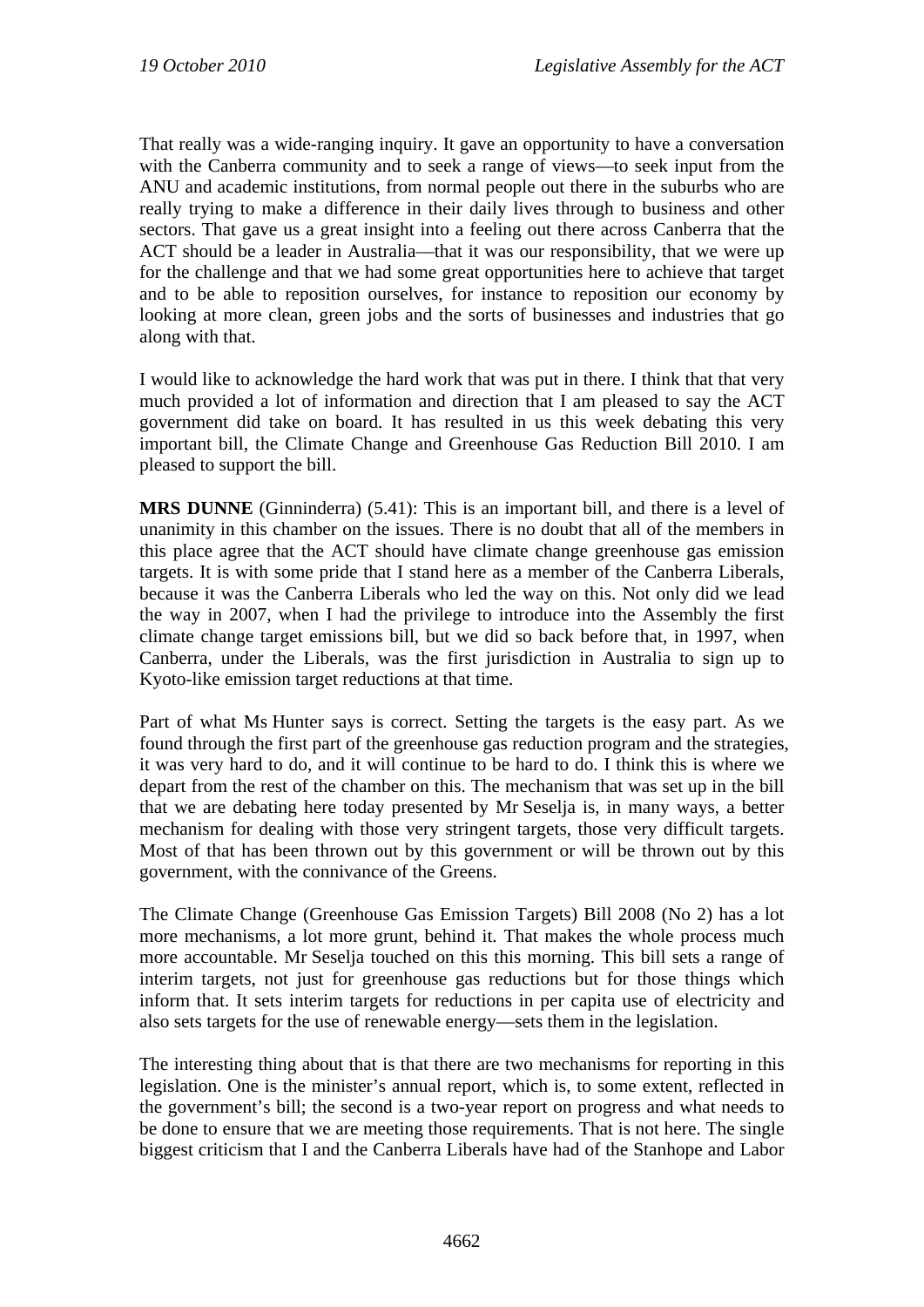That really was a wide-ranging inquiry. It gave an opportunity to have a conversation with the Canberra community and to seek a range of views—to seek input from the ANU and academic institutions, from normal people out there in the suburbs who are really trying to make a difference in their daily lives through to business and other sectors. That gave us a great insight into a feeling out there across Canberra that the ACT should be a leader in Australia—that it was our responsibility, that we were up for the challenge and that we had some great opportunities here to achieve that target and to be able to reposition ourselves, for instance to reposition our economy by looking at more clean, green jobs and the sorts of businesses and industries that go along with that.

I would like to acknowledge the hard work that was put in there. I think that that very much provided a lot of information and direction that I am pleased to say the ACT government did take on board. It has resulted in us this week debating this very important bill, the Climate Change and Greenhouse Gas Reduction Bill 2010. I am pleased to support the bill.

**MRS DUNNE** (Ginninderra) (5.41): This is an important bill, and there is a level of unanimity in this chamber on the issues. There is no doubt that all of the members in this place agree that the ACT should have climate change greenhouse gas emission targets. It is with some pride that I stand here as a member of the Canberra Liberals, because it was the Canberra Liberals who led the way on this. Not only did we lead the way in 2007, when I had the privilege to introduce into the Assembly the first climate change target emissions bill, but we did so back before that, in 1997, when Canberra, under the Liberals, was the first jurisdiction in Australia to sign up to Kyoto-like emission target reductions at that time.

Part of what Ms Hunter says is correct. Setting the targets is the easy part. As we found through the first part of the greenhouse gas reduction program and the strategies, it was very hard to do, and it will continue to be hard to do. I think this is where we depart from the rest of the chamber on this. The mechanism that was set up in the bill that we are debating here today presented by Mr Seselja is, in many ways, a better mechanism for dealing with those very stringent targets, those very difficult targets. Most of that has been thrown out by this government or will be thrown out by this government, with the connivance of the Greens.

The Climate Change (Greenhouse Gas Emission Targets) Bill 2008 (No 2) has a lot more mechanisms, a lot more grunt, behind it. That makes the whole process much more accountable. Mr Seselja touched on this this morning. This bill sets a range of interim targets, not just for greenhouse gas reductions but for those things which inform that. It sets interim targets for reductions in per capita use of electricity and also sets targets for the use of renewable energy—sets them in the legislation.

The interesting thing about that is that there are two mechanisms for reporting in this legislation. One is the minister's annual report, which is, to some extent, reflected in the government's bill; the second is a two-year report on progress and what needs to be done to ensure that we are meeting those requirements. That is not here. The single biggest criticism that I and the Canberra Liberals have had of the Stanhope and Labor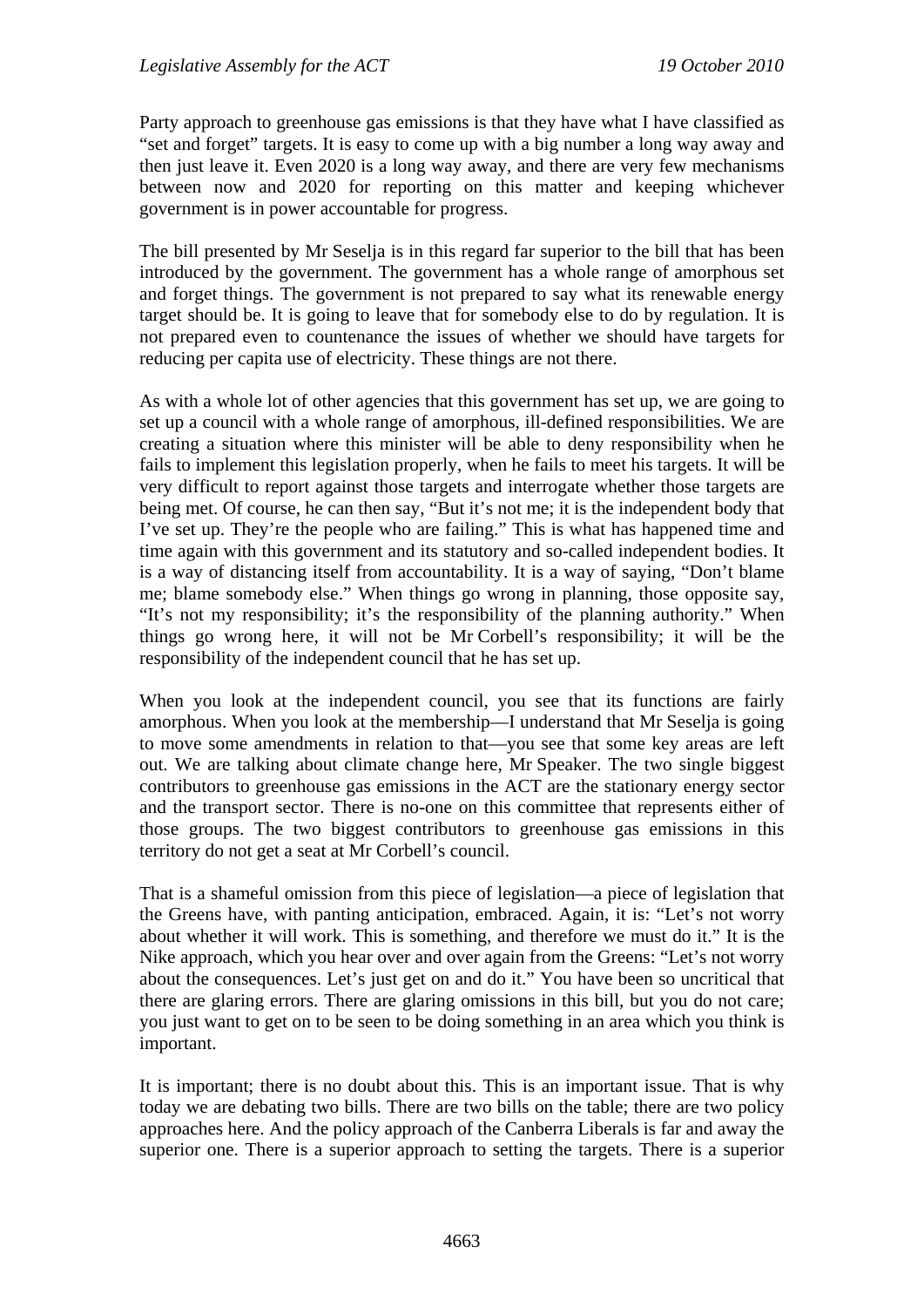Party approach to greenhouse gas emissions is that they have what I have classified as "set and forget" targets. It is easy to come up with a big number a long way away and then just leave it. Even 2020 is a long way away, and there are very few mechanisms between now and 2020 for reporting on this matter and keeping whichever government is in power accountable for progress.

The bill presented by Mr Seselja is in this regard far superior to the bill that has been introduced by the government. The government has a whole range of amorphous set and forget things. The government is not prepared to say what its renewable energy target should be. It is going to leave that for somebody else to do by regulation. It is not prepared even to countenance the issues of whether we should have targets for reducing per capita use of electricity. These things are not there.

As with a whole lot of other agencies that this government has set up, we are going to set up a council with a whole range of amorphous, ill-defined responsibilities. We are creating a situation where this minister will be able to deny responsibility when he fails to implement this legislation properly, when he fails to meet his targets. It will be very difficult to report against those targets and interrogate whether those targets are being met. Of course, he can then say, "But it's not me; it is the independent body that I've set up. They're the people who are failing." This is what has happened time and time again with this government and its statutory and so-called independent bodies. It is a way of distancing itself from accountability. It is a way of saying, "Don't blame me; blame somebody else." When things go wrong in planning, those opposite say, "It's not my responsibility; it's the responsibility of the planning authority." When things go wrong here, it will not be Mr Corbell's responsibility; it will be the responsibility of the independent council that he has set up.

When you look at the independent council, you see that its functions are fairly amorphous. When you look at the membership—I understand that Mr Seselja is going to move some amendments in relation to that—you see that some key areas are left out. We are talking about climate change here, Mr Speaker. The two single biggest contributors to greenhouse gas emissions in the ACT are the stationary energy sector and the transport sector. There is no-one on this committee that represents either of those groups. The two biggest contributors to greenhouse gas emissions in this territory do not get a seat at Mr Corbell's council.

That is a shameful omission from this piece of legislation—a piece of legislation that the Greens have, with panting anticipation, embraced. Again, it is: "Let's not worry about whether it will work. This is something, and therefore we must do it." It is the Nike approach, which you hear over and over again from the Greens: "Let's not worry about the consequences. Let's just get on and do it." You have been so uncritical that there are glaring errors. There are glaring omissions in this bill, but you do not care; you just want to get on to be seen to be doing something in an area which you think is important.

It is important; there is no doubt about this. This is an important issue. That is why today we are debating two bills. There are two bills on the table; there are two policy approaches here. And the policy approach of the Canberra Liberals is far and away the superior one. There is a superior approach to setting the targets. There is a superior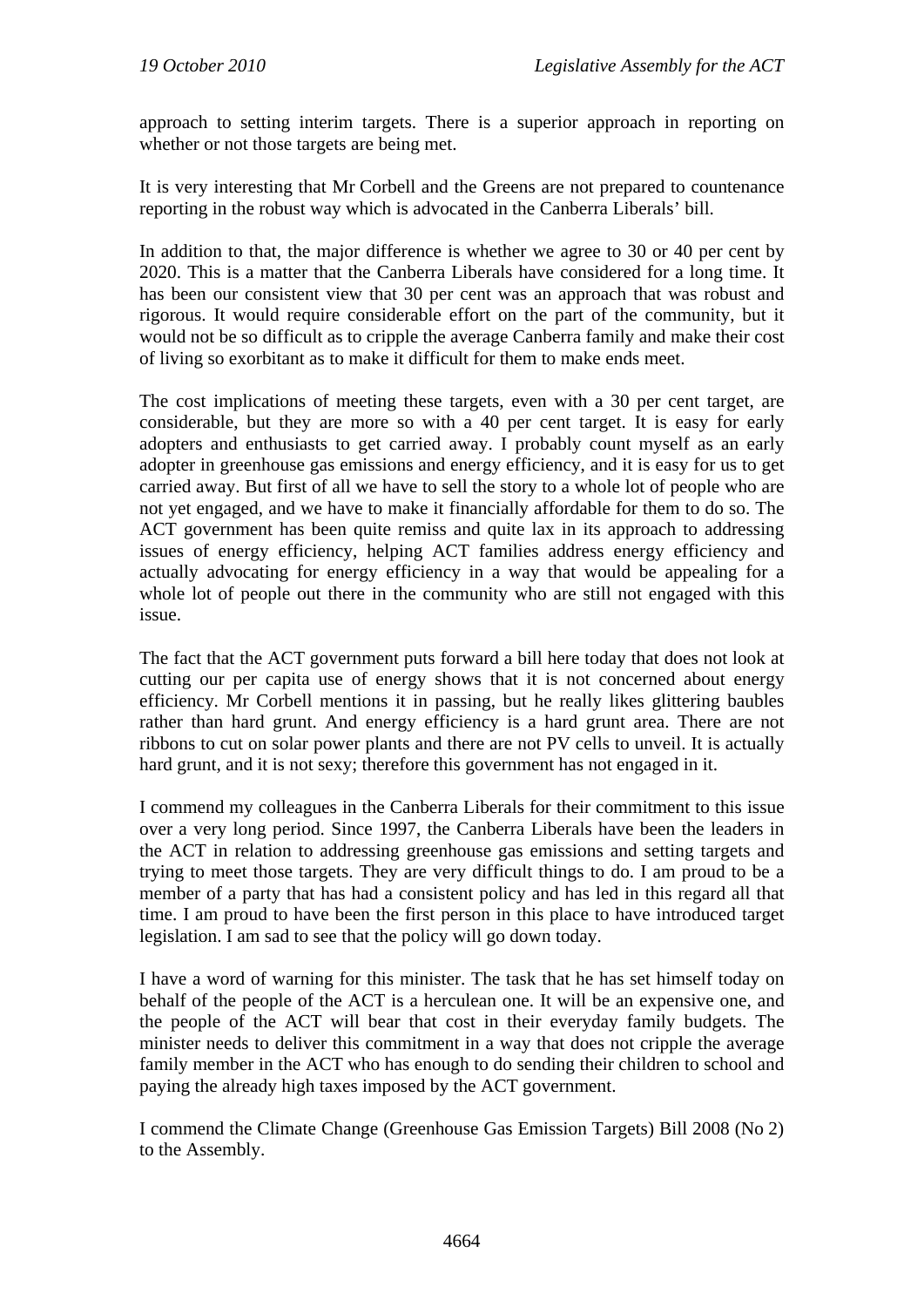approach to setting interim targets. There is a superior approach in reporting on whether or not those targets are being met.

It is very interesting that Mr Corbell and the Greens are not prepared to countenance reporting in the robust way which is advocated in the Canberra Liberals' bill.

In addition to that, the major difference is whether we agree to 30 or 40 per cent by 2020. This is a matter that the Canberra Liberals have considered for a long time. It has been our consistent view that 30 per cent was an approach that was robust and rigorous. It would require considerable effort on the part of the community, but it would not be so difficult as to cripple the average Canberra family and make their cost of living so exorbitant as to make it difficult for them to make ends meet.

The cost implications of meeting these targets, even with a 30 per cent target, are considerable, but they are more so with a 40 per cent target. It is easy for early adopters and enthusiasts to get carried away. I probably count myself as an early adopter in greenhouse gas emissions and energy efficiency, and it is easy for us to get carried away. But first of all we have to sell the story to a whole lot of people who are not yet engaged, and we have to make it financially affordable for them to do so. The ACT government has been quite remiss and quite lax in its approach to addressing issues of energy efficiency, helping ACT families address energy efficiency and actually advocating for energy efficiency in a way that would be appealing for a whole lot of people out there in the community who are still not engaged with this issue.

The fact that the ACT government puts forward a bill here today that does not look at cutting our per capita use of energy shows that it is not concerned about energy efficiency. Mr Corbell mentions it in passing, but he really likes glittering baubles rather than hard grunt. And energy efficiency is a hard grunt area. There are not ribbons to cut on solar power plants and there are not PV cells to unveil. It is actually hard grunt, and it is not sexy; therefore this government has not engaged in it.

I commend my colleagues in the Canberra Liberals for their commitment to this issue over a very long period. Since 1997, the Canberra Liberals have been the leaders in the ACT in relation to addressing greenhouse gas emissions and setting targets and trying to meet those targets. They are very difficult things to do. I am proud to be a member of a party that has had a consistent policy and has led in this regard all that time. I am proud to have been the first person in this place to have introduced target legislation. I am sad to see that the policy will go down today.

I have a word of warning for this minister. The task that he has set himself today on behalf of the people of the ACT is a herculean one. It will be an expensive one, and the people of the ACT will bear that cost in their everyday family budgets. The minister needs to deliver this commitment in a way that does not cripple the average family member in the ACT who has enough to do sending their children to school and paying the already high taxes imposed by the ACT government.

I commend the Climate Change (Greenhouse Gas Emission Targets) Bill 2008 (No 2) to the Assembly.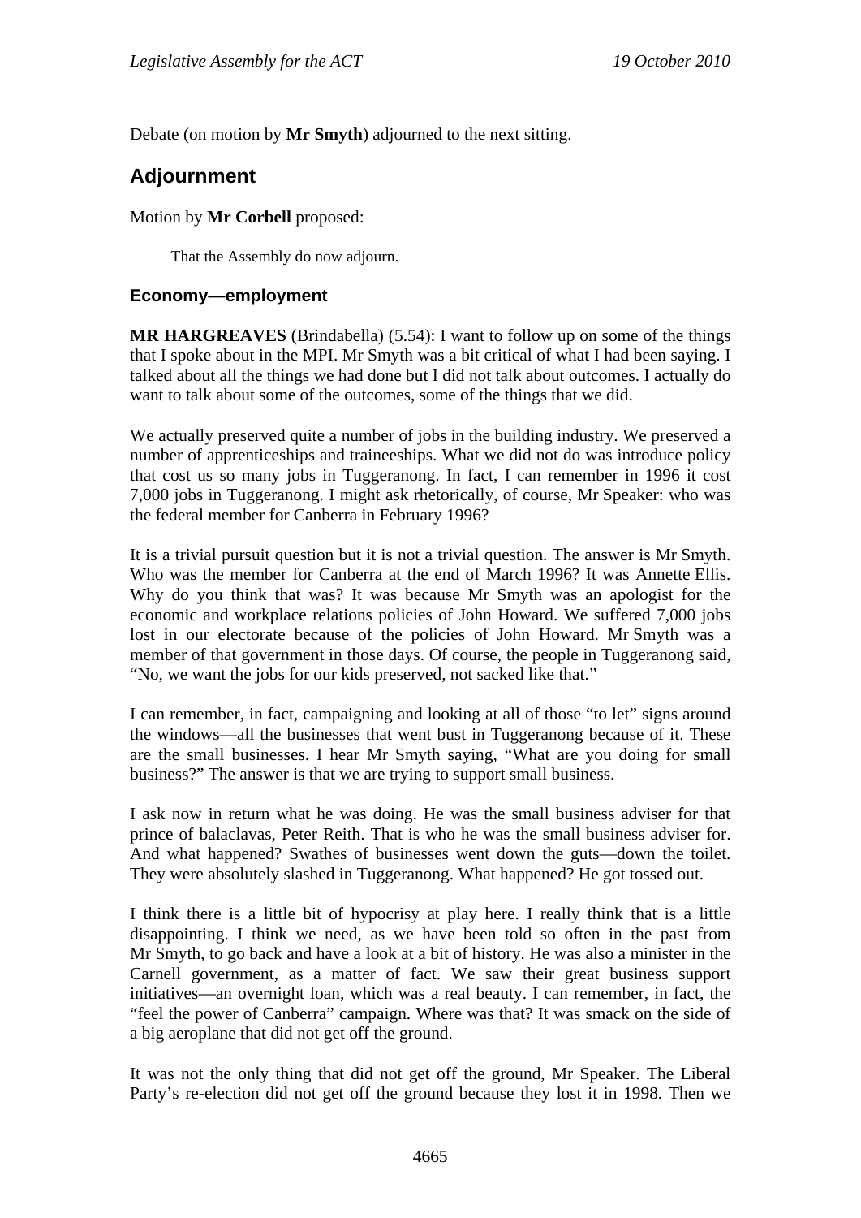Debate (on motion by **Mr Smyth**) adjourned to the next sitting.

## Adjournment

Motion by **Mr Corbell** proposed:

> That the Assembly do now adjourn.

### Economy—employment

**MR HARGREAVES** (Brindabella) (5.54): I want to follow up on some of the things that I spoke about in the MPI. Mr Smyth was a bit critical of what I had been saying. I talked about all the things we had done but I did not talk about outcomes. I actually do want to talk about some of the outcomes, some of the things that we did.

We actually preserved quite a number of jobs in the building industry. We preserved a number of apprenticeships and traineeships. What we did not do was introduce policy that cost us so many jobs in Tuggeranong. In fact, I can remember in 1996 it cost 7,000 jobs in Tuggeranong. I might ask rhetorically, of course, Mr Speaker: who was the federal member for Canberra in February 1996?

It is a trivial pursuit question but it is not a trivial question. The answer is Mr Smyth. Who was the member for Canberra at the end of March 1996? It was Annette Ellis. Why do you think that was? It was because Mr Smyth was an apologist for the economic and workplace relations policies of John Howard. We suffered 7,000 jobs lost in our electorate because of the policies of John Howard. Mr Smyth was a member of that government in those days. Of course, the people in Tuggeranong said, "No, we want the jobs for our kids preserved, not sacked like that."

I can remember, in fact, campaigning and looking at all of those "to let" signs around the windows—all the businesses that went bust in Tuggeranong because of it. These are the small businesses. I hear Mr Smyth saying, "What are you doing for small business?" The answer is that we are trying to support small business.

I ask now in return what he was doing. He was the small business adviser for that prince of balaclavas, Peter Reith. That is who he was the small business adviser for. And what happened? Swathes of businesses went down the guts—down the toilet. They were absolutely slashed in Tuggeranong. What happened? He got tossed out.

I think there is a little bit of hypocrisy at play here. I really think that is a little disappointing. I think we need, as we have been told so often in the past from Mr Smyth, to go back and have a look at a bit of history. He was also a minister in the Carnell government, as a matter of fact. We saw their great business support initiatives—an overnight loan, which was a real beauty. I can remember, in fact, the "feel the power of Canberra" campaign. Where was that? It was smack on the side of a big aeroplane that did not get off the ground.

It was not the only thing that did not get off the ground, Mr Speaker. The Liberal Party's re-election did not get off the ground because they lost it in 1998. Then we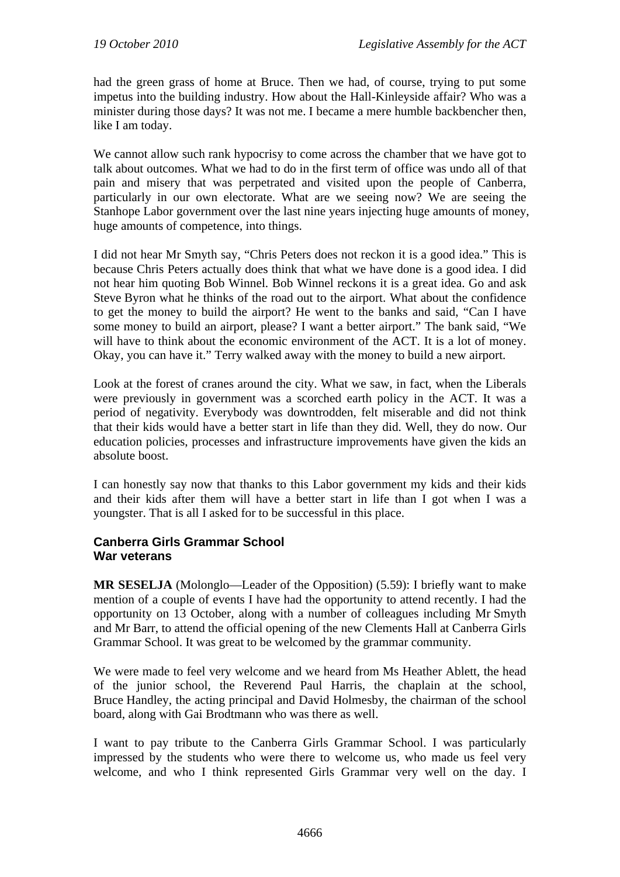had the green grass of home at Bruce. Then we had, of course, trying to put some impetus into the building industry. How about the Hall-Kinleyside affair? Who was a minister during those days? It was not me. I became a mere humble backbencher then, like I am today.

We cannot allow such rank hypocrisy to come across the chamber that we have got to talk about outcomes. What we had to do in the first term of office was undo all of that pain and misery that was perpetrated and visited upon the people of Canberra, particularly in our own electorate. What are we seeing now? We are seeing the Stanhope Labor government over the last nine years injecting huge amounts of money, huge amounts of competence, into things.

I did not hear Mr Smyth say, "Chris Peters does not reckon it is a good idea." This is because Chris Peters actually does think that what we have done is a good idea. I did not hear him quoting Bob Winnel. Bob Winnel reckons it is a great idea. Go and ask Steve Byron what he thinks of the road out to the airport. What about the confidence to get the money to build the airport? He went to the banks and said, "Can I have some money to build an airport, please? I want a better airport." The bank said, "We will have to think about the economic environment of the ACT. It is a lot of money. Okay, you can have it." Terry walked away with the money to build a new airport.

Look at the forest of cranes around the city. What we saw, in fact, when the Liberals were previously in government was a scorched earth policy in the ACT. It was a period of negativity. Everybody was downtrodden, felt miserable and did not think that their kids would have a better start in life than they did. Well, they do now. Our education policies, processes and infrastructure improvements have given the kids an absolute boost.

I can honestly say now that thanks to this Labor government my kids and their kids and their kids after them will have a better start in life than I got when I was a youngster. That is all I asked for to be successful in this place.

## Canberra Girls Grammar School
## War veterans

**MR SESELJA** (Molonglo—Leader of the Opposition) (5.59): I briefly want to make mention of a couple of events I have had the opportunity to attend recently. I had the opportunity on 13 October, along with a number of colleagues including Mr Smyth and Mr Barr, to attend the official opening of the new Clements Hall at Canberra Girls Grammar School. It was great to be welcomed by the grammar community.

We were made to feel very welcome and we heard from Ms Heather Ablett, the head of the junior school, the Reverend Paul Harris, the chaplain at the school, Bruce Handley, the acting principal and David Holmesby, the chairman of the school board, along with Gai Brodtmann who was there as well.

I want to pay tribute to the Canberra Girls Grammar School. I was particularly impressed by the students who were there to welcome us, who made us feel very welcome, and who I think represented Girls Grammar very well on the day. I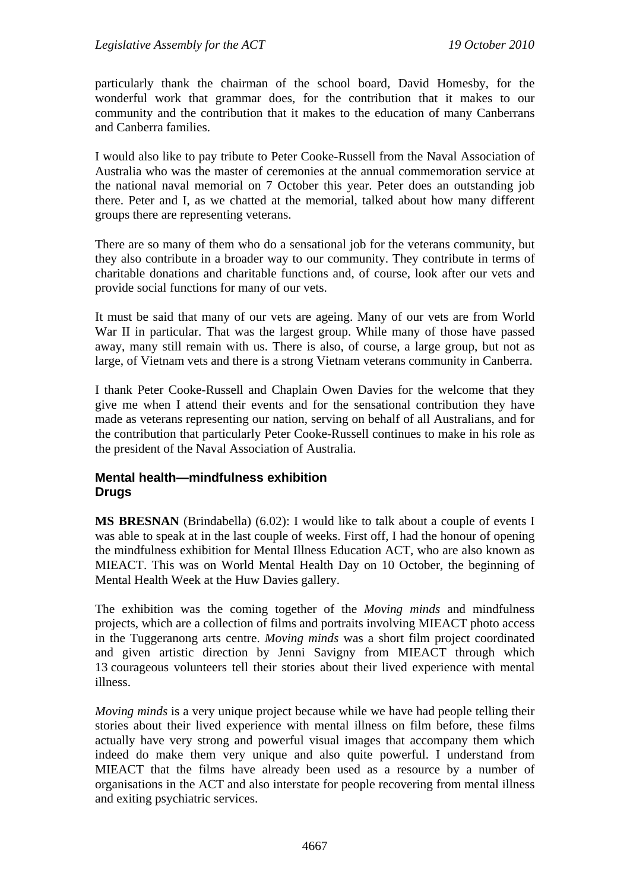particularly thank the chairman of the school board, David Homesby, for the wonderful work that grammar does, for the contribution that it makes to our community and the contribution that it makes to the education of many Canberrans and Canberra families.

I would also like to pay tribute to Peter Cooke-Russell from the Naval Association of Australia who was the master of ceremonies at the annual commemoration service at the national naval memorial on 7 October this year. Peter does an outstanding job there. Peter and I, as we chatted at the memorial, talked about how many different groups there are representing veterans.

There are so many of them who do a sensational job for the veterans community, but they also contribute in a broader way to our community. They contribute in terms of charitable donations and charitable functions and, of course, look after our vets and provide social functions for many of our vets.

It must be said that many of our vets are ageing. Many of our vets are from World War II in particular. That was the largest group. While many of those have passed away, many still remain with us. There is also, of course, a large group, but not as large, of Vietnam vets and there is a strong Vietnam veterans community in Canberra.

I thank Peter Cooke-Russell and Chaplain Owen Davies for the welcome that they give me when I attend their events and for the sensational contribution they have made as veterans representing our nation, serving on behalf of all Australians, and for the contribution that particularly Peter Cooke-Russell continues to make in his role as the president of the Naval Association of Australia.

### Mental health—mindfulness exhibition
### Drugs

**MS BRESNAN** (Brindabella) (6.02): I would like to talk about a couple of events I was able to speak at in the last couple of weeks. First off, I had the honour of opening the mindfulness exhibition for Mental Illness Education ACT, who are also known as MIEACT. This was on World Mental Health Day on 10 October, the beginning of Mental Health Week at the Huw Davies gallery.

The exhibition was the coming together of the *Moving minds* and mindfulness projects, which are a collection of films and portraits involving MIEACT photo access in the Tuggeranong arts centre. *Moving minds* was a short film project coordinated and given artistic direction by Jenni Savigny from MIEACT through which 13 courageous volunteers tell their stories about their lived experience with mental illness.

*Moving minds* is a very unique project because while we have had people telling their stories about their lived experience with mental illness on film before, these films actually have very strong and powerful visual images that accompany them which indeed do make them very unique and also quite powerful. I understand from MIEACT that the films have already been used as a resource by a number of organisations in the ACT and also interstate for people recovering from mental illness and exiting psychiatric services.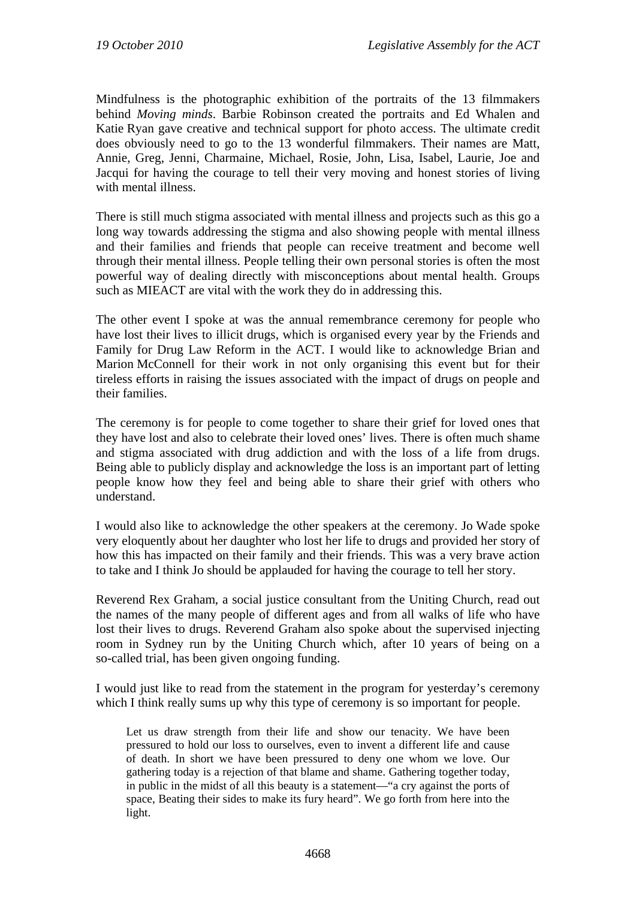Mindfulness is the photographic exhibition of the portraits of the 13 filmmakers behind *Moving minds*. Barbie Robinson created the portraits and Ed Whalen and Katie Ryan gave creative and technical support for photo access. The ultimate credit does obviously need to go to the 13 wonderful filmmakers. Their names are Matt, Annie, Greg, Jenni, Charmaine, Michael, Rosie, John, Lisa, Isabel, Laurie, Joe and Jacqui for having the courage to tell their very moving and honest stories of living with mental illness.

There is still much stigma associated with mental illness and projects such as this go a long way towards addressing the stigma and also showing people with mental illness and their families and friends that people can receive treatment and become well through their mental illness. People telling their own personal stories is often the most powerful way of dealing directly with misconceptions about mental health. Groups such as MIEACT are vital with the work they do in addressing this.

The other event I spoke at was the annual remembrance ceremony for people who have lost their lives to illicit drugs, which is organised every year by the Friends and Family for Drug Law Reform in the ACT. I would like to acknowledge Brian and Marion McConnell for their work in not only organising this event but for their tireless efforts in raising the issues associated with the impact of drugs on people and their families.

The ceremony is for people to come together to share their grief for loved ones that they have lost and also to celebrate their loved ones' lives. There is often much shame and stigma associated with drug addiction and with the loss of a life from drugs. Being able to publicly display and acknowledge the loss is an important part of letting people know how they feel and being able to share their grief with others who understand.

I would also like to acknowledge the other speakers at the ceremony. Jo Wade spoke very eloquently about her daughter who lost her life to drugs and provided her story of how this has impacted on their family and their friends. This was a very brave action to take and I think Jo should be applauded for having the courage to tell her story.

Reverend Rex Graham, a social justice consultant from the Uniting Church, read out the names of the many people of different ages and from all walks of life who have lost their lives to drugs. Reverend Graham also spoke about the supervised injecting room in Sydney run by the Uniting Church which, after 10 years of being on a so-called trial, has been given ongoing funding.

I would just like to read from the statement in the program for yesterday's ceremony which I think really sums up why this type of ceremony is so important for people.

> Let us draw strength from their life and show our tenacity. We have been pressured to hold our loss to ourselves, even to invent a different life and cause of death. In short we have been pressured to deny one whom we love. Our gathering today is a rejection of that blame and shame. Gathering together today, in public in the midst of all this beauty is a statement—"a cry against the ports of space, Beating their sides to make its fury heard". We go forth from here into the light.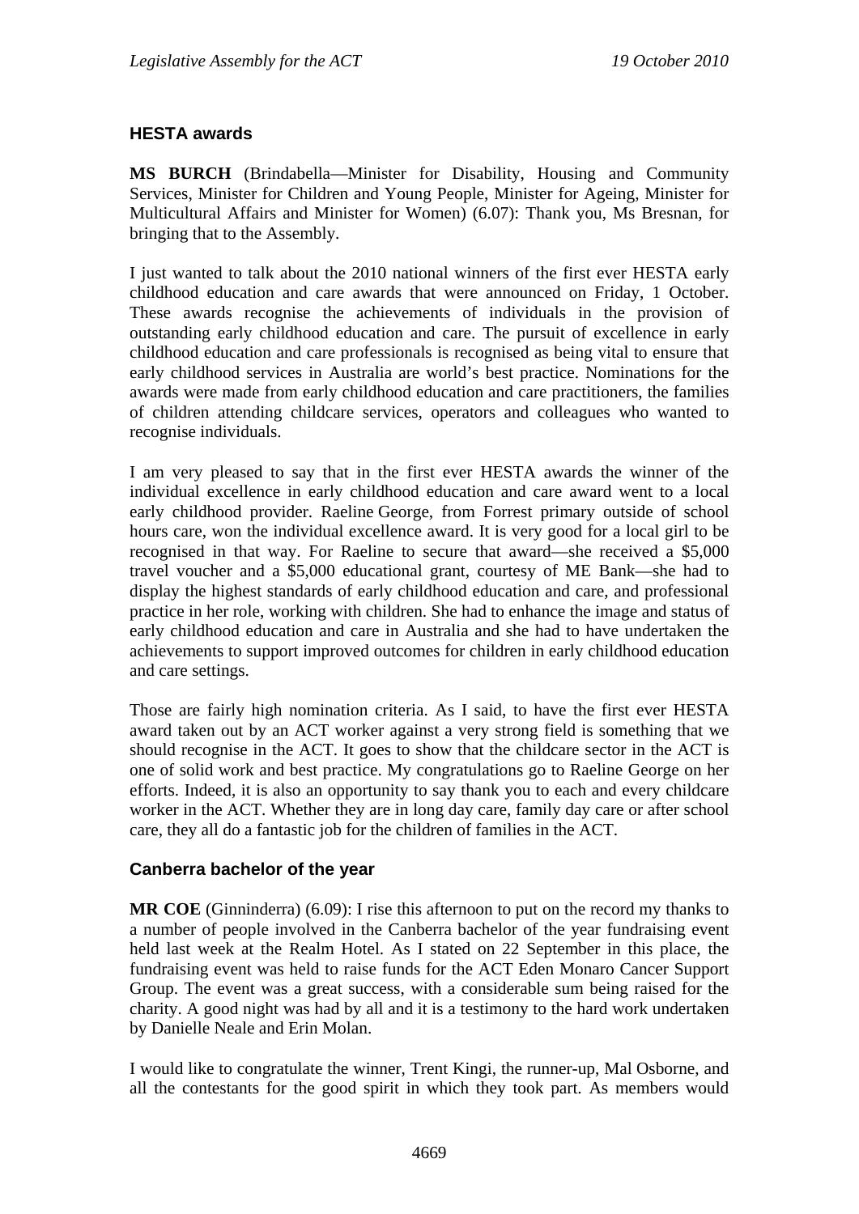### HESTA awards

**MS BURCH** (Brindabella—Minister for Disability, Housing and Community Services, Minister for Children and Young People, Minister for Ageing, Minister for Multicultural Affairs and Minister for Women) (6.07): Thank you, Ms Bresnan, for bringing that to the Assembly.

I just wanted to talk about the 2010 national winners of the first ever HESTA early childhood education and care awards that were announced on Friday, 1 October. These awards recognise the achievements of individuals in the provision of outstanding early childhood education and care. The pursuit of excellence in early childhood education and care professionals is recognised as being vital to ensure that early childhood services in Australia are world's best practice. Nominations for the awards were made from early childhood education and care practitioners, the families of children attending childcare services, operators and colleagues who wanted to recognise individuals.

I am very pleased to say that in the first ever HESTA awards the winner of the individual excellence in early childhood education and care award went to a local early childhood provider. Raeline George, from Forrest primary outside of school hours care, won the individual excellence award. It is very good for a local girl to be recognised in that way. For Raeline to secure that award—she received a $5,000 travel voucher and a $5,000 educational grant, courtesy of ME Bank—she had to display the highest standards of early childhood education and care, and professional practice in her role, working with children. She had to enhance the image and status of early childhood education and care in Australia and she had to have undertaken the achievements to support improved outcomes for children in early childhood education and care settings.

Those are fairly high nomination criteria. As I said, to have the first ever HESTA award taken out by an ACT worker against a very strong field is something that we should recognise in the ACT. It goes to show that the childcare sector in the ACT is one of solid work and best practice. My congratulations go to Raeline George on her efforts. Indeed, it is also an opportunity to say thank you to each and every childcare worker in the ACT. Whether they are in long day care, family day care or after school care, they all do a fantastic job for the children of families in the ACT.

### Canberra bachelor of the year

**MR COE** (Ginninderra) (6.09): I rise this afternoon to put on the record my thanks to a number of people involved in the Canberra bachelor of the year fundraising event held last week at the Realm Hotel. As I stated on 22 September in this place, the fundraising event was held to raise funds for the ACT Eden Monaro Cancer Support Group. The event was a great success, with a considerable sum being raised for the charity. A good night was had by all and it is a testimony to the hard work undertaken by Danielle Neale and Erin Molan.

I would like to congratulate the winner, Trent Kingi, the runner-up, Mal Osborne, and all the contestants for the good spirit in which they took part. As members would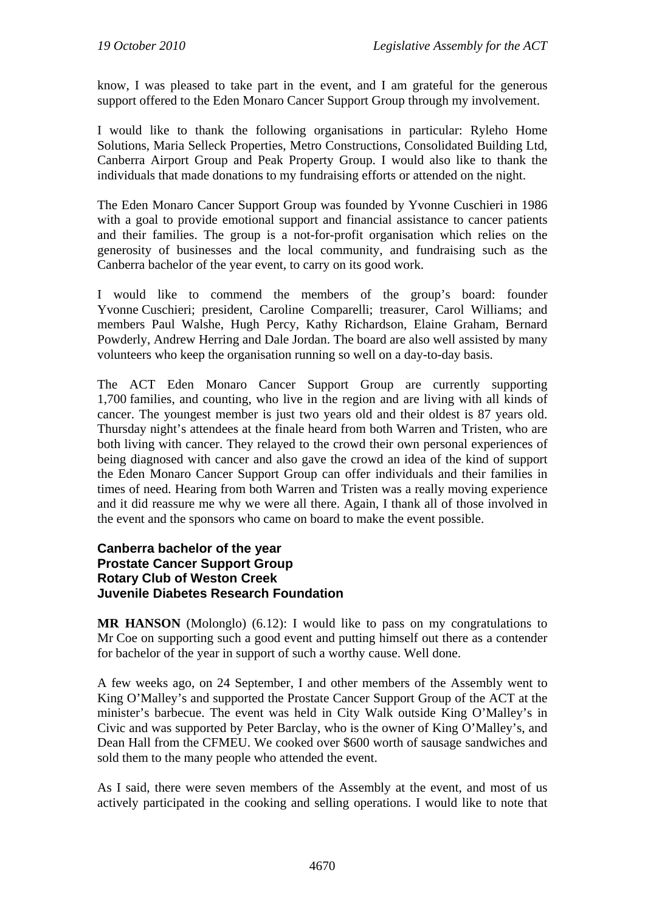know, I was pleased to take part in the event, and I am grateful for the generous support offered to the Eden Monaro Cancer Support Group through my involvement.

I would like to thank the following organisations in particular: Ryleho Home Solutions, Maria Selleck Properties, Metro Constructions, Consolidated Building Ltd, Canberra Airport Group and Peak Property Group. I would also like to thank the individuals that made donations to my fundraising efforts or attended on the night.

The Eden Monaro Cancer Support Group was founded by Yvonne Cuschieri in 1986 with a goal to provide emotional support and financial assistance to cancer patients and their families. The group is a not-for-profit organisation which relies on the generosity of businesses and the local community, and fundraising such as the Canberra bachelor of the year event, to carry on its good work.

I would like to commend the members of the group's board: founder Yvonne Cuschieri; president, Caroline Comparelli; treasurer, Carol Williams; and members Paul Walshe, Hugh Percy, Kathy Richardson, Elaine Graham, Bernard Powderly, Andrew Herring and Dale Jordan. The board are also well assisted by many volunteers who keep the organisation running so well on a day-to-day basis.

The ACT Eden Monaro Cancer Support Group are currently supporting 1,700 families, and counting, who live in the region and are living with all kinds of cancer. The youngest member is just two years old and their oldest is 87 years old. Thursday night's attendees at the finale heard from both Warren and Tristen, who are both living with cancer. They relayed to the crowd their own personal experiences of being diagnosed with cancer and also gave the crowd an idea of the kind of support the Eden Monaro Cancer Support Group can offer individuals and their families in times of need. Hearing from both Warren and Tristen was a really moving experience and it did reassure me why we were all there. Again, I thank all of those involved in the event and the sponsors who came on board to make the event possible.

### Canberra bachelor of the year
### Prostate Cancer Support Group
### Rotary Club of Weston Creek
### Juvenile Diabetes Research Foundation

**MR HANSON** (Molonglo) (6.12): I would like to pass on my congratulations to Mr Coe on supporting such a good event and putting himself out there as a contender for bachelor of the year in support of such a worthy cause. Well done.

A few weeks ago, on 24 September, I and other members of the Assembly went to King O'Malley's and supported the Prostate Cancer Support Group of the ACT at the minister's barbecue. The event was held in City Walk outside King O'Malley's in Civic and was supported by Peter Barclay, who is the owner of King O'Malley's, and Dean Hall from the CFMEU. We cooked over $600 worth of sausage sandwiches and sold them to the many people who attended the event.

As I said, there were seven members of the Assembly at the event, and most of us actively participated in the cooking and selling operations. I would like to note that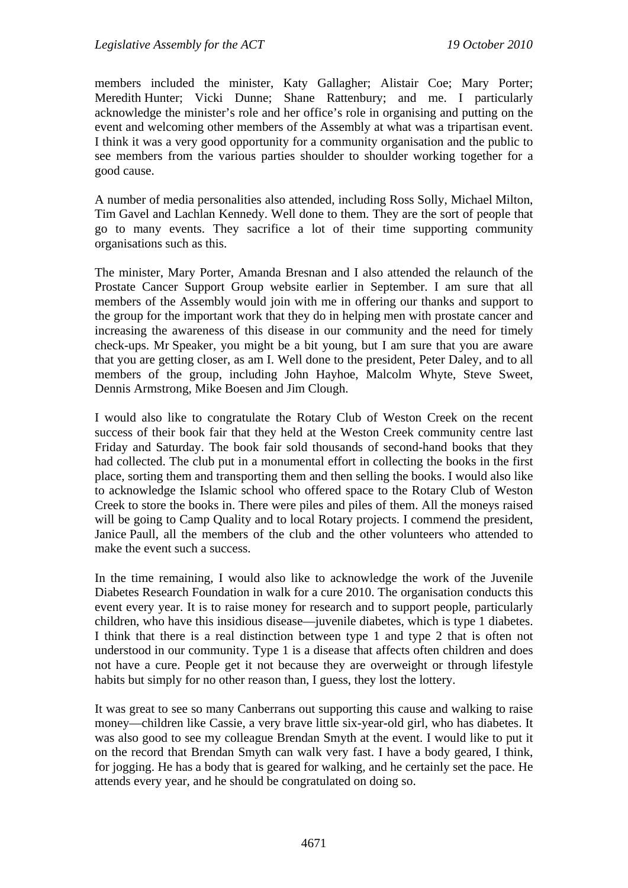members included the minister, Katy Gallagher; Alistair Coe; Mary Porter; Meredith Hunter; Vicki Dunne; Shane Rattenbury; and me. I particularly acknowledge the minister's role and her office's role in organising and putting on the event and welcoming other members of the Assembly at what was a tripartisan event. I think it was a very good opportunity for a community organisation and the public to see members from the various parties shoulder to shoulder working together for a good cause.

A number of media personalities also attended, including Ross Solly, Michael Milton, Tim Gavel and Lachlan Kennedy. Well done to them. They are the sort of people that go to many events. They sacrifice a lot of their time supporting community organisations such as this.

The minister, Mary Porter, Amanda Bresnan and I also attended the relaunch of the Prostate Cancer Support Group website earlier in September. I am sure that all members of the Assembly would join with me in offering our thanks and support to the group for the important work that they do in helping men with prostate cancer and increasing the awareness of this disease in our community and the need for timely check-ups. Mr Speaker, you might be a bit young, but I am sure that you are aware that you are getting closer, as am I. Well done to the president, Peter Daley, and to all members of the group, including John Hayhoe, Malcolm Whyte, Steve Sweet, Dennis Armstrong, Mike Boesen and Jim Clough.

I would also like to congratulate the Rotary Club of Weston Creek on the recent success of their book fair that they held at the Weston Creek community centre last Friday and Saturday. The book fair sold thousands of second-hand books that they had collected. The club put in a monumental effort in collecting the books in the first place, sorting them and transporting them and then selling the books. I would also like to acknowledge the Islamic school who offered space to the Rotary Club of Weston Creek to store the books in. There were piles and piles of them. All the moneys raised will be going to Camp Quality and to local Rotary projects. I commend the president, Janice Paull, all the members of the club and the other volunteers who attended to make the event such a success.

In the time remaining, I would also like to acknowledge the work of the Juvenile Diabetes Research Foundation in walk for a cure 2010. The organisation conducts this event every year. It is to raise money for research and to support people, particularly children, who have this insidious disease—juvenile diabetes, which is type 1 diabetes. I think that there is a real distinction between type 1 and type 2 that is often not understood in our community. Type 1 is a disease that affects often children and does not have a cure. People get it not because they are overweight or through lifestyle habits but simply for no other reason than, I guess, they lost the lottery.

It was great to see so many Canberrans out supporting this cause and walking to raise money—children like Cassie, a very brave little six-year-old girl, who has diabetes. It was also good to see my colleague Brendan Smyth at the event. I would like to put it on the record that Brendan Smyth can walk very fast. I have a body geared, I think, for jogging. He has a body that is geared for walking, and he certainly set the pace. He attends every year, and he should be congratulated on doing so.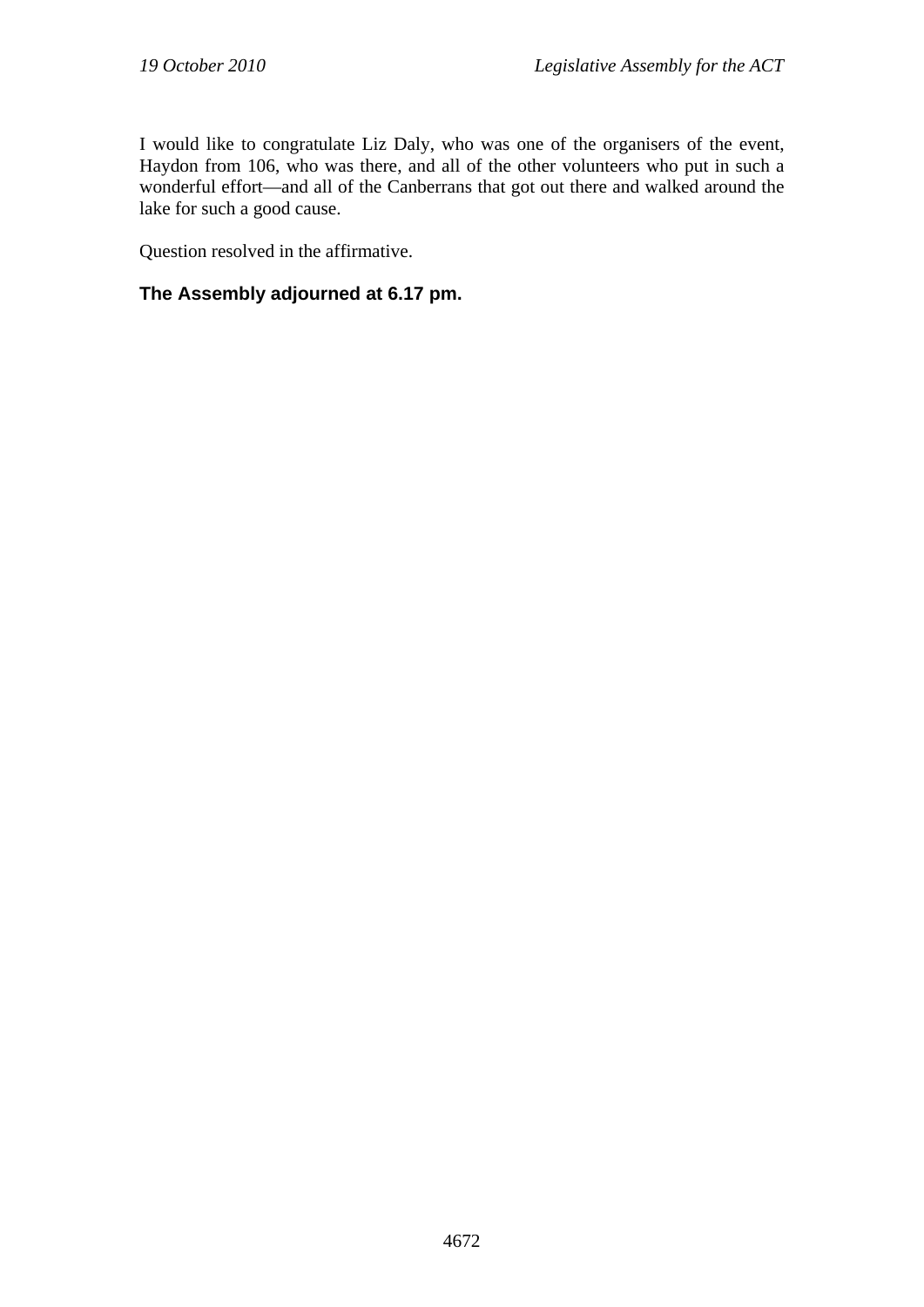I would like to congratulate Liz Daly, who was one of the organisers of the event, Haydon from 106, who was there, and all of the other volunteers who put in such a wonderful effort—and all of the Canberrans that got out there and walked around the lake for such a good cause.

Question resolved in the affirmative.

**The Assembly adjourned at 6.17 pm.**